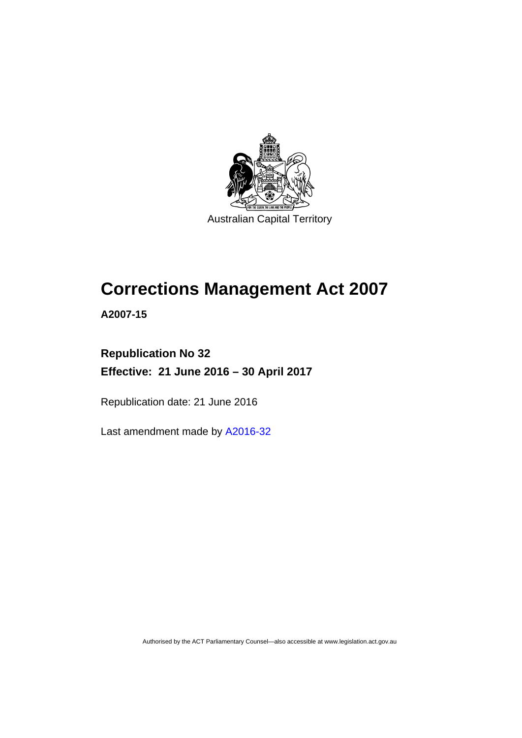Australian Capital Territory

# Corrections Management Act 2007

**A2007-15**

**Republication No 32**

**Effective: 21 June 2016 – 30 April 2017**

Republication date: 21 June 2016

Last amendment made by A2016-32

Authorised by the ACT Parliamentary Counsel—also accessible at www.legislation.act.gov.au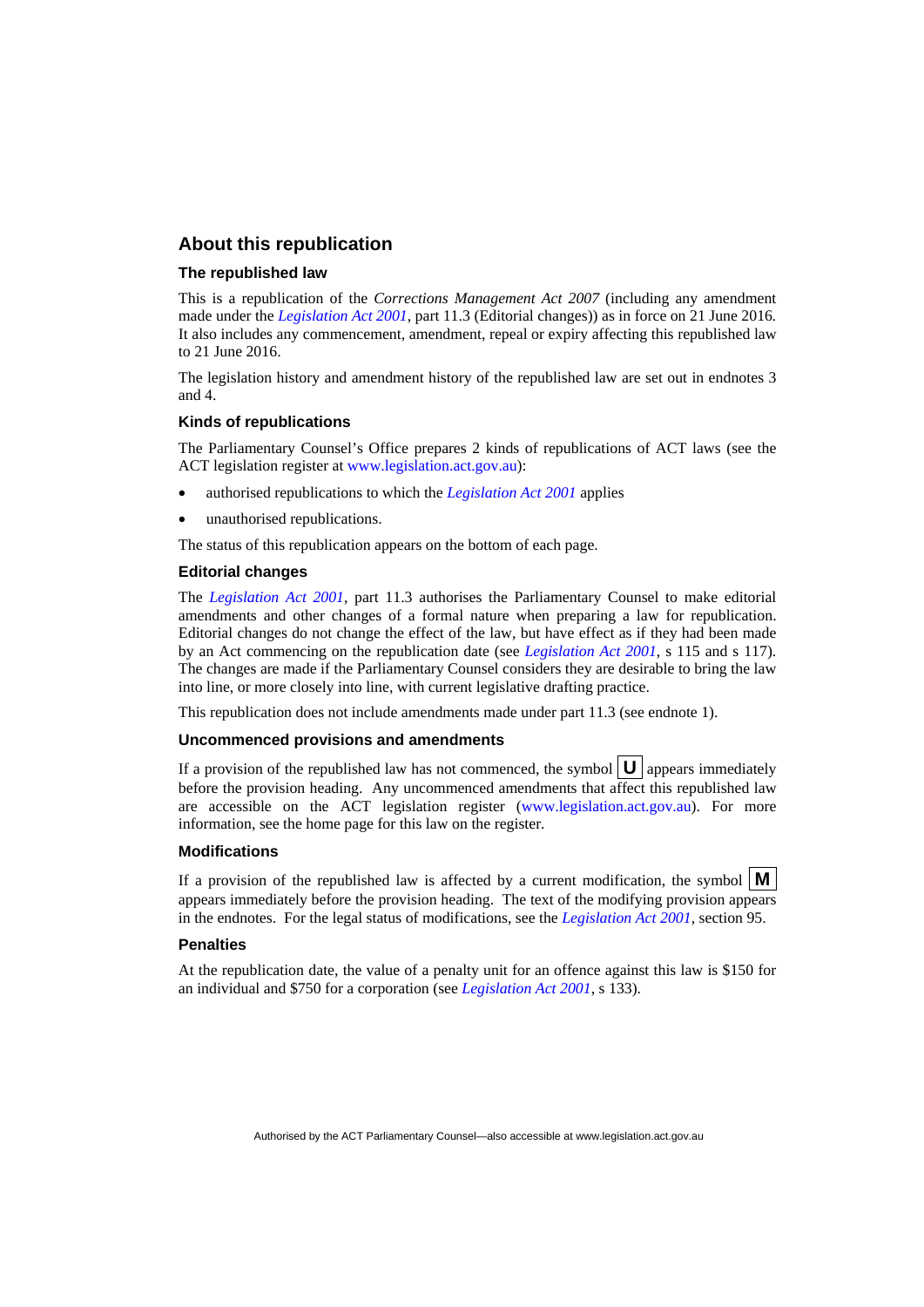## About this republication

### The republished law

This is a republication of the *Corrections Management Act 2007* (including any amendment made under the *Legislation Act 2001*, part 11.3 (Editorial changes)) as in force on 21 June 2016. It also includes any commencement, amendment, repeal or expiry affecting this republished law to 21 June 2016.

The legislation history and amendment history of the republished law are set out in endnotes 3 and 4.

### Kinds of republications

The Parliamentary Counsel's Office prepares 2 kinds of republications of ACT laws (see the ACT legislation register at www.legislation.act.gov.au):

- authorised republications to which the *Legislation Act 2001* applies
- unauthorised republications.

The status of this republication appears on the bottom of each page.

### Editorial changes

The *Legislation Act 2001*, part 11.3 authorises the Parliamentary Counsel to make editorial amendments and other changes of a formal nature when preparing a law for republication. Editorial changes do not change the effect of the law, but have effect as if they had been made by an Act commencing on the republication date (see *Legislation Act 2001*, s 115 and s 117). The changes are made if the Parliamentary Counsel considers they are desirable to bring the law into line, or more closely into line, with current legislative drafting practice.

This republication does not include amendments made under part 11.3 (see endnote 1).

### Uncommenced provisions and amendments

If a provision of the republished law has not commenced, the symbol **U** appears immediately before the provision heading. Any uncommenced amendments that affect this republished law are accessible on the ACT legislation register (www.legislation.act.gov.au). For more information, see the home page for this law on the register.

### Modifications

If a provision of the republished law is affected by a current modification, the symbol **M** appears immediately before the provision heading. The text of the modifying provision appears in the endnotes. For the legal status of modifications, see the *Legislation Act 2001*, section 95.

### Penalties

At the republication date, the value of a penalty unit for an offence against this law is $150 for an individual and $750 for a corporation (see *Legislation Act 2001*, s 133).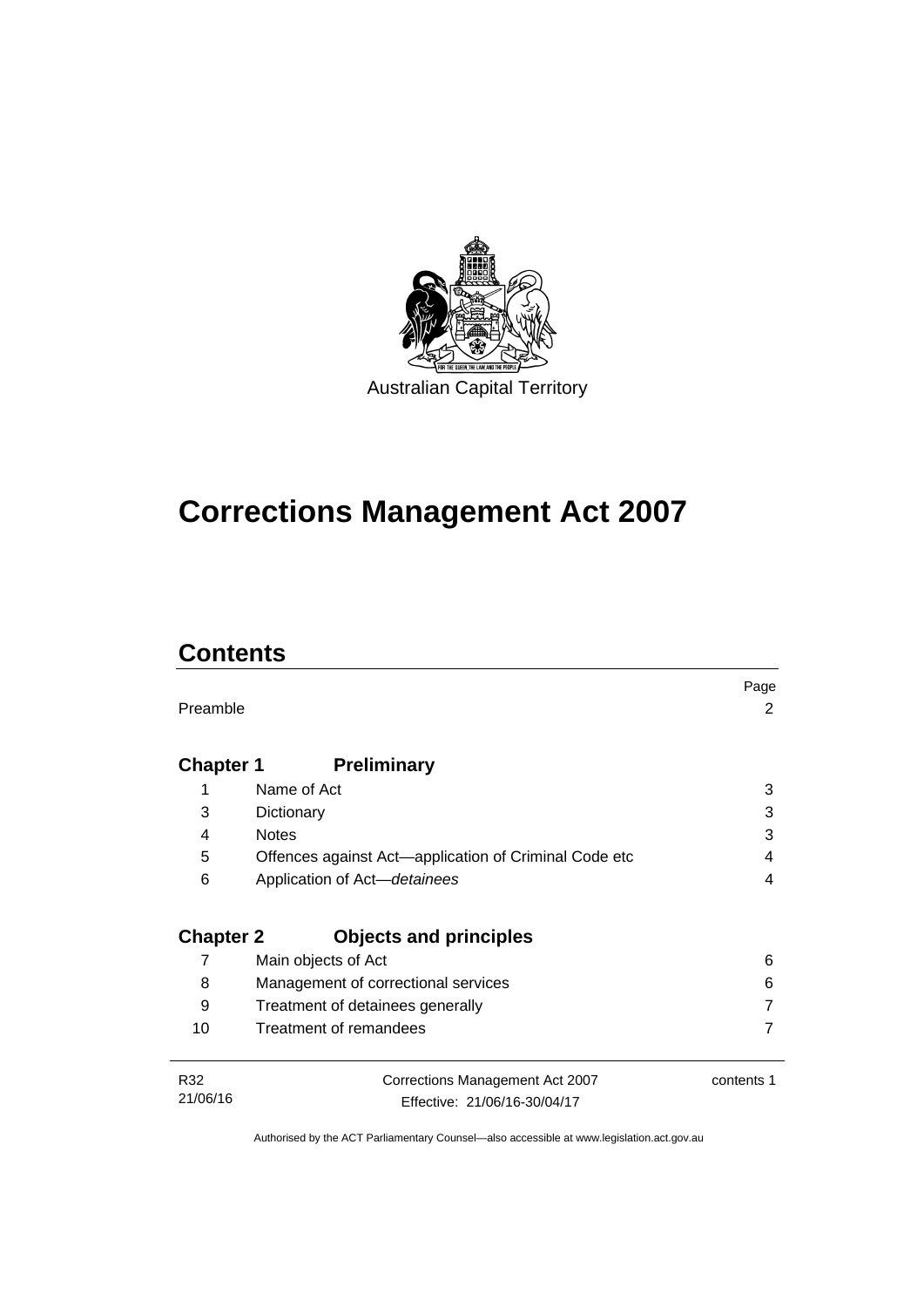Australian Capital Territory

# Corrections Management Act 2007

## Contents

| | | Page |
|---|---|---|
| Preamble | | 2 |
| **Chapter 1** | **Preliminary** | |
| 1 | Name of Act | 3 |
| 3 | Dictionary | 3 |
| 4 | Notes | 3 |
| 5 | Offences against Act—application of Criminal Code etc | 4 |
| 6 | Application of Act—*detainees* | 4 |
| **Chapter 2** | **Objects and principles** | |
| 7 | Main objects of Act | 6 |
| 8 | Management of correctional services | 6 |
| 9 | Treatment of detainees generally | 7 |
| 10 | Treatment of remandees | 7 |

Authorised by the ACT Parliamentary Counsel—also accessible at www.legislation.act.gov.au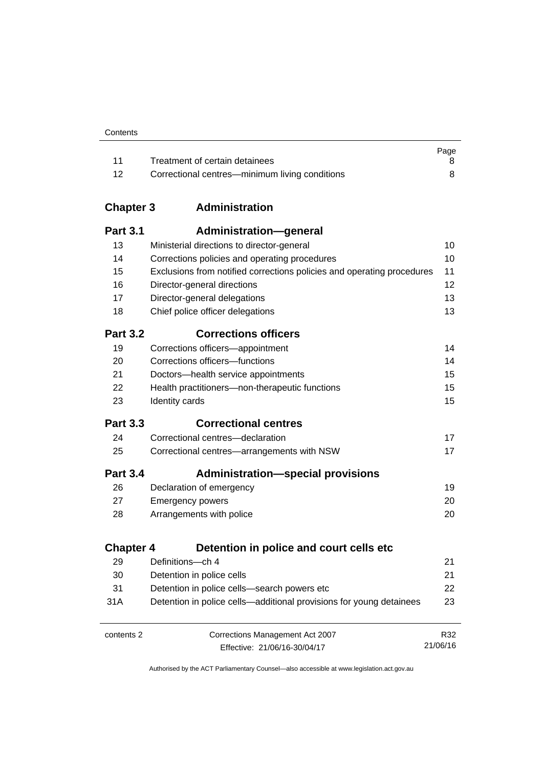| | | Page |
|---|---|---|
| 11 | Treatment of certain detainees | 8 |
| 12 | Correctional centres—minimum living conditions | 8 |

## Chapter 3 Administration

### Part 3.1 Administration—general

| | | |
|---|---|---|
| 13 | Ministerial directions to director-general | 10 |
| 14 | Corrections policies and operating procedures | 10 |
| 15 | Exclusions from notified corrections policies and operating procedures | 11 |
| 16 | Director-general directions | 12 |
| 17 | Director-general delegations | 13 |
| 18 | Chief police officer delegations | 13 |

### Part 3.2 Corrections officers

| | | |
|---|---|---|
| 19 | Corrections officers—appointment | 14 |
| 20 | Corrections officers—functions | 14 |
| 21 | Doctors—health service appointments | 15 |
| 22 | Health practitioners—non-therapeutic functions | 15 |
| 23 | Identity cards | 15 |

### Part 3.3 Correctional centres

| | | |
|---|---|---|
| 24 | Correctional centres—declaration | 17 |
| 25 | Correctional centres—arrangements with NSW | 17 |

### Part 3.4 Administration—special provisions

| | | |
|---|---|---|
| 26 | Declaration of emergency | 19 |
| 27 | Emergency powers | 20 |
| 28 | Arrangements with police | 20 |

## Chapter 4 Detention in police and court cells etc

| | | |
|---|---|---|
| 29 | Definitions—ch 4 | 21 |
| 30 | Detention in police cells | 21 |
| 31 | Detention in police cells—search powers etc | 22 |
| 31A | Detention in police cells—additional provisions for young detainees | 23 |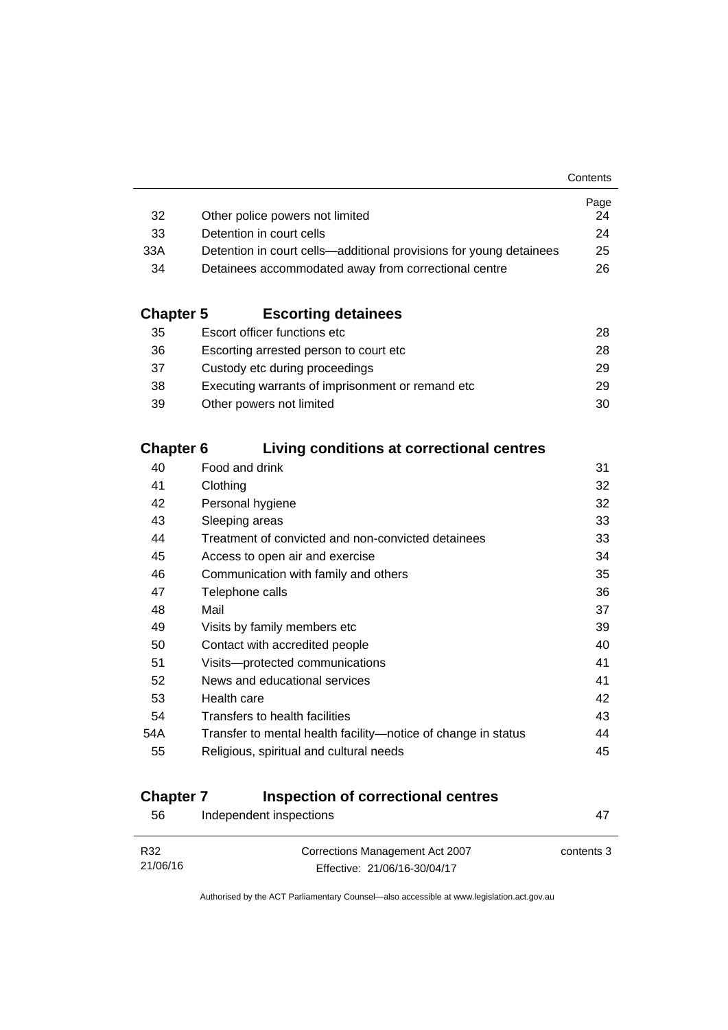| | | Page |
|---|---|---|
| 32 | Other police powers not limited | 24 |
| 33 | Detention in court cells | 24 |
| 33A | Detention in court cells—additional provisions for young detainees | 25 |
| 34 | Detainees accommodated away from correctional centre | 26 |

## Chapter 5 Escorting detainees

| | | |
|---|---|---|
| 35 | Escort officer functions etc | 28 |
| 36 | Escorting arrested person to court etc | 28 |
| 37 | Custody etc during proceedings | 29 |
| 38 | Executing warrants of imprisonment or remand etc | 29 |
| 39 | Other powers not limited | 30 |

## Chapter 6 Living conditions at correctional centres

| | | |
|---|---|---|
| 40 | Food and drink | 31 |
| 41 | Clothing | 32 |
| 42 | Personal hygiene | 32 |
| 43 | Sleeping areas | 33 |
| 44 | Treatment of convicted and non-convicted detainees | 33 |
| 45 | Access to open air and exercise | 34 |
| 46 | Communication with family and others | 35 |
| 47 | Telephone calls | 36 |
| 48 | Mail | 37 |
| 49 | Visits by family members etc | 39 |
| 50 | Contact with accredited people | 40 |
| 51 | Visits—protected communications | 41 |
| 52 | News and educational services | 41 |
| 53 | Health care | 42 |
| 54 | Transfers to health facilities | 43 |
| 54A | Transfer to mental health facility—notice of change in status | 44 |
| 55 | Religious, spiritual and cultural needs | 45 |

## Chapter 7 Inspection of correctional centres

| | | |
|---|---|---|
| 56 | Independent inspections | 47 |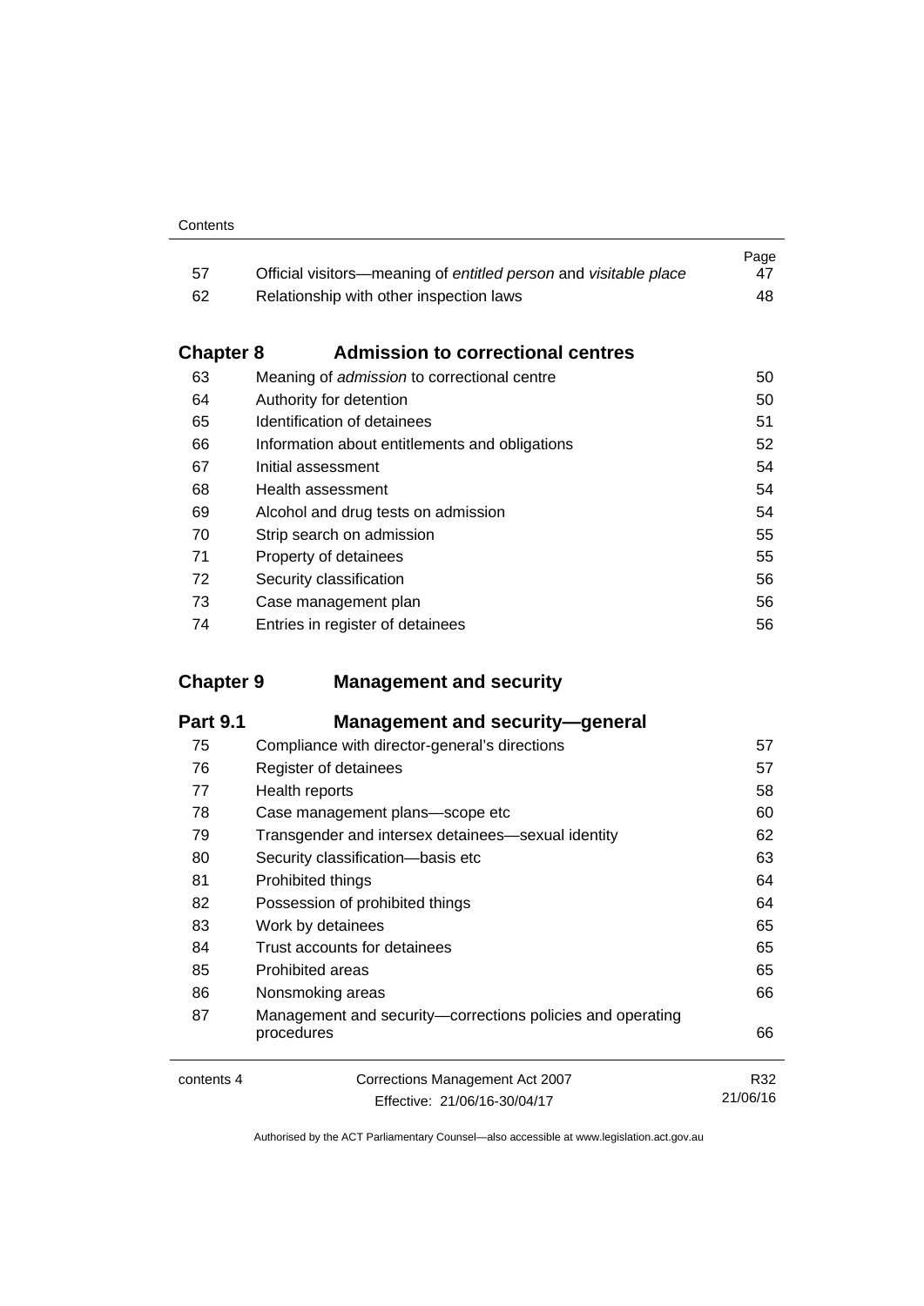| | | Page |
|---|---|---|
| 57 | Official visitors—meaning of *entitled person* and *visitable place* | 47 |
| 62 | Relationship with other inspection laws | 48 |

## Chapter 8 Admission to correctional centres

| | | |
|---|---|---|
| 63 | Meaning of *admission* to correctional centre | 50 |
| 64 | Authority for detention | 50 |
| 65 | Identification of detainees | 51 |
| 66 | Information about entitlements and obligations | 52 |
| 67 | Initial assessment | 54 |
| 68 | Health assessment | 54 |
| 69 | Alcohol and drug tests on admission | 54 |
| 70 | Strip search on admission | 55 |
| 71 | Property of detainees | 55 |
| 72 | Security classification | 56 |
| 73 | Case management plan | 56 |
| 74 | Entries in register of detainees | 56 |

## Chapter 9 Management and security

### Part 9.1 Management and security—general

| | | |
|---|---|---|
| 75 | Compliance with director-general's directions | 57 |
| 76 | Register of detainees | 57 |
| 77 | Health reports | 58 |
| 78 | Case management plans—scope etc | 60 |
| 79 | Transgender and intersex detainees—sexual identity | 62 |
| 80 | Security classification—basis etc | 63 |
| 81 | Prohibited things | 64 |
| 82 | Possession of prohibited things | 64 |
| 83 | Work by detainees | 65 |
| 84 | Trust accounts for detainees | 65 |
| 85 | Prohibited areas | 65 |
| 86 | Nonsmoking areas | 66 |
| 87 | Management and security—corrections policies and operating procedures | 66 |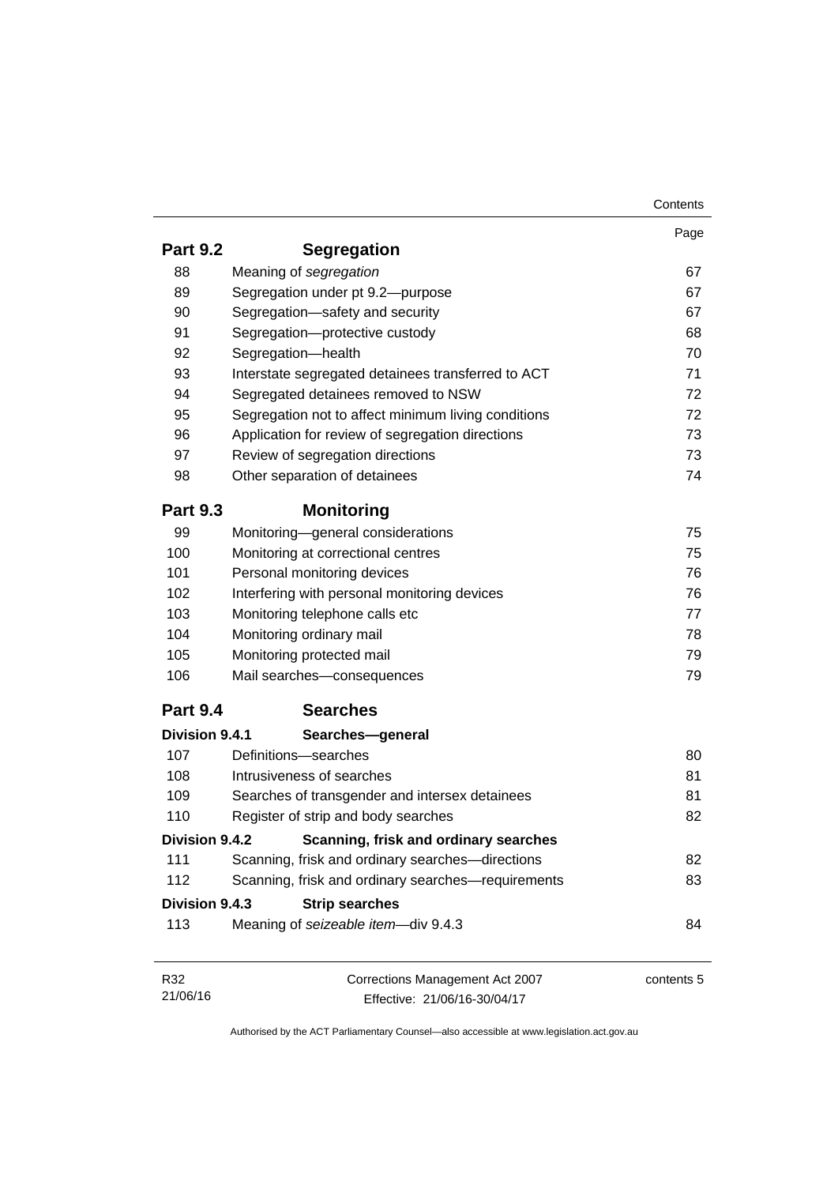| | | Page |
|---|---|---|
| **Part 9.2** | **Segregation** | |
| 88 | Meaning of *segregation* | 67 |
| 89 | Segregation under pt 9.2—purpose | 67 |
| 90 | Segregation—safety and security | 67 |
| 91 | Segregation—protective custody | 68 |
| 92 | Segregation—health | 70 |
| 93 | Interstate segregated detainees transferred to ACT | 71 |
| 94 | Segregated detainees removed to NSW | 72 |
| 95 | Segregation not to affect minimum living conditions | 72 |
| 96 | Application for review of segregation directions | 73 |
| 97 | Review of segregation directions | 73 |
| 98 | Other separation of detainees | 74 |
| **Part 9.3** | **Monitoring** | |
| 99 | Monitoring—general considerations | 75 |
| 100 | Monitoring at correctional centres | 75 |
| 101 | Personal monitoring devices | 76 |
| 102 | Interfering with personal monitoring devices | 76 |
| 103 | Monitoring telephone calls etc | 77 |
| 104 | Monitoring ordinary mail | 78 |
| 105 | Monitoring protected mail | 79 |
| 106 | Mail searches—consequences | 79 |
| **Part 9.4** | **Searches** | |
| **Division 9.4.1** | **Searches—general** | |
| 107 | Definitions—searches | 80 |
| 108 | Intrusiveness of searches | 81 |
| 109 | Searches of transgender and intersex detainees | 81 |
| 110 | Register of strip and body searches | 82 |
| **Division 9.4.2** | **Scanning, frisk and ordinary searches** | |
| 111 | Scanning, frisk and ordinary searches—directions | 82 |
| 112 | Scanning, frisk and ordinary searches—requirements | 83 |
| **Division 9.4.3** | **Strip searches** | |
| 113 | Meaning of *seizeable item*—div 9.4.3 | 84 |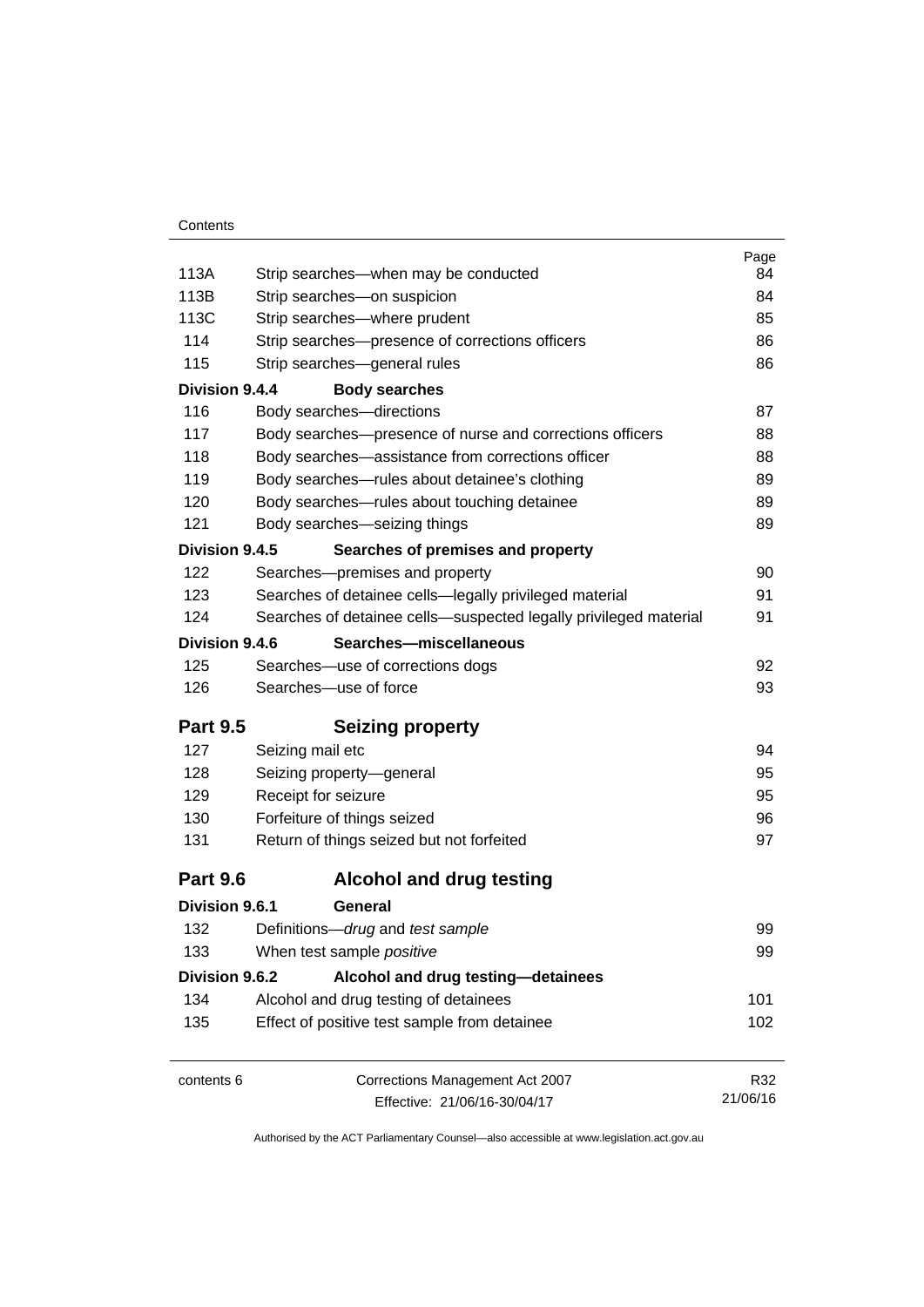| | | Page |
|---|---|---|
| 113A | Strip searches—when may be conducted | 84 |
| 113B | Strip searches—on suspicion | 84 |
| 113C | Strip searches—where prudent | 85 |
| 114 | Strip searches—presence of corrections officers | 86 |
| 115 | Strip searches—general rules | 86 |
| **Division 9.4.4** | **Body searches** | |
| 116 | Body searches—directions | 87 |
| 117 | Body searches—presence of nurse and corrections officers | 88 |
| 118 | Body searches—assistance from corrections officer | 88 |
| 119 | Body searches—rules about detainee's clothing | 89 |
| 120 | Body searches—rules about touching detainee | 89 |
| 121 | Body searches—seizing things | 89 |
| **Division 9.4.5** | **Searches of premises and property** | |
| 122 | Searches—premises and property | 90 |
| 123 | Searches of detainee cells—legally privileged material | 91 |
| 124 | Searches of detainee cells—suspected legally privileged material | 91 |
| **Division 9.4.6** | **Searches—miscellaneous** | |
| 125 | Searches—use of corrections dogs | 92 |
| 126 | Searches—use of force | 93 |
| **Part 9.5** | **Seizing property** | |
| 127 | Seizing mail etc | 94 |
| 128 | Seizing property—general | 95 |
| 129 | Receipt for seizure | 95 |
| 130 | Forfeiture of things seized | 96 |
| 131 | Return of things seized but not forfeited | 97 |
| **Part 9.6** | **Alcohol and drug testing** | |
| **Division 9.6.1** | **General** | |
| 132 | Definitions—*drug* and *test sample* | 99 |
| 133 | When test sample *positive* | 99 |
| **Division 9.6.2** | **Alcohol and drug testing—detainees** | |
| 134 | Alcohol and drug testing of detainees | 101 |
| 135 | Effect of positive test sample from detainee | 102 |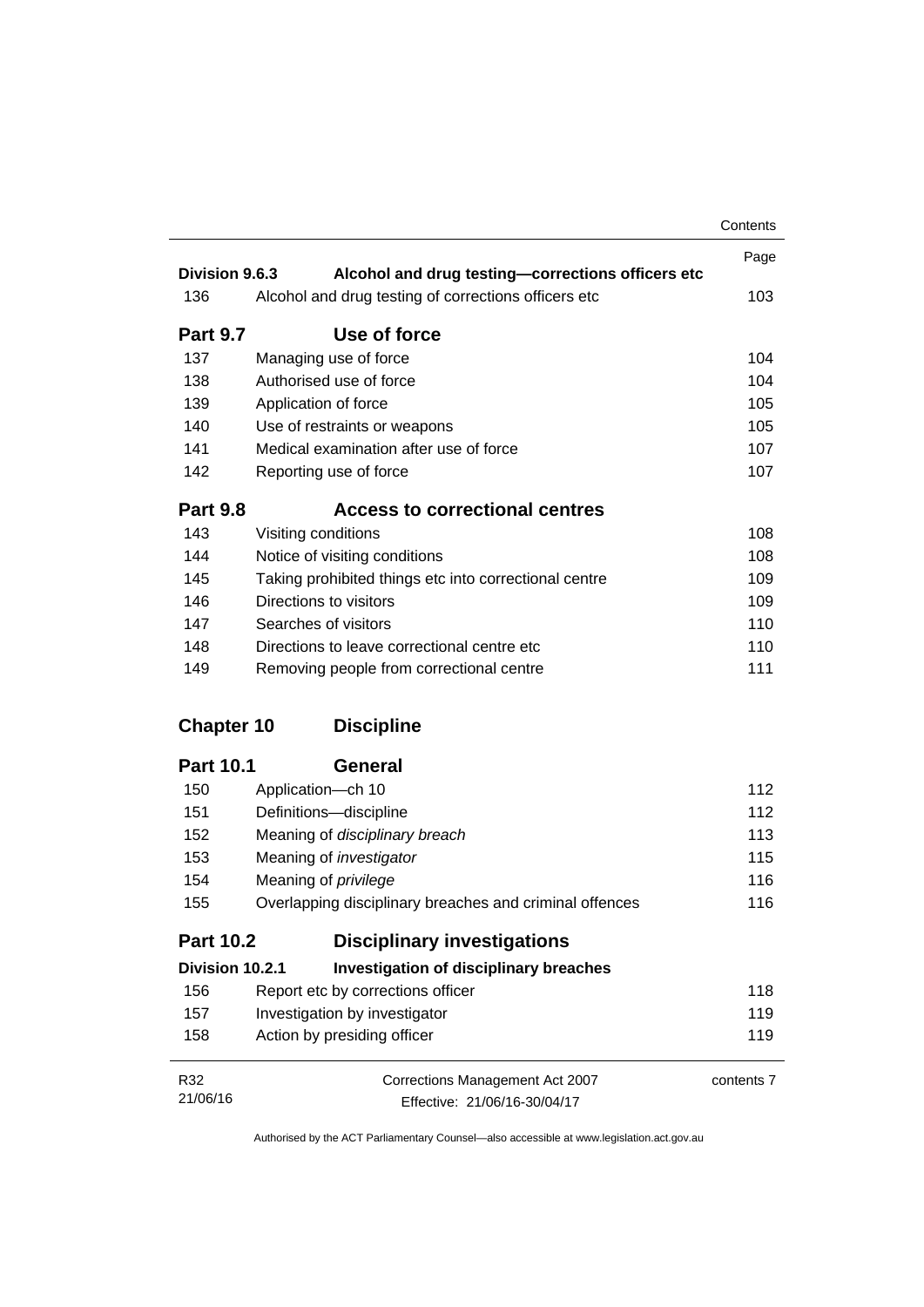| | | Page |
|---|---|---|
| **Division 9.6.3** | **Alcohol and drug testing—corrections officers etc** | |
| 136 | Alcohol and drug testing of corrections officers etc | 103 |
| **Part 9.7** | **Use of force** | |
| 137 | Managing use of force | 104 |
| 138 | Authorised use of force | 104 |
| 139 | Application of force | 105 |
| 140 | Use of restraints or weapons | 105 |
| 141 | Medical examination after use of force | 107 |
| 142 | Reporting use of force | 107 |
| **Part 9.8** | **Access to correctional centres** | |
| 143 | Visiting conditions | 108 |
| 144 | Notice of visiting conditions | 108 |
| 145 | Taking prohibited things etc into correctional centre | 109 |
| 146 | Directions to visitors | 109 |
| 147 | Searches of visitors | 110 |
| 148 | Directions to leave correctional centre etc | 110 |
| 149 | Removing people from correctional centre | 111 |
| **Chapter 10** | **Discipline** | |
| **Part 10.1** | **General** | |
| 150 | Application—ch 10 | 112 |
| 151 | Definitions—discipline | 112 |
| 152 | Meaning of *disciplinary breach* | 113 |
| 153 | Meaning of *investigator* | 115 |
| 154 | Meaning of *privilege* | 116 |
| 155 | Overlapping disciplinary breaches and criminal offences | 116 |
| **Part 10.2** | **Disciplinary investigations** | |
| **Division 10.2.1** | **Investigation of disciplinary breaches** | |
| 156 | Report etc by corrections officer | 118 |
| 157 | Investigation by investigator | 119 |
| 158 | Action by presiding officer | 119 |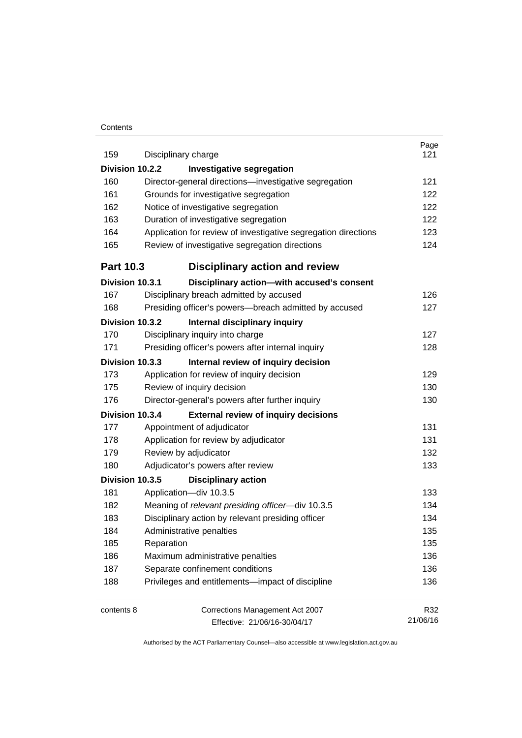| | | Page |
|---|---|---|
| 159 | Disciplinary charge | 121 |
| **Division 10.2.2** | **Investigative segregation** | |
| 160 | Director-general directions—investigative segregation | 121 |
| 161 | Grounds for investigative segregation | 122 |
| 162 | Notice of investigative segregation | 122 |
| 163 | Duration of investigative segregation | 122 |
| 164 | Application for review of investigative segregation directions | 123 |
| 165 | Review of investigative segregation directions | 124 |
| **Part 10.3** | **Disciplinary action and review** | |
| **Division 10.3.1** | **Disciplinary action—with accused's consent** | |
| 167 | Disciplinary breach admitted by accused | 126 |
| 168 | Presiding officer's powers—breach admitted by accused | 127 |
| **Division 10.3.2** | **Internal disciplinary inquiry** | |
| 170 | Disciplinary inquiry into charge | 127 |
| 171 | Presiding officer's powers after internal inquiry | 128 |
| **Division 10.3.3** | **Internal review of inquiry decision** | |
| 173 | Application for review of inquiry decision | 129 |
| 175 | Review of inquiry decision | 130 |
| 176 | Director-general's powers after further inquiry | 130 |
| **Division 10.3.4** | **External review of inquiry decisions** | |
| 177 | Appointment of adjudicator | 131 |
| 178 | Application for review by adjudicator | 131 |
| 179 | Review by adjudicator | 132 |
| 180 | Adjudicator's powers after review | 133 |
| **Division 10.3.5** | **Disciplinary action** | |
| 181 | Application—div 10.3.5 | 133 |
| 182 | Meaning of *relevant presiding officer*—div 10.3.5 | 134 |
| 183 | Disciplinary action by relevant presiding officer | 134 |
| 184 | Administrative penalties | 135 |
| 185 | Reparation | 135 |
| 186 | Maximum administrative penalties | 136 |
| 187 | Separate confinement conditions | 136 |
| 188 | Privileges and entitlements—impact of discipline | 136 |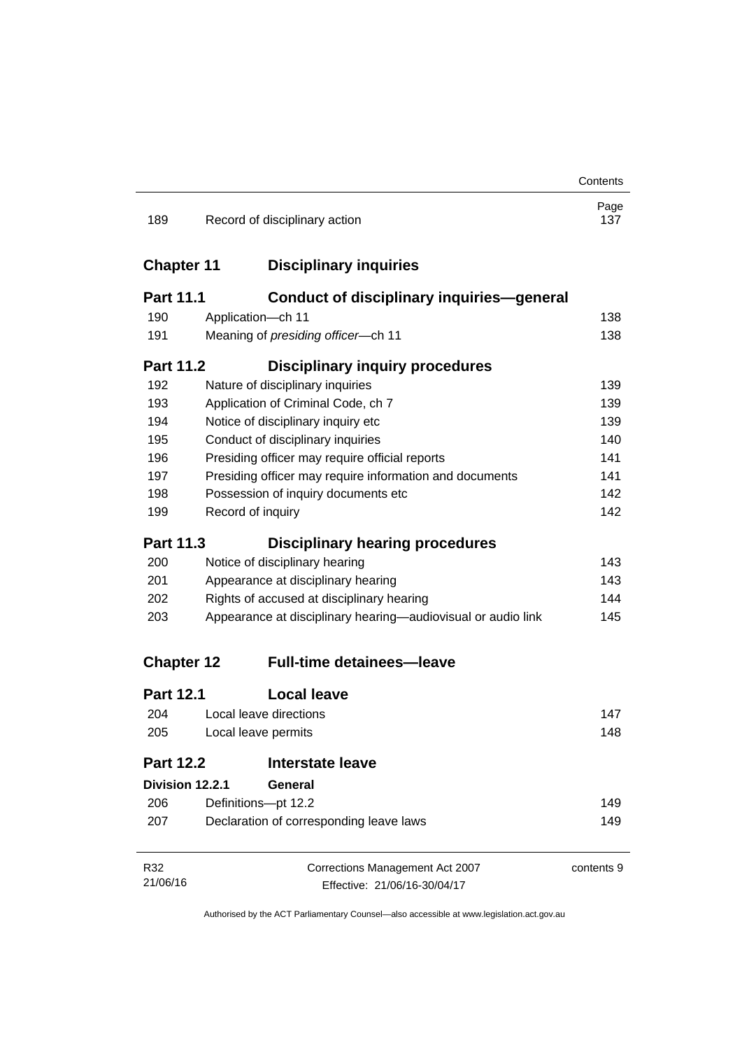| | | Page |
|---|---|---|
| 189 | Record of disciplinary action | 137 |

## Chapter 11 Disciplinary inquiries

### Part 11.1 Conduct of disciplinary inquiries—general

| | | |
|---|---|---|
| 190 | Application—ch 11 | 138 |
| 191 | Meaning of *presiding officer*—ch 11 | 138 |

### Part 11.2 Disciplinary inquiry procedures

| | | |
|---|---|---|
| 192 | Nature of disciplinary inquiries | 139 |
| 193 | Application of Criminal Code, ch 7 | 139 |
| 194 | Notice of disciplinary inquiry etc | 139 |
| 195 | Conduct of disciplinary inquiries | 140 |
| 196 | Presiding officer may require official reports | 141 |
| 197 | Presiding officer may require information and documents | 141 |
| 198 | Possession of inquiry documents etc | 142 |
| 199 | Record of inquiry | 142 |

### Part 11.3 Disciplinary hearing procedures

| | | |
|---|---|---|
| 200 | Notice of disciplinary hearing | 143 |
| 201 | Appearance at disciplinary hearing | 143 |
| 202 | Rights of accused at disciplinary hearing | 144 |
| 203 | Appearance at disciplinary hearing—audiovisual or audio link | 145 |

## Chapter 12 Full-time detainees—leave

### Part 12.1 Local leave

| | | |
|---|---|---|
| 204 | Local leave directions | 147 |
| 205 | Local leave permits | 148 |

### Part 12.2 Interstate leave

#### Division 12.2.1 General

| | | |
|---|---|---|
| 206 | Definitions—pt 12.2 | 149 |
| 207 | Declaration of corresponding leave laws | 149 |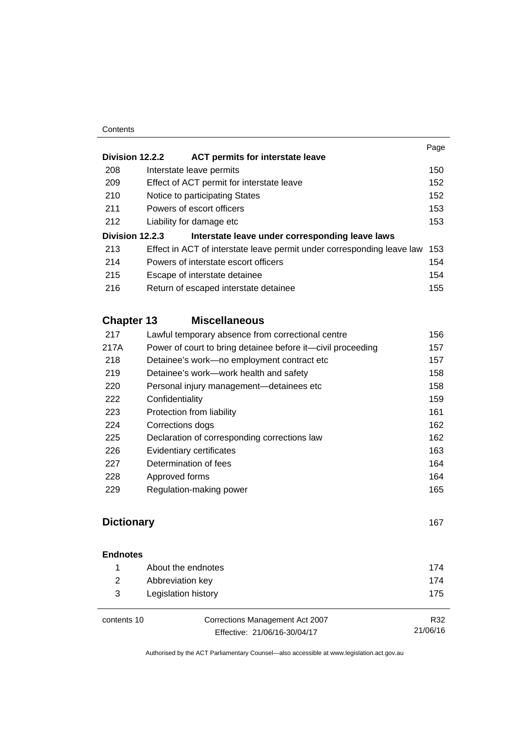| | | Page |
|---|---|---|
| **Division 12.2.2** | **ACT permits for interstate leave** | |
| 208 | Interstate leave permits | 150 |
| 209 | Effect of ACT permit for interstate leave | 152 |
| 210 | Notice to participating States | 152 |
| 211 | Powers of escort officers | 153 |
| 212 | Liability for damage etc | 153 |
| **Division 12.2.3** | **Interstate leave under corresponding leave laws** | |
| 213 | Effect in ACT of interstate leave permit under corresponding leave law | 153 |
| 214 | Powers of interstate escort officers | 154 |
| 215 | Escape of interstate detainee | 154 |
| 216 | Return of escaped interstate detainee | 155 |

## Chapter 13 Miscellaneous

| | | |
|---|---|---|
| 217 | Lawful temporary absence from correctional centre | 156 |
| 217A | Power of court to bring detainee before it—civil proceeding | 157 |
| 218 | Detainee's work—no employment contract etc | 157 |
| 219 | Detainee's work—work health and safety | 158 |
| 220 | Personal injury management—detainees etc | 158 |
| 222 | Confidentiality | 159 |
| 223 | Protection from liability | 161 |
| 224 | Corrections dogs | 162 |
| 225 | Declaration of corresponding corrections law | 162 |
| 226 | Evidentiary certificates | 163 |
| 227 | Determination of fees | 164 |
| 228 | Approved forms | 164 |
| 229 | Regulation-making power | 165 |

## Dictionary 167

**Endnotes**

| | | |
|---|---|---|
| 1 | About the endnotes | 174 |
| 2 | Abbreviation key | 174 |
| 3 | Legislation history | 175 |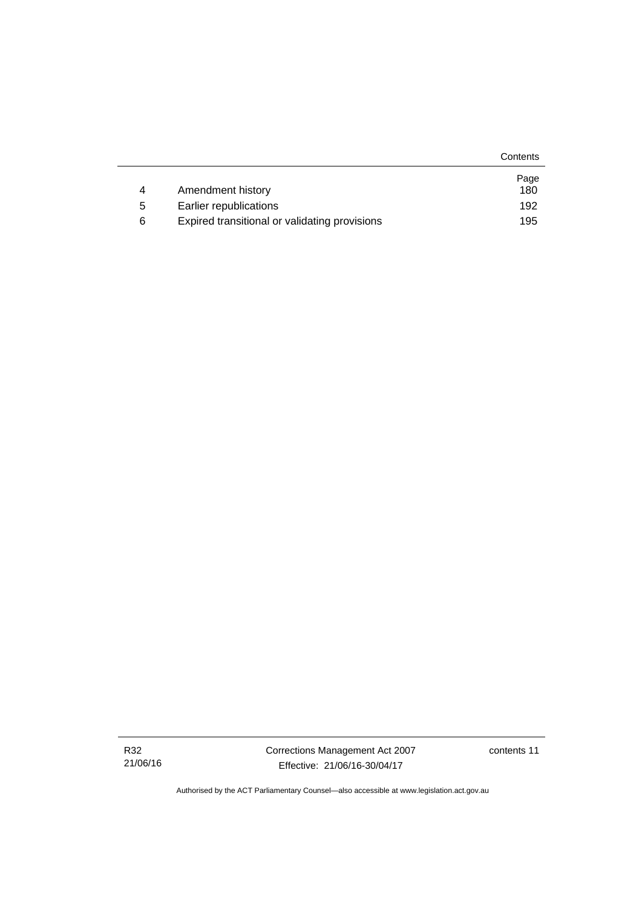| | | Page |
|---|---|---|
| 4 | Amendment history | 180 |
| 5 | Earlier republications | 192 |
| 6 | Expired transitional or validating provisions | 195 |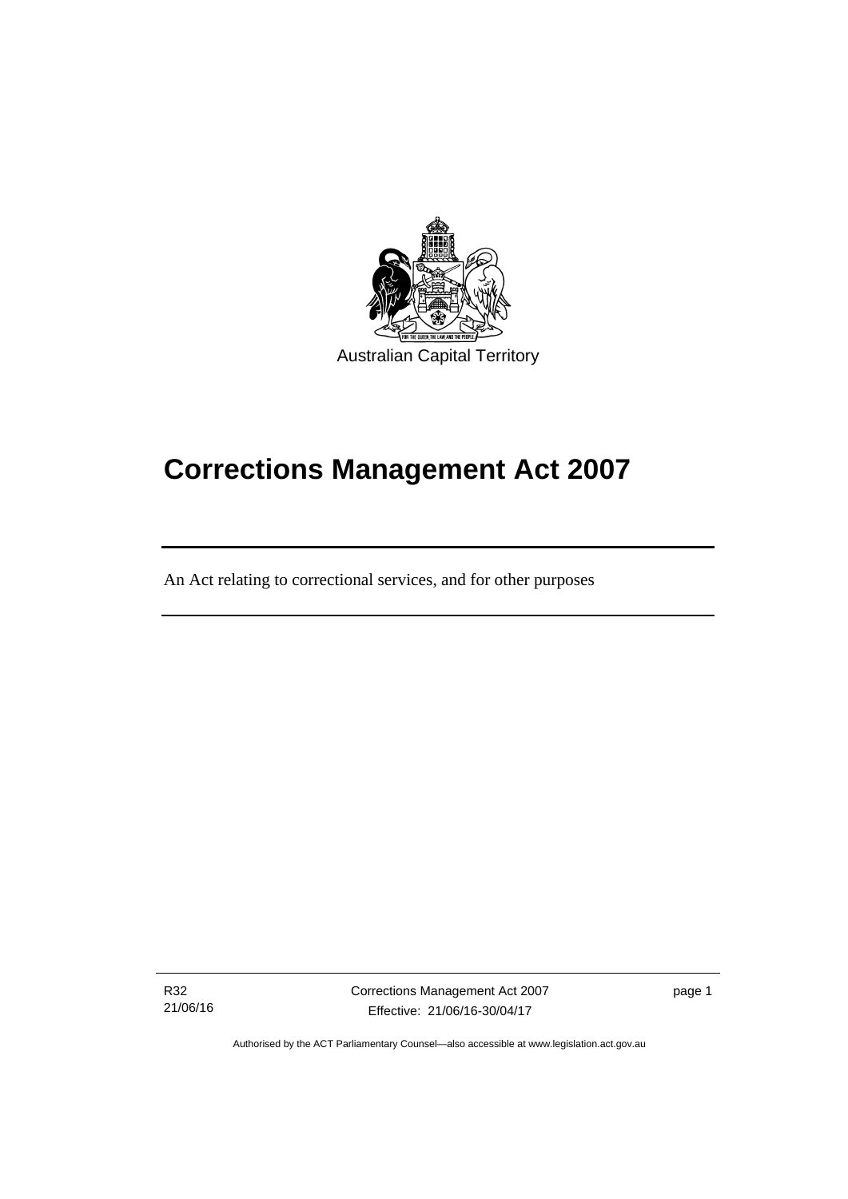Australian Capital Territory

# Corrections Management Act 2007

An Act relating to correctional services, and for other purposes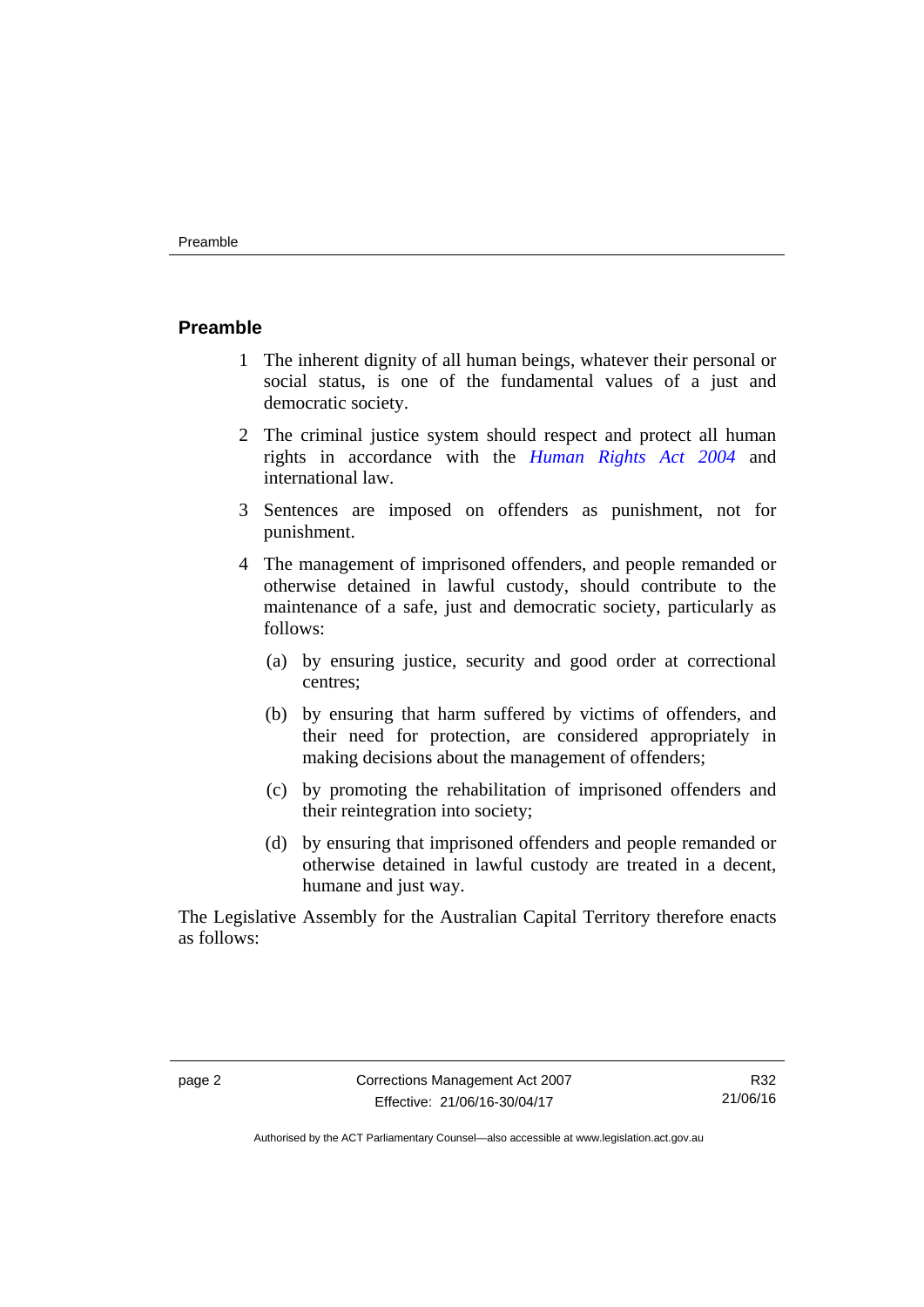## Preamble

1 The inherent dignity of all human beings, whatever their personal or social status, is one of the fundamental values of a just and democratic society.

2 The criminal justice system should respect and protect all human rights in accordance with the *Human Rights Act 2004* and international law.

3 Sentences are imposed on offenders as punishment, not for punishment.

4 The management of imprisoned offenders, and people remanded or otherwise detained in lawful custody, should contribute to the maintenance of a safe, just and democratic society, particularly as follows:

   (a) by ensuring justice, security and good order at correctional centres;

   (b) by ensuring that harm suffered by victims of offenders, and their need for protection, are considered appropriately in making decisions about the management of offenders;

   (c) by promoting the rehabilitation of imprisoned offenders and their reintegration into society;

   (d) by ensuring that imprisoned offenders and people remanded or otherwise detained in lawful custody are treated in a decent, humane and just way.

The Legislative Assembly for the Australian Capital Territory therefore enacts as follows: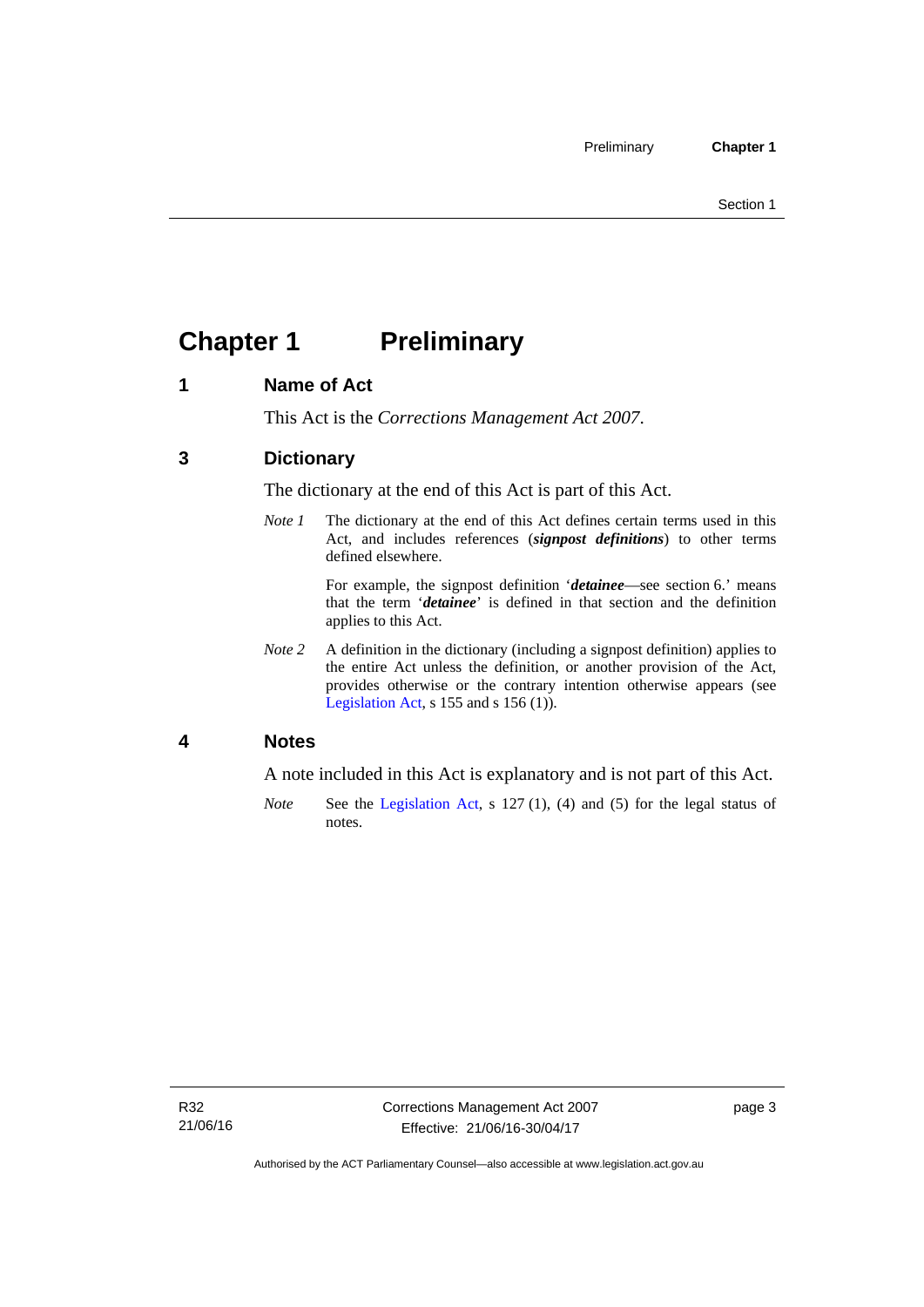# Chapter 1 Preliminary

## 1 Name of Act

This Act is the *Corrections Management Act 2007*.

## 3 Dictionary

The dictionary at the end of this Act is part of this Act.

*Note 1* The dictionary at the end of this Act defines certain terms used in this Act, and includes references (***signpost definitions***) to other terms defined elsewhere.

For example, the signpost definition '***detainee***—see section 6.' means that the term '***detainee***' is defined in that section and the definition applies to this Act.

*Note 2* A definition in the dictionary (including a signpost definition) applies to the entire Act unless the definition, or another provision of the Act, provides otherwise or the contrary intention otherwise appears (see Legislation Act, s 155 and s 156 (1)).

## 4 Notes

A note included in this Act is explanatory and is not part of this Act.

*Note* See the Legislation Act, s 127 (1), (4) and (5) for the legal status of notes.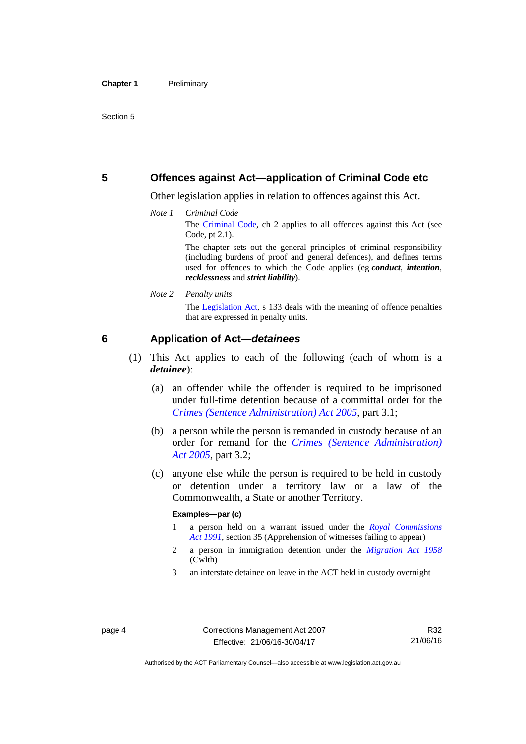## 5 Offences against Act—application of Criminal Code etc

Other legislation applies in relation to offences against this Act.

*Note 1* *Criminal Code*

The Criminal Code, ch 2 applies to all offences against this Act (see Code, pt 2.1).

The chapter sets out the general principles of criminal responsibility (including burdens of proof and general defences), and defines terms used for offences to which the Code applies (eg ***conduct***, ***intention***, ***recklessness*** and ***strict liability***).

*Note 2* *Penalty units*

The Legislation Act, s 133 deals with the meaning of offence penalties that are expressed in penalty units.

## 6 Application of Act—*detainees*

(1) This Act applies to each of the following (each of whom is a ***detainee***):

(a) an offender while the offender is required to be imprisoned under full-time detention because of a committal order for the *Crimes (Sentence Administration) Act 2005*, part 3.1;

(b) a person while the person is remanded in custody because of an order for remand for the *Crimes (Sentence Administration) Act 2005*, part 3.2;

(c) anyone else while the person is required to be held in custody or detention under a territory law or a law of the Commonwealth, a State or another Territory.

**Examples—par (c)**

1 a person held on a warrant issued under the *Royal Commissions Act 1991*, section 35 (Apprehension of witnesses failing to appear)

2 a person in immigration detention under the *Migration Act 1958* (Cwlth)

3 an interstate detainee on leave in the ACT held in custody overnight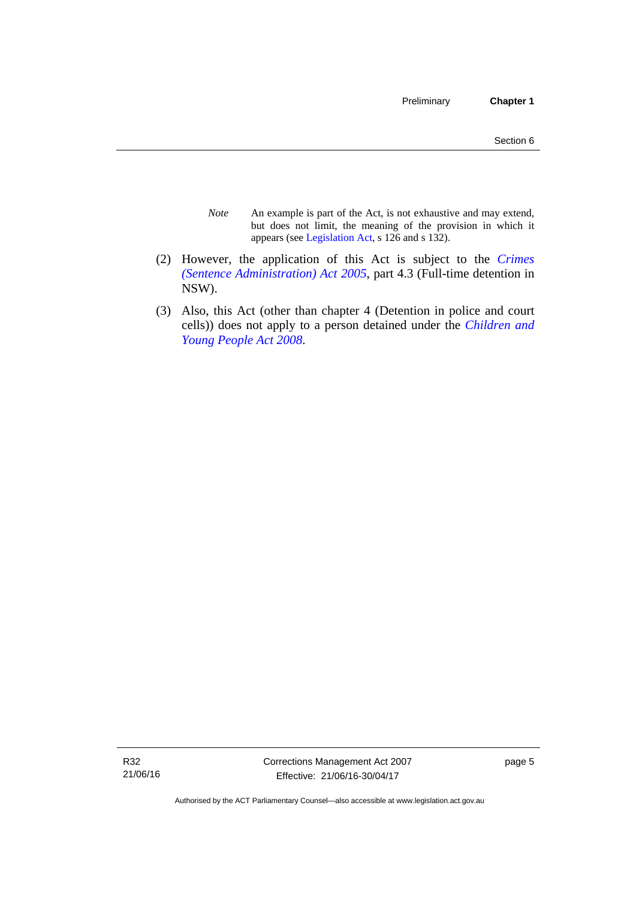*Note* An example is part of the Act, is not exhaustive and may extend, but does not limit, the meaning of the provision in which it appears (see Legislation Act, s 126 and s 132).

(2) However, the application of this Act is subject to the *Crimes (Sentence Administration) Act 2005*, part 4.3 (Full-time detention in NSW).

(3) Also, this Act (other than chapter 4 (Detention in police and court cells)) does not apply to a person detained under the *Children and Young People Act 2008*.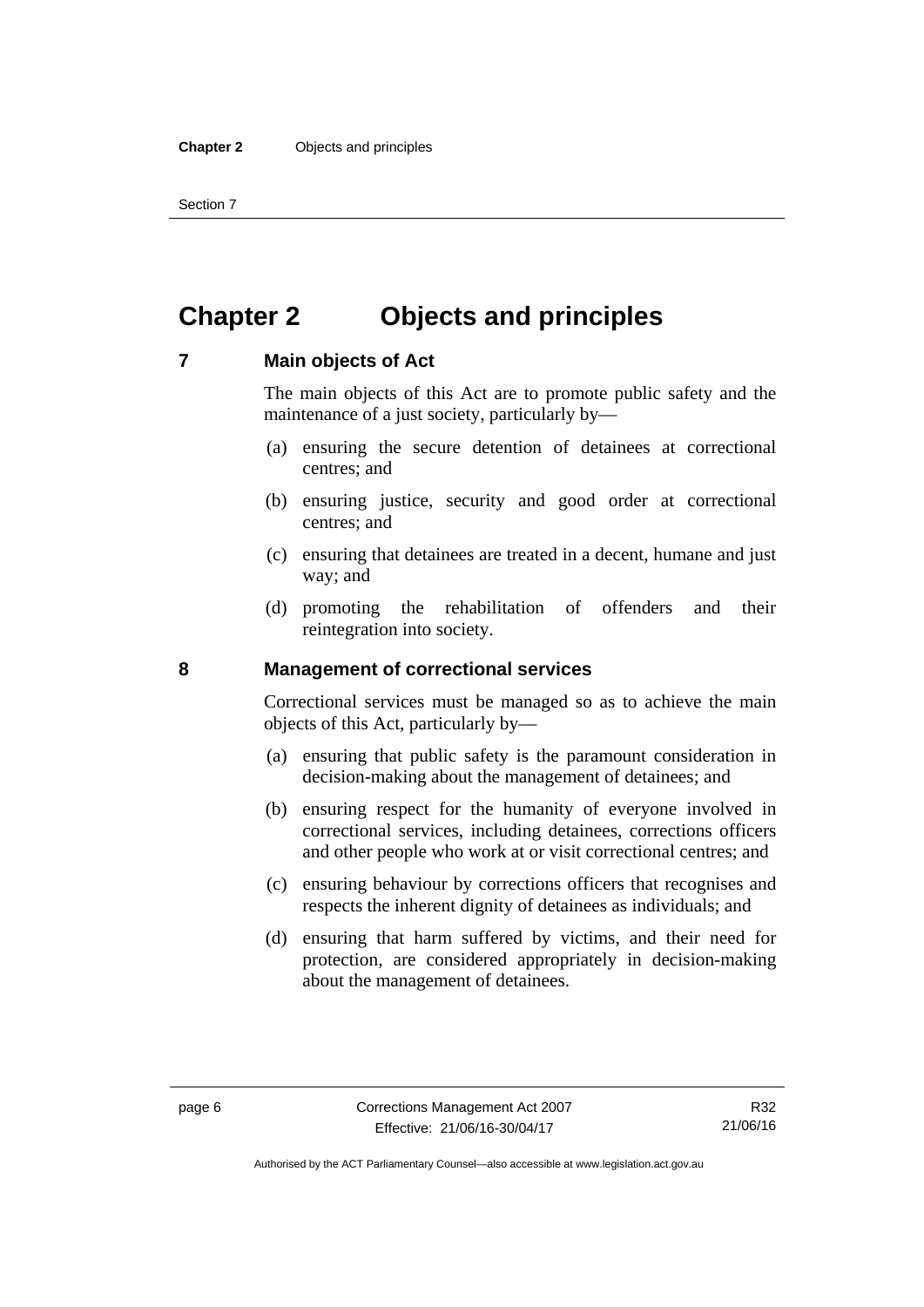# Chapter 2 Objects and principles

## 7 Main objects of Act

The main objects of this Act are to promote public safety and the maintenance of a just society, particularly by—

(a) ensuring the secure detention of detainees at correctional centres; and

(b) ensuring justice, security and good order at correctional centres; and

(c) ensuring that detainees are treated in a decent, humane and just way; and

(d) promoting the rehabilitation of offenders and their reintegration into society.

## 8 Management of correctional services

Correctional services must be managed so as to achieve the main objects of this Act, particularly by—

(a) ensuring that public safety is the paramount consideration in decision-making about the management of detainees; and

(b) ensuring respect for the humanity of everyone involved in correctional services, including detainees, corrections officers and other people who work at or visit correctional centres; and

(c) ensuring behaviour by corrections officers that recognises and respects the inherent dignity of detainees as individuals; and

(d) ensuring that harm suffered by victims, and their need for protection, are considered appropriately in decision-making about the management of detainees.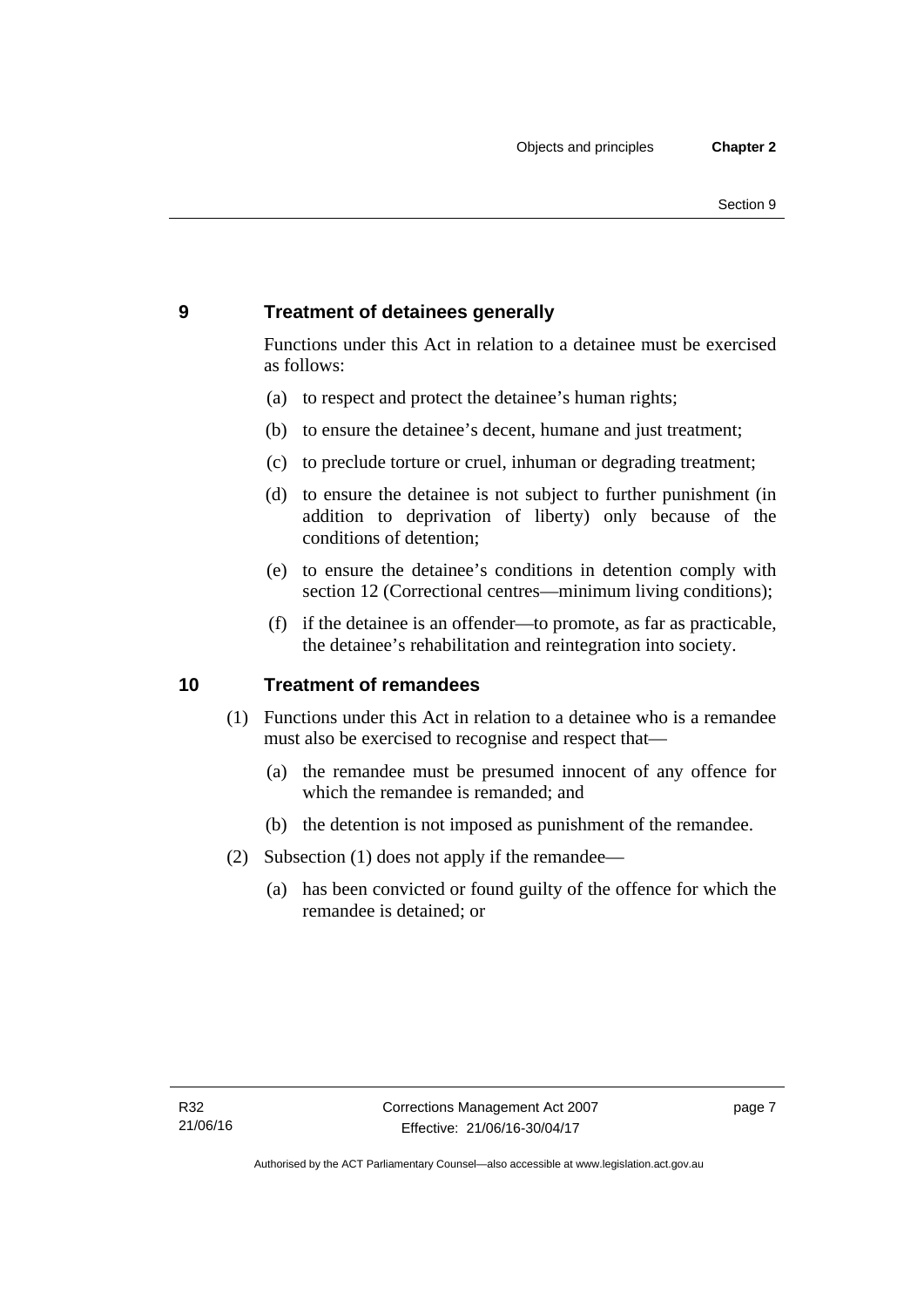## 9 Treatment of detainees generally

Functions under this Act in relation to a detainee must be exercised as follows:

(a) to respect and protect the detainee's human rights;

(b) to ensure the detainee's decent, humane and just treatment;

(c) to preclude torture or cruel, inhuman or degrading treatment;

(d) to ensure the detainee is not subject to further punishment (in addition to deprivation of liberty) only because of the conditions of detention;

(e) to ensure the detainee's conditions in detention comply with section 12 (Correctional centres—minimum living conditions);

(f) if the detainee is an offender—to promote, as far as practicable, the detainee's rehabilitation and reintegration into society.

## 10 Treatment of remandees

(1) Functions under this Act in relation to a detainee who is a remandee must also be exercised to recognise and respect that—

(a) the remandee must be presumed innocent of any offence for which the remandee is remanded; and

(b) the detention is not imposed as punishment of the remandee.

(2) Subsection (1) does not apply if the remandee—

(a) has been convicted or found guilty of the offence for which the remandee is detained; or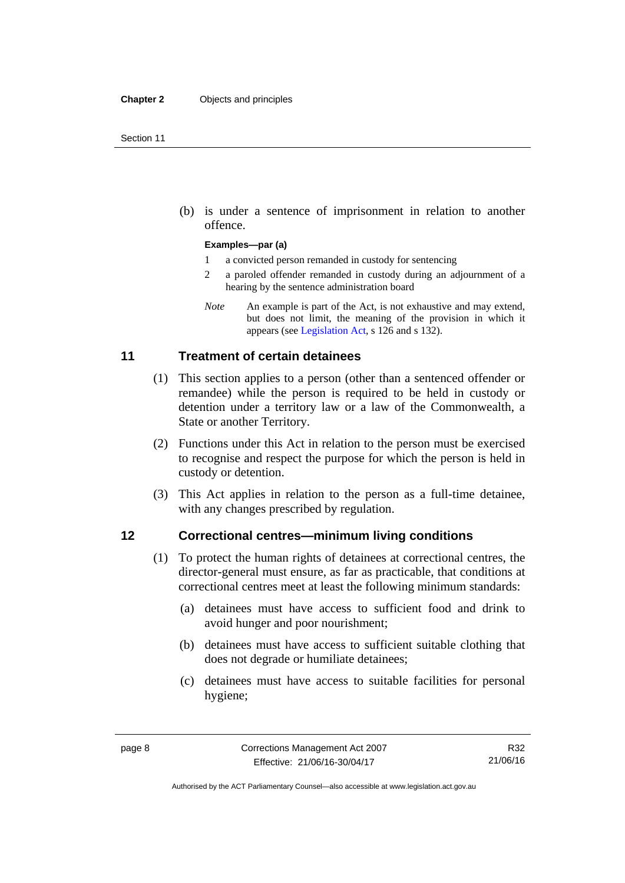(b) is under a sentence of imprisonment in relation to another offence.

**Examples—par (a)**

1 a convicted person remanded in custody for sentencing

2 a paroled offender remanded in custody during an adjournment of a hearing by the sentence administration board

*Note* An example is part of the Act, is not exhaustive and may extend, but does not limit, the meaning of the provision in which it appears (see Legislation Act, s 126 and s 132).

## 11 Treatment of certain detainees

(1) This section applies to a person (other than a sentenced offender or remandee) while the person is required to be held in custody or detention under a territory law or a law of the Commonwealth, a State or another Territory.

(2) Functions under this Act in relation to the person must be exercised to recognise and respect the purpose for which the person is held in custody or detention.

(3) This Act applies in relation to the person as a full-time detainee, with any changes prescribed by regulation.

## 12 Correctional centres—minimum living conditions

(1) To protect the human rights of detainees at correctional centres, the director-general must ensure, as far as practicable, that conditions at correctional centres meet at least the following minimum standards:

(a) detainees must have access to sufficient food and drink to avoid hunger and poor nourishment;

(b) detainees must have access to sufficient suitable clothing that does not degrade or humiliate detainees;

(c) detainees must have access to suitable facilities for personal hygiene;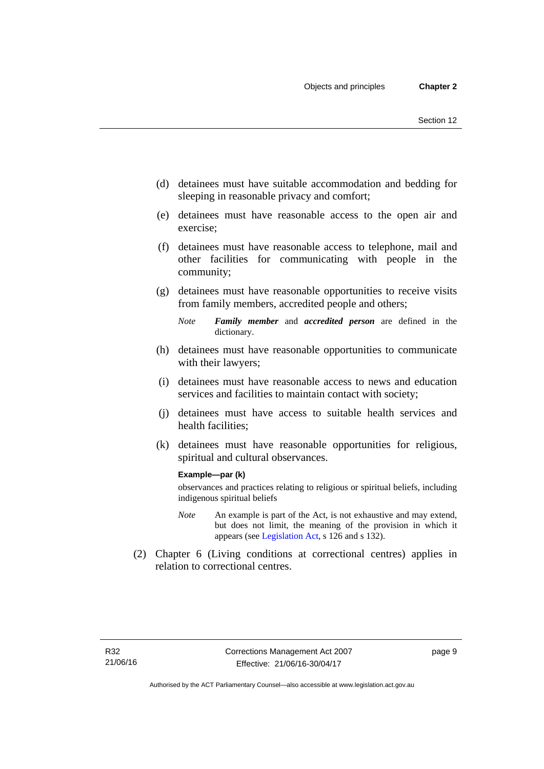(d) detainees must have suitable accommodation and bedding for sleeping in reasonable privacy and comfort;

(e) detainees must have reasonable access to the open air and exercise;

(f) detainees must have reasonable access to telephone, mail and other facilities for communicating with people in the community;

(g) detainees must have reasonable opportunities to receive visits from family members, accredited people and others;

*Note* ***Family member*** and ***accredited person*** are defined in the dictionary.

(h) detainees must have reasonable opportunities to communicate with their lawyers;

(i) detainees must have reasonable access to news and education services and facilities to maintain contact with society;

(j) detainees must have access to suitable health services and health facilities;

(k) detainees must have reasonable opportunities for religious, spiritual and cultural observances.

**Example—par (k)**

observances and practices relating to religious or spiritual beliefs, including indigenous spiritual beliefs

*Note* An example is part of the Act, is not exhaustive and may extend, but does not limit, the meaning of the provision in which it appears (see Legislation Act, s 126 and s 132).

(2) Chapter 6 (Living conditions at correctional centres) applies in relation to correctional centres.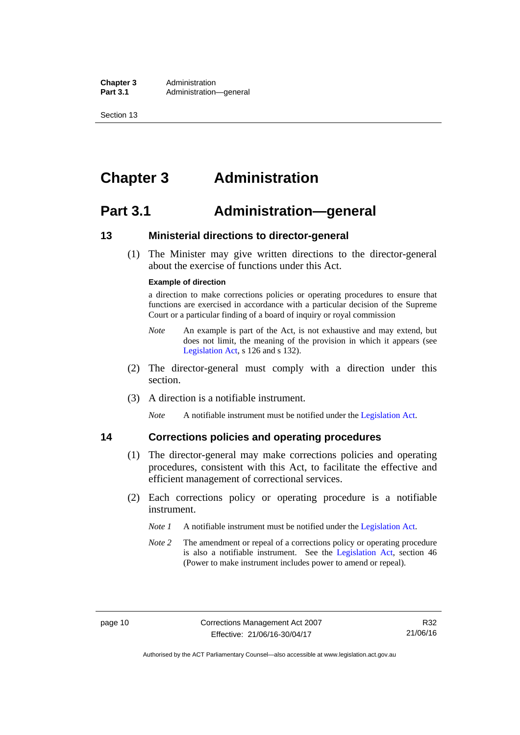# Chapter 3 Administration

## Part 3.1 Administration—general

### 13 Ministerial directions to director-general

(1) The Minister may give written directions to the director-general about the exercise of functions under this Act.

**Example of direction**

a direction to make corrections policies or operating procedures to ensure that functions are exercised in accordance with a particular decision of the Supreme Court or a particular finding of a board of inquiry or royal commission

*Note* An example is part of the Act, is not exhaustive and may extend, but does not limit, the meaning of the provision in which it appears (see Legislation Act, s 126 and s 132).

(2) The director-general must comply with a direction under this section.

(3) A direction is a notifiable instrument.

*Note* A notifiable instrument must be notified under the Legislation Act.

### 14 Corrections policies and operating procedures

(1) The director-general may make corrections policies and operating procedures, consistent with this Act, to facilitate the effective and efficient management of correctional services.

(2) Each corrections policy or operating procedure is a notifiable instrument.

*Note 1* A notifiable instrument must be notified under the Legislation Act.

*Note 2* The amendment or repeal of a corrections policy or operating procedure is also a notifiable instrument. See the Legislation Act, section 46 (Power to make instrument includes power to amend or repeal).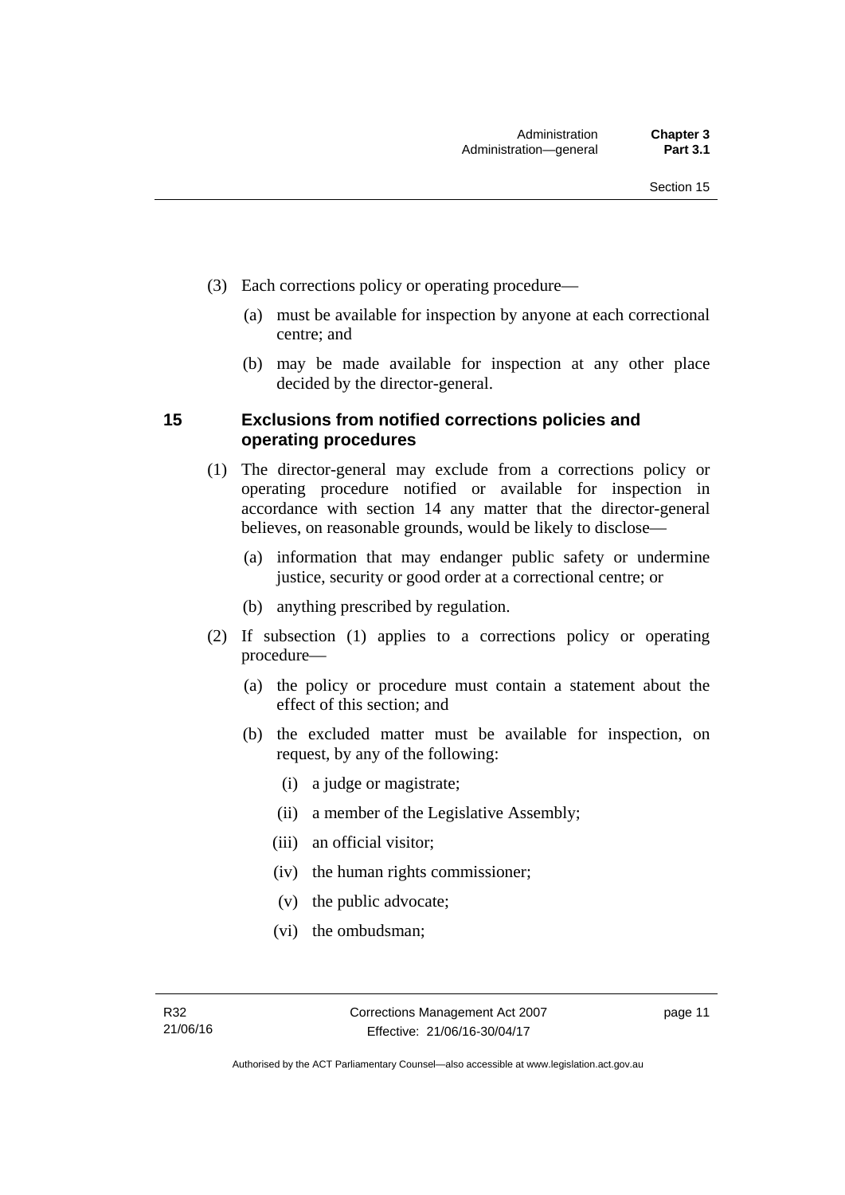(3) Each corrections policy or operating procedure—

(a) must be available for inspection by anyone at each correctional centre; and

(b) may be made available for inspection at any other place decided by the director-general.

## 15 Exclusions from notified corrections policies and operating procedures

(1) The director-general may exclude from a corrections policy or operating procedure notified or available for inspection in accordance with section 14 any matter that the director-general believes, on reasonable grounds, would be likely to disclose—

(a) information that may endanger public safety or undermine justice, security or good order at a correctional centre; or

(b) anything prescribed by regulation.

(2) If subsection (1) applies to a corrections policy or operating procedure—

(a) the policy or procedure must contain a statement about the effect of this section; and

(b) the excluded matter must be available for inspection, on request, by any of the following:

(i) a judge or magistrate;

(ii) a member of the Legislative Assembly;

(iii) an official visitor;

(iv) the human rights commissioner;

(v) the public advocate;

(vi) the ombudsman;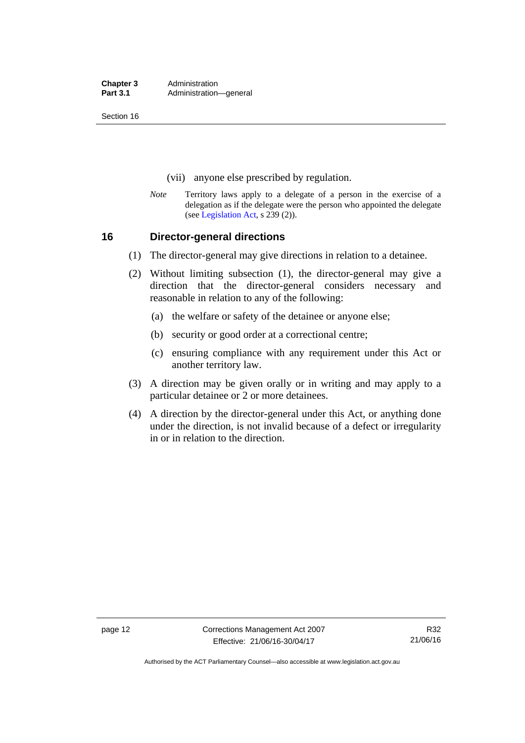(vii) anyone else prescribed by regulation.

*Note* Territory laws apply to a delegate of a person in the exercise of a delegation as if the delegate were the person who appointed the delegate (see Legislation Act, s 239 (2)).

## 16 Director-general directions

(1) The director-general may give directions in relation to a detainee.

(2) Without limiting subsection (1), the director-general may give a direction that the director-general considers necessary and reasonable in relation to any of the following:

(a) the welfare or safety of the detainee or anyone else;

(b) security or good order at a correctional centre;

(c) ensuring compliance with any requirement under this Act or another territory law.

(3) A direction may be given orally or in writing and may apply to a particular detainee or 2 or more detainees.

(4) A direction by the director-general under this Act, or anything done under the direction, is not invalid because of a defect or irregularity in or in relation to the direction.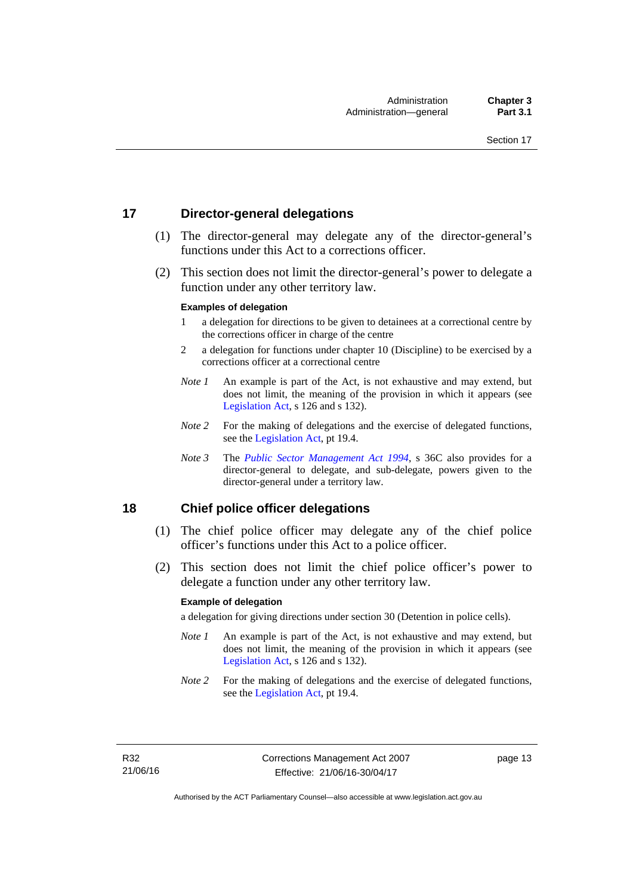## 17 Director-general delegations

(1) The director-general may delegate any of the director-general's functions under this Act to a corrections officer.

(2) This section does not limit the director-general's power to delegate a function under any other territory law.

**Examples of delegation**

1 a delegation for directions to be given to detainees at a correctional centre by the corrections officer in charge of the centre

2 a delegation for functions under chapter 10 (Discipline) to be exercised by a corrections officer at a correctional centre

*Note 1* An example is part of the Act, is not exhaustive and may extend, but does not limit, the meaning of the provision in which it appears (see Legislation Act, s 126 and s 132).

*Note 2* For the making of delegations and the exercise of delegated functions, see the Legislation Act, pt 19.4.

*Note 3* The *Public Sector Management Act 1994*, s 36C also provides for a director-general to delegate, and sub-delegate, powers given to the director-general under a territory law.

## 18 Chief police officer delegations

(1) The chief police officer may delegate any of the chief police officer's functions under this Act to a police officer.

(2) This section does not limit the chief police officer's power to delegate a function under any other territory law.

**Example of delegation**

a delegation for giving directions under section 30 (Detention in police cells).

*Note 1* An example is part of the Act, is not exhaustive and may extend, but does not limit, the meaning of the provision in which it appears (see Legislation Act, s 126 and s 132).

*Note 2* For the making of delegations and the exercise of delegated functions, see the Legislation Act, pt 19.4.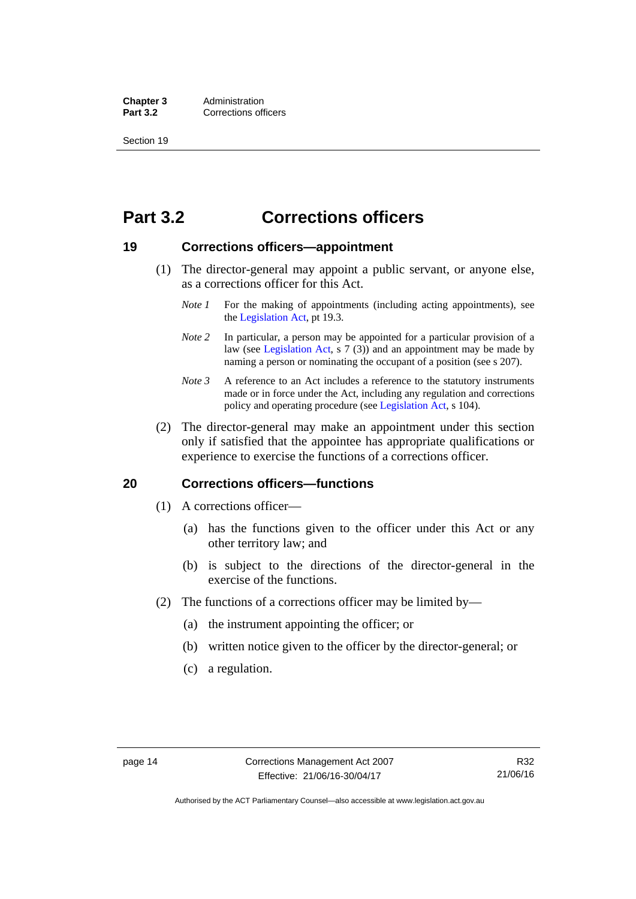# Part 3.2 Corrections officers

## 19 Corrections officers—appointment

(1) The director-general may appoint a public servant, or anyone else, as a corrections officer for this Act.

*Note 1* For the making of appointments (including acting appointments), see the Legislation Act, pt 19.3.

*Note 2* In particular, a person may be appointed for a particular provision of a law (see Legislation Act, s 7 (3)) and an appointment may be made by naming a person or nominating the occupant of a position (see s 207).

*Note 3* A reference to an Act includes a reference to the statutory instruments made or in force under the Act, including any regulation and corrections policy and operating procedure (see Legislation Act, s 104).

(2) The director-general may make an appointment under this section only if satisfied that the appointee has appropriate qualifications or experience to exercise the functions of a corrections officer.

## 20 Corrections officers—functions

(1) A corrections officer—

(a) has the functions given to the officer under this Act or any other territory law; and

(b) is subject to the directions of the director-general in the exercise of the functions.

(2) The functions of a corrections officer may be limited by—

(a) the instrument appointing the officer; or

(b) written notice given to the officer by the director-general; or

(c) a regulation.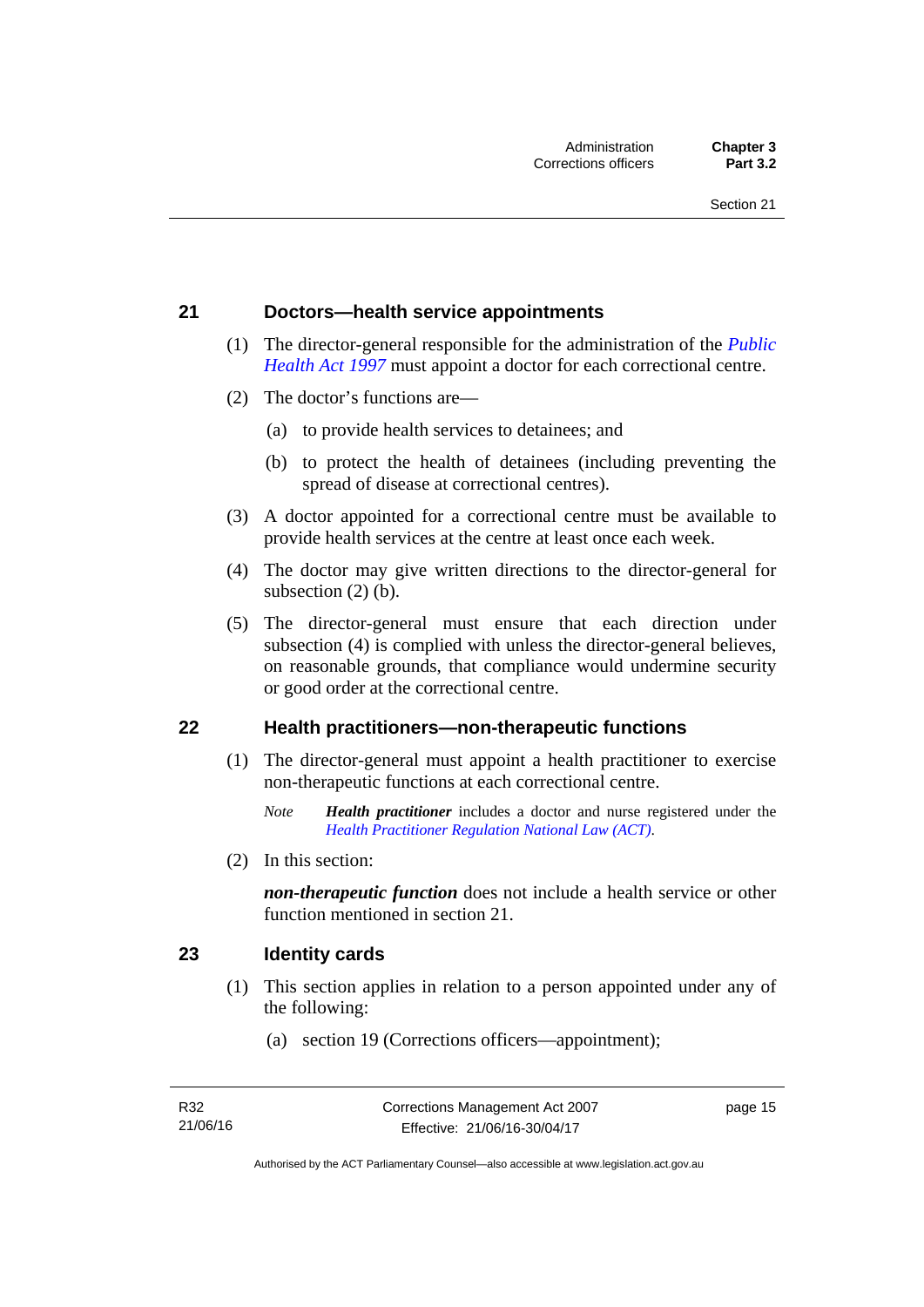## 21 Doctors—health service appointments

(1) The director-general responsible for the administration of the *Public Health Act 1997* must appoint a doctor for each correctional centre.

(2) The doctor's functions are—

(a) to provide health services to detainees; and

(b) to protect the health of detainees (including preventing the spread of disease at correctional centres).

(3) A doctor appointed for a correctional centre must be available to provide health services at the centre at least once each week.

(4) The doctor may give written directions to the director-general for subsection (2) (b).

(5) The director-general must ensure that each direction under subsection (4) is complied with unless the director-general believes, on reasonable grounds, that compliance would undermine security or good order at the correctional centre.

## 22 Health practitioners—non-therapeutic functions

(1) The director-general must appoint a health practitioner to exercise non-therapeutic functions at each correctional centre.

*Note* ***Health practitioner*** includes a doctor and nurse registered under the *Health Practitioner Regulation National Law (ACT)*.

(2) In this section:

***non-therapeutic function*** does not include a health service or other function mentioned in section 21.

## 23 Identity cards

(1) This section applies in relation to a person appointed under any of the following:

(a) section 19 (Corrections officers—appointment);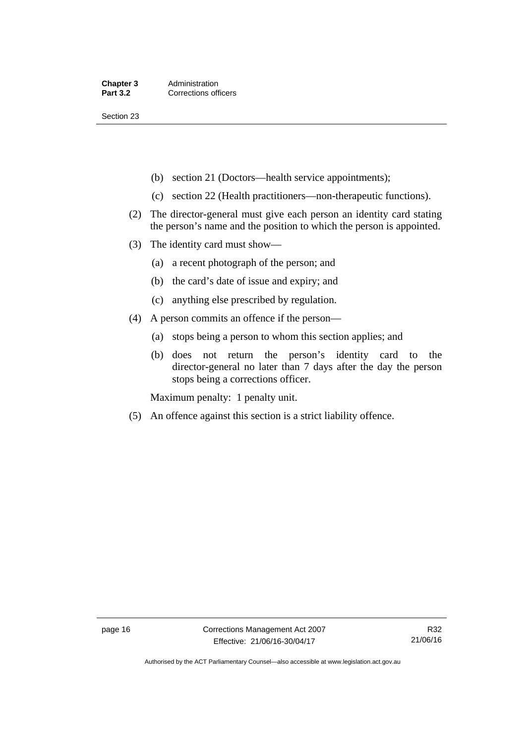(b) section 21 (Doctors—health service appointments);

(c) section 22 (Health practitioners—non-therapeutic functions).

(2) The director-general must give each person an identity card stating the person's name and the position to which the person is appointed.

(3) The identity card must show—

(a) a recent photograph of the person; and

(b) the card's date of issue and expiry; and

(c) anything else prescribed by regulation.

(4) A person commits an offence if the person—

(a) stops being a person to whom this section applies; and

(b) does not return the person's identity card to the director-general no later than 7 days after the day the person stops being a corrections officer.

Maximum penalty: 1 penalty unit.

(5) An offence against this section is a strict liability offence.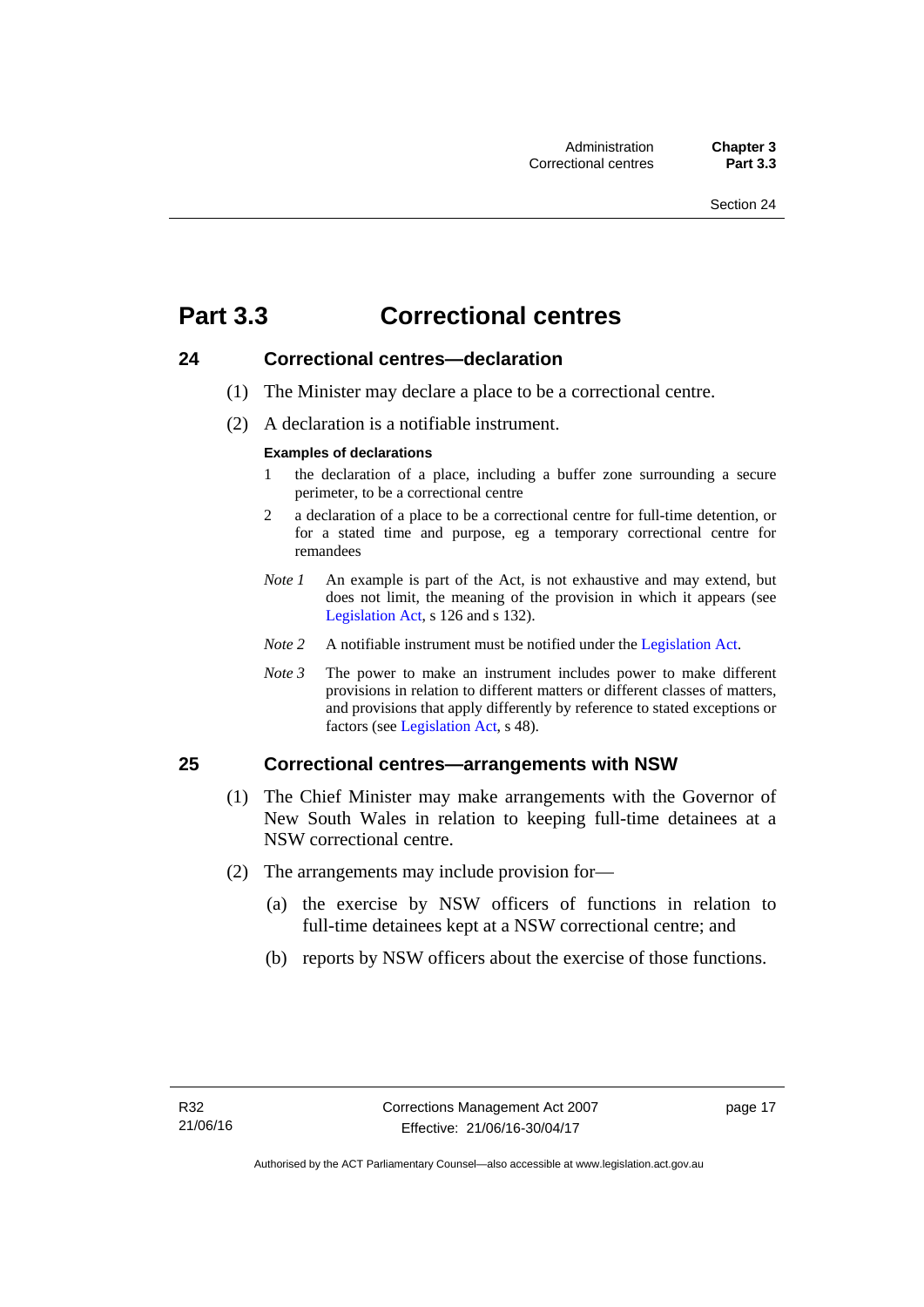# Part 3.3 Correctional centres

## 24 Correctional centres—declaration

(1) The Minister may declare a place to be a correctional centre.

(2) A declaration is a notifiable instrument.

**Examples of declarations**

1 the declaration of a place, including a buffer zone surrounding a secure perimeter, to be a correctional centre

2 a declaration of a place to be a correctional centre for full-time detention, or for a stated time and purpose, eg a temporary correctional centre for remandees

*Note 1* An example is part of the Act, is not exhaustive and may extend, but does not limit, the meaning of the provision in which it appears (see Legislation Act, s 126 and s 132).

*Note 2* A notifiable instrument must be notified under the Legislation Act.

*Note 3* The power to make an instrument includes power to make different provisions in relation to different matters or different classes of matters, and provisions that apply differently by reference to stated exceptions or factors (see Legislation Act, s 48).

## 25 Correctional centres—arrangements with NSW

(1) The Chief Minister may make arrangements with the Governor of New South Wales in relation to keeping full-time detainees at a NSW correctional centre.

(2) The arrangements may include provision for—

(a) the exercise by NSW officers of functions in relation to full-time detainees kept at a NSW correctional centre; and

(b) reports by NSW officers about the exercise of those functions.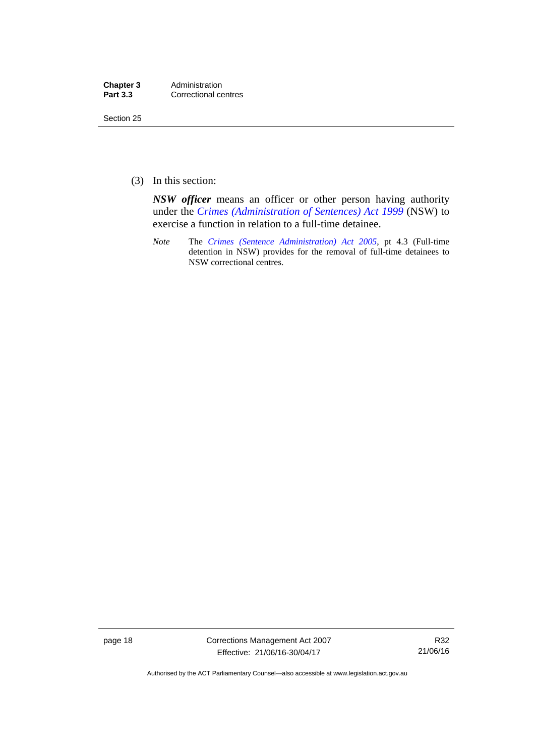(3) In this section:

***NSW officer*** means an officer or other person having authority under the *Crimes (Administration of Sentences) Act 1999* (NSW) to exercise a function in relation to a full-time detainee.

*Note* The *Crimes (Sentence Administration) Act 2005*, pt 4.3 (Full-time detention in NSW) provides for the removal of full-time detainees to NSW correctional centres.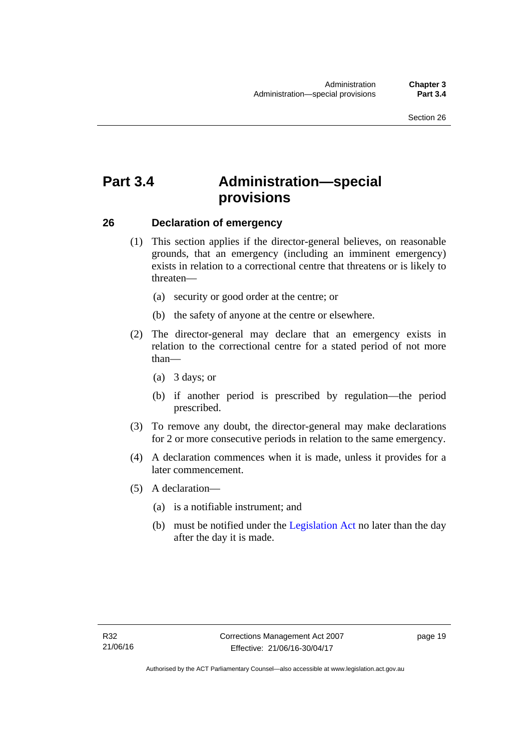# Part 3.4 Administration—special provisions

## 26 Declaration of emergency

(1) This section applies if the director-general believes, on reasonable grounds, that an emergency (including an imminent emergency) exists in relation to a correctional centre that threatens or is likely to threaten—

- (a) security or good order at the centre; or
- (b) the safety of anyone at the centre or elsewhere.

(2) The director-general may declare that an emergency exists in relation to the correctional centre for a stated period of not more than—

- (a) 3 days; or
- (b) if another period is prescribed by regulation—the period prescribed.

(3) To remove any doubt, the director-general may make declarations for 2 or more consecutive periods in relation to the same emergency.

(4) A declaration commences when it is made, unless it provides for a later commencement.

(5) A declaration—

- (a) is a notifiable instrument; and
- (b) must be notified under the Legislation Act no later than the day after the day it is made.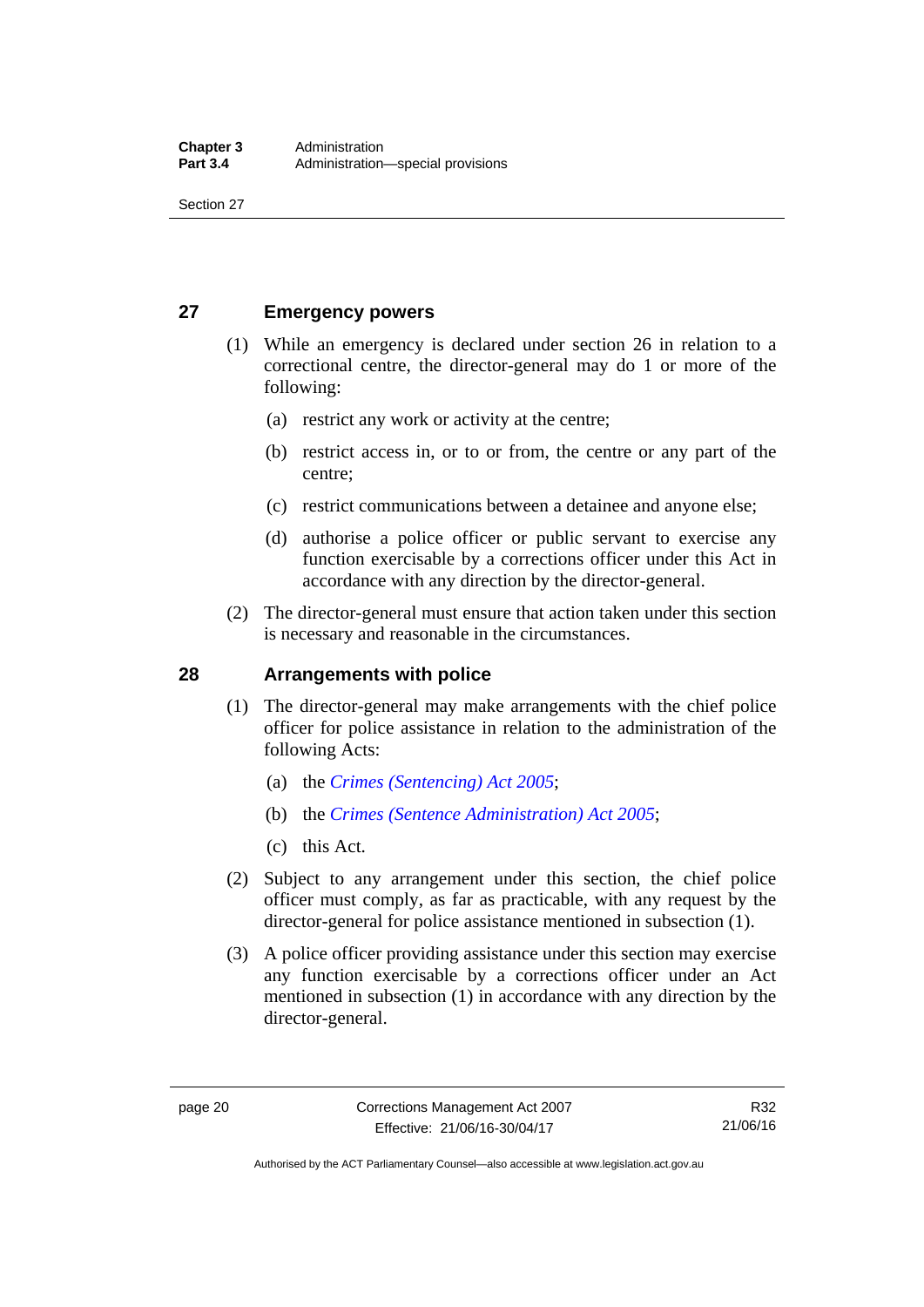## 27 Emergency powers

(1) While an emergency is declared under section 26 in relation to a correctional centre, the director-general may do 1 or more of the following:

(a) restrict any work or activity at the centre;

(b) restrict access in, or to or from, the centre or any part of the centre;

(c) restrict communications between a detainee and anyone else;

(d) authorise a police officer or public servant to exercise any function exercisable by a corrections officer under this Act in accordance with any direction by the director-general.

(2) The director-general must ensure that action taken under this section is necessary and reasonable in the circumstances.

## 28 Arrangements with police

(1) The director-general may make arrangements with the chief police officer for police assistance in relation to the administration of the following Acts:

(a) the *Crimes (Sentencing) Act 2005*;

(b) the *Crimes (Sentence Administration) Act 2005*;

(c) this Act.

(2) Subject to any arrangement under this section, the chief police officer must comply, as far as practicable, with any request by the director-general for police assistance mentioned in subsection (1).

(3) A police officer providing assistance under this section may exercise any function exercisable by a corrections officer under an Act mentioned in subsection (1) in accordance with any direction by the director-general.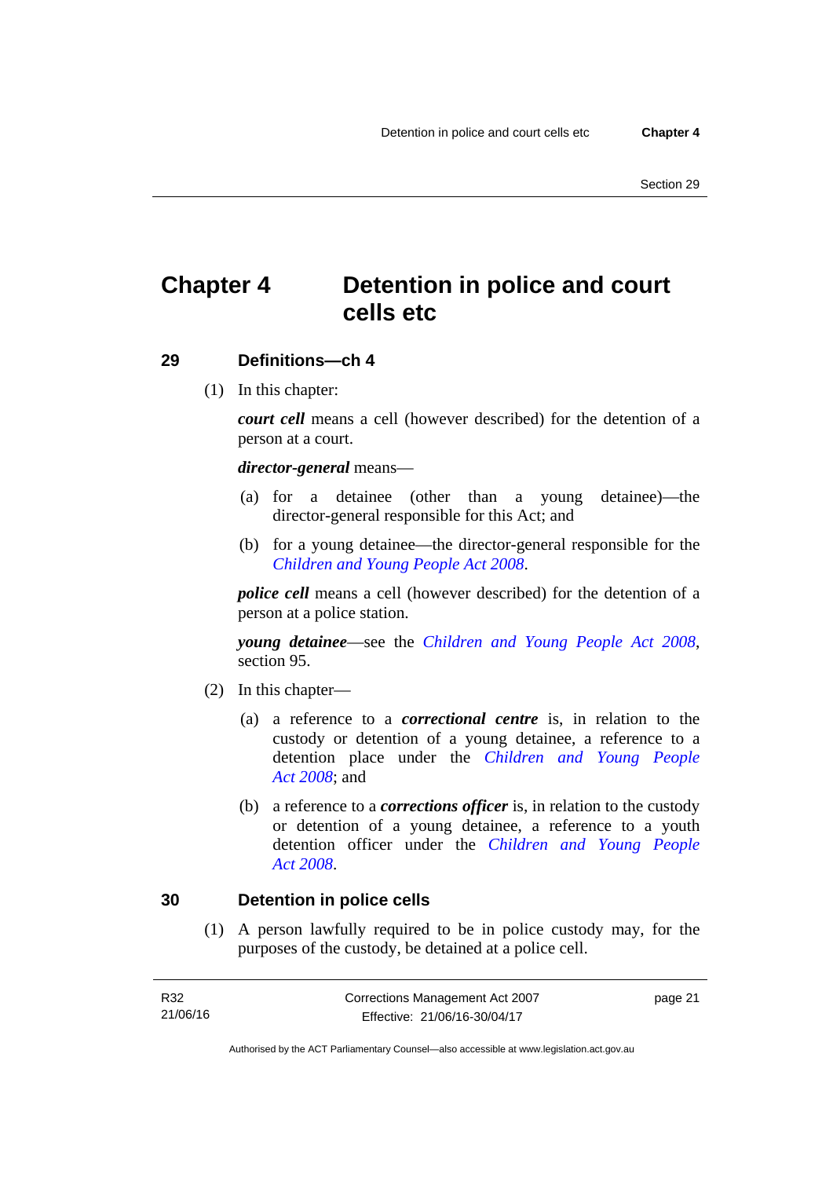# Chapter 4 Detention in police and court cells etc

## 29 Definitions—ch 4

(1) In this chapter:

***court cell*** means a cell (however described) for the detention of a person at a court.

***director-general*** means—

(a) for a detainee (other than a young detainee)—the director-general responsible for this Act; and

(b) for a young detainee—the director-general responsible for the *Children and Young People Act 2008*.

***police cell*** means a cell (however described) for the detention of a person at a police station.

***young detainee***—see the *Children and Young People Act 2008*, section 95.

(2) In this chapter—

(a) a reference to a ***correctional centre*** is, in relation to the custody or detention of a young detainee, a reference to a detention place under the *Children and Young People Act 2008*; and

(b) a reference to a ***corrections officer*** is, in relation to the custody or detention of a young detainee, a reference to a youth detention officer under the *Children and Young People Act 2008*.

## 30 Detention in police cells

(1) A person lawfully required to be in police custody may, for the purposes of the custody, be detained at a police cell.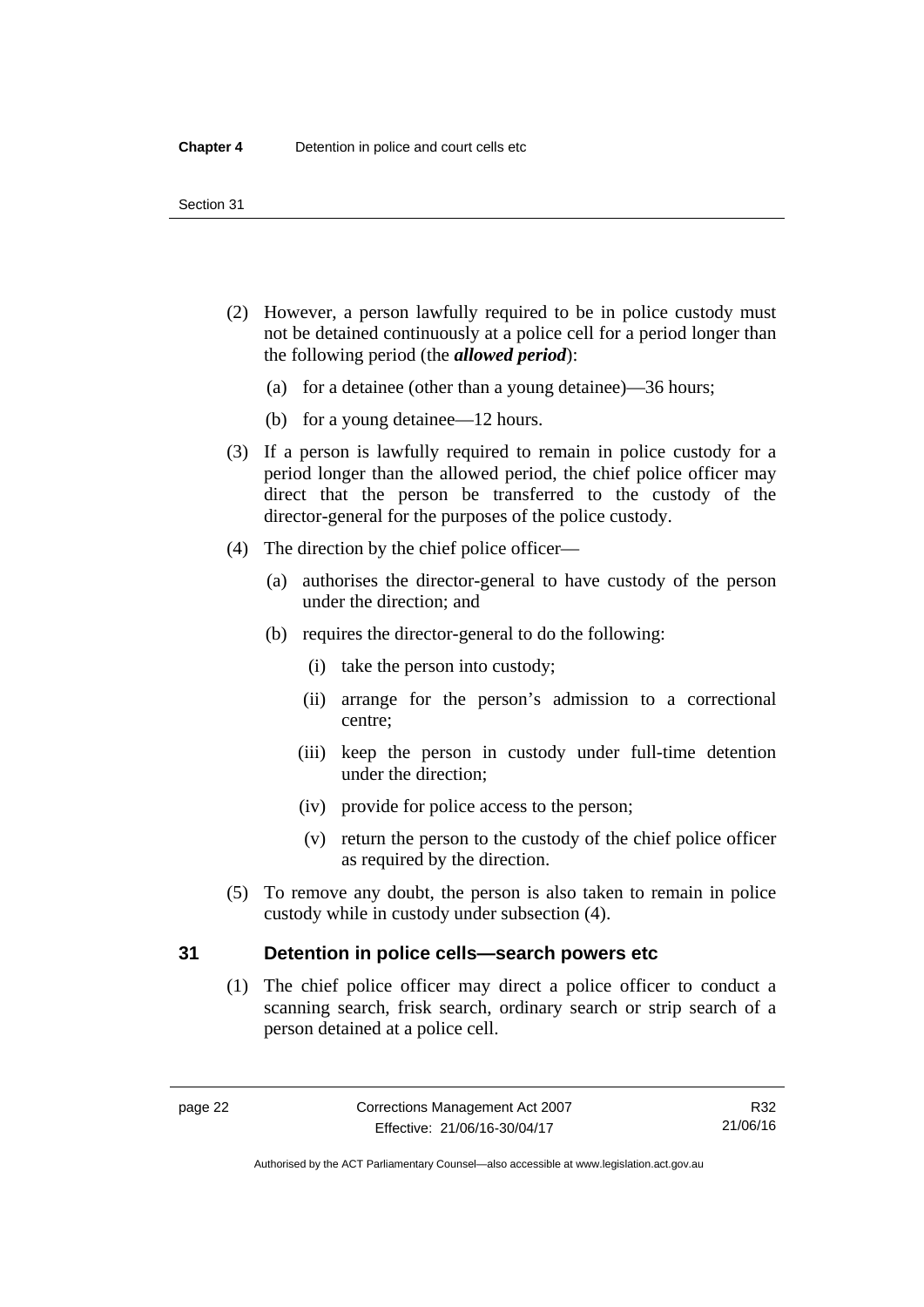(2) However, a person lawfully required to be in police custody must not be detained continuously at a police cell for a period longer than the following period (the ***allowed period***):

(a) for a detainee (other than a young detainee)—36 hours;

(b) for a young detainee—12 hours.

(3) If a person is lawfully required to remain in police custody for a period longer than the allowed period, the chief police officer may direct that the person be transferred to the custody of the director-general for the purposes of the police custody.

(4) The direction by the chief police officer—

(a) authorises the director-general to have custody of the person under the direction; and

(b) requires the director-general to do the following:

(i) take the person into custody;

(ii) arrange for the person's admission to a correctional centre;

(iii) keep the person in custody under full-time detention under the direction;

(iv) provide for police access to the person;

(v) return the person to the custody of the chief police officer as required by the direction.

(5) To remove any doubt, the person is also taken to remain in police custody while in custody under subsection (4).

## 31 Detention in police cells—search powers etc

(1) The chief police officer may direct a police officer to conduct a scanning search, frisk search, ordinary search or strip search of a person detained at a police cell.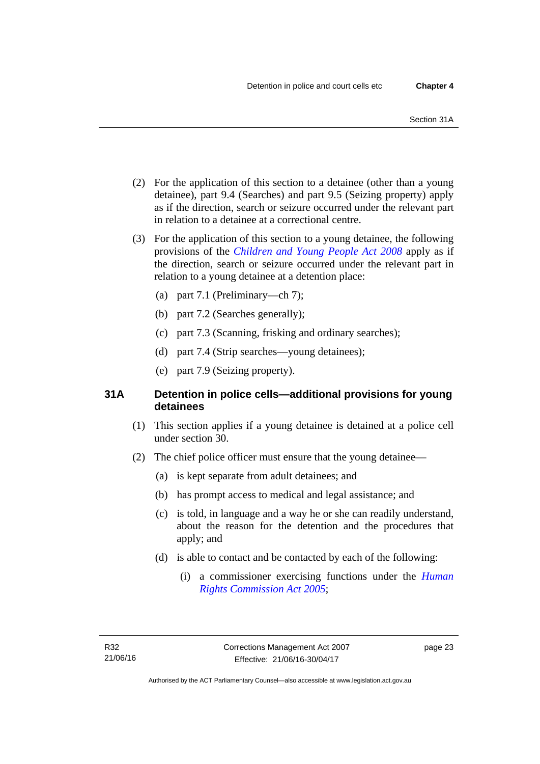(2) For the application of this section to a detainee (other than a young detainee), part 9.4 (Searches) and part 9.5 (Seizing property) apply as if the direction, search or seizure occurred under the relevant part in relation to a detainee at a correctional centre.

(3) For the application of this section to a young detainee, the following provisions of the *Children and Young People Act 2008* apply as if the direction, search or seizure occurred under the relevant part in relation to a young detainee at a detention place:

(a) part 7.1 (Preliminary—ch 7);

(b) part 7.2 (Searches generally);

(c) part 7.3 (Scanning, frisking and ordinary searches);

(d) part 7.4 (Strip searches—young detainees);

(e) part 7.9 (Seizing property).

### 31A Detention in police cells—additional provisions for young detainees

(1) This section applies if a young detainee is detained at a police cell under section 30.

(2) The chief police officer must ensure that the young detainee—

(a) is kept separate from adult detainees; and

(b) has prompt access to medical and legal assistance; and

(c) is told, in language and a way he or she can readily understand, about the reason for the detention and the procedures that apply; and

(d) is able to contact and be contacted by each of the following:

(i) a commissioner exercising functions under the *Human Rights Commission Act 2005*;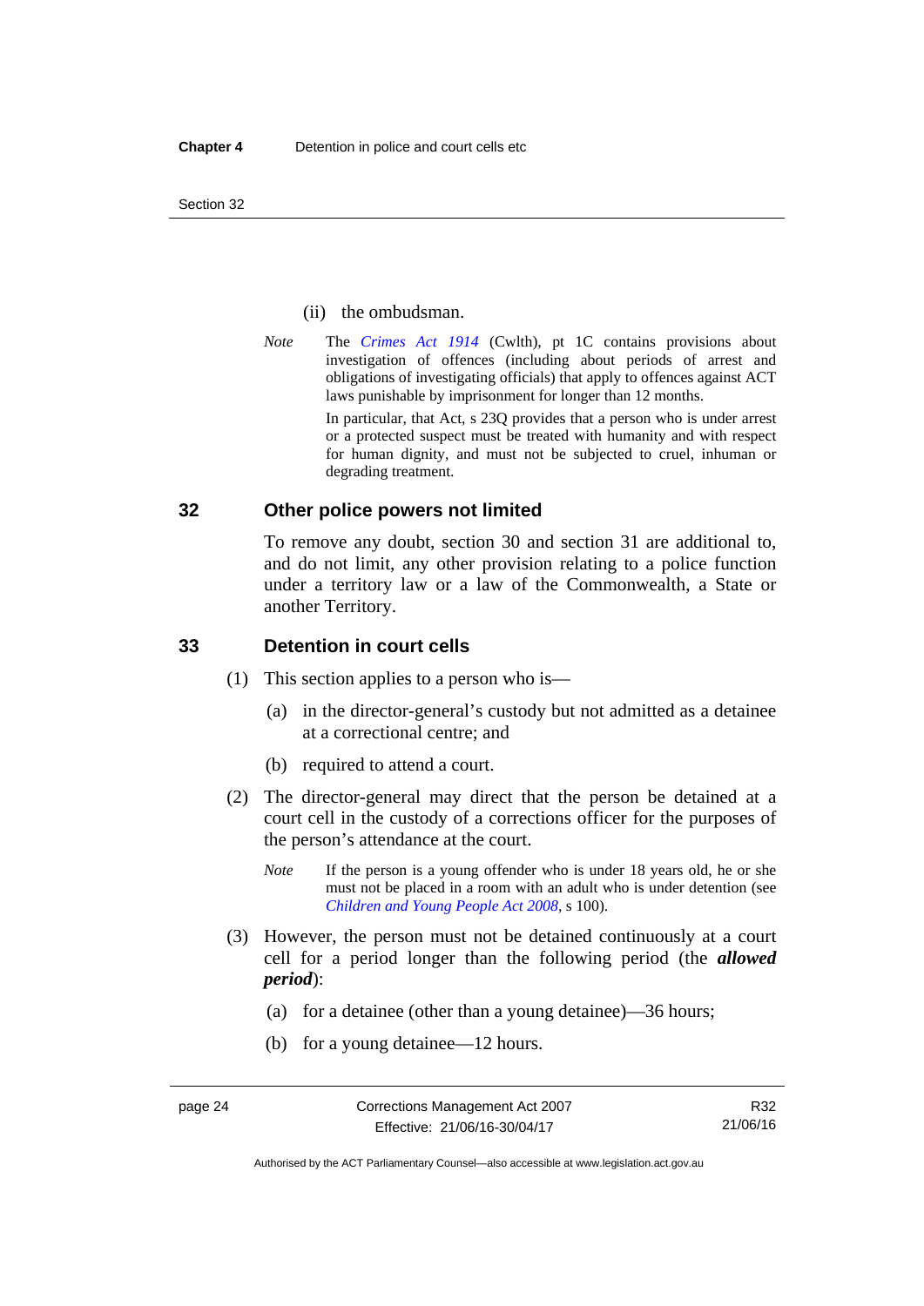(ii) the ombudsman.

*Note* The *Crimes Act 1914* (Cwlth), pt 1C contains provisions about investigation of offences (including about periods of arrest and obligations of investigating officials) that apply to offences against ACT laws punishable by imprisonment for longer than 12 months.

In particular, that Act, s 23Q provides that a person who is under arrest or a protected suspect must be treated with humanity and with respect for human dignity, and must not be subjected to cruel, inhuman or degrading treatment.

## 32 Other police powers not limited

To remove any doubt, section 30 and section 31 are additional to, and do not limit, any other provision relating to a police function under a territory law or a law of the Commonwealth, a State or another Territory.

## 33 Detention in court cells

(1) This section applies to a person who is—

(a) in the director-general's custody but not admitted as a detainee at a correctional centre; and

(b) required to attend a court.

(2) The director-general may direct that the person be detained at a court cell in the custody of a corrections officer for the purposes of the person's attendance at the court.

*Note* If the person is a young offender who is under 18 years old, he or she must not be placed in a room with an adult who is under detention (see *Children and Young People Act 2008*, s 100).

(3) However, the person must not be detained continuously at a court cell for a period longer than the following period (the ***allowed period***):

(a) for a detainee (other than a young detainee)—36 hours;

(b) for a young detainee—12 hours.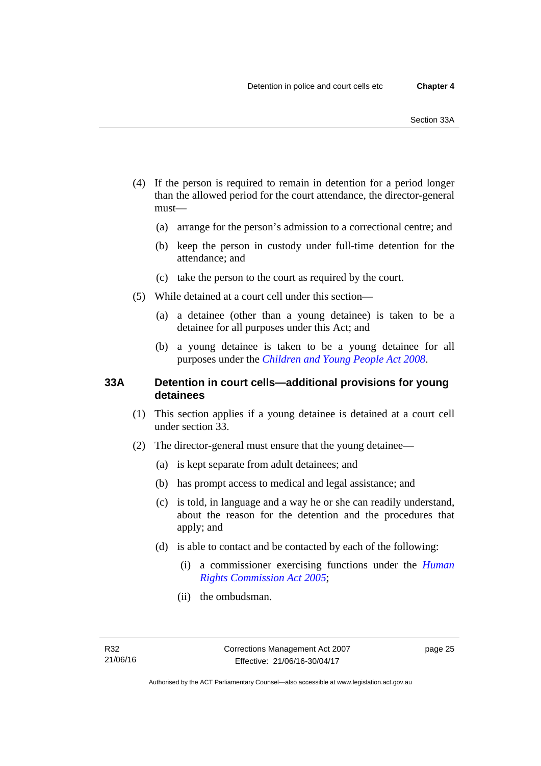(4) If the person is required to remain in detention for a period longer than the allowed period for the court attendance, the director-general must—

(a) arrange for the person's admission to a correctional centre; and

(b) keep the person in custody under full-time detention for the attendance; and

(c) take the person to the court as required by the court.

(5) While detained at a court cell under this section—

(a) a detainee (other than a young detainee) is taken to be a detainee for all purposes under this Act; and

(b) a young detainee is taken to be a young detainee for all purposes under the *Children and Young People Act 2008*.

## 33A Detention in court cells—additional provisions for young detainees

(1) This section applies if a young detainee is detained at a court cell under section 33.

(2) The director-general must ensure that the young detainee—

(a) is kept separate from adult detainees; and

(b) has prompt access to medical and legal assistance; and

(c) is told, in language and a way he or she can readily understand, about the reason for the detention and the procedures that apply; and

(d) is able to contact and be contacted by each of the following:

(i) a commissioner exercising functions under the *Human Rights Commission Act 2005*;

(ii) the ombudsman.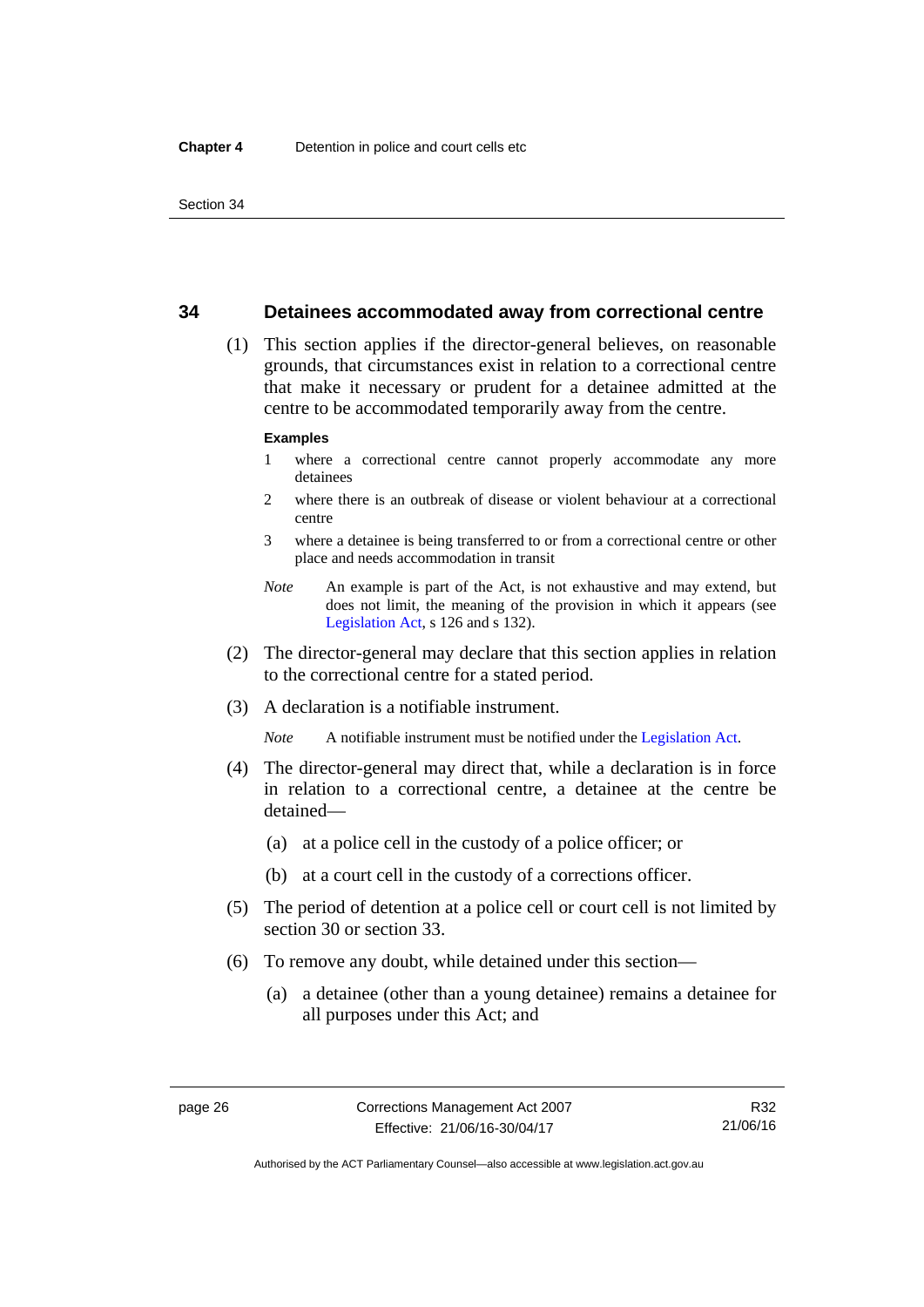## 34 Detainees accommodated away from correctional centre

(1) This section applies if the director-general believes, on reasonable grounds, that circumstances exist in relation to a correctional centre that make it necessary or prudent for a detainee admitted at the centre to be accommodated temporarily away from the centre.

**Examples**

1 where a correctional centre cannot properly accommodate any more detainees

2 where there is an outbreak of disease or violent behaviour at a correctional centre

3 where a detainee is being transferred to or from a correctional centre or other place and needs accommodation in transit

*Note* An example is part of the Act, is not exhaustive and may extend, but does not limit, the meaning of the provision in which it appears (see Legislation Act, s 126 and s 132).

(2) The director-general may declare that this section applies in relation to the correctional centre for a stated period.

(3) A declaration is a notifiable instrument.

*Note* A notifiable instrument must be notified under the Legislation Act.

(4) The director-general may direct that, while a declaration is in force in relation to a correctional centre, a detainee at the centre be detained—

(a) at a police cell in the custody of a police officer; or

(b) at a court cell in the custody of a corrections officer.

(5) The period of detention at a police cell or court cell is not limited by section 30 or section 33.

(6) To remove any doubt, while detained under this section—

(a) a detainee (other than a young detainee) remains a detainee for all purposes under this Act; and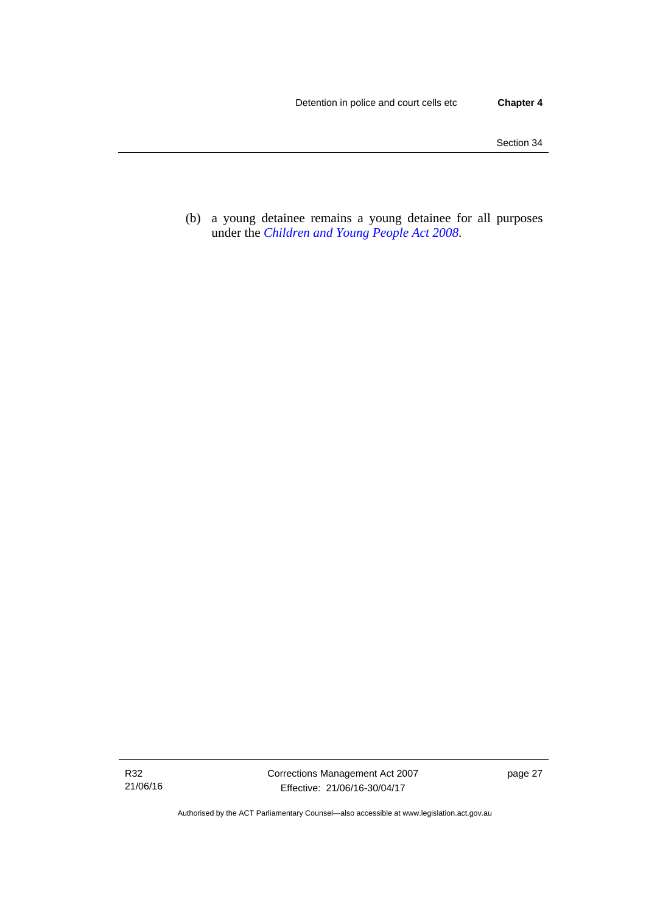(b) a young detainee remains a young detainee for all purposes under the *Children and Young People Act 2008*.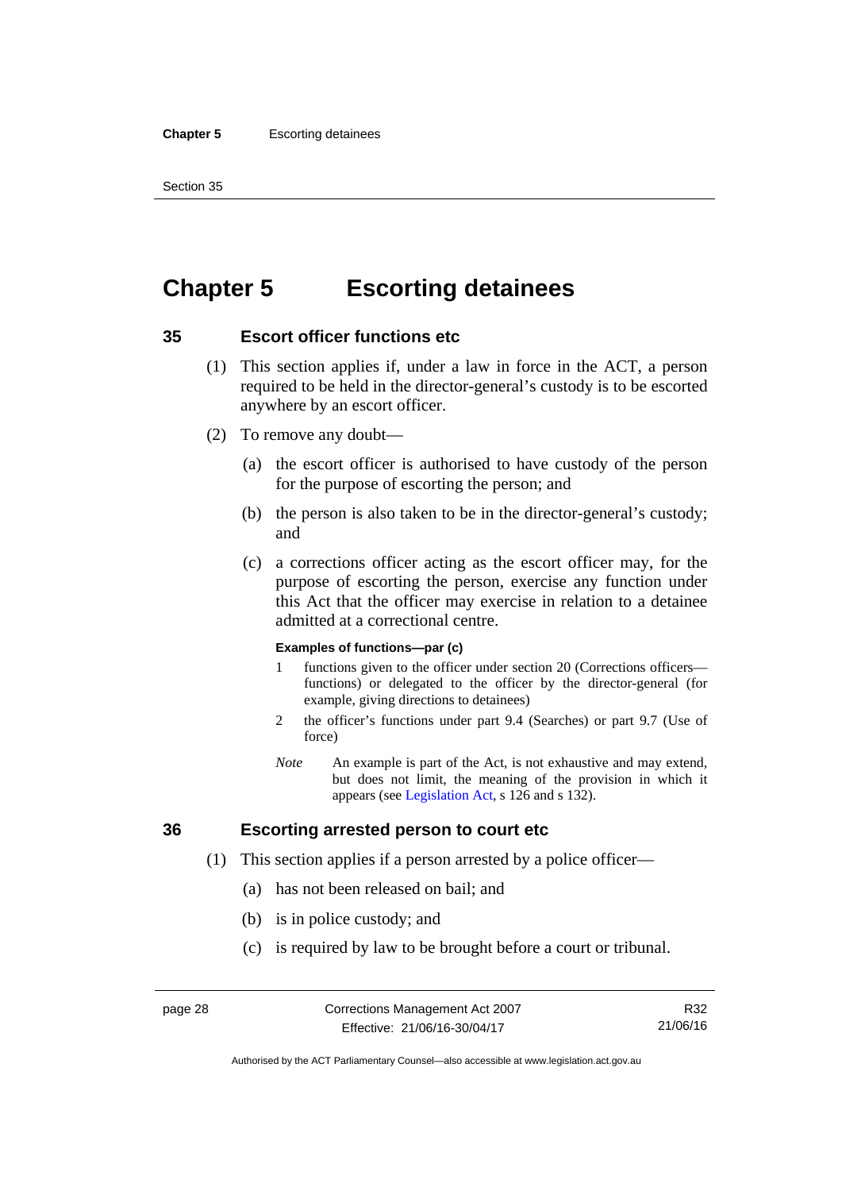# Chapter 5 Escorting detainees

## 35 Escort officer functions etc

(1) This section applies if, under a law in force in the ACT, a person required to be held in the director-general's custody is to be escorted anywhere by an escort officer.

(2) To remove any doubt—

(a) the escort officer is authorised to have custody of the person for the purpose of escorting the person; and

(b) the person is also taken to be in the director-general's custody; and

(c) a corrections officer acting as the escort officer may, for the purpose of escorting the person, exercise any function under this Act that the officer may exercise in relation to a detainee admitted at a correctional centre.

**Examples of functions—par (c)**

1 functions given to the officer under section 20 (Corrections officers—functions) or delegated to the officer by the director-general (for example, giving directions to detainees)

2 the officer's functions under part 9.4 (Searches) or part 9.7 (Use of force)

*Note* An example is part of the Act, is not exhaustive and may extend, but does not limit, the meaning of the provision in which it appears (see Legislation Act, s 126 and s 132).

## 36 Escorting arrested person to court etc

(1) This section applies if a person arrested by a police officer—

(a) has not been released on bail; and

(b) is in police custody; and

(c) is required by law to be brought before a court or tribunal.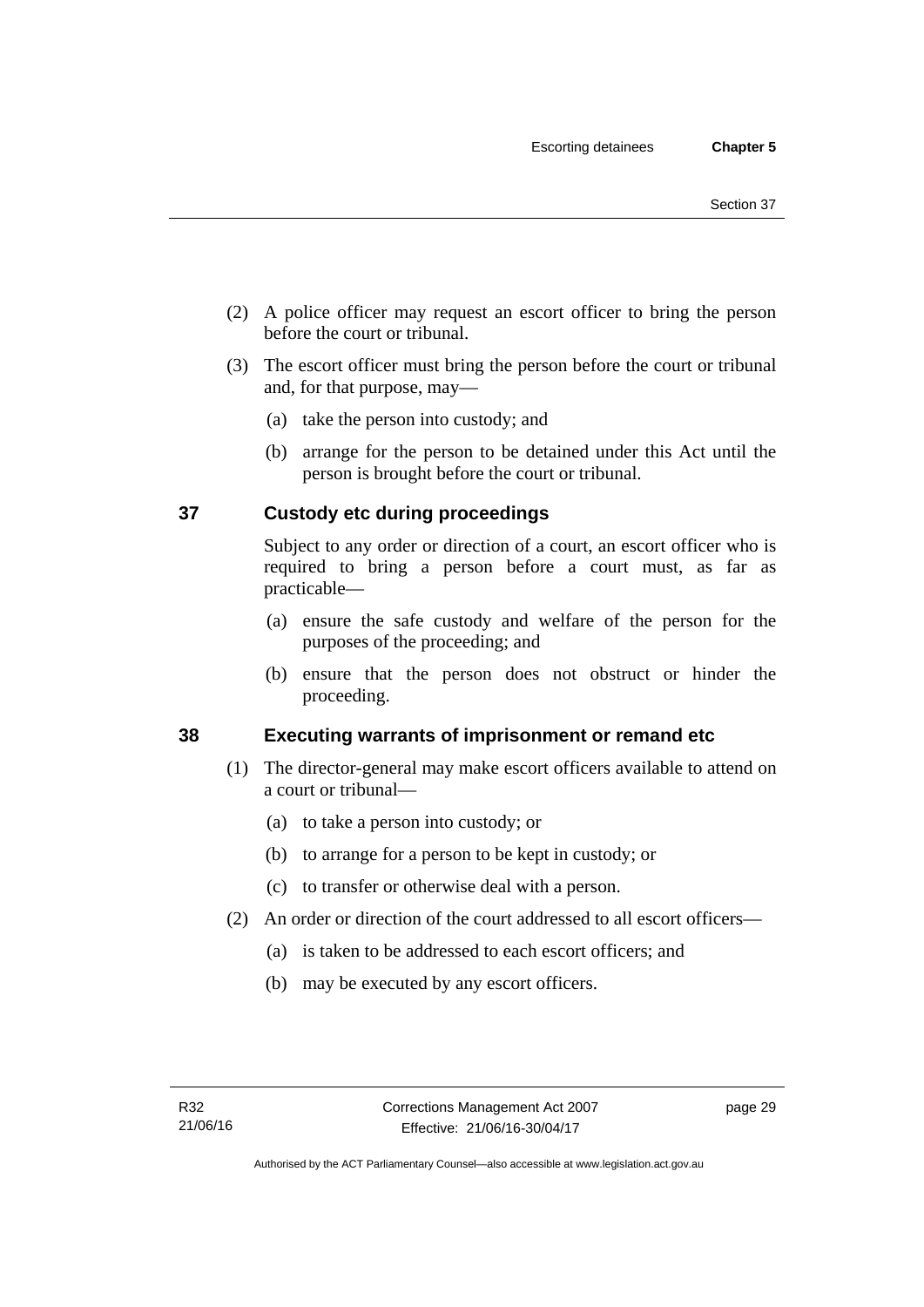(2) A police officer may request an escort officer to bring the person before the court or tribunal.

(3) The escort officer must bring the person before the court or tribunal and, for that purpose, may—

(a) take the person into custody; and

(b) arrange for the person to be detained under this Act until the person is brought before the court or tribunal.

## 37 Custody etc during proceedings

Subject to any order or direction of a court, an escort officer who is required to bring a person before a court must, as far as practicable—

(a) ensure the safe custody and welfare of the person for the purposes of the proceeding; and

(b) ensure that the person does not obstruct or hinder the proceeding.

## 38 Executing warrants of imprisonment or remand etc

(1) The director-general may make escort officers available to attend on a court or tribunal—

(a) to take a person into custody; or

(b) to arrange for a person to be kept in custody; or

(c) to transfer or otherwise deal with a person.

(2) An order or direction of the court addressed to all escort officers—

(a) is taken to be addressed to each escort officers; and

(b) may be executed by any escort officers.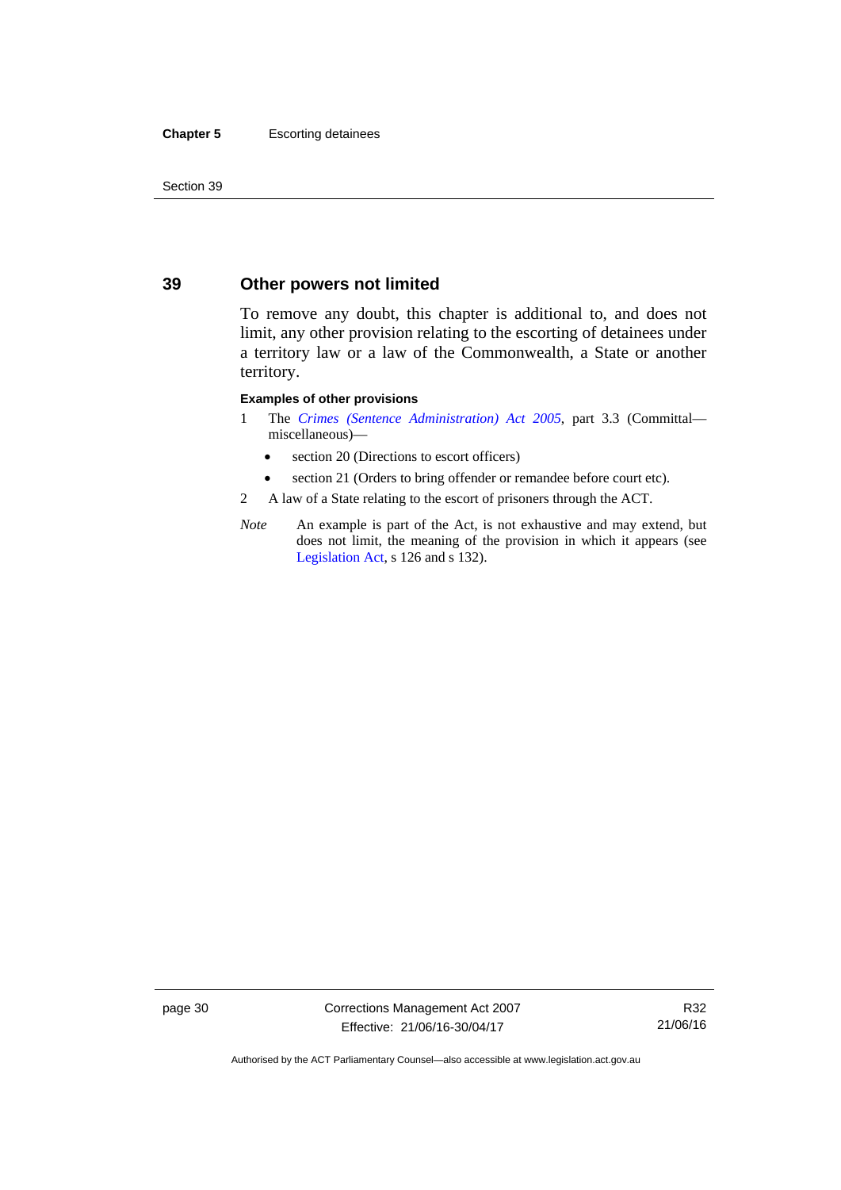## 39 Other powers not limited

To remove any doubt, this chapter is additional to, and does not limit, any other provision relating to the escorting of detainees under a territory law or a law of the Commonwealth, a State or another territory.

**Examples of other provisions**

1 The *Crimes (Sentence Administration) Act 2005*, part 3.3 (Committal—miscellaneous)—

- section 20 (Directions to escort officers)
- section 21 (Orders to bring offender or remandee before court etc).

2 A law of a State relating to the escort of prisoners through the ACT.

*Note* An example is part of the Act, is not exhaustive and may extend, but does not limit, the meaning of the provision in which it appears (see Legislation Act, s 126 and s 132).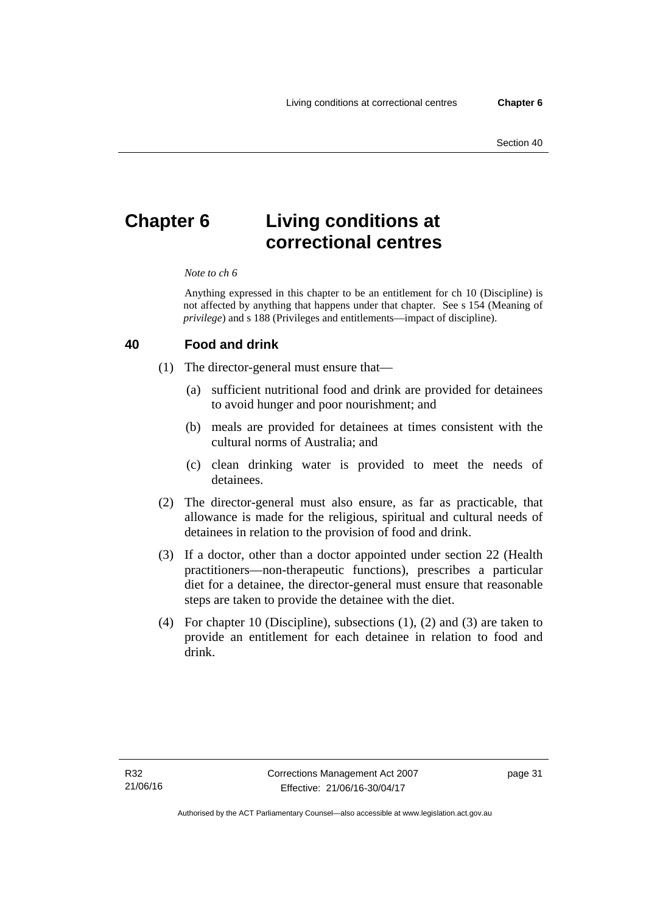# Chapter 6 Living conditions at correctional centres

*Note to ch 6*

Anything expressed in this chapter to be an entitlement for ch 10 (Discipline) is not affected by anything that happens under that chapter. See s 154 (Meaning of *privilege*) and s 188 (Privileges and entitlements—impact of discipline).

## 40 Food and drink

(1) The director-general must ensure that—

(a) sufficient nutritional food and drink are provided for detainees to avoid hunger and poor nourishment; and

(b) meals are provided for detainees at times consistent with the cultural norms of Australia; and

(c) clean drinking water is provided to meet the needs of detainees.

(2) The director-general must also ensure, as far as practicable, that allowance is made for the religious, spiritual and cultural needs of detainees in relation to the provision of food and drink.

(3) If a doctor, other than a doctor appointed under section 22 (Health practitioners—non-therapeutic functions), prescribes a particular diet for a detainee, the director-general must ensure that reasonable steps are taken to provide the detainee with the diet.

(4) For chapter 10 (Discipline), subsections (1), (2) and (3) are taken to provide an entitlement for each detainee in relation to food and drink.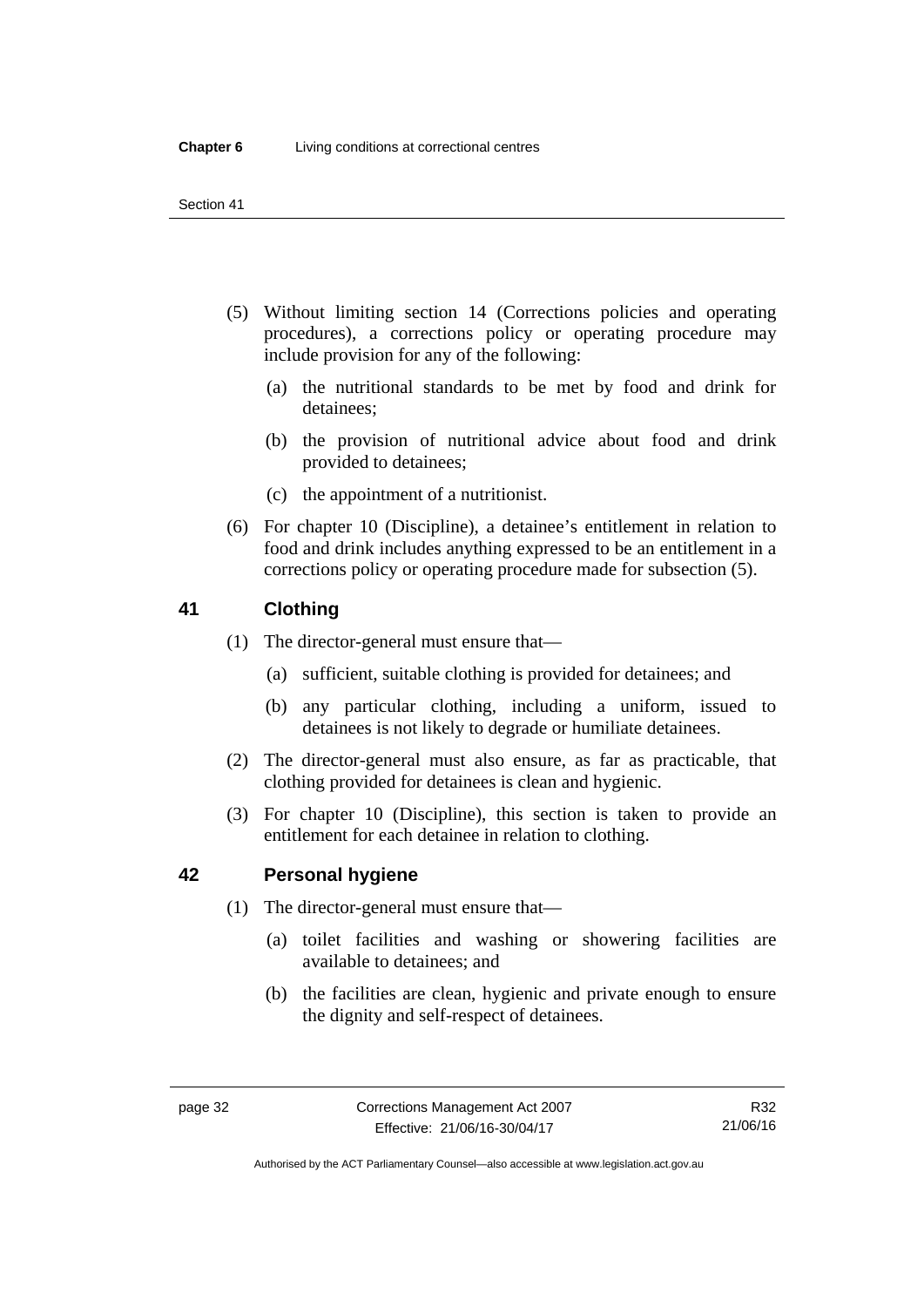(5) Without limiting section 14 (Corrections policies and operating procedures), a corrections policy or operating procedure may include provision for any of the following:

(a) the nutritional standards to be met by food and drink for detainees;

(b) the provision of nutritional advice about food and drink provided to detainees;

(c) the appointment of a nutritionist.

(6) For chapter 10 (Discipline), a detainee's entitlement in relation to food and drink includes anything expressed to be an entitlement in a corrections policy or operating procedure made for subsection (5).

## 41 Clothing

(1) The director-general must ensure that—

(a) sufficient, suitable clothing is provided for detainees; and

(b) any particular clothing, including a uniform, issued to detainees is not likely to degrade or humiliate detainees.

(2) The director-general must also ensure, as far as practicable, that clothing provided for detainees is clean and hygienic.

(3) For chapter 10 (Discipline), this section is taken to provide an entitlement for each detainee in relation to clothing.

## 42 Personal hygiene

(1) The director-general must ensure that—

(a) toilet facilities and washing or showering facilities are available to detainees; and

(b) the facilities are clean, hygienic and private enough to ensure the dignity and self-respect of detainees.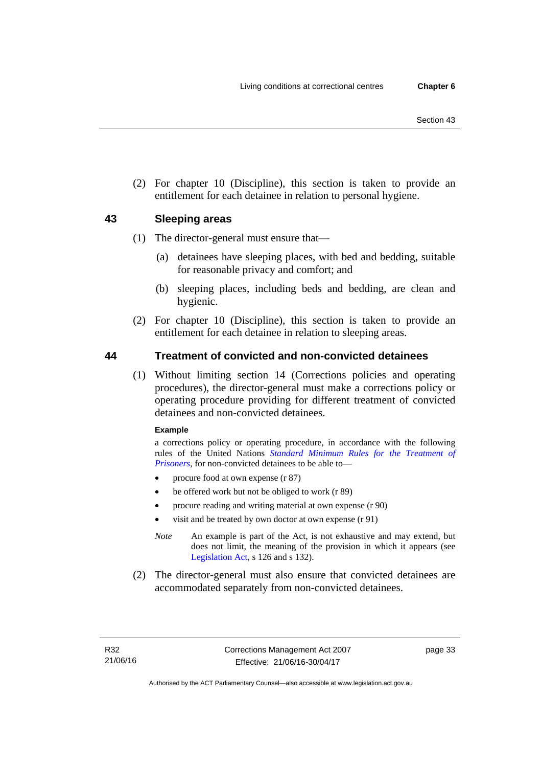(2) For chapter 10 (Discipline), this section is taken to provide an entitlement for each detainee in relation to personal hygiene.

## 43 Sleeping areas

(1) The director-general must ensure that—

(a) detainees have sleeping places, with bed and bedding, suitable for reasonable privacy and comfort; and

(b) sleeping places, including beds and bedding, are clean and hygienic.

(2) For chapter 10 (Discipline), this section is taken to provide an entitlement for each detainee in relation to sleeping areas.

## 44 Treatment of convicted and non-convicted detainees

(1) Without limiting section 14 (Corrections policies and operating procedures), the director-general must make a corrections policy or operating procedure providing for different treatment of convicted detainees and non-convicted detainees.

**Example**

a corrections policy or operating procedure, in accordance with the following rules of the United Nations *Standard Minimum Rules for the Treatment of Prisoners*, for non-convicted detainees to be able to—

- procure food at own expense (r 87)
- be offered work but not be obliged to work (r 89)
- procure reading and writing material at own expense (r 90)
- visit and be treated by own doctor at own expense (r 91)

*Note* An example is part of the Act, is not exhaustive and may extend, but does not limit, the meaning of the provision in which it appears (see Legislation Act, s 126 and s 132).

(2) The director-general must also ensure that convicted detainees are accommodated separately from non-convicted detainees.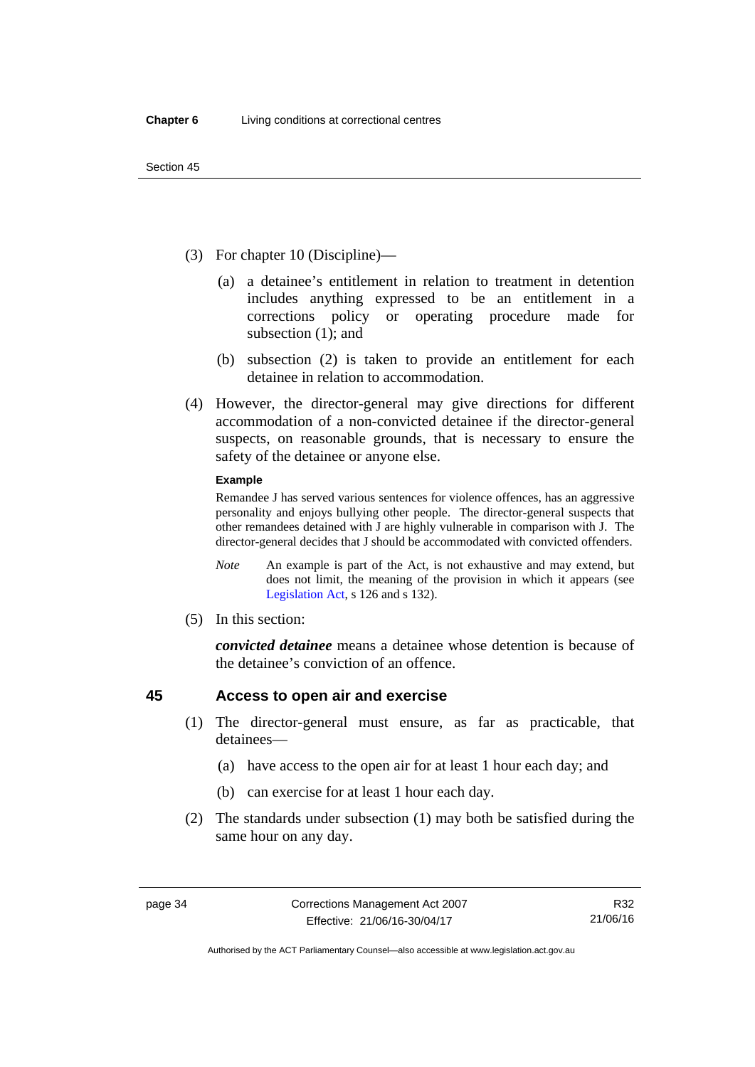(3) For chapter 10 (Discipline)—

(a) a detainee's entitlement in relation to treatment in detention includes anything expressed to be an entitlement in a corrections policy or operating procedure made for subsection (1); and

(b) subsection (2) is taken to provide an entitlement for each detainee in relation to accommodation.

(4) However, the director-general may give directions for different accommodation of a non-convicted detainee if the director-general suspects, on reasonable grounds, that is necessary to ensure the safety of the detainee or anyone else.

**Example**

Remandee J has served various sentences for violence offences, has an aggressive personality and enjoys bullying other people. The director-general suspects that other remandees detained with J are highly vulnerable in comparison with J. The director-general decides that J should be accommodated with convicted offenders.

*Note* An example is part of the Act, is not exhaustive and may extend, but does not limit, the meaning of the provision in which it appears (see Legislation Act, s 126 and s 132).

(5) In this section:

***convicted detainee*** means a detainee whose detention is because of the detainee's conviction of an offence.

## 45 Access to open air and exercise

(1) The director-general must ensure, as far as practicable, that detainees—

(a) have access to the open air for at least 1 hour each day; and

(b) can exercise for at least 1 hour each day.

(2) The standards under subsection (1) may both be satisfied during the same hour on any day.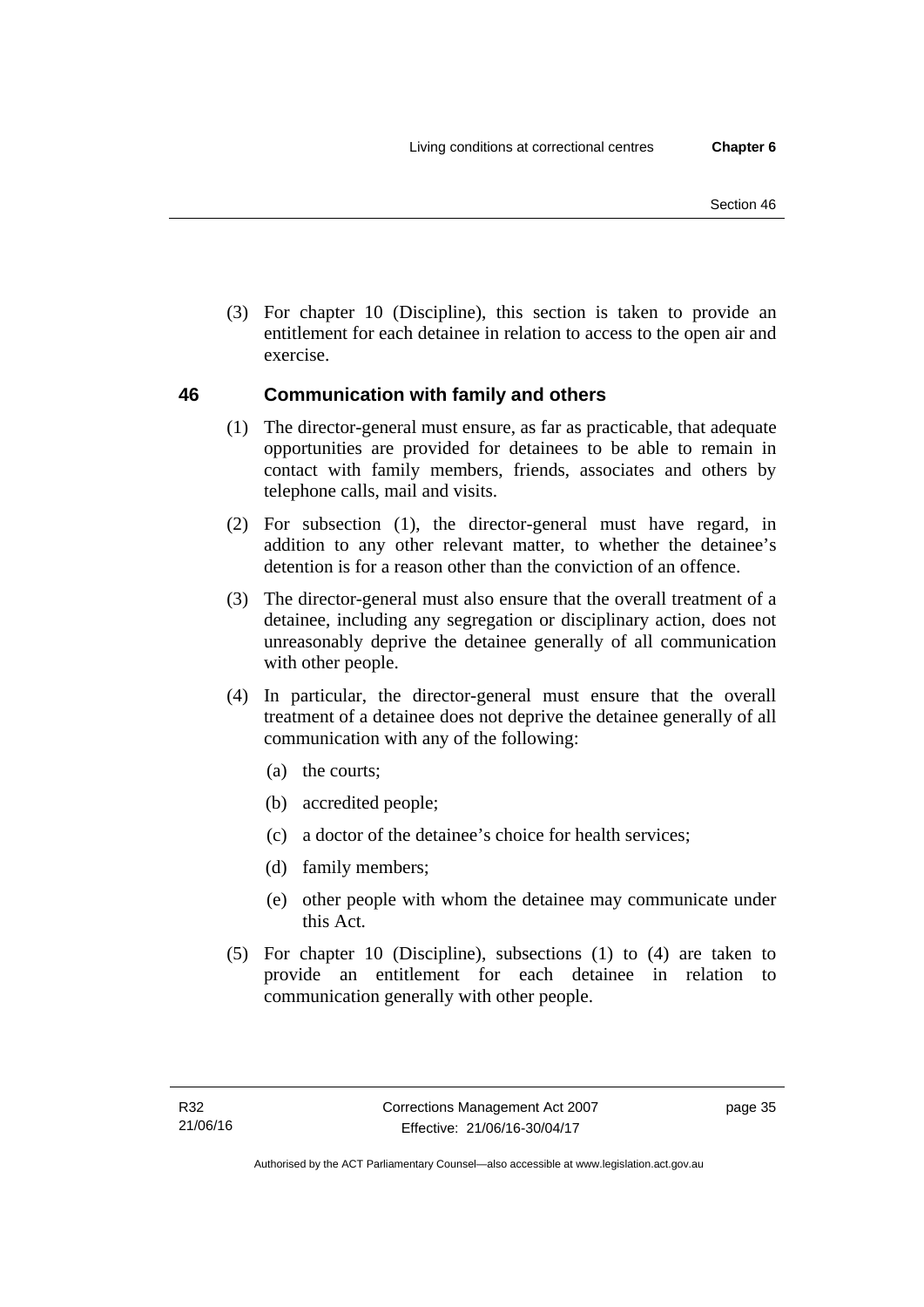(3) For chapter 10 (Discipline), this section is taken to provide an entitlement for each detainee in relation to access to the open air and exercise.

## 46 Communication with family and others

(1) The director-general must ensure, as far as practicable, that adequate opportunities are provided for detainees to be able to remain in contact with family members, friends, associates and others by telephone calls, mail and visits.

(2) For subsection (1), the director-general must have regard, in addition to any other relevant matter, to whether the detainee's detention is for a reason other than the conviction of an offence.

(3) The director-general must also ensure that the overall treatment of a detainee, including any segregation or disciplinary action, does not unreasonably deprive the detainee generally of all communication with other people.

(4) In particular, the director-general must ensure that the overall treatment of a detainee does not deprive the detainee generally of all communication with any of the following:

- (a) the courts;
- (b) accredited people;
- (c) a doctor of the detainee's choice for health services;
- (d) family members;
- (e) other people with whom the detainee may communicate under this Act.

(5) For chapter 10 (Discipline), subsections (1) to (4) are taken to provide an entitlement for each detainee in relation to communication generally with other people.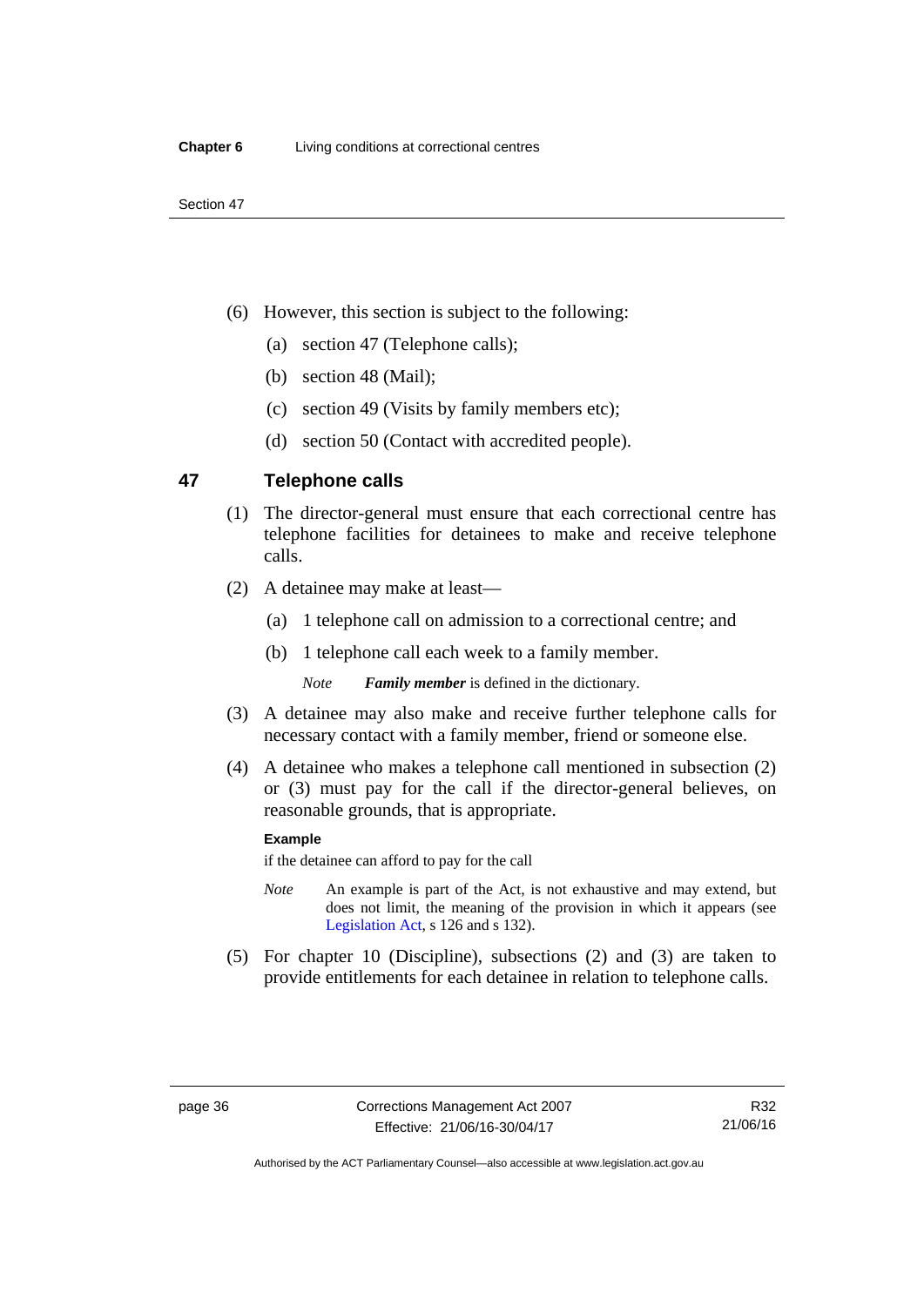(6) However, this section is subject to the following:

(a) section 47 (Telephone calls);

(b) section 48 (Mail);

(c) section 49 (Visits by family members etc);

(d) section 50 (Contact with accredited people).

## 47 Telephone calls

(1) The director-general must ensure that each correctional centre has telephone facilities for detainees to make and receive telephone calls.

(2) A detainee may make at least—

(a) 1 telephone call on admission to a correctional centre; and

(b) 1 telephone call each week to a family member.

*Note* ***Family member*** is defined in the dictionary.

(3) A detainee may also make and receive further telephone calls for necessary contact with a family member, friend or someone else.

(4) A detainee who makes a telephone call mentioned in subsection (2) or (3) must pay for the call if the director-general believes, on reasonable grounds, that is appropriate.

**Example**

if the detainee can afford to pay for the call

*Note* An example is part of the Act, is not exhaustive and may extend, but does not limit, the meaning of the provision in which it appears (see Legislation Act, s 126 and s 132).

(5) For chapter 10 (Discipline), subsections (2) and (3) are taken to provide entitlements for each detainee in relation to telephone calls.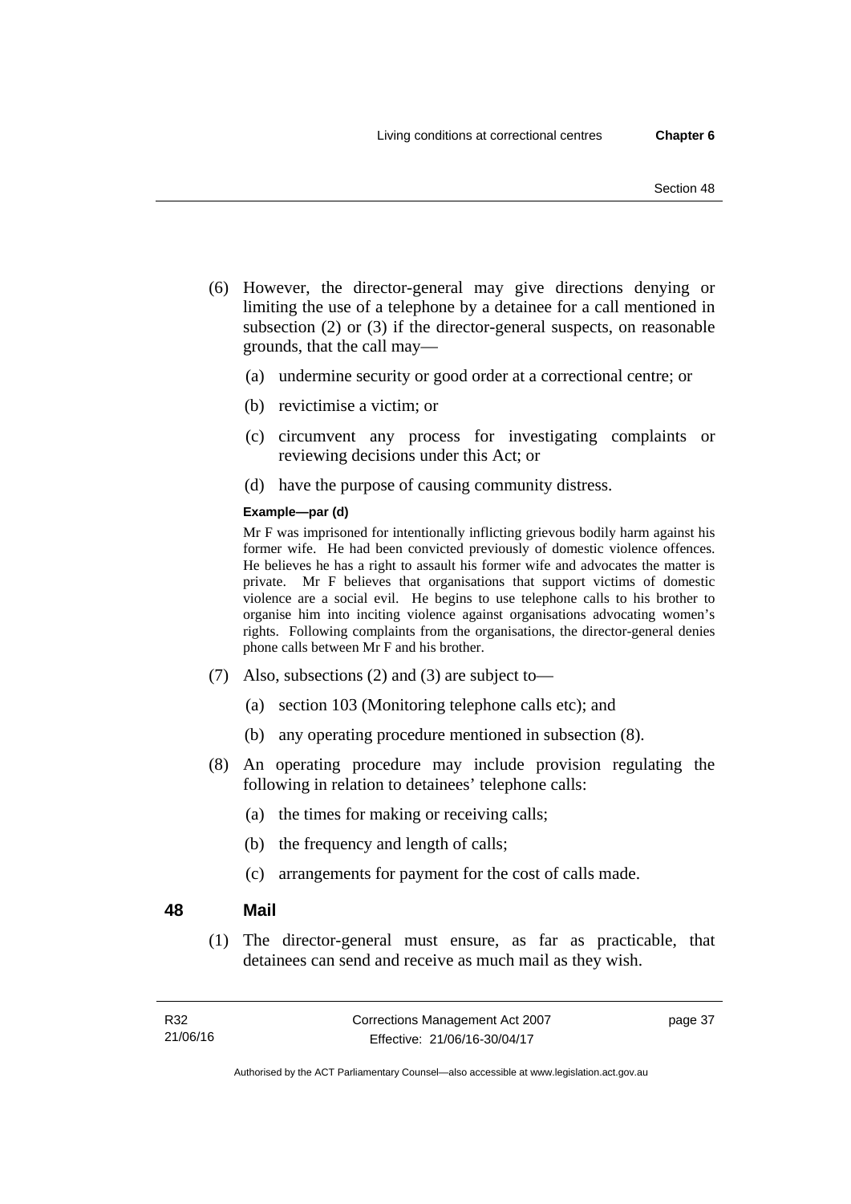(6) However, the director-general may give directions denying or limiting the use of a telephone by a detainee for a call mentioned in subsection (2) or (3) if the director-general suspects, on reasonable grounds, that the call may—

(a) undermine security or good order at a correctional centre; or

(b) revictimise a victim; or

(c) circumvent any process for investigating complaints or reviewing decisions under this Act; or

(d) have the purpose of causing community distress.

**Example—par (d)**

Mr F was imprisoned for intentionally inflicting grievous bodily harm against his former wife. He had been convicted previously of domestic violence offences. He believes he has a right to assault his former wife and advocates the matter is private. Mr F believes that organisations that support victims of domestic violence are a social evil. He begins to use telephone calls to his brother to organise him into inciting violence against organisations advocating women's rights. Following complaints from the organisations, the director-general denies phone calls between Mr F and his brother.

(7) Also, subsections (2) and (3) are subject to—

(a) section 103 (Monitoring telephone calls etc); and

(b) any operating procedure mentioned in subsection (8).

(8) An operating procedure may include provision regulating the following in relation to detainees' telephone calls:

(a) the times for making or receiving calls;

(b) the frequency and length of calls;

(c) arrangements for payment for the cost of calls made.

## 48 Mail

(1) The director-general must ensure, as far as practicable, that detainees can send and receive as much mail as they wish.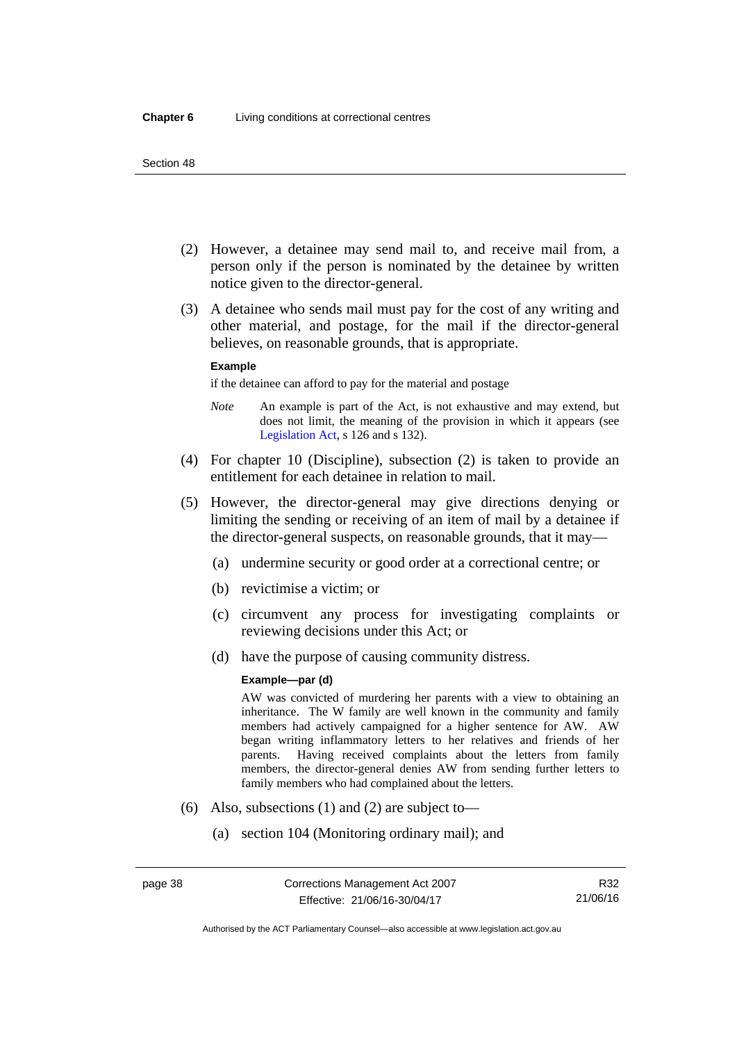(2) However, a detainee may send mail to, and receive mail from, a person only if the person is nominated by the detainee by written notice given to the director-general.

(3) A detainee who sends mail must pay for the cost of any writing and other material, and postage, for the mail if the director-general believes, on reasonable grounds, that is appropriate.

**Example**

if the detainee can afford to pay for the material and postage

*Note* An example is part of the Act, is not exhaustive and may extend, but does not limit, the meaning of the provision in which it appears (see Legislation Act, s 126 and s 132).

(4) For chapter 10 (Discipline), subsection (2) is taken to provide an entitlement for each detainee in relation to mail.

(5) However, the director-general may give directions denying or limiting the sending or receiving of an item of mail by a detainee if the director-general suspects, on reasonable grounds, that it may—

(a) undermine security or good order at a correctional centre; or

(b) revictimise a victim; or

(c) circumvent any process for investigating complaints or reviewing decisions under this Act; or

(d) have the purpose of causing community distress.

**Example—par (d)**

AW was convicted of murdering her parents with a view to obtaining an inheritance. The W family are well known in the community and family members had actively campaigned for a higher sentence for AW. AW began writing inflammatory letters to her relatives and friends of her parents. Having received complaints about the letters from family members, the director-general denies AW from sending further letters to family members who had complained about the letters.

(6) Also, subsections (1) and (2) are subject to—

(a) section 104 (Monitoring ordinary mail); and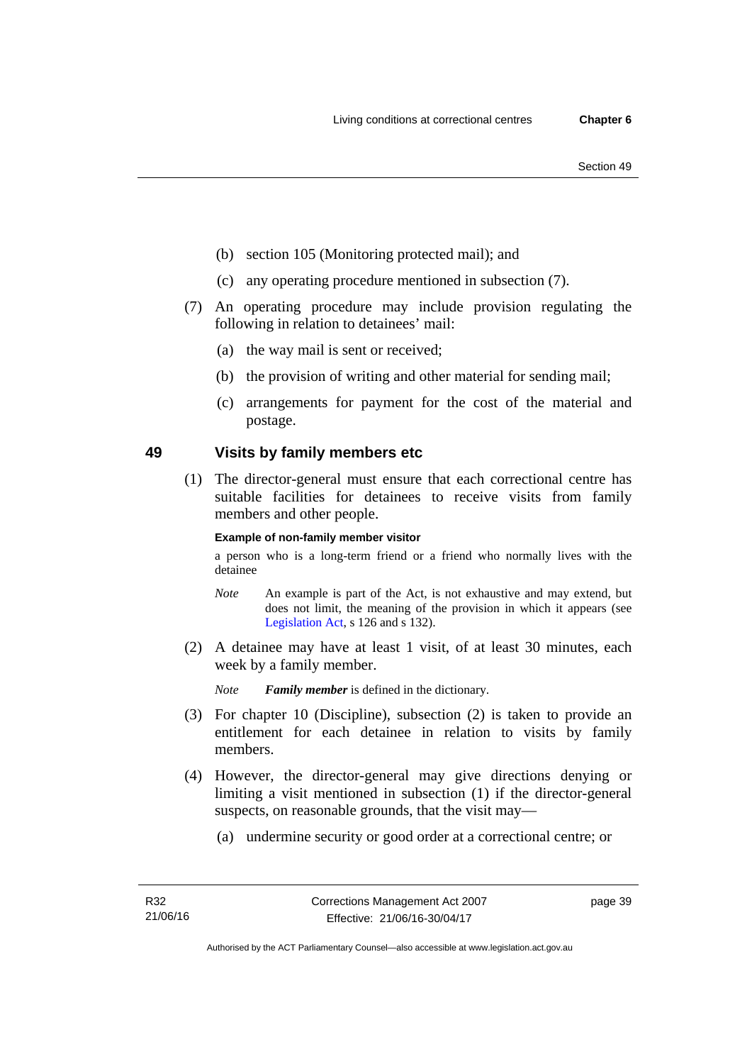(b) section 105 (Monitoring protected mail); and

(c) any operating procedure mentioned in subsection (7).

(7) An operating procedure may include provision regulating the following in relation to detainees' mail:

(a) the way mail is sent or received;

(b) the provision of writing and other material for sending mail;

(c) arrangements for payment for the cost of the material and postage.

## 49 Visits by family members etc

(1) The director-general must ensure that each correctional centre has suitable facilities for detainees to receive visits from family members and other people.

**Example of non-family member visitor**

a person who is a long-term friend or a friend who normally lives with the detainee

*Note* An example is part of the Act, is not exhaustive and may extend, but does not limit, the meaning of the provision in which it appears (see Legislation Act, s 126 and s 132).

(2) A detainee may have at least 1 visit, of at least 30 minutes, each week by a family member.

*Note* ***Family member*** is defined in the dictionary.

(3) For chapter 10 (Discipline), subsection (2) is taken to provide an entitlement for each detainee in relation to visits by family members.

(4) However, the director-general may give directions denying or limiting a visit mentioned in subsection (1) if the director-general suspects, on reasonable grounds, that the visit may—

(a) undermine security or good order at a correctional centre; or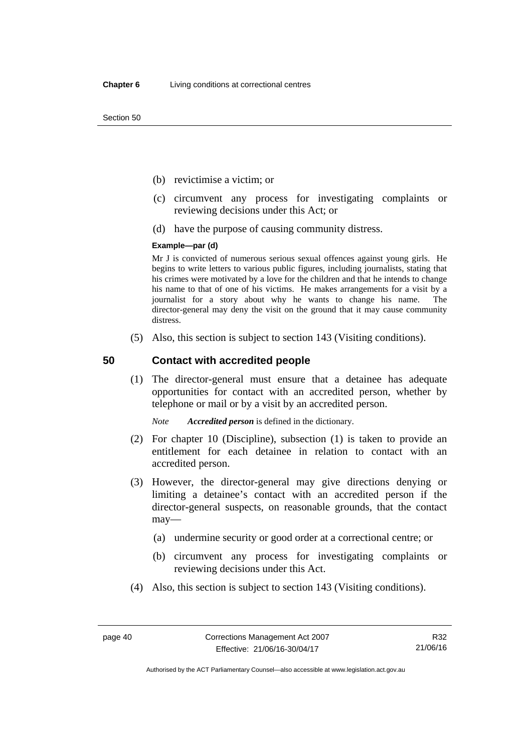(b) revictimise a victim; or

(c) circumvent any process for investigating complaints or reviewing decisions under this Act; or

(d) have the purpose of causing community distress.

**Example—par (d)**

Mr J is convicted of numerous serious sexual offences against young girls. He begins to write letters to various public figures, including journalists, stating that his crimes were motivated by a love for the children and that he intends to change his name to that of one of his victims. He makes arrangements for a visit by a journalist for a story about why he wants to change his name. The director-general may deny the visit on the ground that it may cause community distress.

(5) Also, this section is subject to section 143 (Visiting conditions).

## 50 Contact with accredited people

(1) The director-general must ensure that a detainee has adequate opportunities for contact with an accredited person, whether by telephone or mail or by a visit by an accredited person.

*Note* ***Accredited person*** is defined in the dictionary.

(2) For chapter 10 (Discipline), subsection (1) is taken to provide an entitlement for each detainee in relation to contact with an accredited person.

(3) However, the director-general may give directions denying or limiting a detainee's contact with an accredited person if the director-general suspects, on reasonable grounds, that the contact may—

(a) undermine security or good order at a correctional centre; or

(b) circumvent any process for investigating complaints or reviewing decisions under this Act.

(4) Also, this section is subject to section 143 (Visiting conditions).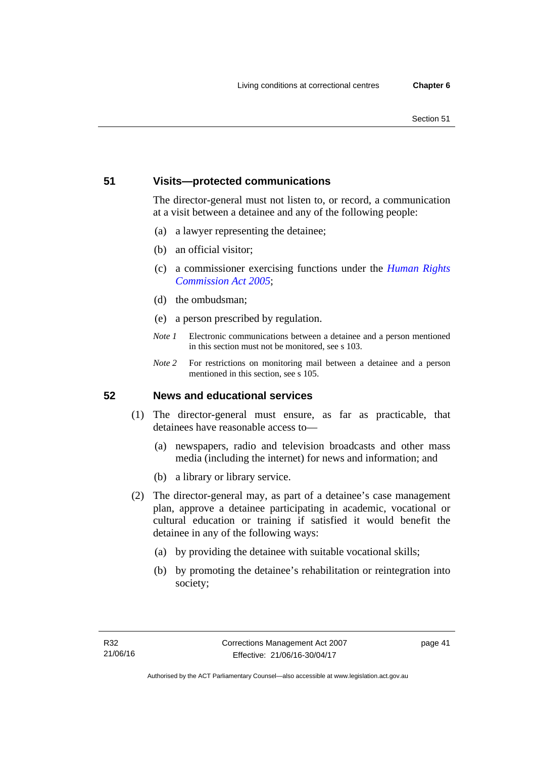## 51 Visits—protected communications

The director-general must not listen to, or record, a communication at a visit between a detainee and any of the following people:

(a) a lawyer representing the detainee;

(b) an official visitor;

(c) a commissioner exercising functions under the *Human Rights Commission Act 2005*;

(d) the ombudsman;

(e) a person prescribed by regulation.

*Note 1* Electronic communications between a detainee and a person mentioned in this section must not be monitored, see s 103.

*Note 2* For restrictions on monitoring mail between a detainee and a person mentioned in this section, see s 105.

## 52 News and educational services

(1) The director-general must ensure, as far as practicable, that detainees have reasonable access to—

(a) newspapers, radio and television broadcasts and other mass media (including the internet) for news and information; and

(b) a library or library service.

(2) The director-general may, as part of a detainee's case management plan, approve a detainee participating in academic, vocational or cultural education or training if satisfied it would benefit the detainee in any of the following ways:

(a) by providing the detainee with suitable vocational skills;

(b) by promoting the detainee's rehabilitation or reintegration into society;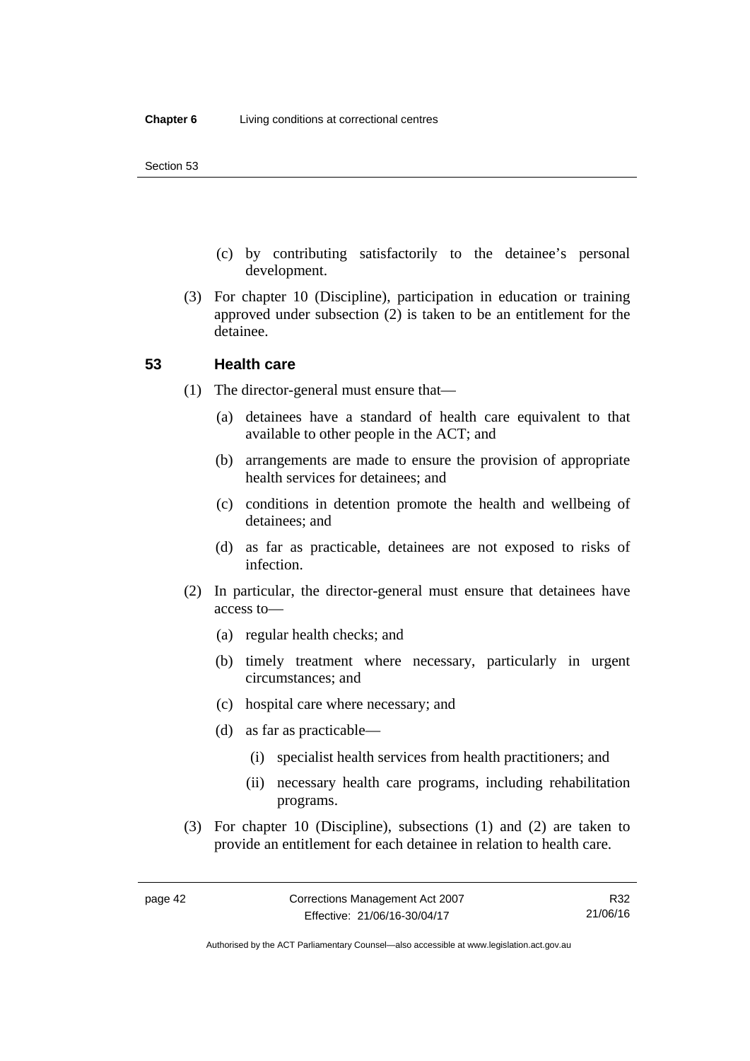(c) by contributing satisfactorily to the detainee's personal development.

(3) For chapter 10 (Discipline), participation in education or training approved under subsection (2) is taken to be an entitlement for the detainee.

### 53 Health care

(1) The director-general must ensure that—

(a) detainees have a standard of health care equivalent to that available to other people in the ACT; and

(b) arrangements are made to ensure the provision of appropriate health services for detainees; and

(c) conditions in detention promote the health and wellbeing of detainees; and

(d) as far as practicable, detainees are not exposed to risks of infection.

(2) In particular, the director-general must ensure that detainees have access to—

(a) regular health checks; and

(b) timely treatment where necessary, particularly in urgent circumstances; and

(c) hospital care where necessary; and

(d) as far as practicable—

(i) specialist health services from health practitioners; and

(ii) necessary health care programs, including rehabilitation programs.

(3) For chapter 10 (Discipline), subsections (1) and (2) are taken to provide an entitlement for each detainee in relation to health care.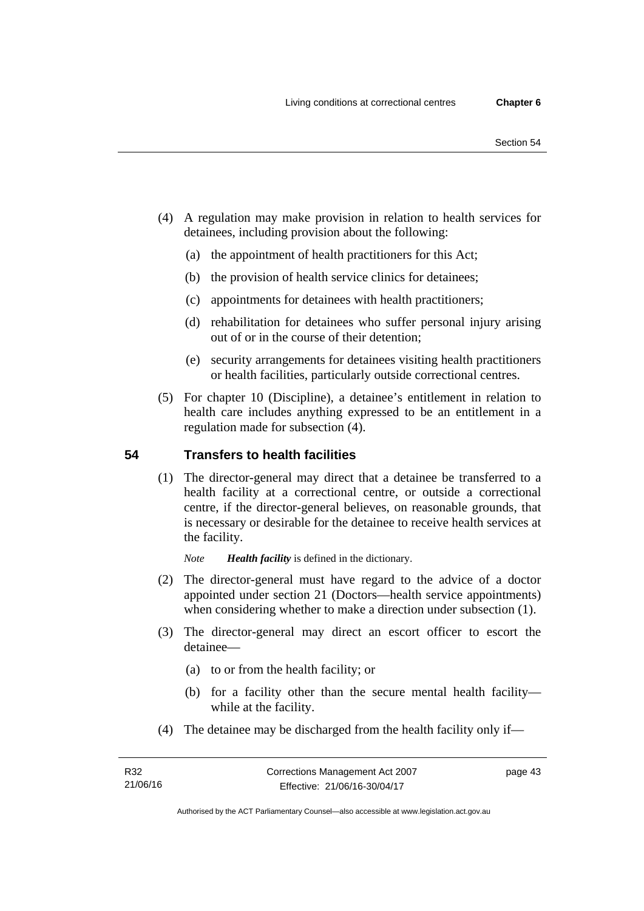(4) A regulation may make provision in relation to health services for detainees, including provision about the following:

(a) the appointment of health practitioners for this Act;

(b) the provision of health service clinics for detainees;

(c) appointments for detainees with health practitioners;

(d) rehabilitation for detainees who suffer personal injury arising out of or in the course of their detention;

(e) security arrangements for detainees visiting health practitioners or health facilities, particularly outside correctional centres.

(5) For chapter 10 (Discipline), a detainee's entitlement in relation to health care includes anything expressed to be an entitlement in a regulation made for subsection (4).

## 54 Transfers to health facilities

(1) The director-general may direct that a detainee be transferred to a health facility at a correctional centre, or outside a correctional centre, if the director-general believes, on reasonable grounds, that is necessary or desirable for the detainee to receive health services at the facility.

*Note* ***Health facility*** is defined in the dictionary.

(2) The director-general must have regard to the advice of a doctor appointed under section 21 (Doctors—health service appointments) when considering whether to make a direction under subsection (1).

(3) The director-general may direct an escort officer to escort the detainee—

(a) to or from the health facility; or

(b) for a facility other than the secure mental health facility—while at the facility.

(4) The detainee may be discharged from the health facility only if—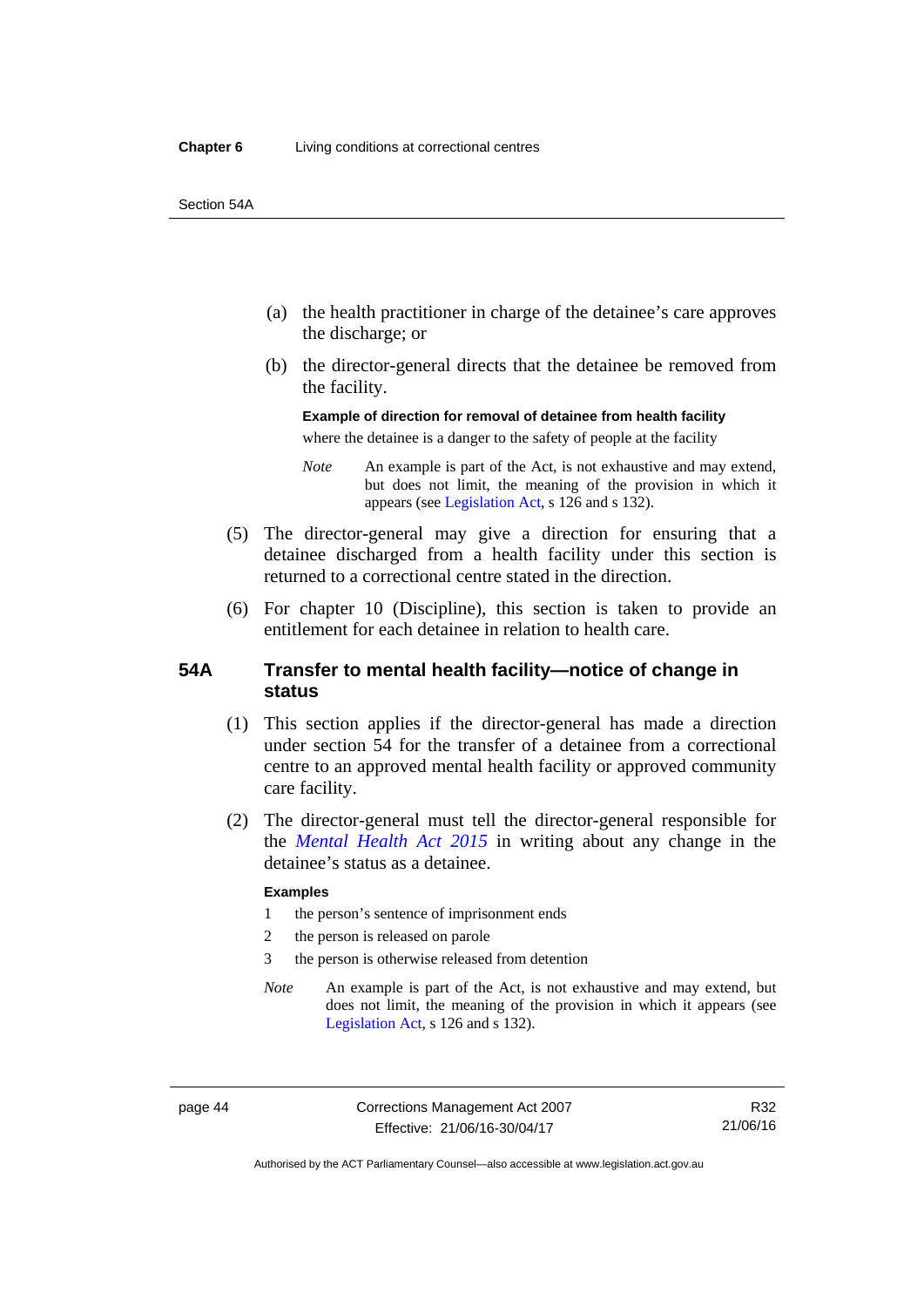(a) the health practitioner in charge of the detainee's care approves the discharge; or

(b) the director-general directs that the detainee be removed from the facility.

**Example of direction for removal of detainee from health facility**

where the detainee is a danger to the safety of people at the facility

*Note* An example is part of the Act, is not exhaustive and may extend, but does not limit, the meaning of the provision in which it appears (see Legislation Act, s 126 and s 132).

(5) The director-general may give a direction for ensuring that a detainee discharged from a health facility under this section is returned to a correctional centre stated in the direction.

(6) For chapter 10 (Discipline), this section is taken to provide an entitlement for each detainee in relation to health care.

## 54A Transfer to mental health facility—notice of change in status

(1) This section applies if the director-general has made a direction under section 54 for the transfer of a detainee from a correctional centre to an approved mental health facility or approved community care facility.

(2) The director-general must tell the director-general responsible for the *Mental Health Act 2015* in writing about any change in the detainee's status as a detainee.

**Examples**

1 the person's sentence of imprisonment ends

2 the person is released on parole

3 the person is otherwise released from detention

*Note* An example is part of the Act, is not exhaustive and may extend, but does not limit, the meaning of the provision in which it appears (see Legislation Act, s 126 and s 132).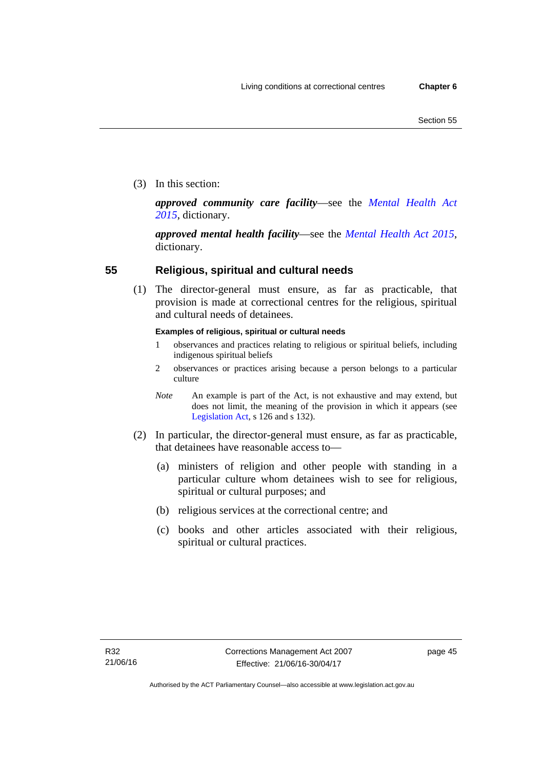(3) In this section:

***approved community care facility***—see the *Mental Health Act 2015*, dictionary.

***approved mental health facility***—see the *Mental Health Act 2015*, dictionary.

## 55 Religious, spiritual and cultural needs

(1) The director-general must ensure, as far as practicable, that provision is made at correctional centres for the religious, spiritual and cultural needs of detainees.

**Examples of religious, spiritual or cultural needs**

1 observances and practices relating to religious or spiritual beliefs, including indigenous spiritual beliefs

2 observances or practices arising because a person belongs to a particular culture

*Note* An example is part of the Act, is not exhaustive and may extend, but does not limit, the meaning of the provision in which it appears (see Legislation Act, s 126 and s 132).

(2) In particular, the director-general must ensure, as far as practicable, that detainees have reasonable access to—

(a) ministers of religion and other people with standing in a particular culture whom detainees wish to see for religious, spiritual or cultural purposes; and

(b) religious services at the correctional centre; and

(c) books and other articles associated with their religious, spiritual or cultural practices.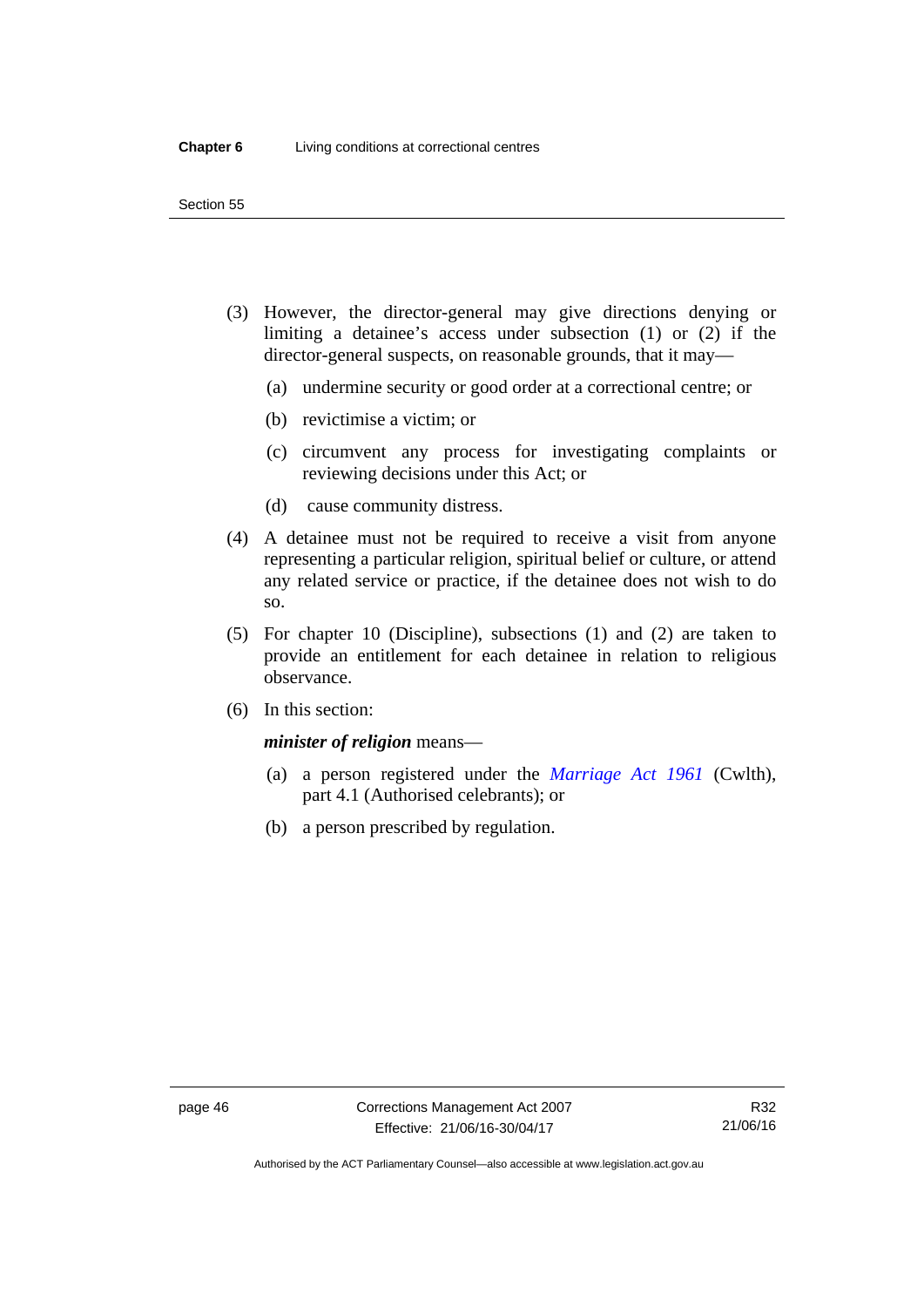(3) However, the director-general may give directions denying or limiting a detainee's access under subsection (1) or (2) if the director-general suspects, on reasonable grounds, that it may—

(a) undermine security or good order at a correctional centre; or

(b) revictimise a victim; or

(c) circumvent any process for investigating complaints or reviewing decisions under this Act; or

(d) cause community distress.

(4) A detainee must not be required to receive a visit from anyone representing a particular religion, spiritual belief or culture, or attend any related service or practice, if the detainee does not wish to do so.

(5) For chapter 10 (Discipline), subsections (1) and (2) are taken to provide an entitlement for each detainee in relation to religious observance.

(6) In this section:

***minister of religion*** means—

(a) a person registered under the *Marriage Act 1961* (Cwlth), part 4.1 (Authorised celebrants); or

(b) a person prescribed by regulation.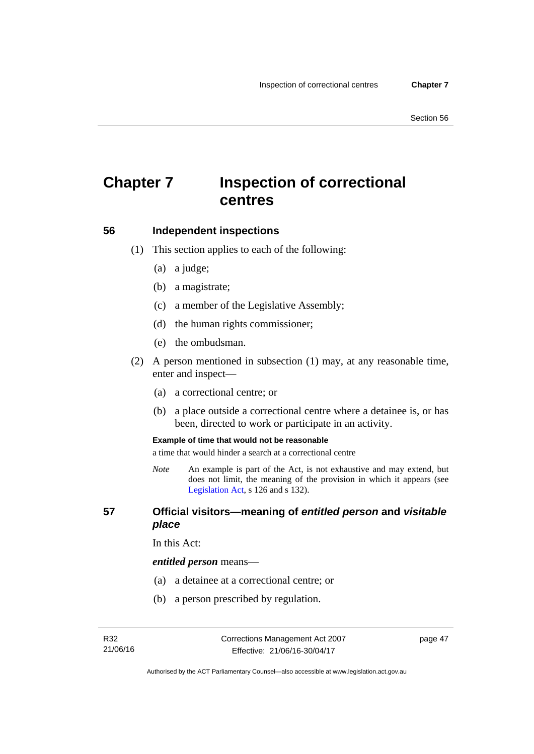# Chapter 7 Inspection of correctional centres

## 56 Independent inspections

(1) This section applies to each of the following:

(a) a judge;

(b) a magistrate;

(c) a member of the Legislative Assembly;

(d) the human rights commissioner;

(e) the ombudsman.

(2) A person mentioned in subsection (1) may, at any reasonable time, enter and inspect—

(a) a correctional centre; or

(b) a place outside a correctional centre where a detainee is, or has been, directed to work or participate in an activity.

**Example of time that would not be reasonable**

a time that would hinder a search at a correctional centre

*Note* An example is part of the Act, is not exhaustive and may extend, but does not limit, the meaning of the provision in which it appears (see Legislation Act, s 126 and s 132).

## 57 Official visitors—meaning of *entitled person* and *visitable place*

In this Act:

***entitled person*** means—

(a) a detainee at a correctional centre; or

(b) a person prescribed by regulation.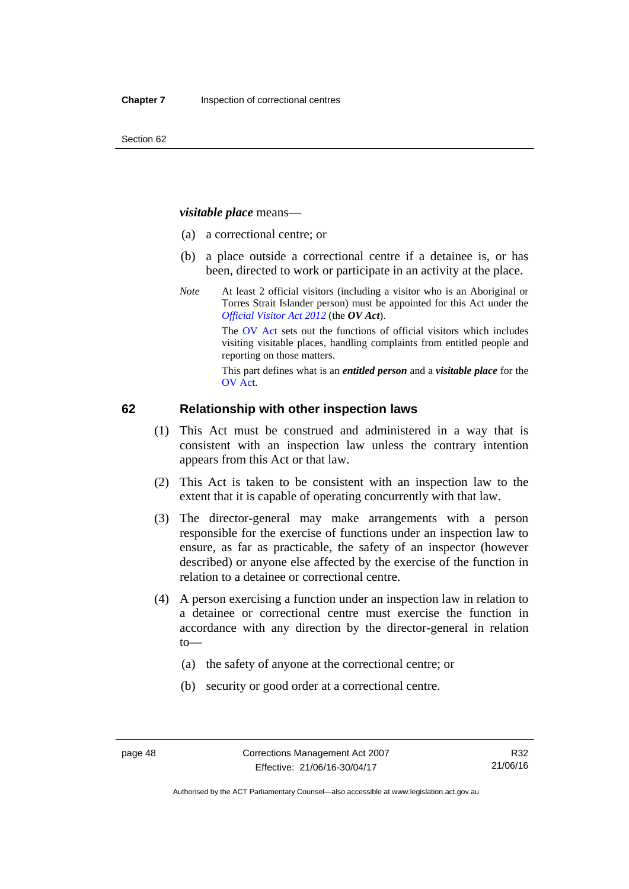***visitable place*** means—

(a) a correctional centre; or

(b) a place outside a correctional centre if a detainee is, or has been, directed to work or participate in an activity at the place.

*Note* At least 2 official visitors (including a visitor who is an Aboriginal or Torres Strait Islander person) must be appointed for this Act under the *Official Visitor Act 2012* (the ***OV Act***).

The OV Act sets out the functions of official visitors which includes visiting visitable places, handling complaints from entitled people and reporting on those matters.

This part defines what is an ***entitled person*** and a ***visitable place*** for the OV Act.

## 62 Relationship with other inspection laws

(1) This Act must be construed and administered in a way that is consistent with an inspection law unless the contrary intention appears from this Act or that law.

(2) This Act is taken to be consistent with an inspection law to the extent that it is capable of operating concurrently with that law.

(3) The director-general may make arrangements with a person responsible for the exercise of functions under an inspection law to ensure, as far as practicable, the safety of an inspector (however described) or anyone else affected by the exercise of the function in relation to a detainee or correctional centre.

(4) A person exercising a function under an inspection law in relation to a detainee or correctional centre must exercise the function in accordance with any direction by the director-general in relation to—

(a) the safety of anyone at the correctional centre; or

(b) security or good order at a correctional centre.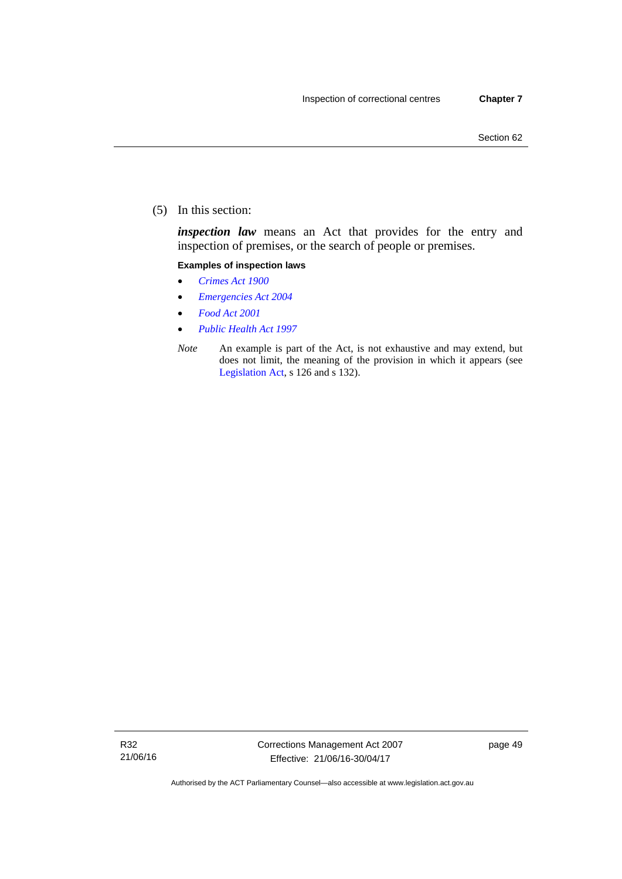(5) In this section:

***inspection law*** means an Act that provides for the entry and inspection of premises, or the search of people or premises.

**Examples of inspection laws**

- *Crimes Act 1900*
- *Emergencies Act 2004*
- *Food Act 2001*
- *Public Health Act 1997*

*Note* An example is part of the Act, is not exhaustive and may extend, but does not limit, the meaning of the provision in which it appears (see Legislation Act, s 126 and s 132).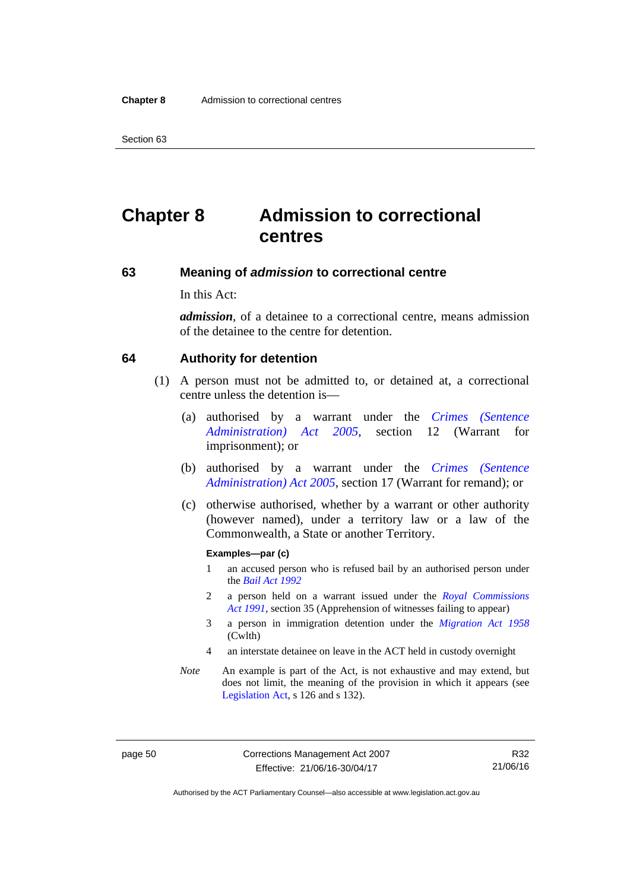# Chapter 8 Admission to correctional centres

## 63 Meaning of *admission* to correctional centre

In this Act:

***admission***, of a detainee to a correctional centre, means admission of the detainee to the centre for detention.

## 64 Authority for detention

(1) A person must not be admitted to, or detained at, a correctional centre unless the detention is—

(a) authorised by a warrant under the *Crimes (Sentence Administration) Act 2005*, section 12 (Warrant for imprisonment); or

(b) authorised by a warrant under the *Crimes (Sentence Administration) Act 2005*, section 17 (Warrant for remand); or

(c) otherwise authorised, whether by a warrant or other authority (however named), under a territory law or a law of the Commonwealth, a State or another Territory.

**Examples—par (c)**

1 an accused person who is refused bail by an authorised person under the *Bail Act 1992*

2 a person held on a warrant issued under the *Royal Commissions Act 1991*, section 35 (Apprehension of witnesses failing to appear)

3 a person in immigration detention under the *Migration Act 1958* (Cwlth)

4 an interstate detainee on leave in the ACT held in custody overnight

*Note* An example is part of the Act, is not exhaustive and may extend, but does not limit, the meaning of the provision in which it appears (see Legislation Act, s 126 and s 132).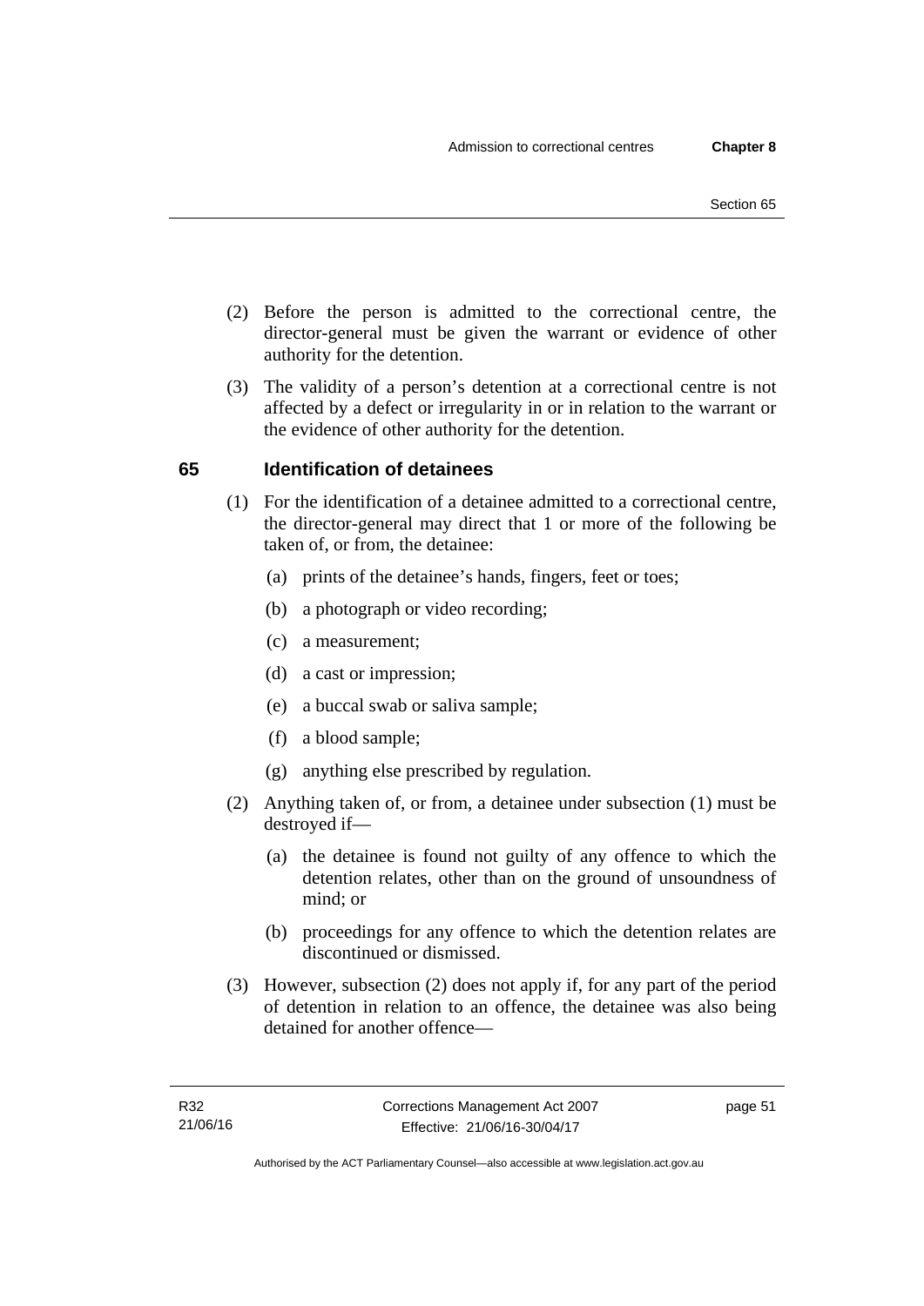(2) Before the person is admitted to the correctional centre, the director-general must be given the warrant or evidence of other authority for the detention.

(3) The validity of a person's detention at a correctional centre is not affected by a defect or irregularity in or in relation to the warrant or the evidence of other authority for the detention.

## 65 Identification of detainees

(1) For the identification of a detainee admitted to a correctional centre, the director-general may direct that 1 or more of the following be taken of, or from, the detainee:

(a) prints of the detainee's hands, fingers, feet or toes;

(b) a photograph or video recording;

(c) a measurement;

(d) a cast or impression;

(e) a buccal swab or saliva sample;

(f) a blood sample;

(g) anything else prescribed by regulation.

(2) Anything taken of, or from, a detainee under subsection (1) must be destroyed if—

(a) the detainee is found not guilty of any offence to which the detention relates, other than on the ground of unsoundness of mind; or

(b) proceedings for any offence to which the detention relates are discontinued or dismissed.

(3) However, subsection (2) does not apply if, for any part of the period of detention in relation to an offence, the detainee was also being detained for another offence—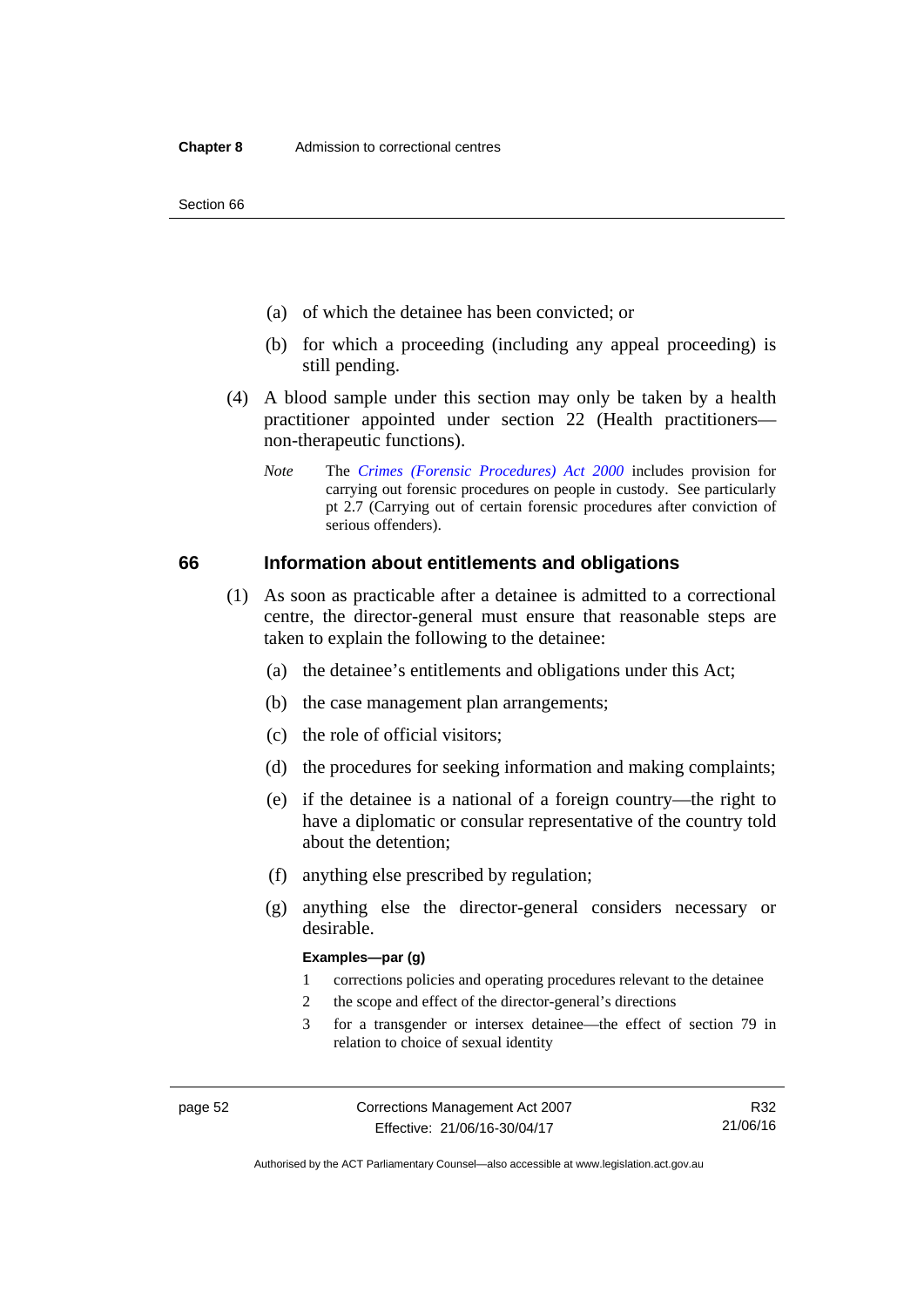(a) of which the detainee has been convicted; or

(b) for which a proceeding (including any appeal proceeding) is still pending.

(4) A blood sample under this section may only be taken by a health practitioner appointed under section 22 (Health practitioners—non-therapeutic functions).

*Note* The *Crimes (Forensic Procedures) Act 2000* includes provision for carrying out forensic procedures on people in custody. See particularly pt 2.7 (Carrying out of certain forensic procedures after conviction of serious offenders).

## 66 Information about entitlements and obligations

(1) As soon as practicable after a detainee is admitted to a correctional centre, the director-general must ensure that reasonable steps are taken to explain the following to the detainee:

(a) the detainee's entitlements and obligations under this Act;

(b) the case management plan arrangements;

(c) the role of official visitors;

(d) the procedures for seeking information and making complaints;

(e) if the detainee is a national of a foreign country—the right to have a diplomatic or consular representative of the country told about the detention;

(f) anything else prescribed by regulation;

(g) anything else the director-general considers necessary or desirable.

**Examples—par (g)**

1 corrections policies and operating procedures relevant to the detainee

2 the scope and effect of the director-general's directions

3 for a transgender or intersex detainee—the effect of section 79 in relation to choice of sexual identity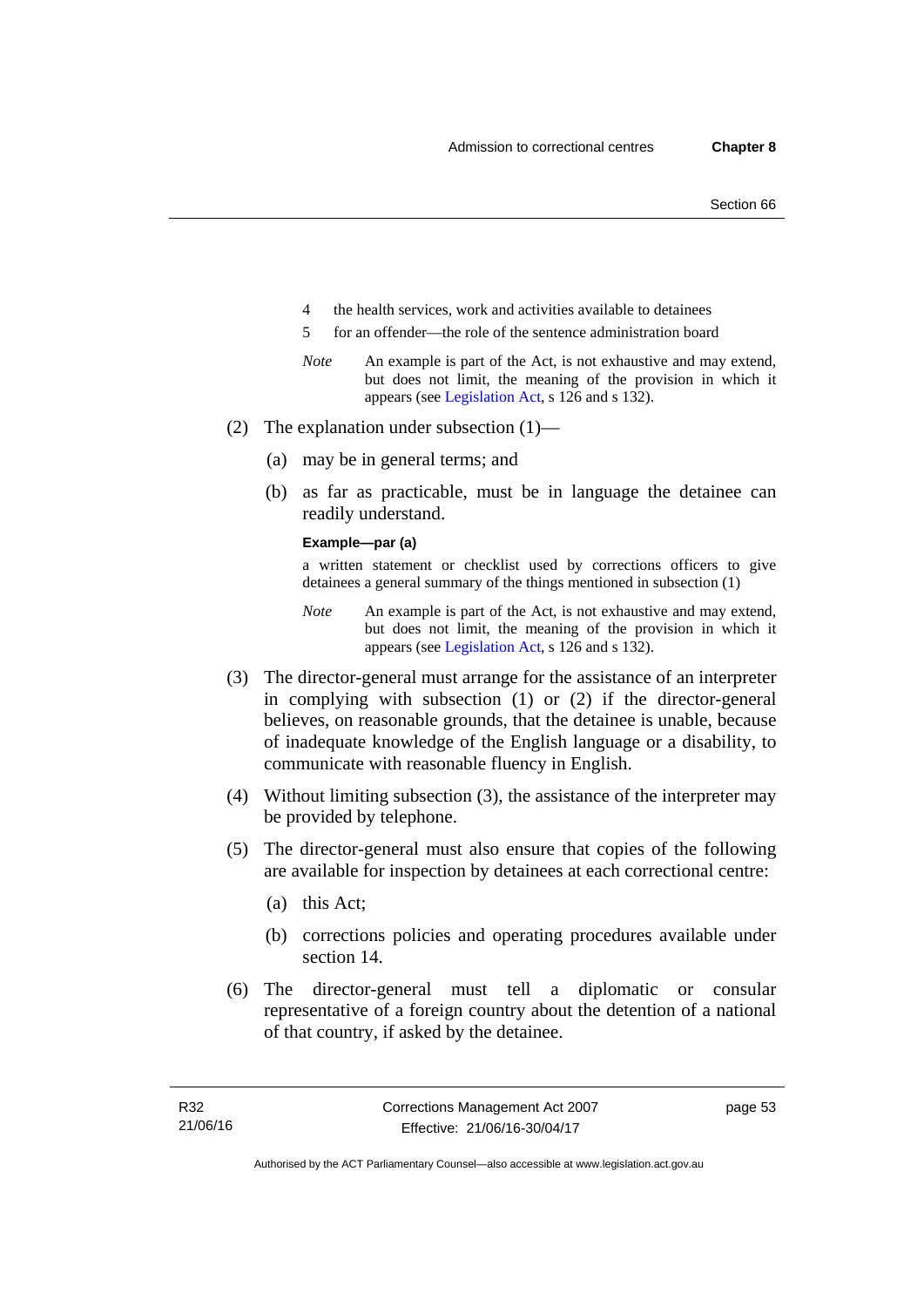4 the health services, work and activities available to detainees

5 for an offender—the role of the sentence administration board

*Note* An example is part of the Act, is not exhaustive and may extend, but does not limit, the meaning of the provision in which it appears (see Legislation Act, s 126 and s 132).

(2) The explanation under subsection (1)—

(a) may be in general terms; and

(b) as far as practicable, must be in language the detainee can readily understand.

**Example—par (a)**

a written statement or checklist used by corrections officers to give detainees a general summary of the things mentioned in subsection (1)

*Note* An example is part of the Act, is not exhaustive and may extend, but does not limit, the meaning of the provision in which it appears (see Legislation Act, s 126 and s 132).

(3) The director-general must arrange for the assistance of an interpreter in complying with subsection (1) or (2) if the director-general believes, on reasonable grounds, that the detainee is unable, because of inadequate knowledge of the English language or a disability, to communicate with reasonable fluency in English.

(4) Without limiting subsection (3), the assistance of the interpreter may be provided by telephone.

(5) The director-general must also ensure that copies of the following are available for inspection by detainees at each correctional centre:

(a) this Act;

(b) corrections policies and operating procedures available under section 14.

(6) The director-general must tell a diplomatic or consular representative of a foreign country about the detention of a national of that country, if asked by the detainee.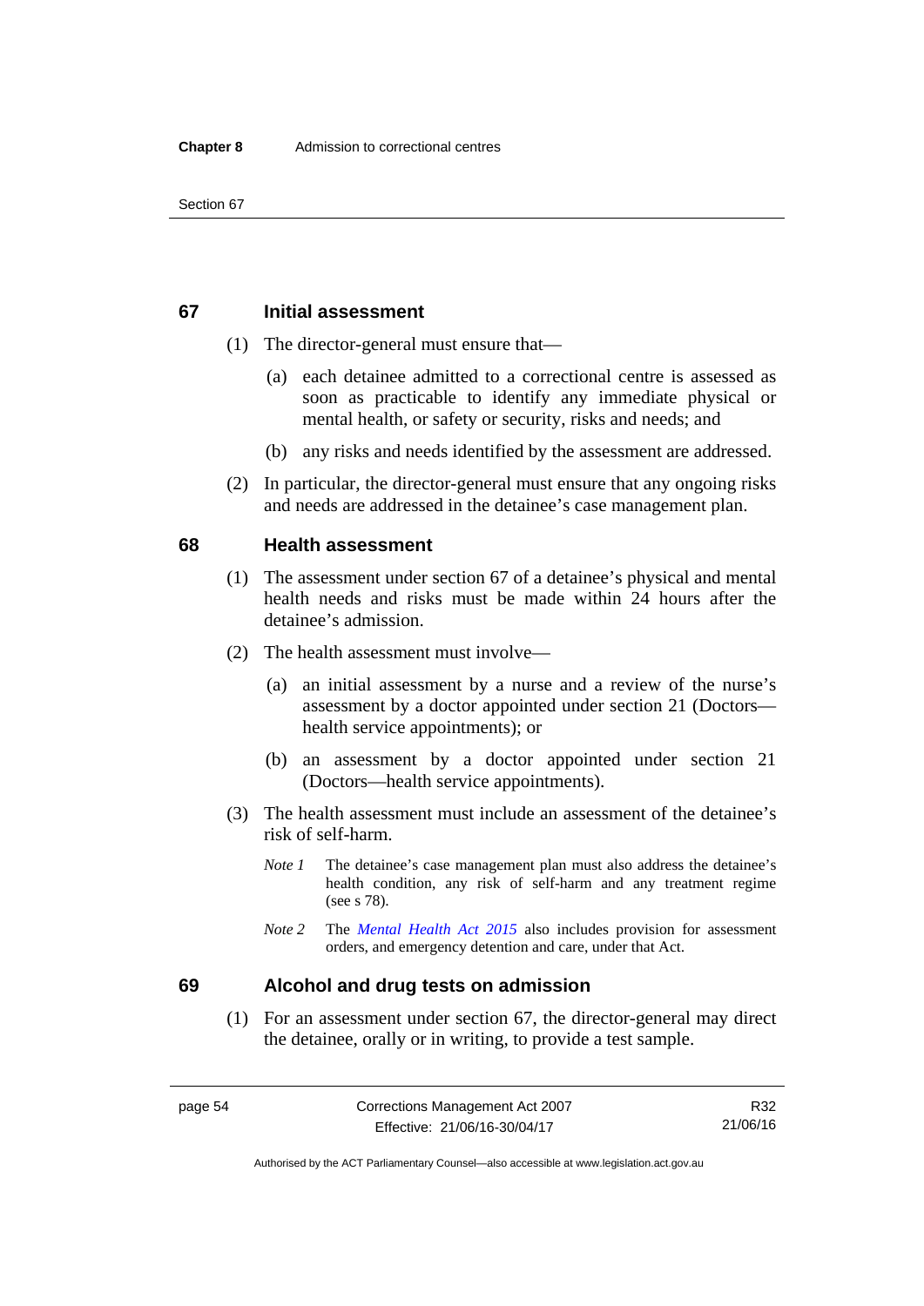## 67 Initial assessment

(1) The director-general must ensure that—

(a) each detainee admitted to a correctional centre is assessed as soon as practicable to identify any immediate physical or mental health, or safety or security, risks and needs; and

(b) any risks and needs identified by the assessment are addressed.

(2) In particular, the director-general must ensure that any ongoing risks and needs are addressed in the detainee's case management plan.

## 68 Health assessment

(1) The assessment under section 67 of a detainee's physical and mental health needs and risks must be made within 24 hours after the detainee's admission.

(2) The health assessment must involve—

(a) an initial assessment by a nurse and a review of the nurse's assessment by a doctor appointed under section 21 (Doctors—health service appointments); or

(b) an assessment by a doctor appointed under section 21 (Doctors—health service appointments).

(3) The health assessment must include an assessment of the detainee's risk of self-harm.

*Note 1* The detainee's case management plan must also address the detainee's health condition, any risk of self-harm and any treatment regime (see s 78).

*Note 2* The *Mental Health Act 2015* also includes provision for assessment orders, and emergency detention and care, under that Act.

## 69 Alcohol and drug tests on admission

(1) For an assessment under section 67, the director-general may direct the detainee, orally or in writing, to provide a test sample.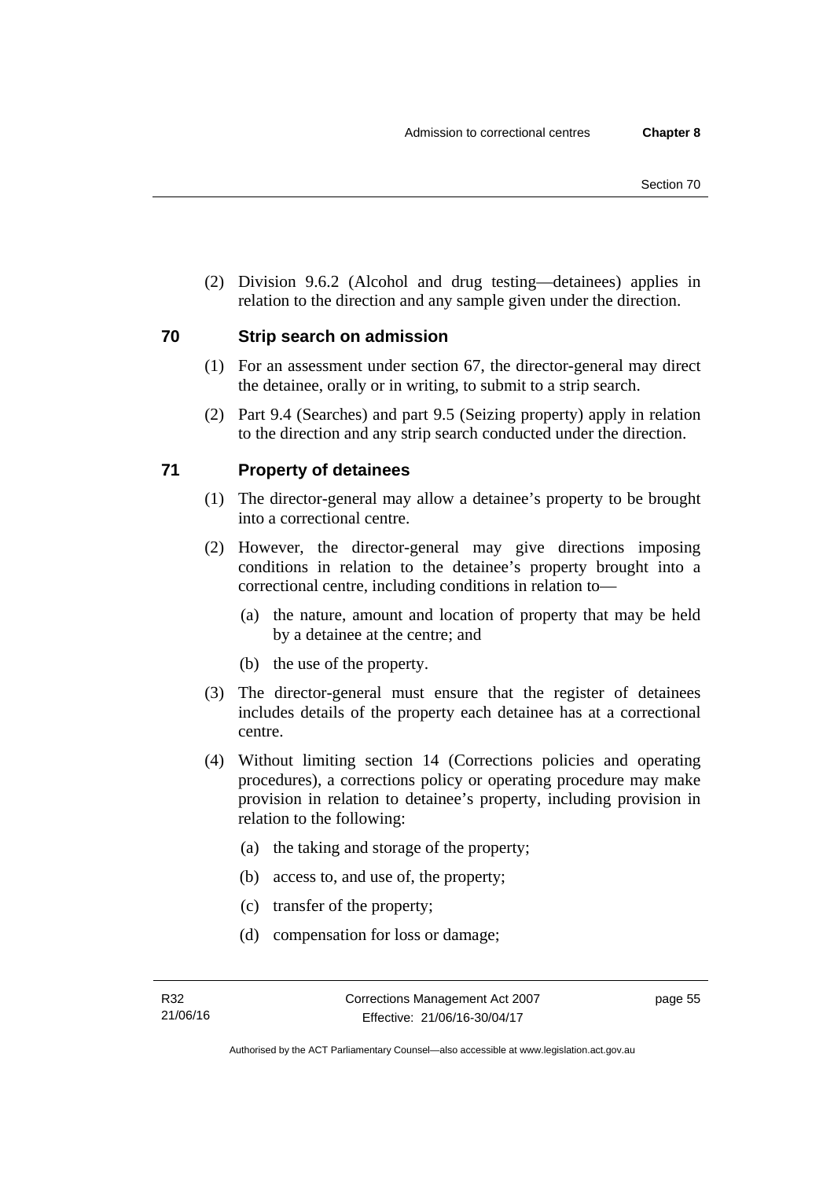(2) Division 9.6.2 (Alcohol and drug testing—detainees) applies in relation to the direction and any sample given under the direction.

## 70 Strip search on admission

(1) For an assessment under section 67, the director-general may direct the detainee, orally or in writing, to submit to a strip search.

(2) Part 9.4 (Searches) and part 9.5 (Seizing property) apply in relation to the direction and any strip search conducted under the direction.

## 71 Property of detainees

(1) The director-general may allow a detainee's property to be brought into a correctional centre.

(2) However, the director-general may give directions imposing conditions in relation to the detainee's property brought into a correctional centre, including conditions in relation to—

(a) the nature, amount and location of property that may be held by a detainee at the centre; and

(b) the use of the property.

(3) The director-general must ensure that the register of detainees includes details of the property each detainee has at a correctional centre.

(4) Without limiting section 14 (Corrections policies and operating procedures), a corrections policy or operating procedure may make provision in relation to detainee's property, including provision in relation to the following:

(a) the taking and storage of the property;

(b) access to, and use of, the property;

(c) transfer of the property;

(d) compensation for loss or damage;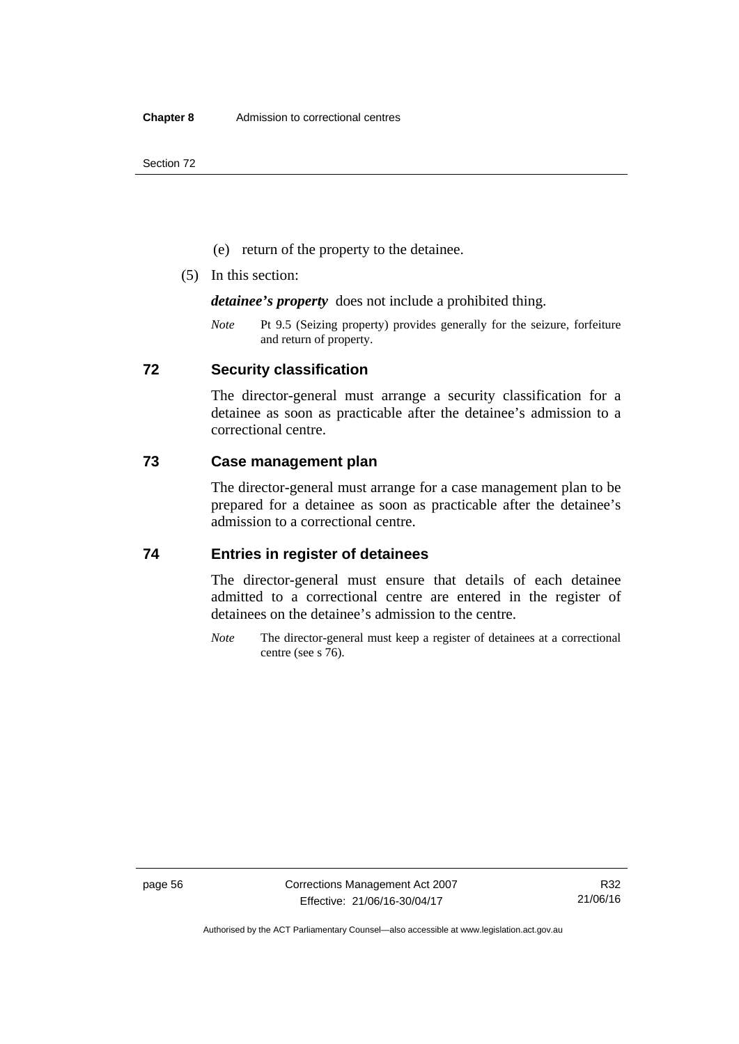(e) return of the property to the detainee.

(5) In this section:

***detainee's property*** does not include a prohibited thing.

*Note* Pt 9.5 (Seizing property) provides generally for the seizure, forfeiture and return of property.

## 72 Security classification

The director-general must arrange a security classification for a detainee as soon as practicable after the detainee's admission to a correctional centre.

## 73 Case management plan

The director-general must arrange for a case management plan to be prepared for a detainee as soon as practicable after the detainee's admission to a correctional centre.

## 74 Entries in register of detainees

The director-general must ensure that details of each detainee admitted to a correctional centre are entered in the register of detainees on the detainee's admission to the centre.

*Note* The director-general must keep a register of detainees at a correctional centre (see s 76).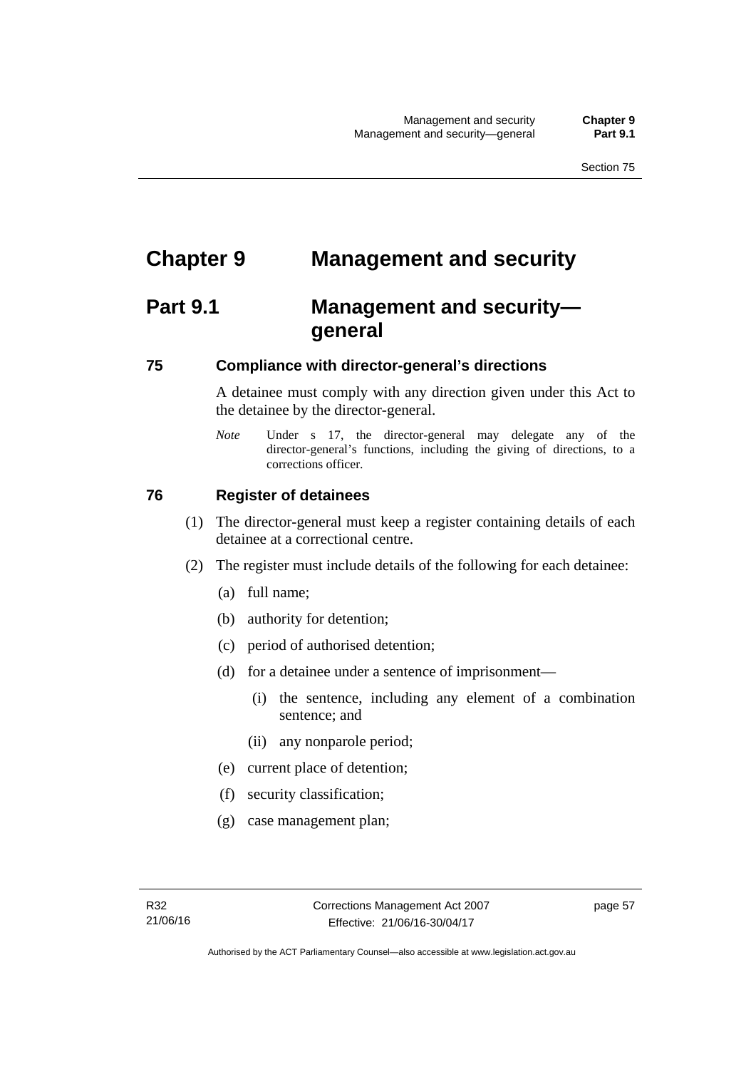# Chapter 9 Management and security

## Part 9.1 Management and security—general

### 75 Compliance with director-general's directions

A detainee must comply with any direction given under this Act to the detainee by the director-general.

*Note* Under s 17, the director-general may delegate any of the director-general's functions, including the giving of directions, to a corrections officer.

### 76 Register of detainees

(1) The director-general must keep a register containing details of each detainee at a correctional centre.

(2) The register must include details of the following for each detainee:

(a) full name;

(b) authority for detention;

(c) period of authorised detention;

(d) for a detainee under a sentence of imprisonment—

(i) the sentence, including any element of a combination sentence; and

(ii) any nonparole period;

(e) current place of detention;

(f) security classification;

(g) case management plan;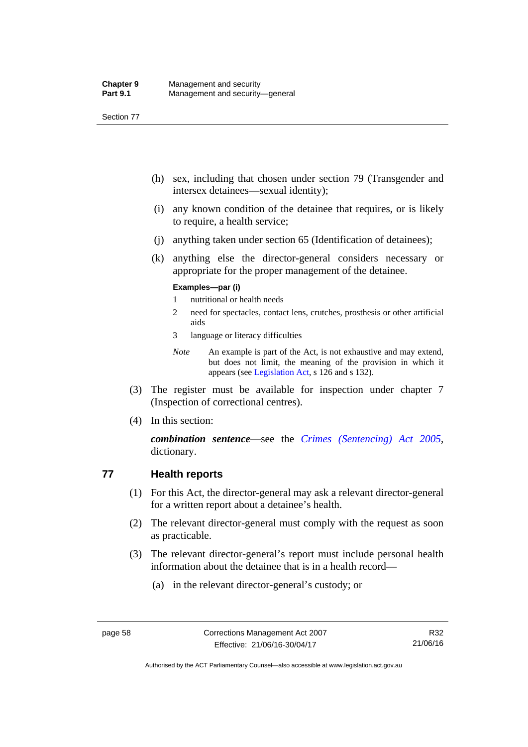(h) sex, including that chosen under section 79 (Transgender and intersex detainees—sexual identity);

(i) any known condition of the detainee that requires, or is likely to require, a health service;

(j) anything taken under section 65 (Identification of detainees);

(k) anything else the director-general considers necessary or appropriate for the proper management of the detainee.

**Examples—par (i)**

1 nutritional or health needs

2 need for spectacles, contact lens, crutches, prosthesis or other artificial aids

3 language or literacy difficulties

*Note* An example is part of the Act, is not exhaustive and may extend, but does not limit, the meaning of the provision in which it appears (see Legislation Act, s 126 and s 132).

(3) The register must be available for inspection under chapter 7 (Inspection of correctional centres).

(4) In this section:

***combination sentence***—see the *Crimes (Sentencing) Act 2005*, dictionary.

## 77 Health reports

(1) For this Act, the director-general may ask a relevant director-general for a written report about a detainee's health.

(2) The relevant director-general must comply with the request as soon as practicable.

(3) The relevant director-general's report must include personal health information about the detainee that is in a health record—

(a) in the relevant director-general's custody; or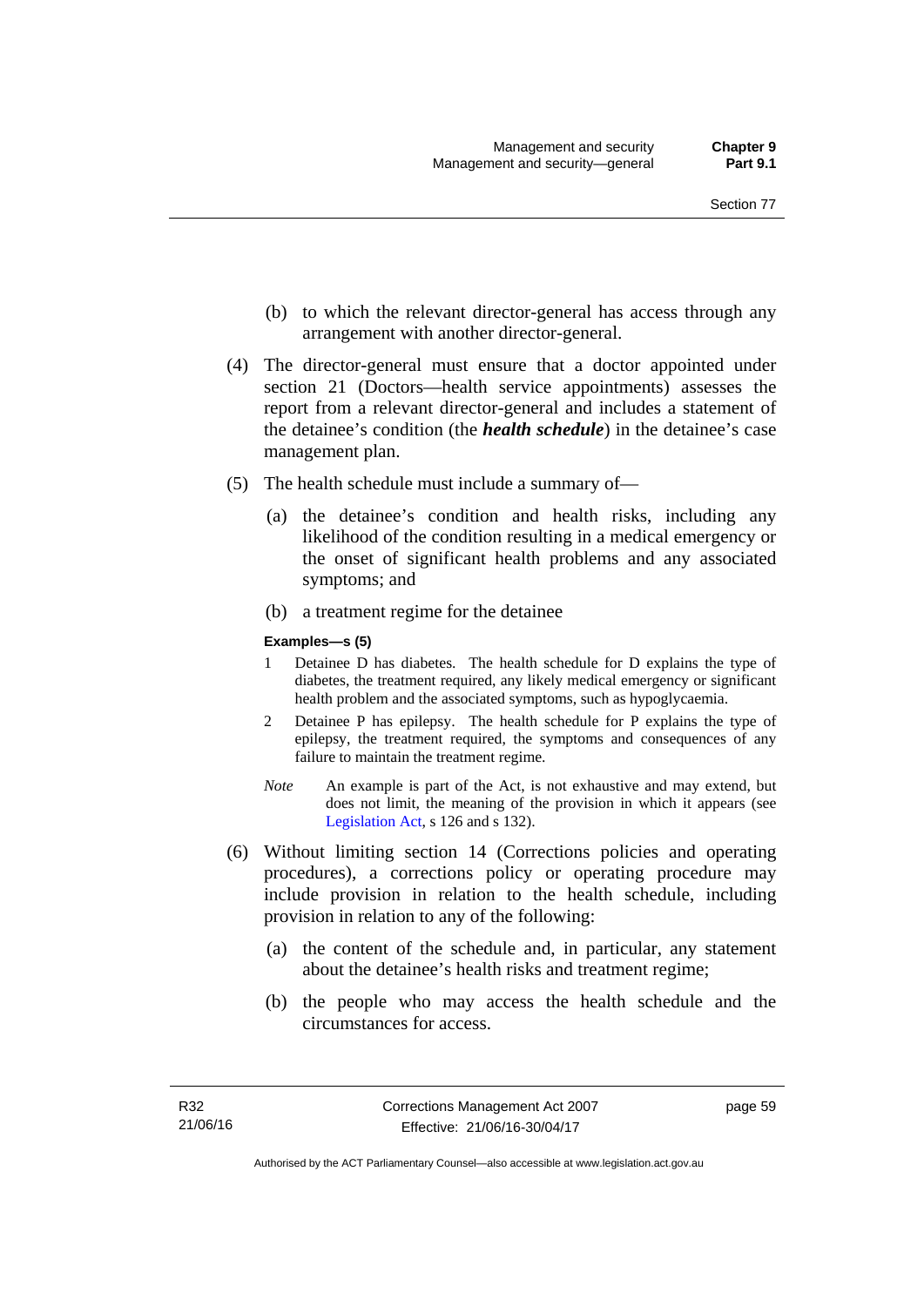(b) to which the relevant director-general has access through any arrangement with another director-general.

(4) The director-general must ensure that a doctor appointed under section 21 (Doctors—health service appointments) assesses the report from a relevant director-general and includes a statement of the detainee's condition (the ***health schedule***) in the detainee's case management plan.

(5) The health schedule must include a summary of—

(a) the detainee's condition and health risks, including any likelihood of the condition resulting in a medical emergency or the onset of significant health problems and any associated symptoms; and

(b) a treatment regime for the detainee

**Examples—s (5)**

1 Detainee D has diabetes. The health schedule for D explains the type of diabetes, the treatment required, any likely medical emergency or significant health problem and the associated symptoms, such as hypoglycaemia.

2 Detainee P has epilepsy. The health schedule for P explains the type of epilepsy, the treatment required, the symptoms and consequences of any failure to maintain the treatment regime.

*Note* An example is part of the Act, is not exhaustive and may extend, but does not limit, the meaning of the provision in which it appears (see Legislation Act, s 126 and s 132).

(6) Without limiting section 14 (Corrections policies and operating procedures), a corrections policy or operating procedure may include provision in relation to the health schedule, including provision in relation to any of the following:

(a) the content of the schedule and, in particular, any statement about the detainee's health risks and treatment regime;

(b) the people who may access the health schedule and the circumstances for access.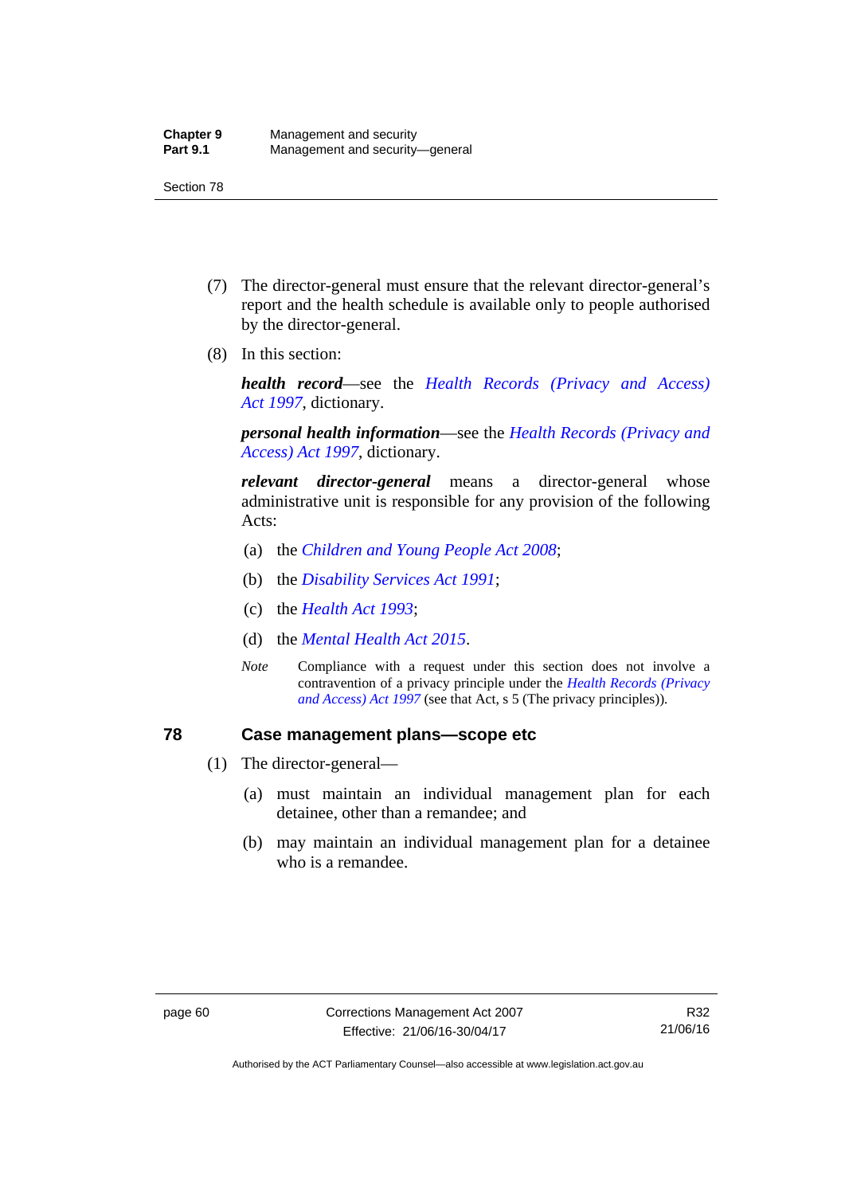(7) The director-general must ensure that the relevant director-general's report and the health schedule is available only to people authorised by the director-general.

(8) In this section:

***health record***—see the *Health Records (Privacy and Access) Act 1997*, dictionary.

***personal health information***—see the *Health Records (Privacy and Access) Act 1997*, dictionary.

***relevant director-general*** means a director-general whose administrative unit is responsible for any provision of the following Acts:

(a) the *Children and Young People Act 2008*;

(b) the *Disability Services Act 1991*;

(c) the *Health Act 1993*;

(d) the *Mental Health Act 2015*.

*Note* Compliance with a request under this section does not involve a contravention of a privacy principle under the *Health Records (Privacy and Access) Act 1997* (see that Act, s 5 (The privacy principles)).

## 78 Case management plans—scope etc

(1) The director-general—

(a) must maintain an individual management plan for each detainee, other than a remandee; and

(b) may maintain an individual management plan for a detainee who is a remandee.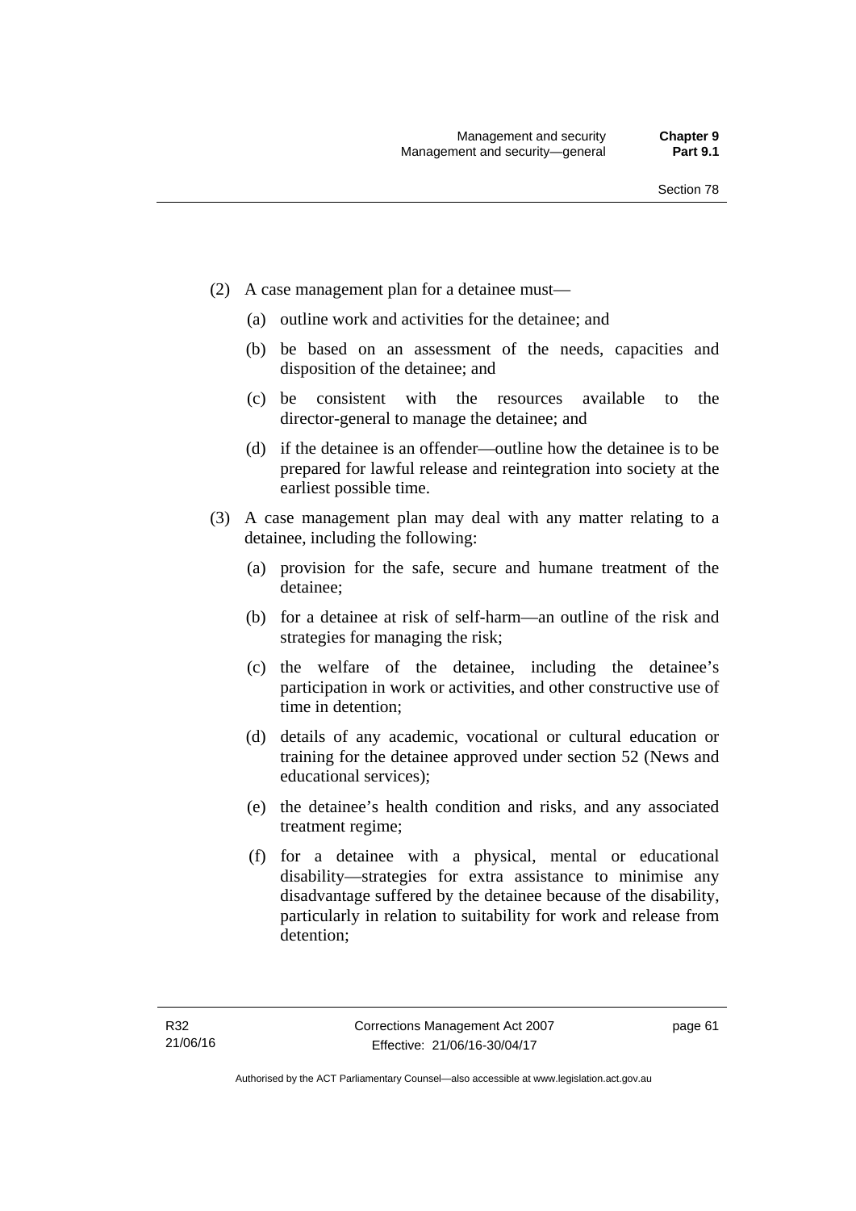(2) A case management plan for a detainee must—

(a) outline work and activities for the detainee; and

(b) be based on an assessment of the needs, capacities and disposition of the detainee; and

(c) be consistent with the resources available to the director-general to manage the detainee; and

(d) if the detainee is an offender—outline how the detainee is to be prepared for lawful release and reintegration into society at the earliest possible time.

(3) A case management plan may deal with any matter relating to a detainee, including the following:

(a) provision for the safe, secure and humane treatment of the detainee;

(b) for a detainee at risk of self-harm—an outline of the risk and strategies for managing the risk;

(c) the welfare of the detainee, including the detainee's participation in work or activities, and other constructive use of time in detention;

(d) details of any academic, vocational or cultural education or training for the detainee approved under section 52 (News and educational services);

(e) the detainee's health condition and risks, and any associated treatment regime;

(f) for a detainee with a physical, mental or educational disability—strategies for extra assistance to minimise any disadvantage suffered by the detainee because of the disability, particularly in relation to suitability for work and release from detention;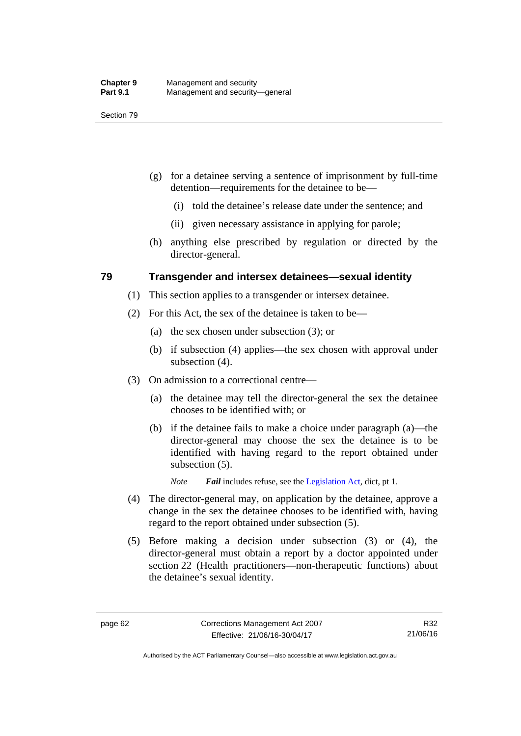(g) for a detainee serving a sentence of imprisonment by full-time detention—requirements for the detainee to be—

  (i) told the detainee's release date under the sentence; and

  (ii) given necessary assistance in applying for parole;

(h) anything else prescribed by regulation or directed by the director-general.

## 79 Transgender and intersex detainees—sexual identity

(1) This section applies to a transgender or intersex detainee.

(2) For this Act, the sex of the detainee is taken to be—

  (a) the sex chosen under subsection (3); or

  (b) if subsection (4) applies—the sex chosen with approval under subsection (4).

(3) On admission to a correctional centre—

  (a) the detainee may tell the director-general the sex the detainee chooses to be identified with; or

  (b) if the detainee fails to make a choice under paragraph (a)—the director-general may choose the sex the detainee is to be identified with having regard to the report obtained under subsection (5).

  *Note* ***Fail*** includes refuse, see the Legislation Act, dict, pt 1.

(4) The director-general may, on application by the detainee, approve a change in the sex the detainee chooses to be identified with, having regard to the report obtained under subsection (5).

(5) Before making a decision under subsection (3) or (4), the director-general must obtain a report by a doctor appointed under section 22 (Health practitioners—non-therapeutic functions) about the detainee's sexual identity.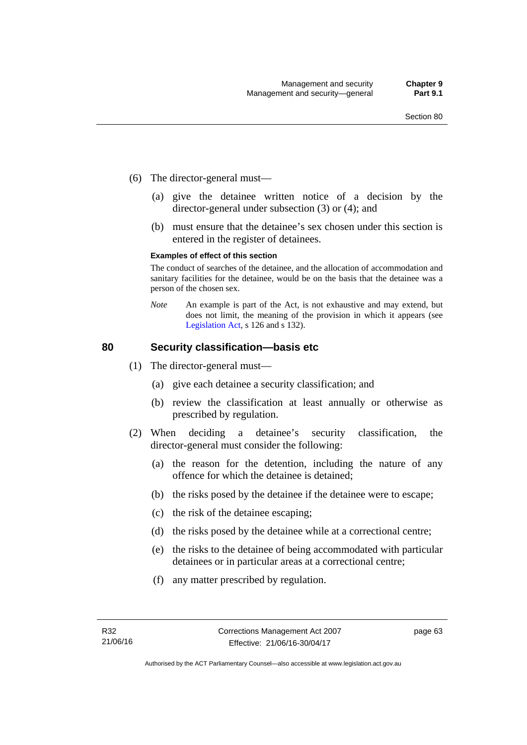(6) The director-general must—

(a) give the detainee written notice of a decision by the director-general under subsection (3) or (4); and

(b) must ensure that the detainee's sex chosen under this section is entered in the register of detainees.

**Examples of effect of this section**

The conduct of searches of the detainee, and the allocation of accommodation and sanitary facilities for the detainee, would be on the basis that the detainee was a person of the chosen sex.

*Note* An example is part of the Act, is not exhaustive and may extend, but does not limit, the meaning of the provision in which it appears (see Legislation Act, s 126 and s 132).

## 80 Security classification—basis etc

(1) The director-general must—

(a) give each detainee a security classification; and

(b) review the classification at least annually or otherwise as prescribed by regulation.

(2) When deciding a detainee's security classification, the director-general must consider the following:

(a) the reason for the detention, including the nature of any offence for which the detainee is detained;

(b) the risks posed by the detainee if the detainee were to escape;

(c) the risk of the detainee escaping;

(d) the risks posed by the detainee while at a correctional centre;

(e) the risks to the detainee of being accommodated with particular detainees or in particular areas at a correctional centre;

(f) any matter prescribed by regulation.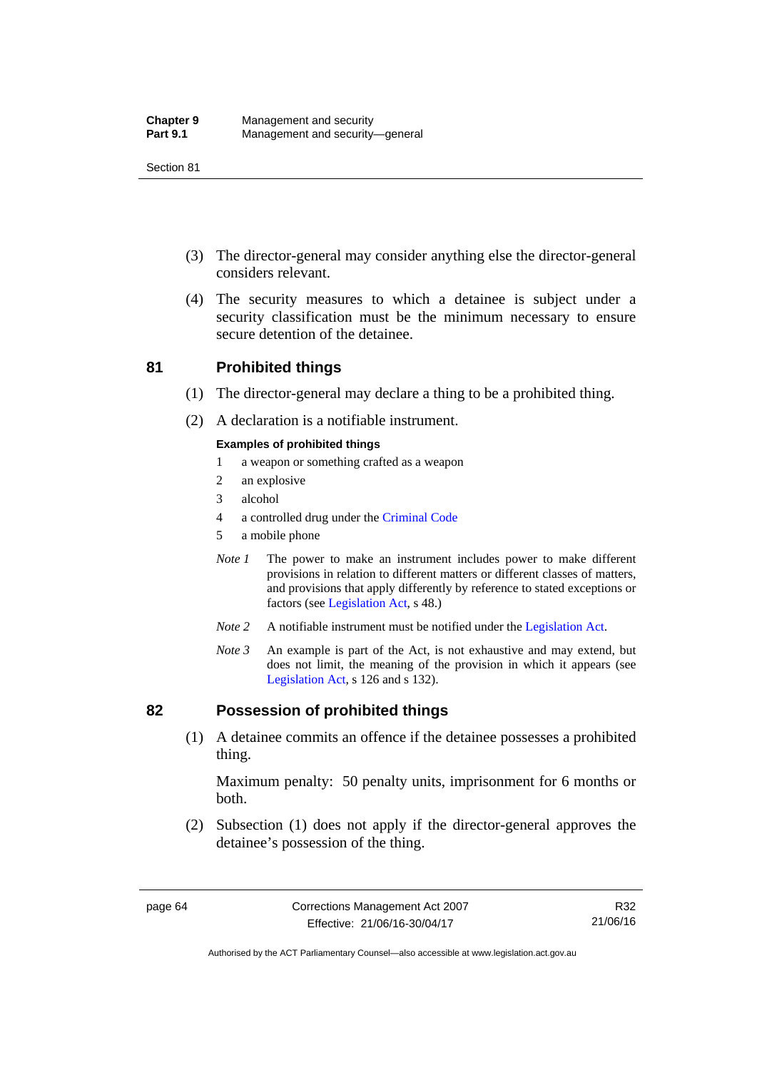(3) The director-general may consider anything else the director-general considers relevant.

(4) The security measures to which a detainee is subject under a security classification must be the minimum necessary to ensure secure detention of the detainee.

## 81 Prohibited things

(1) The director-general may declare a thing to be a prohibited thing.

(2) A declaration is a notifiable instrument.

**Examples of prohibited things**

1. a weapon or something crafted as a weapon
2. an explosive
3. alcohol
4. a controlled drug under the Criminal Code
5. a mobile phone

*Note 1* The power to make an instrument includes power to make different provisions in relation to different matters or different classes of matters, and provisions that apply differently by reference to stated exceptions or factors (see Legislation Act, s 48.)

*Note 2* A notifiable instrument must be notified under the Legislation Act.

*Note 3* An example is part of the Act, is not exhaustive and may extend, but does not limit, the meaning of the provision in which it appears (see Legislation Act, s 126 and s 132).

## 82 Possession of prohibited things

(1) A detainee commits an offence if the detainee possesses a prohibited thing.

Maximum penalty: 50 penalty units, imprisonment for 6 months or both.

(2) Subsection (1) does not apply if the director-general approves the detainee's possession of the thing.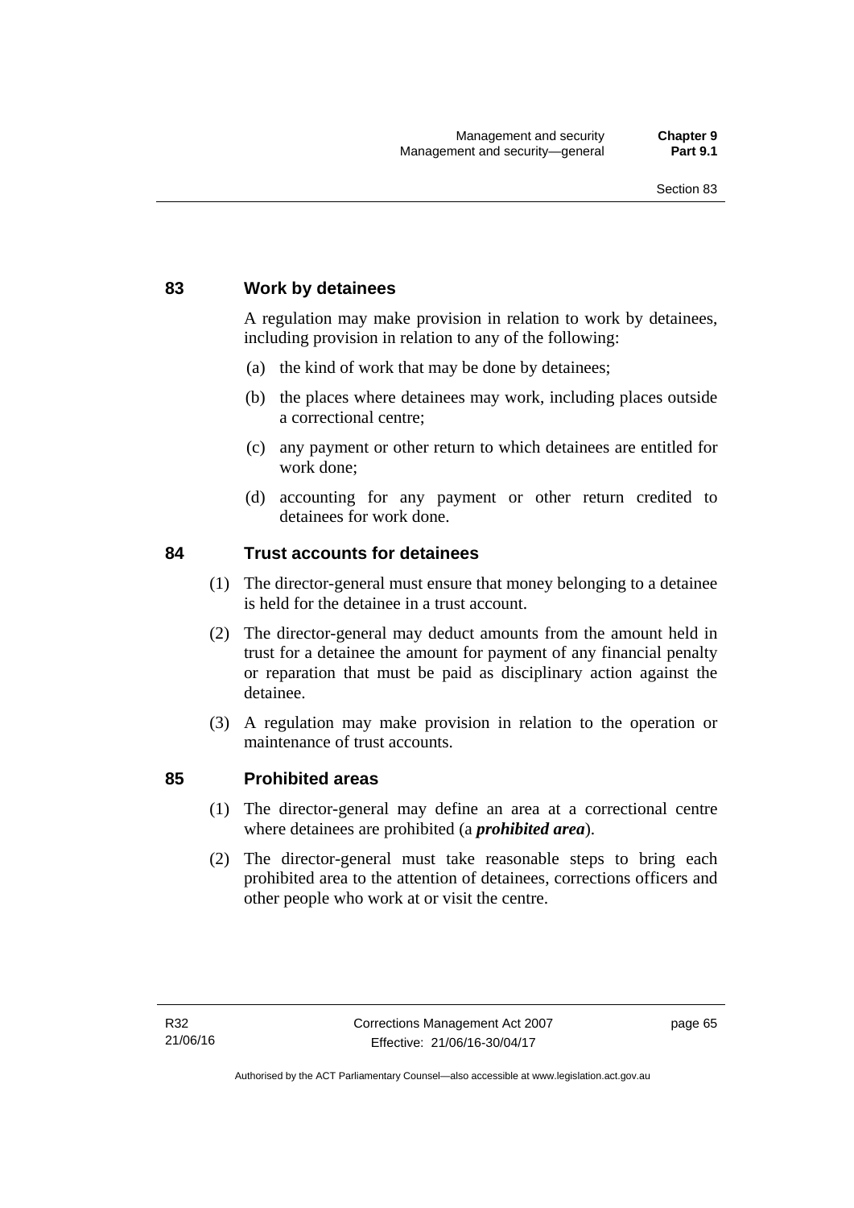## 83 Work by detainees

A regulation may make provision in relation to work by detainees, including provision in relation to any of the following:

(a) the kind of work that may be done by detainees;

(b) the places where detainees may work, including places outside a correctional centre;

(c) any payment or other return to which detainees are entitled for work done;

(d) accounting for any payment or other return credited to detainees for work done.

## 84 Trust accounts for detainees

(1) The director-general must ensure that money belonging to a detainee is held for the detainee in a trust account.

(2) The director-general may deduct amounts from the amount held in trust for a detainee the amount for payment of any financial penalty or reparation that must be paid as disciplinary action against the detainee.

(3) A regulation may make provision in relation to the operation or maintenance of trust accounts.

## 85 Prohibited areas

(1) The director-general may define an area at a correctional centre where detainees are prohibited (a ***prohibited area***).

(2) The director-general must take reasonable steps to bring each prohibited area to the attention of detainees, corrections officers and other people who work at or visit the centre.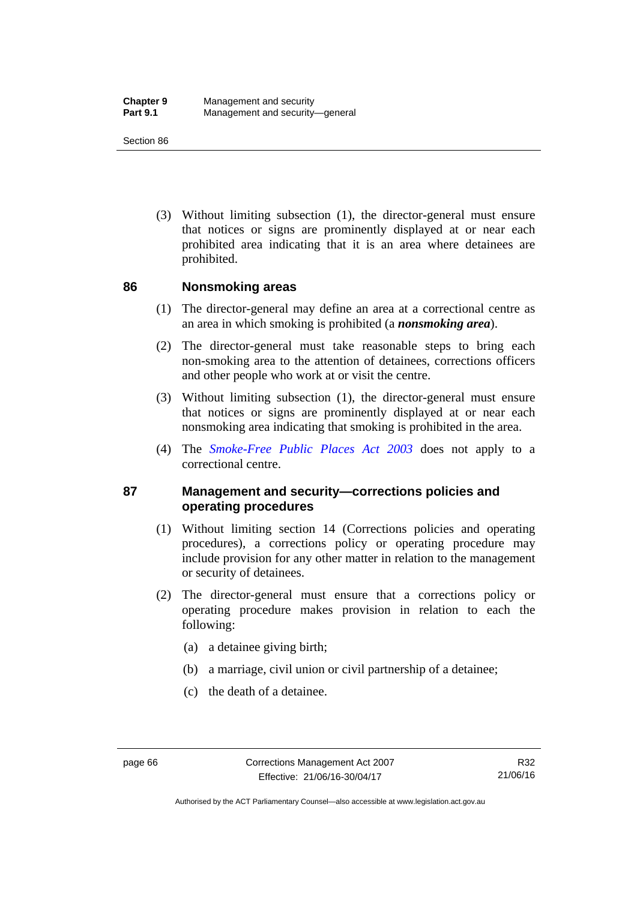(3) Without limiting subsection (1), the director-general must ensure that notices or signs are prominently displayed at or near each prohibited area indicating that it is an area where detainees are prohibited.

## 86 Nonsmoking areas

(1) The director-general may define an area at a correctional centre as an area in which smoking is prohibited (a ***nonsmoking area***).

(2) The director-general must take reasonable steps to bring each non-smoking area to the attention of detainees, corrections officers and other people who work at or visit the centre.

(3) Without limiting subsection (1), the director-general must ensure that notices or signs are prominently displayed at or near each nonsmoking area indicating that smoking is prohibited in the area.

(4) The *Smoke-Free Public Places Act 2003* does not apply to a correctional centre.

## 87 Management and security—corrections policies and operating procedures

(1) Without limiting section 14 (Corrections policies and operating procedures), a corrections policy or operating procedure may include provision for any other matter in relation to the management or security of detainees.

(2) The director-general must ensure that a corrections policy or operating procedure makes provision in relation to each the following:

(a) a detainee giving birth;

(b) a marriage, civil union or civil partnership of a detainee;

(c) the death of a detainee.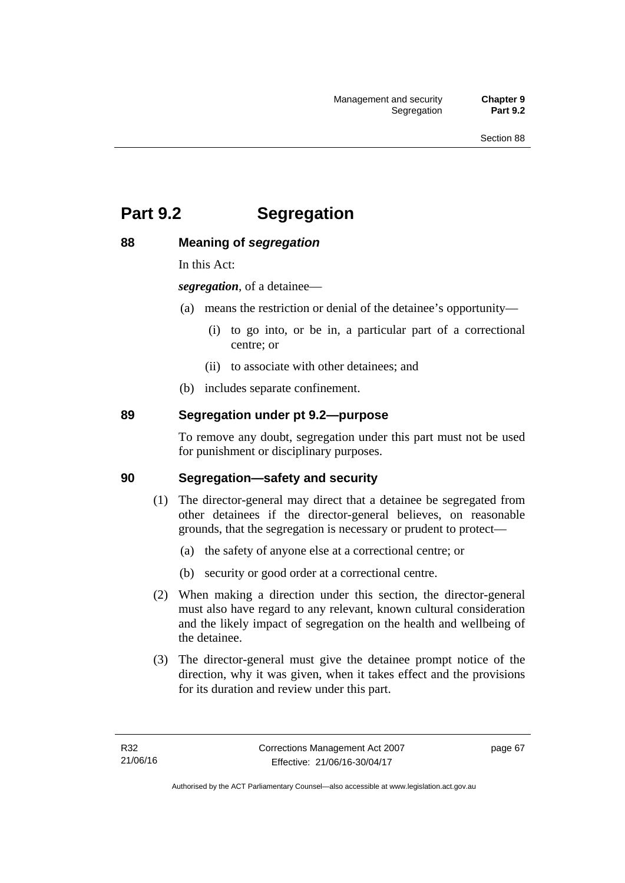# Part 9.2 Segregation

## 88 Meaning of *segregation*

In this Act:

***segregation***, of a detainee—

(a) means the restriction or denial of the detainee's opportunity—

(i) to go into, or be in, a particular part of a correctional centre; or

(ii) to associate with other detainees; and

(b) includes separate confinement.

## 89 Segregation under pt 9.2—purpose

To remove any doubt, segregation under this part must not be used for punishment or disciplinary purposes.

## 90 Segregation—safety and security

(1) The director-general may direct that a detainee be segregated from other detainees if the director-general believes, on reasonable grounds, that the segregation is necessary or prudent to protect—

(a) the safety of anyone else at a correctional centre; or

(b) security or good order at a correctional centre.

(2) When making a direction under this section, the director-general must also have regard to any relevant, known cultural consideration and the likely impact of segregation on the health and wellbeing of the detainee.

(3) The director-general must give the detainee prompt notice of the direction, why it was given, when it takes effect and the provisions for its duration and review under this part.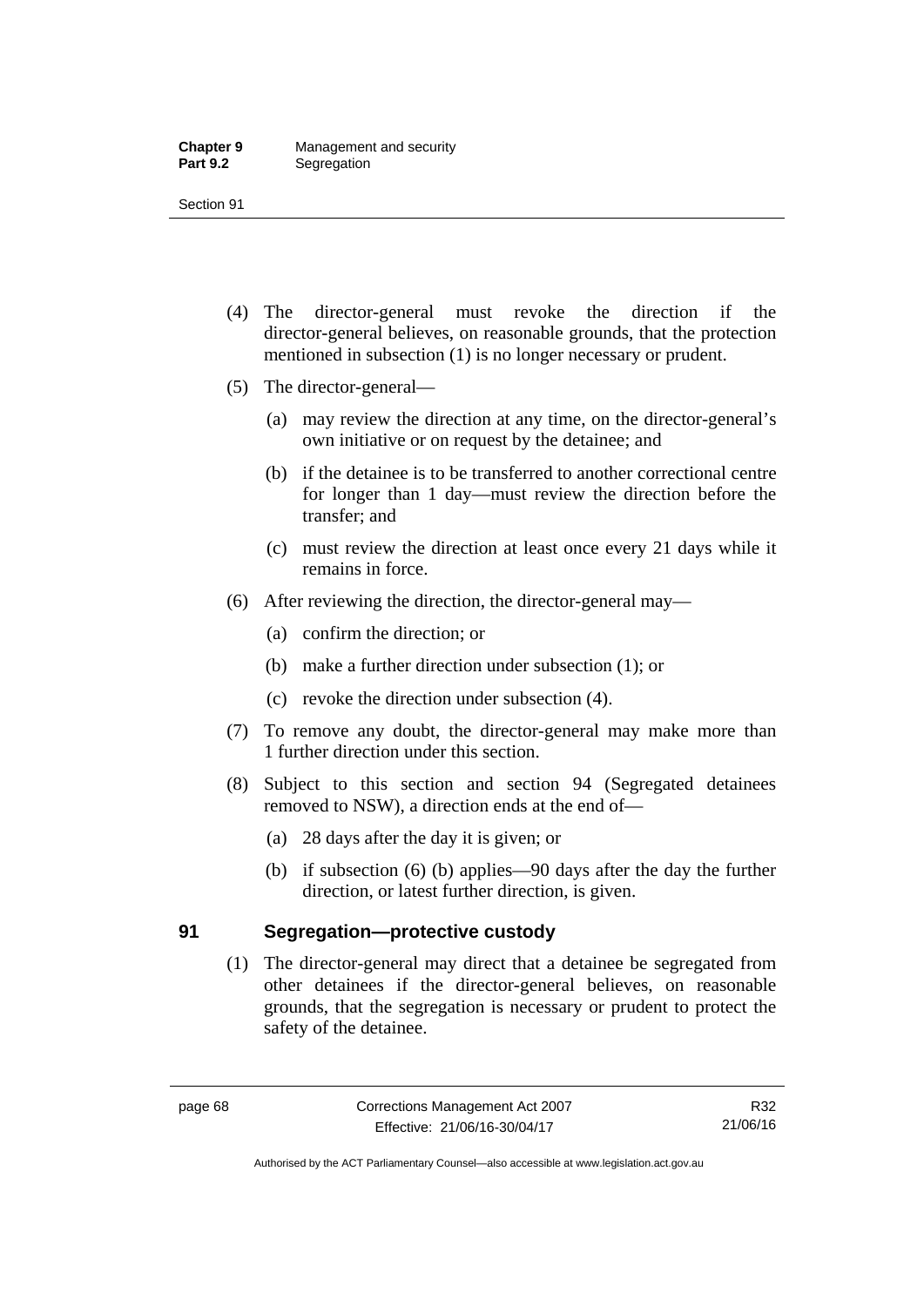(4) The director-general must revoke the direction if the director-general believes, on reasonable grounds, that the protection mentioned in subsection (1) is no longer necessary or prudent.

(5) The director-general—

(a) may review the direction at any time, on the director-general's own initiative or on request by the detainee; and

(b) if the detainee is to be transferred to another correctional centre for longer than 1 day—must review the direction before the transfer; and

(c) must review the direction at least once every 21 days while it remains in force.

(6) After reviewing the direction, the director-general may—

(a) confirm the direction; or

(b) make a further direction under subsection (1); or

(c) revoke the direction under subsection (4).

(7) To remove any doubt, the director-general may make more than 1 further direction under this section.

(8) Subject to this section and section 94 (Segregated detainees removed to NSW), a direction ends at the end of—

(a) 28 days after the day it is given; or

(b) if subsection (6) (b) applies—90 days after the day the further direction, or latest further direction, is given.

## 91 Segregation—protective custody

(1) The director-general may direct that a detainee be segregated from other detainees if the director-general believes, on reasonable grounds, that the segregation is necessary or prudent to protect the safety of the detainee.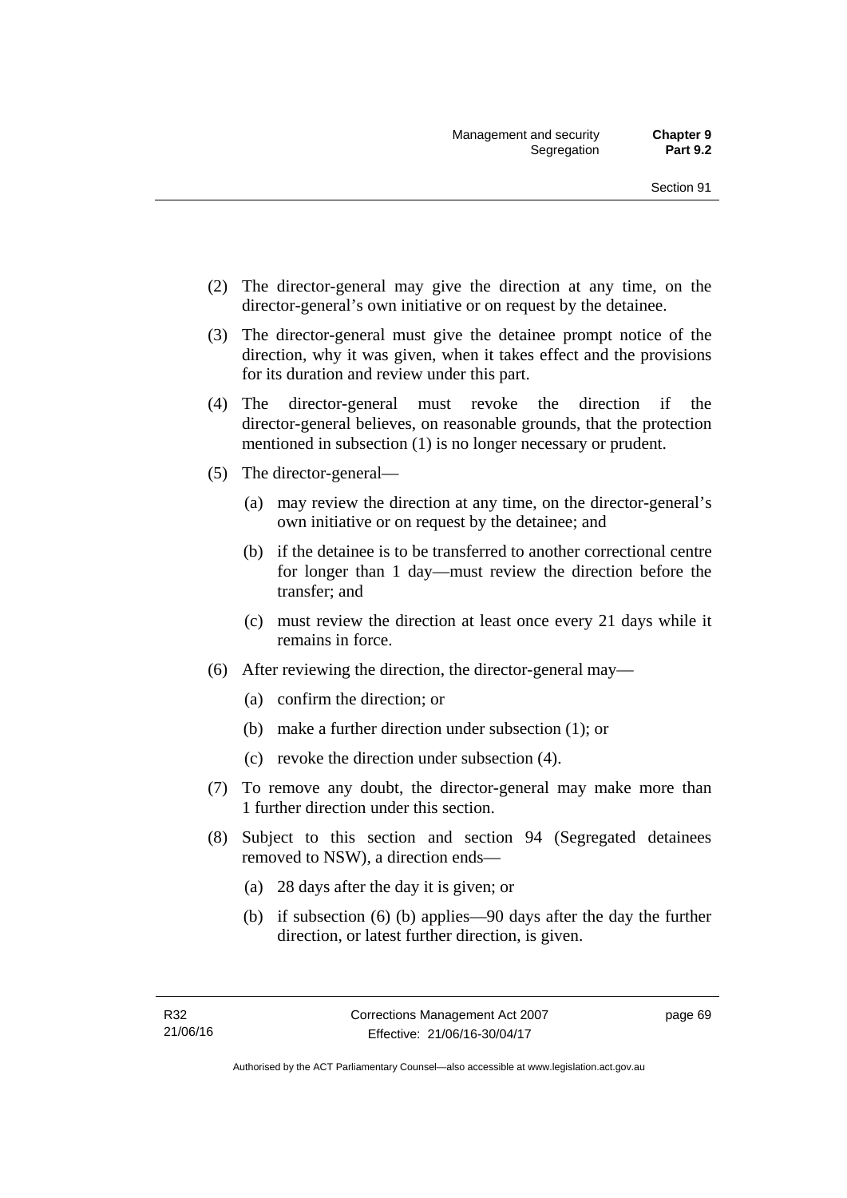(2) The director-general may give the direction at any time, on the director-general's own initiative or on request by the detainee.

(3) The director-general must give the detainee prompt notice of the direction, why it was given, when it takes effect and the provisions for its duration and review under this part.

(4) The director-general must revoke the direction if the director-general believes, on reasonable grounds, that the protection mentioned in subsection (1) is no longer necessary or prudent.

(5) The director-general—

   (a) may review the direction at any time, on the director-general's own initiative or on request by the detainee; and

   (b) if the detainee is to be transferred to another correctional centre for longer than 1 day—must review the direction before the transfer; and

   (c) must review the direction at least once every 21 days while it remains in force.

(6) After reviewing the direction, the director-general may—

   (a) confirm the direction; or

   (b) make a further direction under subsection (1); or

   (c) revoke the direction under subsection (4).

(7) To remove any doubt, the director-general may make more than 1 further direction under this section.

(8) Subject to this section and section 94 (Segregated detainees removed to NSW), a direction ends—

   (a) 28 days after the day it is given; or

   (b) if subsection (6) (b) applies—90 days after the day the further direction, or latest further direction, is given.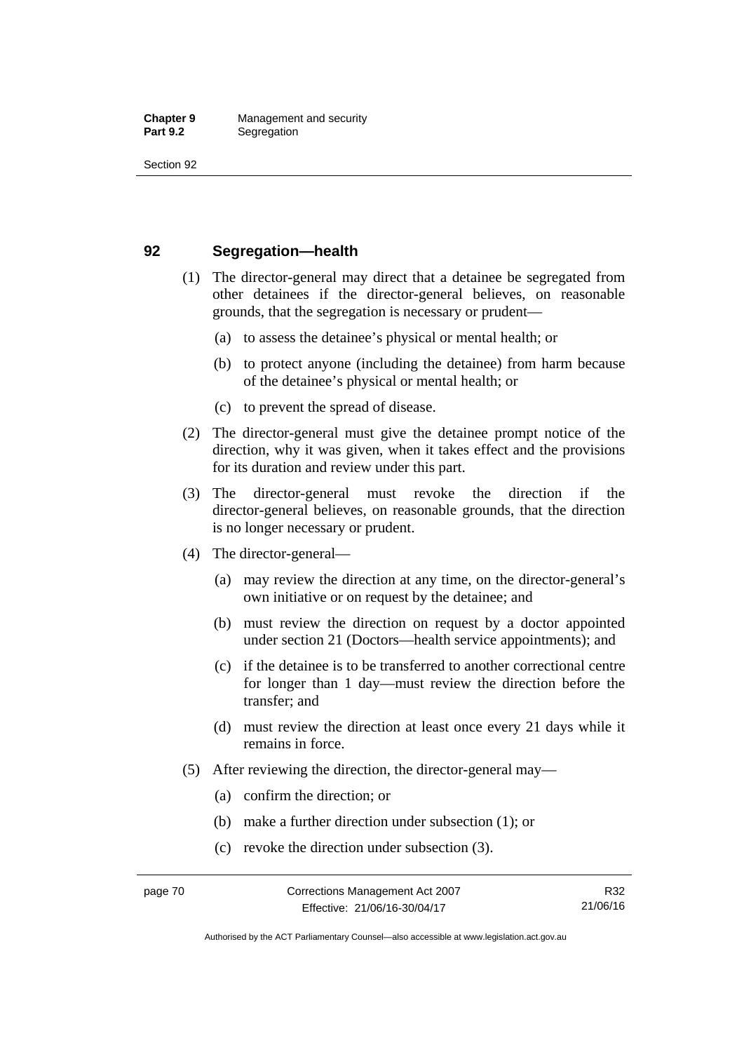## 92 Segregation—health

(1) The director-general may direct that a detainee be segregated from other detainees if the director-general believes, on reasonable grounds, that the segregation is necessary or prudent—

(a) to assess the detainee's physical or mental health; or

(b) to protect anyone (including the detainee) from harm because of the detainee's physical or mental health; or

(c) to prevent the spread of disease.

(2) The director-general must give the detainee prompt notice of the direction, why it was given, when it takes effect and the provisions for its duration and review under this part.

(3) The director-general must revoke the direction if the director-general believes, on reasonable grounds, that the direction is no longer necessary or prudent.

(4) The director-general—

(a) may review the direction at any time, on the director-general's own initiative or on request by the detainee; and

(b) must review the direction on request by a doctor appointed under section 21 (Doctors—health service appointments); and

(c) if the detainee is to be transferred to another correctional centre for longer than 1 day—must review the direction before the transfer; and

(d) must review the direction at least once every 21 days while it remains in force.

(5) After reviewing the direction, the director-general may—

(a) confirm the direction; or

(b) make a further direction under subsection (1); or

(c) revoke the direction under subsection (3).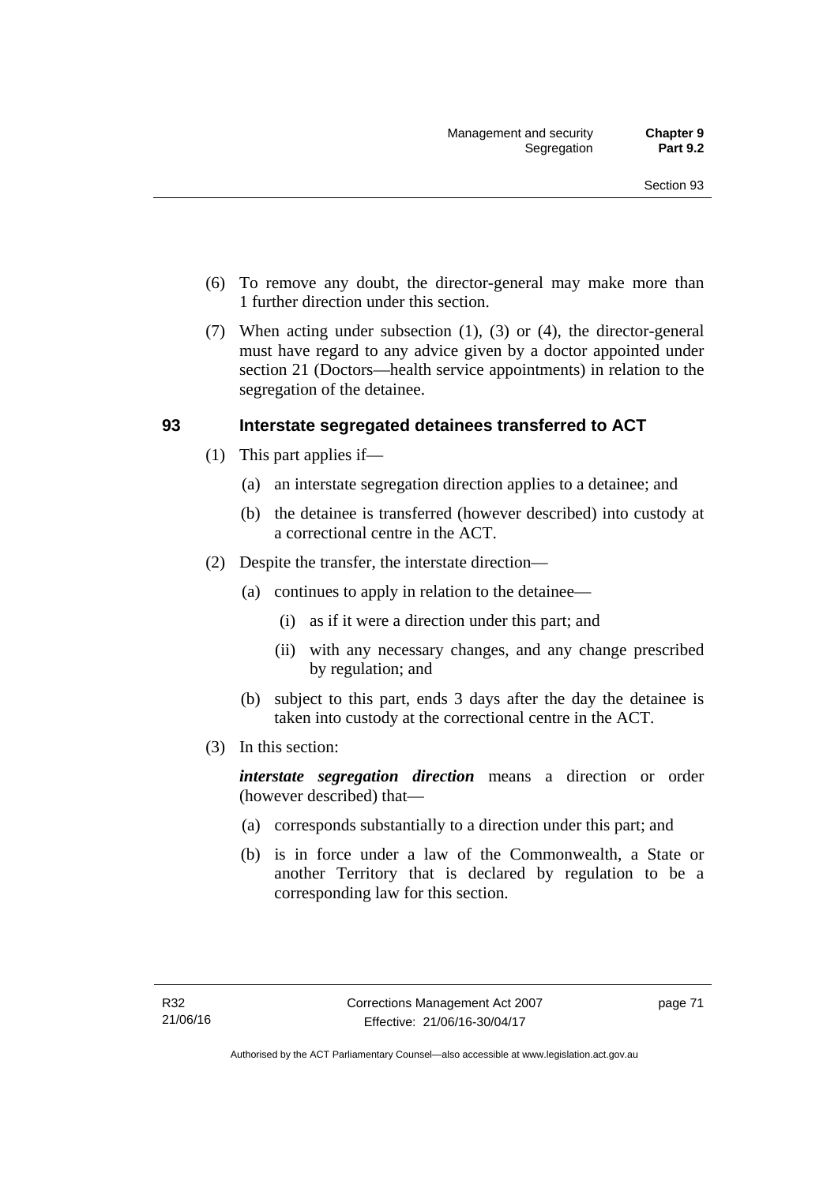(6) To remove any doubt, the director-general may make more than 1 further direction under this section.

(7) When acting under subsection (1), (3) or (4), the director-general must have regard to any advice given by a doctor appointed under section 21 (Doctors—health service appointments) in relation to the segregation of the detainee.

## 93 Interstate segregated detainees transferred to ACT

(1) This part applies if—

  (a) an interstate segregation direction applies to a detainee; and

  (b) the detainee is transferred (however described) into custody at a correctional centre in the ACT.

(2) Despite the transfer, the interstate direction—

  (a) continues to apply in relation to the detainee—

    (i) as if it were a direction under this part; and

    (ii) with any necessary changes, and any change prescribed by regulation; and

  (b) subject to this part, ends 3 days after the day the detainee is taken into custody at the correctional centre in the ACT.

(3) In this section:

***interstate segregation direction*** means a direction or order (however described) that—

  (a) corresponds substantially to a direction under this part; and

  (b) is in force under a law of the Commonwealth, a State or another Territory that is declared by regulation to be a corresponding law for this section.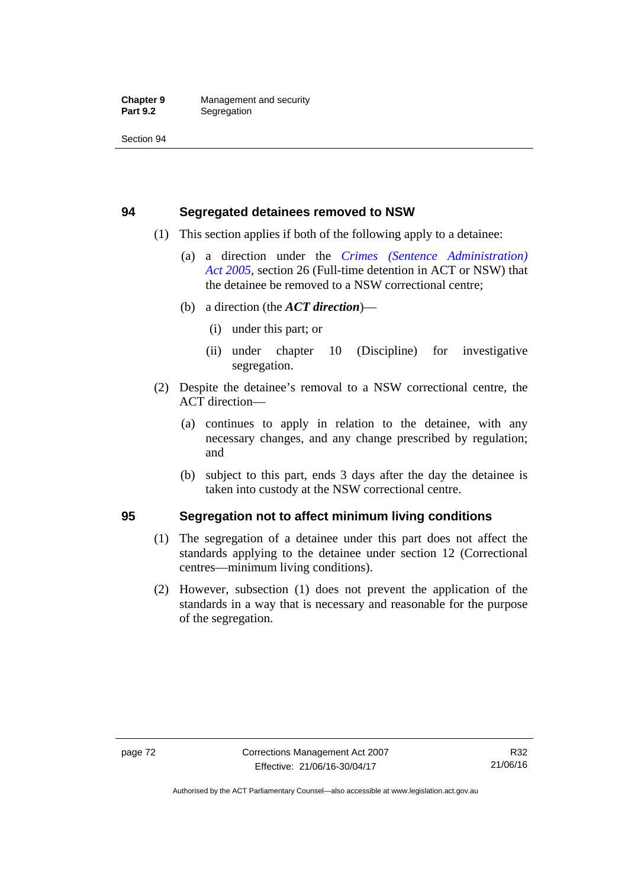## 94 Segregated detainees removed to NSW

(1) This section applies if both of the following apply to a detainee:

(a) a direction under the *Crimes (Sentence Administration) Act 2005*, section 26 (Full-time detention in ACT or NSW) that the detainee be removed to a NSW correctional centre;

(b) a direction (the ***ACT direction***)—

(i) under this part; or

(ii) under chapter 10 (Discipline) for investigative segregation.

(2) Despite the detainee's removal to a NSW correctional centre, the ACT direction—

(a) continues to apply in relation to the detainee, with any necessary changes, and any change prescribed by regulation; and

(b) subject to this part, ends 3 days after the day the detainee is taken into custody at the NSW correctional centre.

## 95 Segregation not to affect minimum living conditions

(1) The segregation of a detainee under this part does not affect the standards applying to the detainee under section 12 (Correctional centres—minimum living conditions).

(2) However, subsection (1) does not prevent the application of the standards in a way that is necessary and reasonable for the purpose of the segregation.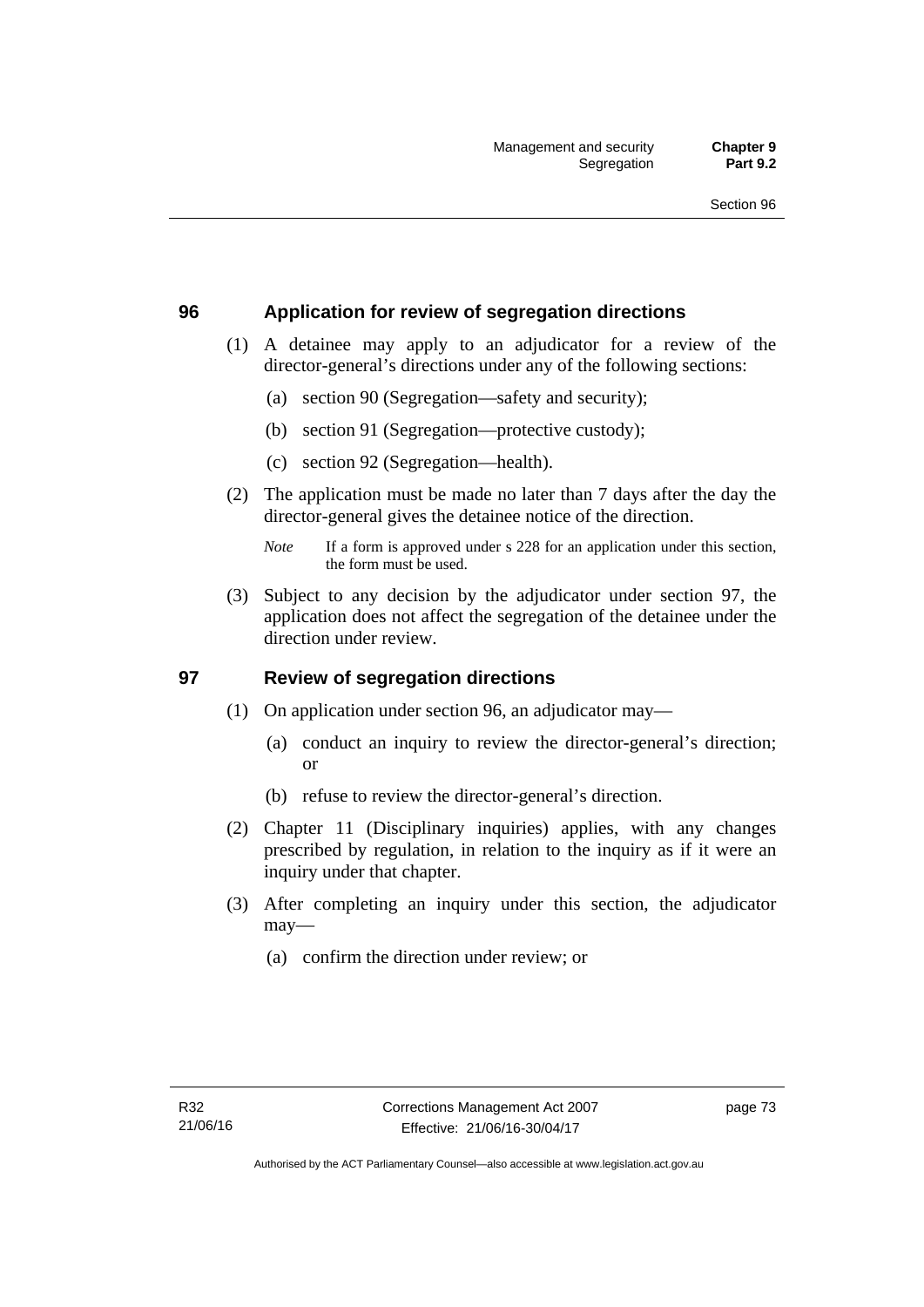## 96 Application for review of segregation directions

(1) A detainee may apply to an adjudicator for a review of the director-general's directions under any of the following sections:

(a) section 90 (Segregation—safety and security);

(b) section 91 (Segregation—protective custody);

(c) section 92 (Segregation—health).

(2) The application must be made no later than 7 days after the day the director-general gives the detainee notice of the direction.

*Note* If a form is approved under s 228 for an application under this section, the form must be used.

(3) Subject to any decision by the adjudicator under section 97, the application does not affect the segregation of the detainee under the direction under review.

## 97 Review of segregation directions

(1) On application under section 96, an adjudicator may—

(a) conduct an inquiry to review the director-general's direction; or

(b) refuse to review the director-general's direction.

(2) Chapter 11 (Disciplinary inquiries) applies, with any changes prescribed by regulation, in relation to the inquiry as if it were an inquiry under that chapter.

(3) After completing an inquiry under this section, the adjudicator may—

(a) confirm the direction under review; or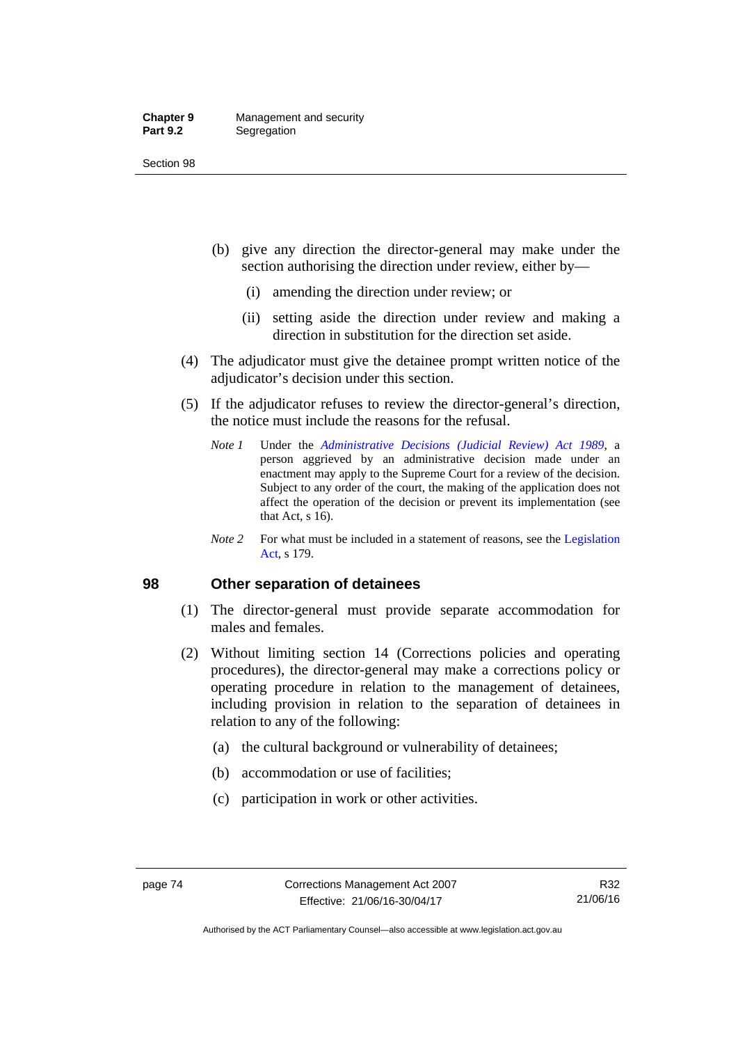(b) give any direction the director-general may make under the section authorising the direction under review, either by—

    (i) amending the direction under review; or

    (ii) setting aside the direction under review and making a direction in substitution for the direction set aside.

(4) The adjudicator must give the detainee prompt written notice of the adjudicator's decision under this section.

(5) If the adjudicator refuses to review the director-general's direction, the notice must include the reasons for the refusal.

*Note 1* Under the *Administrative Decisions (Judicial Review) Act 1989*, a person aggrieved by an administrative decision made under an enactment may apply to the Supreme Court for a review of the decision. Subject to any order of the court, the making of the application does not affect the operation of the decision or prevent its implementation (see that Act, s 16).

*Note 2* For what must be included in a statement of reasons, see the Legislation Act, s 179.

## 98 Other separation of detainees

(1) The director-general must provide separate accommodation for males and females.

(2) Without limiting section 14 (Corrections policies and operating procedures), the director-general may make a corrections policy or operating procedure in relation to the management of detainees, including provision in relation to the separation of detainees in relation to any of the following:

   (a) the cultural background or vulnerability of detainees;

   (b) accommodation or use of facilities;

   (c) participation in work or other activities.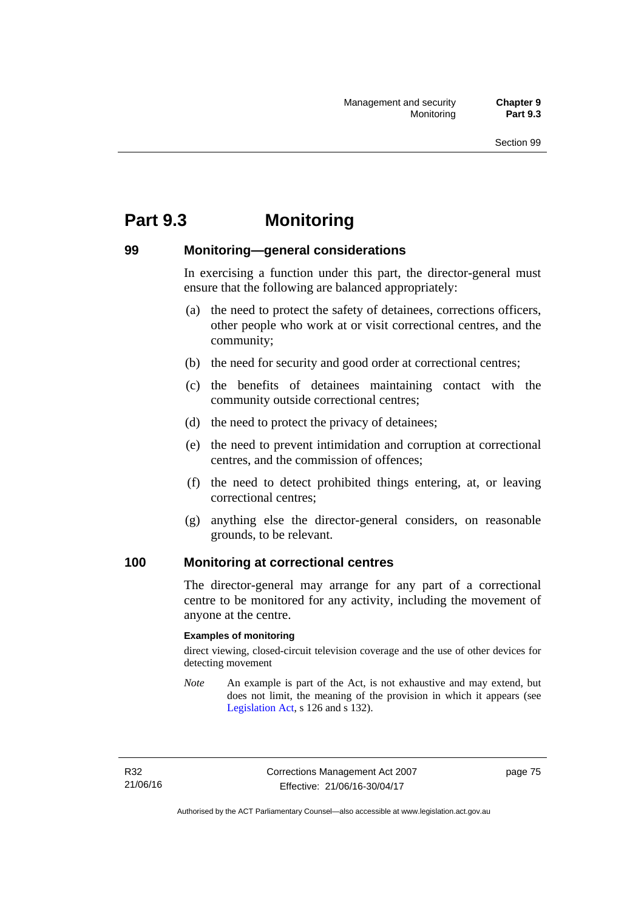# Part 9.3 Monitoring

## 99 Monitoring—general considerations

In exercising a function under this part, the director-general must ensure that the following are balanced appropriately:

(a) the need to protect the safety of detainees, corrections officers, other people who work at or visit correctional centres, and the community;

(b) the need for security and good order at correctional centres;

(c) the benefits of detainees maintaining contact with the community outside correctional centres;

(d) the need to protect the privacy of detainees;

(e) the need to prevent intimidation and corruption at correctional centres, and the commission of offences;

(f) the need to detect prohibited things entering, at, or leaving correctional centres;

(g) anything else the director-general considers, on reasonable grounds, to be relevant.

## 100 Monitoring at correctional centres

The director-general may arrange for any part of a correctional centre to be monitored for any activity, including the movement of anyone at the centre.

**Examples of monitoring**

direct viewing, closed-circuit television coverage and the use of other devices for detecting movement

*Note* An example is part of the Act, is not exhaustive and may extend, but does not limit, the meaning of the provision in which it appears (see Legislation Act, s 126 and s 132).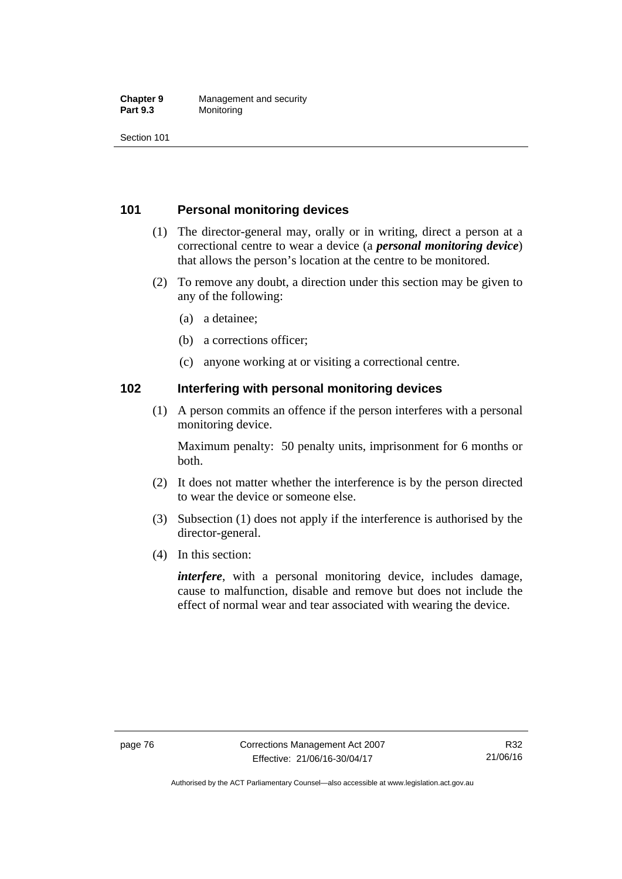## 101 Personal monitoring devices

(1) The director-general may, orally or in writing, direct a person at a correctional centre to wear a device (a ***personal monitoring device***) that allows the person's location at the centre to be monitored.

(2) To remove any doubt, a direction under this section may be given to any of the following:

(a) a detainee;

(b) a corrections officer;

(c) anyone working at or visiting a correctional centre.

## 102 Interfering with personal monitoring devices

(1) A person commits an offence if the person interferes with a personal monitoring device.

Maximum penalty: 50 penalty units, imprisonment for 6 months or both.

(2) It does not matter whether the interference is by the person directed to wear the device or someone else.

(3) Subsection (1) does not apply if the interference is authorised by the director-general.

(4) In this section:

***interfere***, with a personal monitoring device, includes damage, cause to malfunction, disable and remove but does not include the effect of normal wear and tear associated with wearing the device.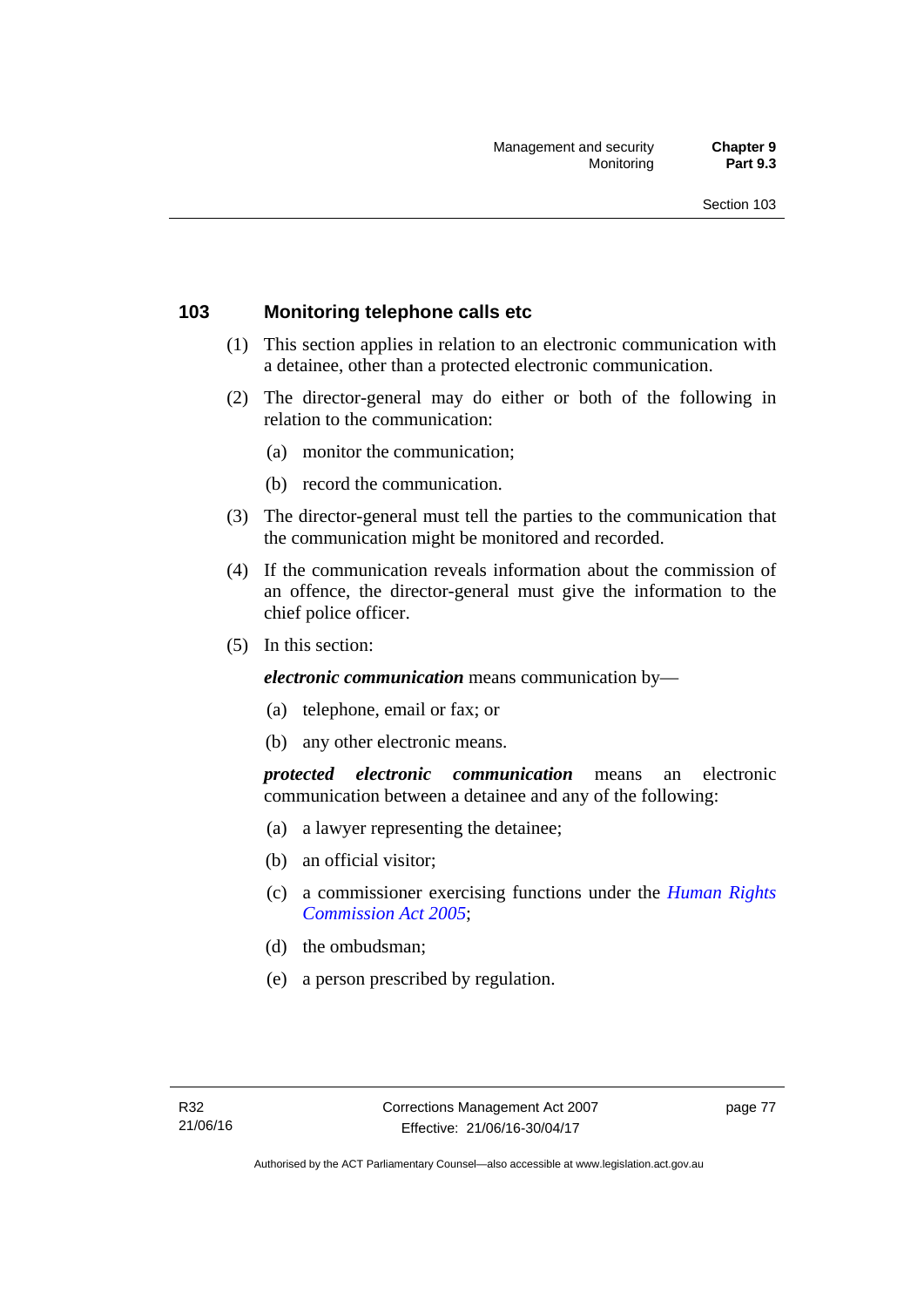## 103 Monitoring telephone calls etc

(1) This section applies in relation to an electronic communication with a detainee, other than a protected electronic communication.

(2) The director-general may do either or both of the following in relation to the communication:

(a) monitor the communication;

(b) record the communication.

(3) The director-general must tell the parties to the communication that the communication might be monitored and recorded.

(4) If the communication reveals information about the commission of an offence, the director-general must give the information to the chief police officer.

(5) In this section:

***electronic communication*** means communication by—

(a) telephone, email or fax; or

(b) any other electronic means.

***protected electronic communication*** means an electronic communication between a detainee and any of the following:

(a) a lawyer representing the detainee;

(b) an official visitor;

(c) a commissioner exercising functions under the *Human Rights Commission Act 2005*;

(d) the ombudsman;

(e) a person prescribed by regulation.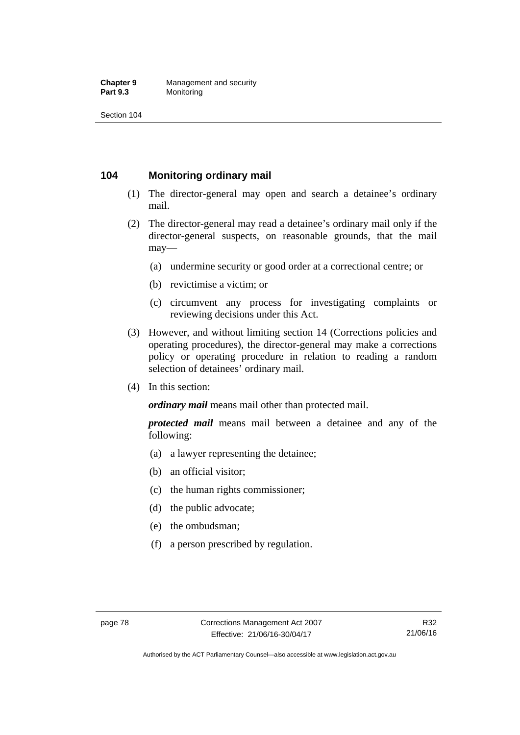## 104 Monitoring ordinary mail

(1) The director-general may open and search a detainee's ordinary mail.

(2) The director-general may read a detainee's ordinary mail only if the director-general suspects, on reasonable grounds, that the mail may—

  (a) undermine security or good order at a correctional centre; or

  (b) revictimise a victim; or

  (c) circumvent any process for investigating complaints or reviewing decisions under this Act.

(3) However, and without limiting section 14 (Corrections policies and operating procedures), the director-general may make a corrections policy or operating procedure in relation to reading a random selection of detainees' ordinary mail.

(4) In this section:

***ordinary mail*** means mail other than protected mail.

***protected mail*** means mail between a detainee and any of the following:

  (a) a lawyer representing the detainee;

  (b) an official visitor;

  (c) the human rights commissioner;

  (d) the public advocate;

  (e) the ombudsman;

  (f) a person prescribed by regulation.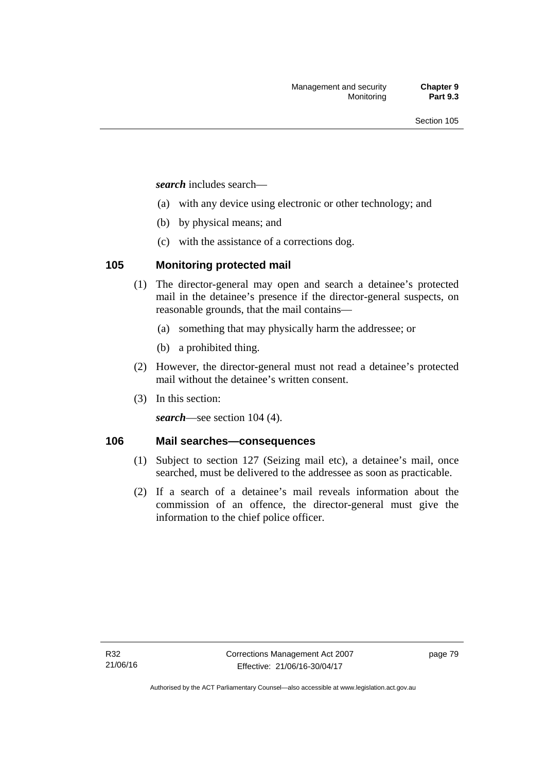***search*** includes search—

(a) with any device using electronic or other technology; and

(b) by physical means; and

(c) with the assistance of a corrections dog.

## 105 Monitoring protected mail

(1) The director-general may open and search a detainee's protected mail in the detainee's presence if the director-general suspects, on reasonable grounds, that the mail contains—

(a) something that may physically harm the addressee; or

(b) a prohibited thing.

(2) However, the director-general must not read a detainee's protected mail without the detainee's written consent.

(3) In this section:

***search***—see section 104 (4).

## 106 Mail searches—consequences

(1) Subject to section 127 (Seizing mail etc), a detainee's mail, once searched, must be delivered to the addressee as soon as practicable.

(2) If a search of a detainee's mail reveals information about the commission of an offence, the director-general must give the information to the chief police officer.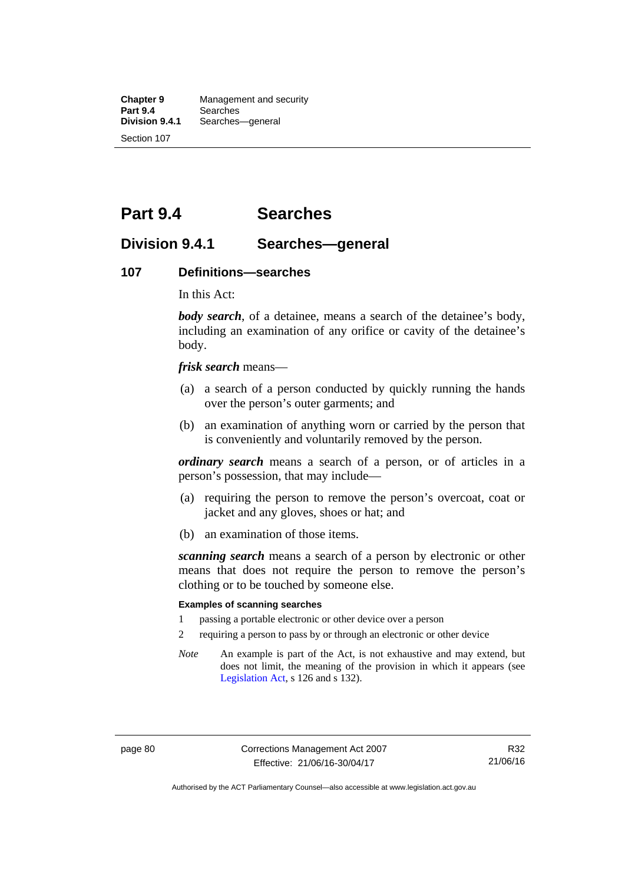# Part 9.4 Searches

## Division 9.4.1 Searches—general

### 107 Definitions—searches

In this Act:

***body search***, of a detainee, means a search of the detainee's body, including an examination of any orifice or cavity of the detainee's body.

***frisk search*** means—

(a) a search of a person conducted by quickly running the hands over the person's outer garments; and

(b) an examination of anything worn or carried by the person that is conveniently and voluntarily removed by the person.

***ordinary search*** means a search of a person, or of articles in a person's possession, that may include—

(a) requiring the person to remove the person's overcoat, coat or jacket and any gloves, shoes or hat; and

(b) an examination of those items.

***scanning search*** means a search of a person by electronic or other means that does not require the person to remove the person's clothing or to be touched by someone else.

**Examples of scanning searches**

1 passing a portable electronic or other device over a person

2 requiring a person to pass by or through an electronic or other device

*Note* An example is part of the Act, is not exhaustive and may extend, but does not limit, the meaning of the provision in which it appears (see Legislation Act, s 126 and s 132).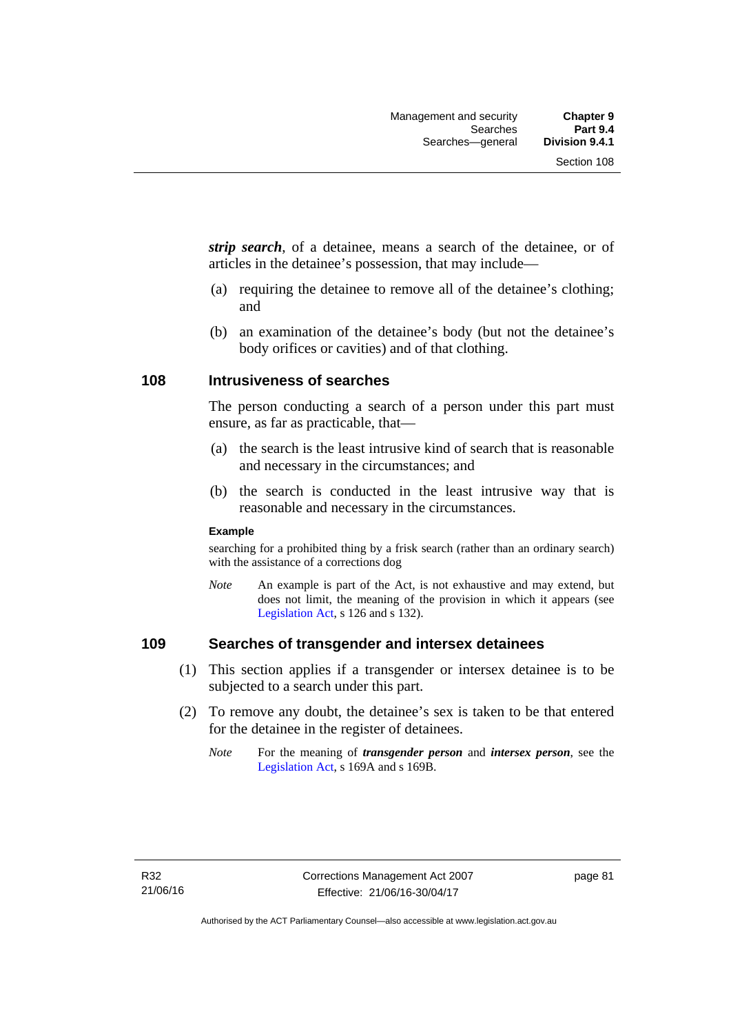***strip search***, of a detainee, means a search of the detainee, or of articles in the detainee's possession, that may include—

(a) requiring the detainee to remove all of the detainee's clothing; and

(b) an examination of the detainee's body (but not the detainee's body orifices or cavities) and of that clothing.

## 108 Intrusiveness of searches

The person conducting a search of a person under this part must ensure, as far as practicable, that—

(a) the search is the least intrusive kind of search that is reasonable and necessary in the circumstances; and

(b) the search is conducted in the least intrusive way that is reasonable and necessary in the circumstances.

**Example**

searching for a prohibited thing by a frisk search (rather than an ordinary search) with the assistance of a corrections dog

*Note* An example is part of the Act, is not exhaustive and may extend, but does not limit, the meaning of the provision in which it appears (see Legislation Act, s 126 and s 132).

## 109 Searches of transgender and intersex detainees

(1) This section applies if a transgender or intersex detainee is to be subjected to a search under this part.

(2) To remove any doubt, the detainee's sex is taken to be that entered for the detainee in the register of detainees.

*Note* For the meaning of ***transgender person*** and ***intersex person***, see the Legislation Act, s 169A and s 169B.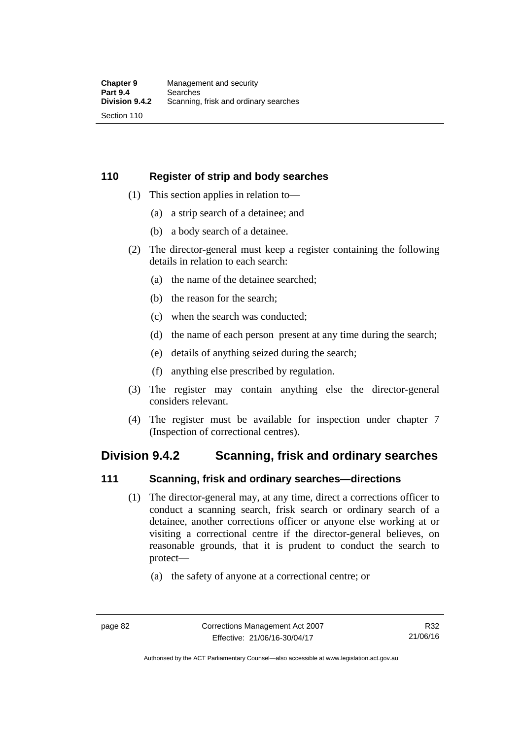### 110 Register of strip and body searches

(1) This section applies in relation to—

(a) a strip search of a detainee; and

(b) a body search of a detainee.

(2) The director-general must keep a register containing the following details in relation to each search:

(a) the name of the detainee searched;

(b) the reason for the search;

(c) when the search was conducted;

(d) the name of each person present at any time during the search;

(e) details of anything seized during the search;

(f) anything else prescribed by regulation.

(3) The register may contain anything else the director-general considers relevant.

(4) The register must be available for inspection under chapter 7 (Inspection of correctional centres).

## Division 9.4.2 Scanning, frisk and ordinary searches

### 111 Scanning, frisk and ordinary searches—directions

(1) The director-general may, at any time, direct a corrections officer to conduct a scanning search, frisk search or ordinary search of a detainee, another corrections officer or anyone else working at or visiting a correctional centre if the director-general believes, on reasonable grounds, that it is prudent to conduct the search to protect—

(a) the safety of anyone at a correctional centre; or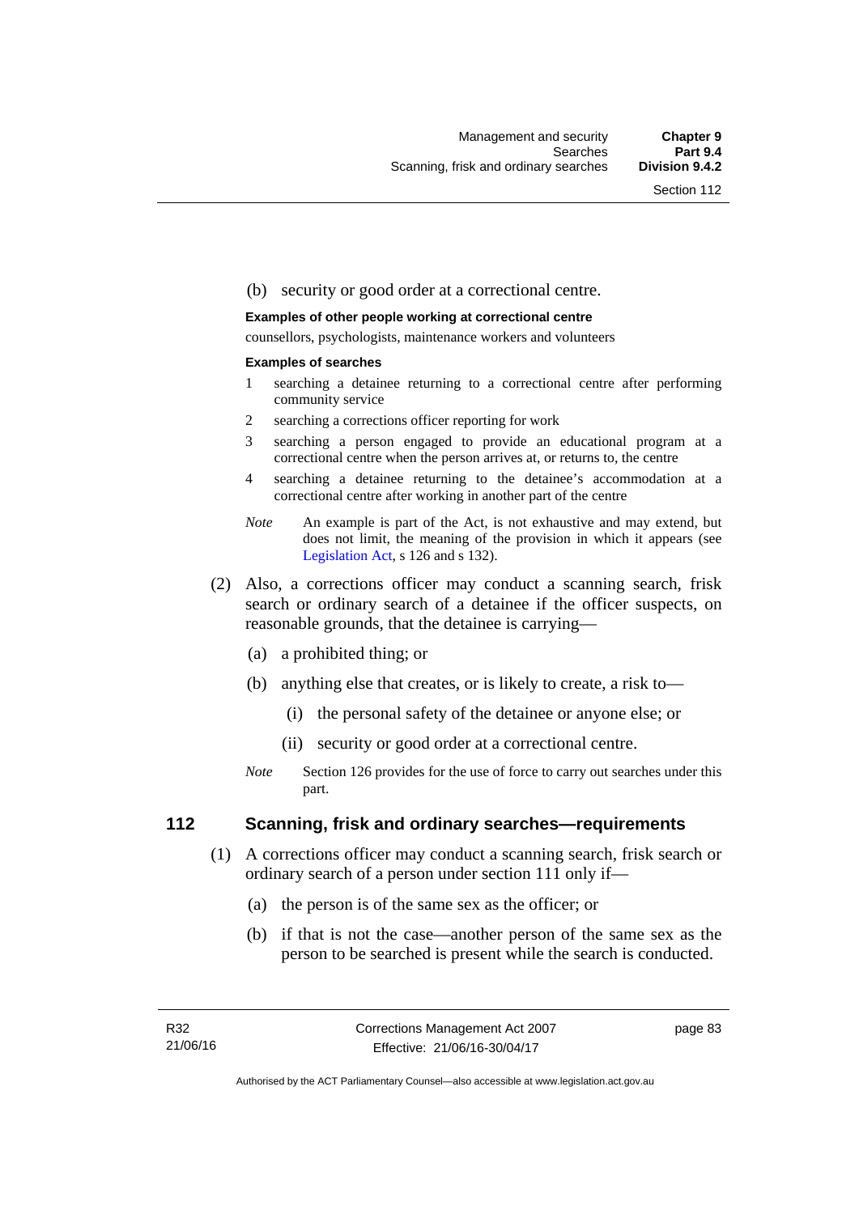(b) security or good order at a correctional centre.

**Examples of other people working at correctional centre**

counsellors, psychologists, maintenance workers and volunteers

**Examples of searches**

1 searching a detainee returning to a correctional centre after performing community service

2 searching a corrections officer reporting for work

3 searching a person engaged to provide an educational program at a correctional centre when the person arrives at, or returns to, the centre

4 searching a detainee returning to the detainee's accommodation at a correctional centre after working in another part of the centre

*Note* An example is part of the Act, is not exhaustive and may extend, but does not limit, the meaning of the provision in which it appears (see Legislation Act, s 126 and s 132).

(2) Also, a corrections officer may conduct a scanning search, frisk search or ordinary search of a detainee if the officer suspects, on reasonable grounds, that the detainee is carrying—

(a) a prohibited thing; or

(b) anything else that creates, or is likely to create, a risk to—

(i) the personal safety of the detainee or anyone else; or

(ii) security or good order at a correctional centre.

*Note* Section 126 provides for the use of force to carry out searches under this part.

### 112 Scanning, frisk and ordinary searches—requirements

(1) A corrections officer may conduct a scanning search, frisk search or ordinary search of a person under section 111 only if—

(a) the person is of the same sex as the officer; or

(b) if that is not the case—another person of the same sex as the person to be searched is present while the search is conducted.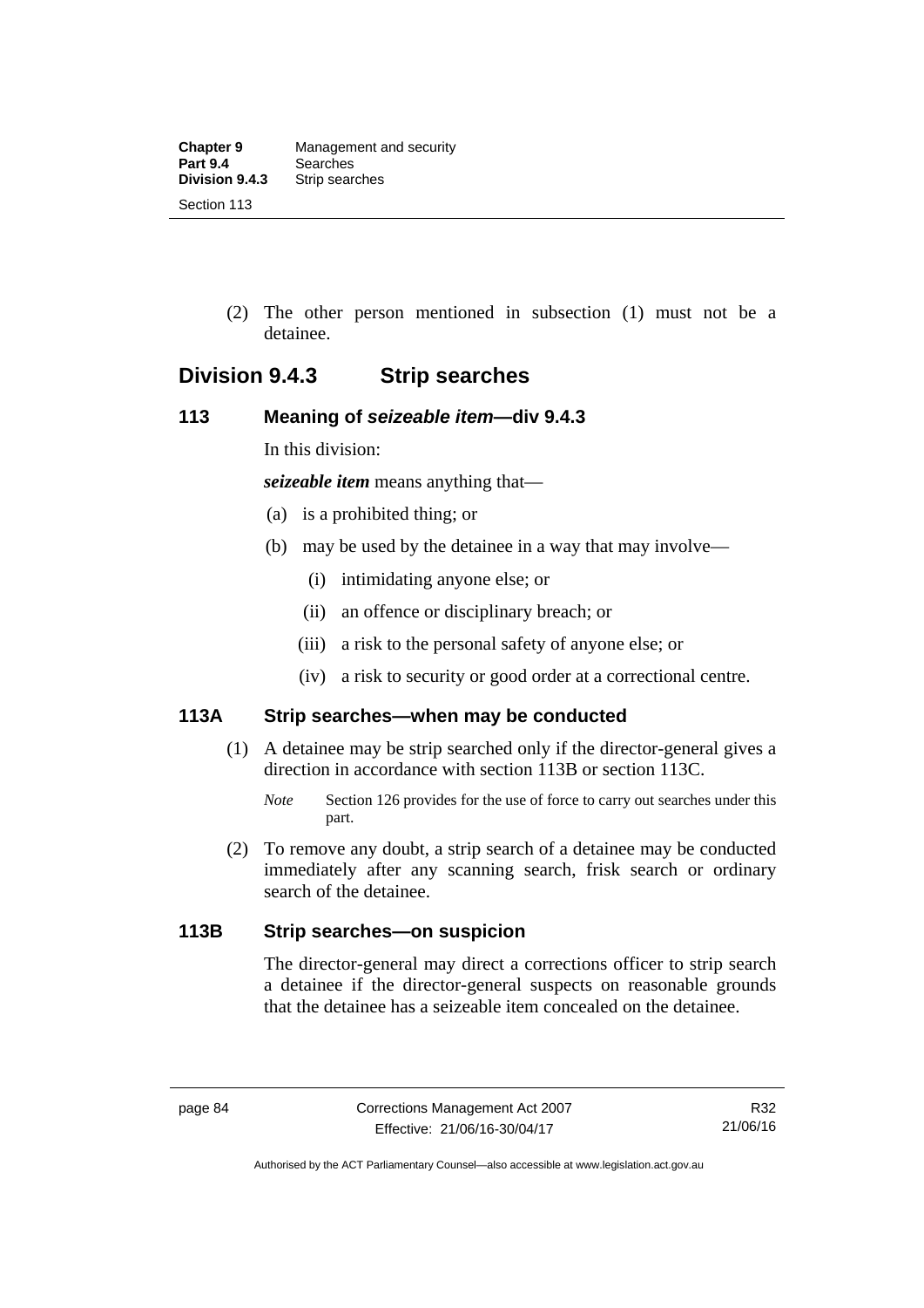(2) The other person mentioned in subsection (1) must not be a detainee.

## Division 9.4.3 Strip searches

### 113 Meaning of *seizeable item*—div 9.4.3

In this division:

***seizeable item*** means anything that—

(a) is a prohibited thing; or

(b) may be used by the detainee in a way that may involve—

(i) intimidating anyone else; or

(ii) an offence or disciplinary breach; or

(iii) a risk to the personal safety of anyone else; or

(iv) a risk to security or good order at a correctional centre.

### 113A Strip searches—when may be conducted

(1) A detainee may be strip searched only if the director-general gives a direction in accordance with section 113B or section 113C.

*Note* Section 126 provides for the use of force to carry out searches under this part.

(2) To remove any doubt, a strip search of a detainee may be conducted immediately after any scanning search, frisk search or ordinary search of the detainee.

### 113B Strip searches—on suspicion

The director-general may direct a corrections officer to strip search a detainee if the director-general suspects on reasonable grounds that the detainee has a seizeable item concealed on the detainee.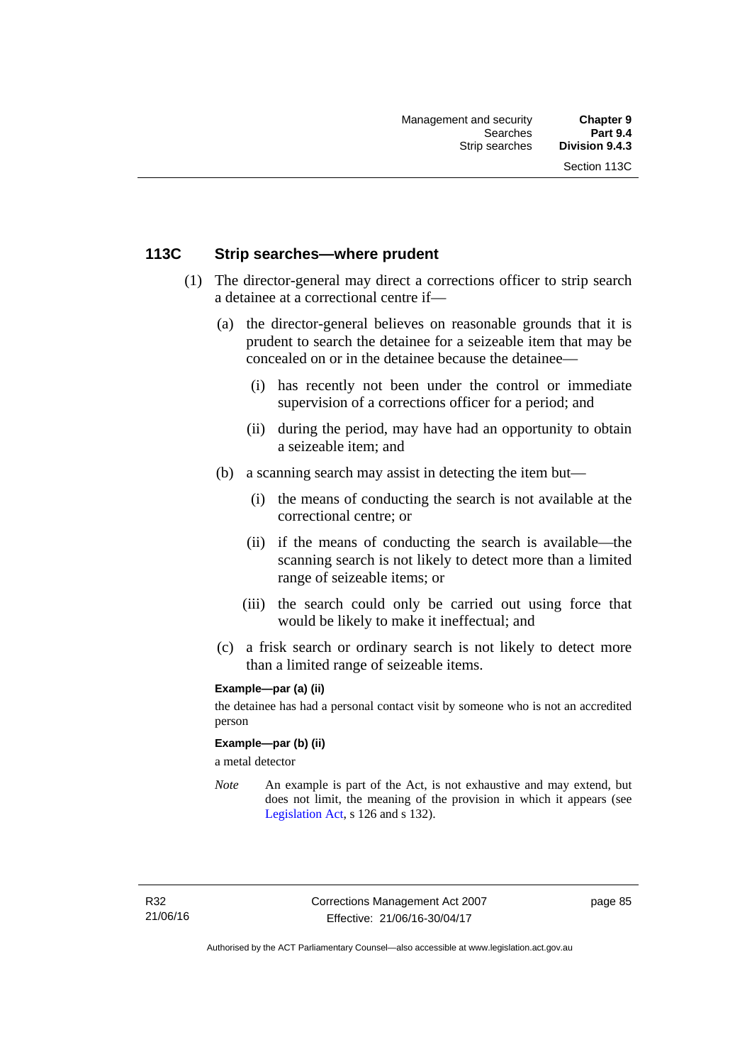## 113C Strip searches—where prudent

(1) The director-general may direct a corrections officer to strip search a detainee at a correctional centre if—

(a) the director-general believes on reasonable grounds that it is prudent to search the detainee for a seizeable item that may be concealed on or in the detainee because the detainee—

(i) has recently not been under the control or immediate supervision of a corrections officer for a period; and

(ii) during the period, may have had an opportunity to obtain a seizeable item; and

(b) a scanning search may assist in detecting the item but—

(i) the means of conducting the search is not available at the correctional centre; or

(ii) if the means of conducting the search is available—the scanning search is not likely to detect more than a limited range of seizeable items; or

(iii) the search could only be carried out using force that would be likely to make it ineffectual; and

(c) a frisk search or ordinary search is not likely to detect more than a limited range of seizeable items.

**Example—par (a) (ii)**

the detainee has had a personal contact visit by someone who is not an accredited person

**Example—par (b) (ii)**

a metal detector

*Note* An example is part of the Act, is not exhaustive and may extend, but does not limit, the meaning of the provision in which it appears (see Legislation Act, s 126 and s 132).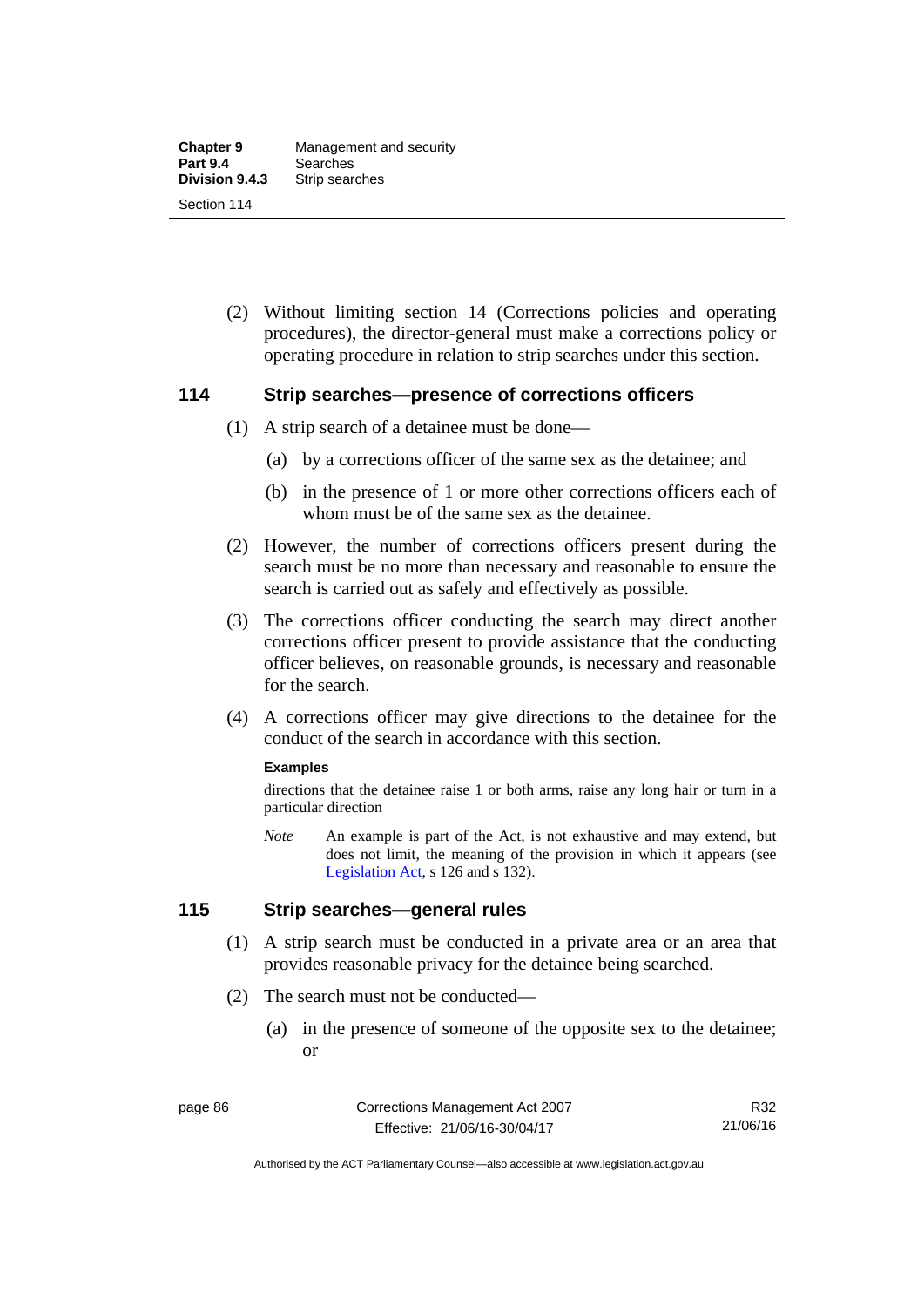(2) Without limiting section 14 (Corrections policies and operating procedures), the director-general must make a corrections policy or operating procedure in relation to strip searches under this section.

## 114 Strip searches—presence of corrections officers

(1) A strip search of a detainee must be done—

(a) by a corrections officer of the same sex as the detainee; and

(b) in the presence of 1 or more other corrections officers each of whom must be of the same sex as the detainee.

(2) However, the number of corrections officers present during the search must be no more than necessary and reasonable to ensure the search is carried out as safely and effectively as possible.

(3) The corrections officer conducting the search may direct another corrections officer present to provide assistance that the conducting officer believes, on reasonable grounds, is necessary and reasonable for the search.

(4) A corrections officer may give directions to the detainee for the conduct of the search in accordance with this section.

**Examples**

directions that the detainee raise 1 or both arms, raise any long hair or turn in a particular direction

*Note* An example is part of the Act, is not exhaustive and may extend, but does not limit, the meaning of the provision in which it appears (see Legislation Act, s 126 and s 132).

## 115 Strip searches—general rules

(1) A strip search must be conducted in a private area or an area that provides reasonable privacy for the detainee being searched.

(2) The search must not be conducted—

(a) in the presence of someone of the opposite sex to the detainee; or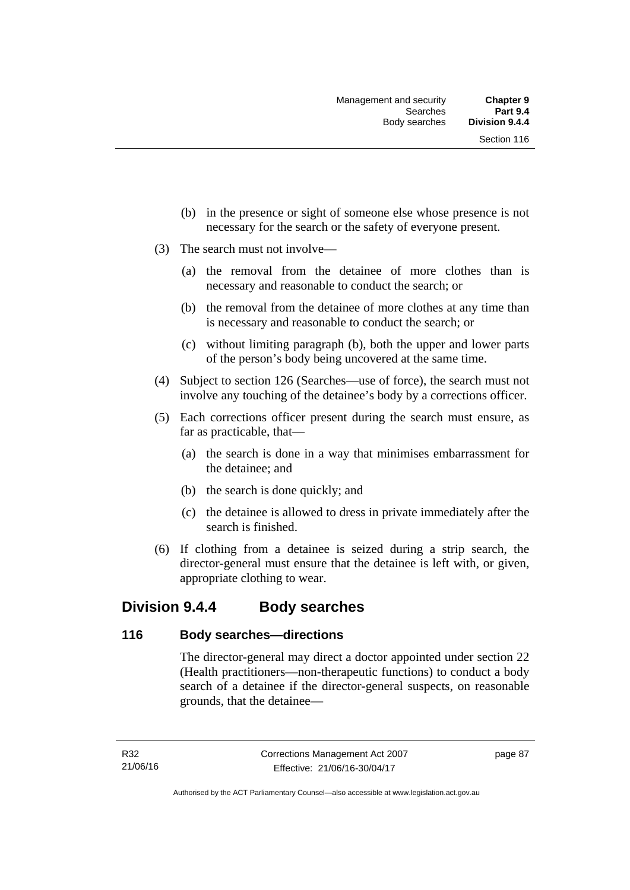(b) in the presence or sight of someone else whose presence is not necessary for the search or the safety of everyone present.

(3) The search must not involve—

(a) the removal from the detainee of more clothes than is necessary and reasonable to conduct the search; or

(b) the removal from the detainee of more clothes at any time than is necessary and reasonable to conduct the search; or

(c) without limiting paragraph (b), both the upper and lower parts of the person's body being uncovered at the same time.

(4) Subject to section 126 (Searches—use of force), the search must not involve any touching of the detainee's body by a corrections officer.

(5) Each corrections officer present during the search must ensure, as far as practicable, that—

(a) the search is done in a way that minimises embarrassment for the detainee; and

(b) the search is done quickly; and

(c) the detainee is allowed to dress in private immediately after the search is finished.

(6) If clothing from a detainee is seized during a strip search, the director-general must ensure that the detainee is left with, or given, appropriate clothing to wear.

## Division 9.4.4 Body searches

### 116 Body searches—directions

The director-general may direct a doctor appointed under section 22 (Health practitioners—non-therapeutic functions) to conduct a body search of a detainee if the director-general suspects, on reasonable grounds, that the detainee—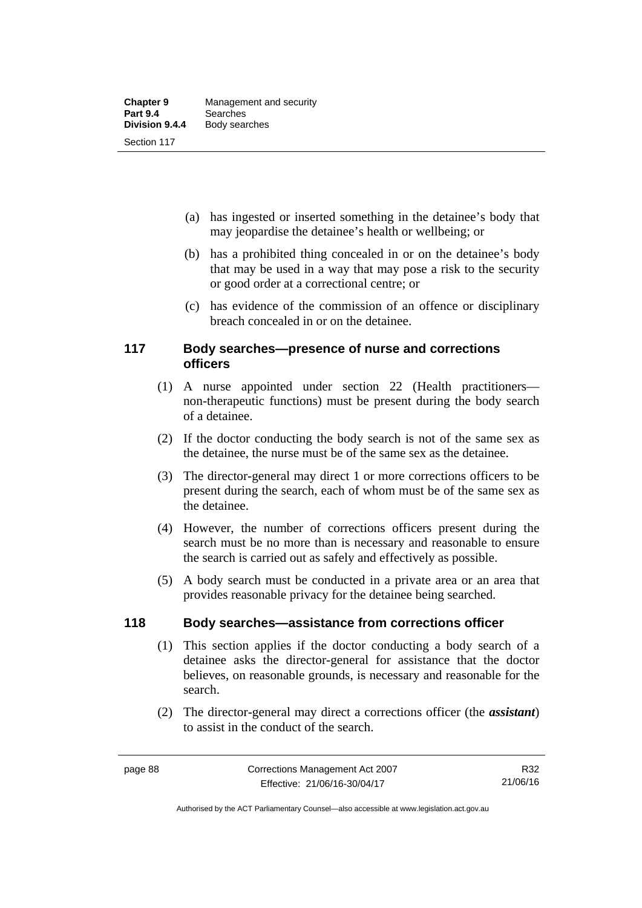(a) has ingested or inserted something in the detainee's body that may jeopardise the detainee's health or wellbeing; or

(b) has a prohibited thing concealed in or on the detainee's body that may be used in a way that may pose a risk to the security or good order at a correctional centre; or

(c) has evidence of the commission of an offence or disciplinary breach concealed in or on the detainee.

## 117 Body searches—presence of nurse and corrections officers

(1) A nurse appointed under section 22 (Health practitioners—non-therapeutic functions) must be present during the body search of a detainee.

(2) If the doctor conducting the body search is not of the same sex as the detainee, the nurse must be of the same sex as the detainee.

(3) The director-general may direct 1 or more corrections officers to be present during the search, each of whom must be of the same sex as the detainee.

(4) However, the number of corrections officers present during the search must be no more than is necessary and reasonable to ensure the search is carried out as safely and effectively as possible.

(5) A body search must be conducted in a private area or an area that provides reasonable privacy for the detainee being searched.

## 118 Body searches—assistance from corrections officer

(1) This section applies if the doctor conducting a body search of a detainee asks the director-general for assistance that the doctor believes, on reasonable grounds, is necessary and reasonable for the search.

(2) The director-general may direct a corrections officer (the ***assistant***) to assist in the conduct of the search.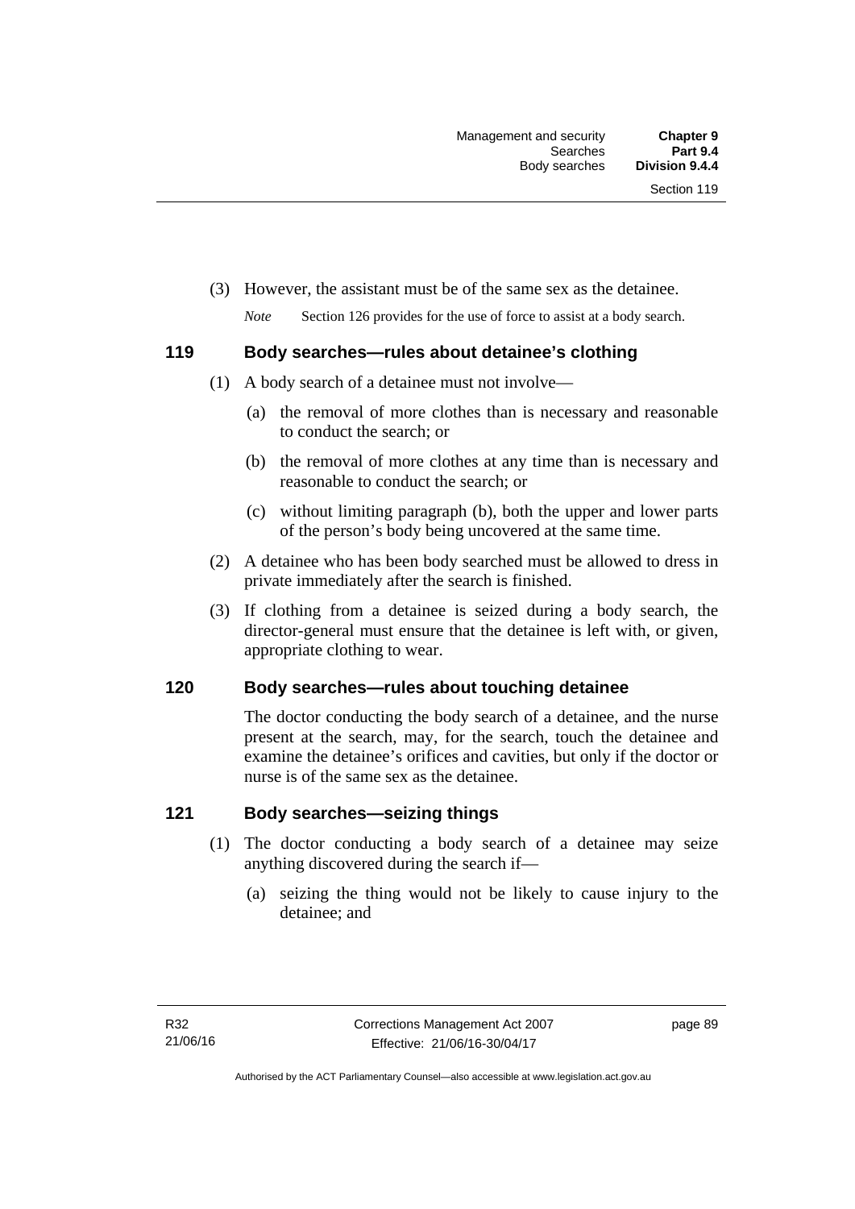(3) However, the assistant must be of the same sex as the detainee.

*Note* Section 126 provides for the use of force to assist at a body search.

## 119 Body searches—rules about detainee's clothing

(1) A body search of a detainee must not involve—

(a) the removal of more clothes than is necessary and reasonable to conduct the search; or

(b) the removal of more clothes at any time than is necessary and reasonable to conduct the search; or

(c) without limiting paragraph (b), both the upper and lower parts of the person's body being uncovered at the same time.

(2) A detainee who has been body searched must be allowed to dress in private immediately after the search is finished.

(3) If clothing from a detainee is seized during a body search, the director-general must ensure that the detainee is left with, or given, appropriate clothing to wear.

## 120 Body searches—rules about touching detainee

The doctor conducting the body search of a detainee, and the nurse present at the search, may, for the search, touch the detainee and examine the detainee's orifices and cavities, but only if the doctor or nurse is of the same sex as the detainee.

## 121 Body searches—seizing things

(1) The doctor conducting a body search of a detainee may seize anything discovered during the search if—

(a) seizing the thing would not be likely to cause injury to the detainee; and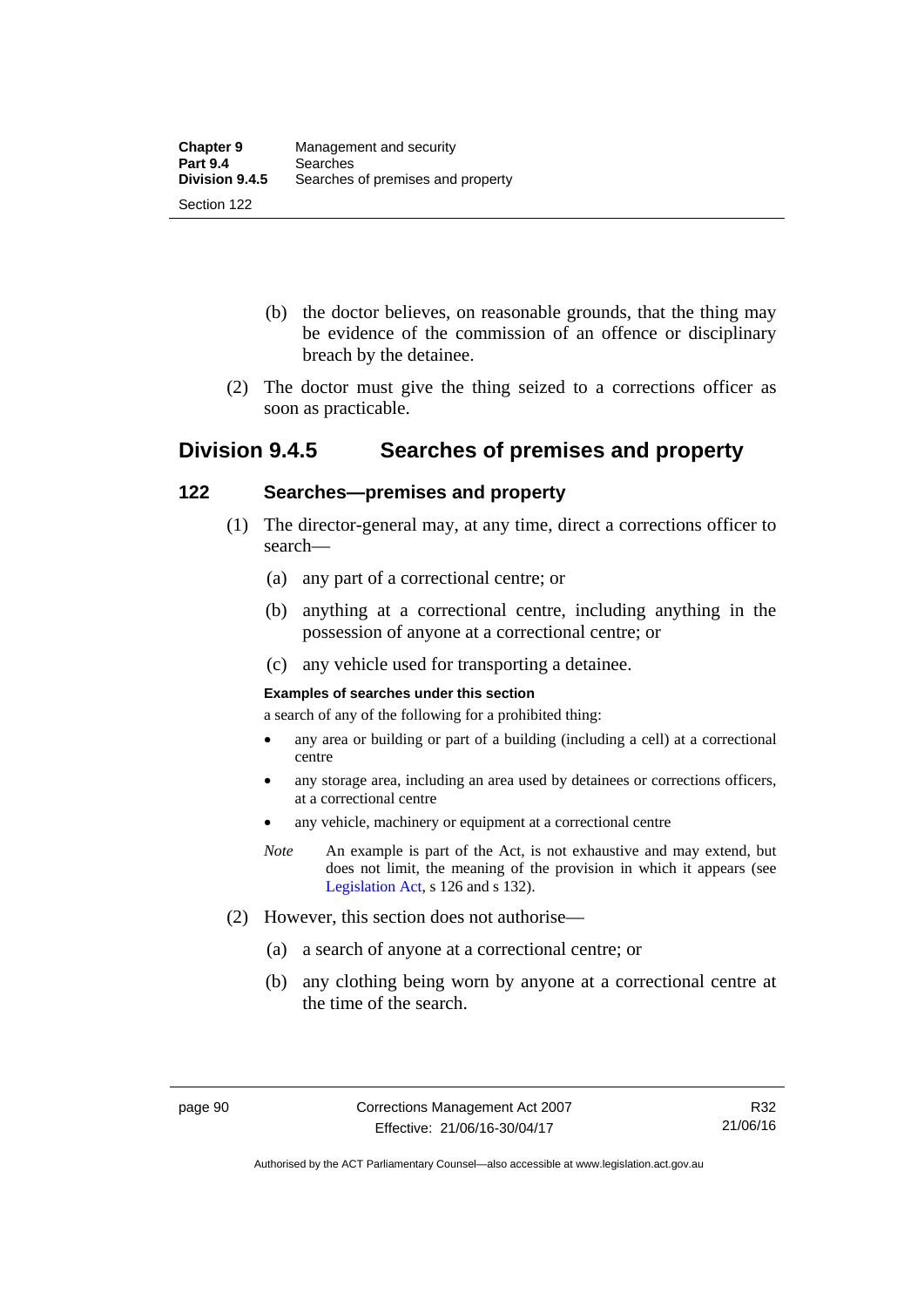(b) the doctor believes, on reasonable grounds, that the thing may be evidence of the commission of an offence or disciplinary breach by the detainee.

(2) The doctor must give the thing seized to a corrections officer as soon as practicable.

## Division 9.4.5 Searches of premises and property

### 122 Searches—premises and property

(1) The director-general may, at any time, direct a corrections officer to search—

(a) any part of a correctional centre; or

(b) anything at a correctional centre, including anything in the possession of anyone at a correctional centre; or

(c) any vehicle used for transporting a detainee.

**Examples of searches under this section**

a search of any of the following for a prohibited thing:

- any area or building or part of a building (including a cell) at a correctional centre
- any storage area, including an area used by detainees or corrections officers, at a correctional centre
- any vehicle, machinery or equipment at a correctional centre

*Note* An example is part of the Act, is not exhaustive and may extend, but does not limit, the meaning of the provision in which it appears (see Legislation Act, s 126 and s 132).

(2) However, this section does not authorise—

(a) a search of anyone at a correctional centre; or

(b) any clothing being worn by anyone at a correctional centre at the time of the search.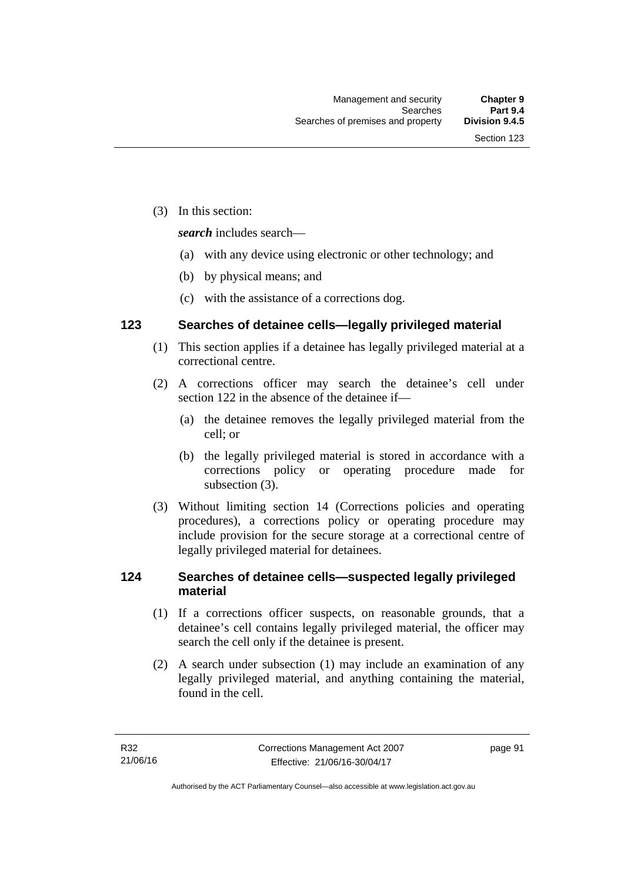(3) In this section:

***search*** includes search—

(a) with any device using electronic or other technology; and

(b) by physical means; and

(c) with the assistance of a corrections dog.

## 123 Searches of detainee cells—legally privileged material

(1) This section applies if a detainee has legally privileged material at a correctional centre.

(2) A corrections officer may search the detainee's cell under section 122 in the absence of the detainee if—

(a) the detainee removes the legally privileged material from the cell; or

(b) the legally privileged material is stored in accordance with a corrections policy or operating procedure made for subsection (3).

(3) Without limiting section 14 (Corrections policies and operating procedures), a corrections policy or operating procedure may include provision for the secure storage at a correctional centre of legally privileged material for detainees.

## 124 Searches of detainee cells—suspected legally privileged material

(1) If a corrections officer suspects, on reasonable grounds, that a detainee's cell contains legally privileged material, the officer may search the cell only if the detainee is present.

(2) A search under subsection (1) may include an examination of any legally privileged material, and anything containing the material, found in the cell.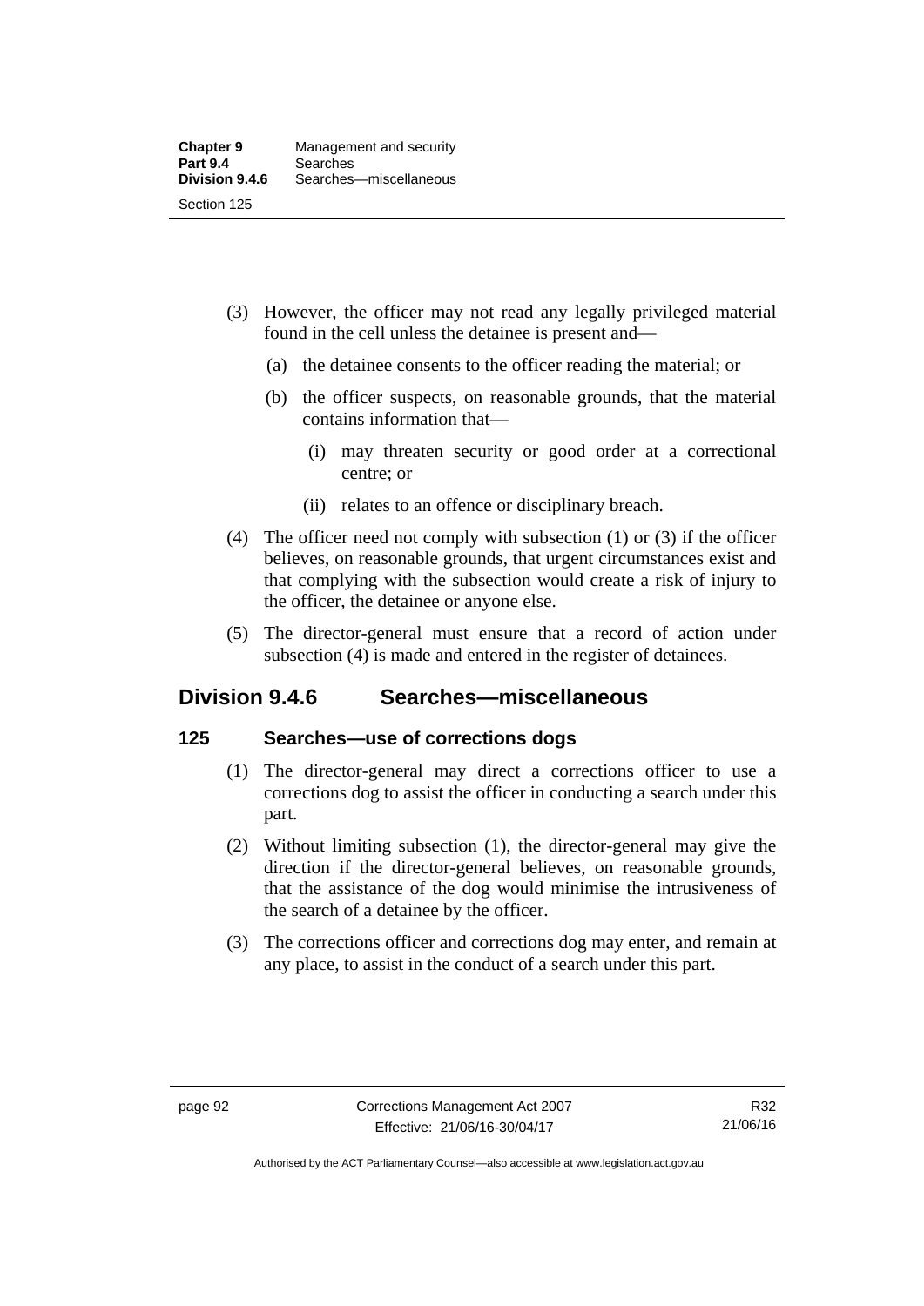(3) However, the officer may not read any legally privileged material found in the cell unless the detainee is present and—

(a) the detainee consents to the officer reading the material; or

(b) the officer suspects, on reasonable grounds, that the material contains information that—

(i) may threaten security or good order at a correctional centre; or

(ii) relates to an offence or disciplinary breach.

(4) The officer need not comply with subsection (1) or (3) if the officer believes, on reasonable grounds, that urgent circumstances exist and that complying with the subsection would create a risk of injury to the officer, the detainee or anyone else.

(5) The director-general must ensure that a record of action under subsection (4) is made and entered in the register of detainees.

## Division 9.4.6 Searches—miscellaneous

### 125 Searches—use of corrections dogs

(1) The director-general may direct a corrections officer to use a corrections dog to assist the officer in conducting a search under this part.

(2) Without limiting subsection (1), the director-general may give the direction if the director-general believes, on reasonable grounds, that the assistance of the dog would minimise the intrusiveness of the search of a detainee by the officer.

(3) The corrections officer and corrections dog may enter, and remain at any place, to assist in the conduct of a search under this part.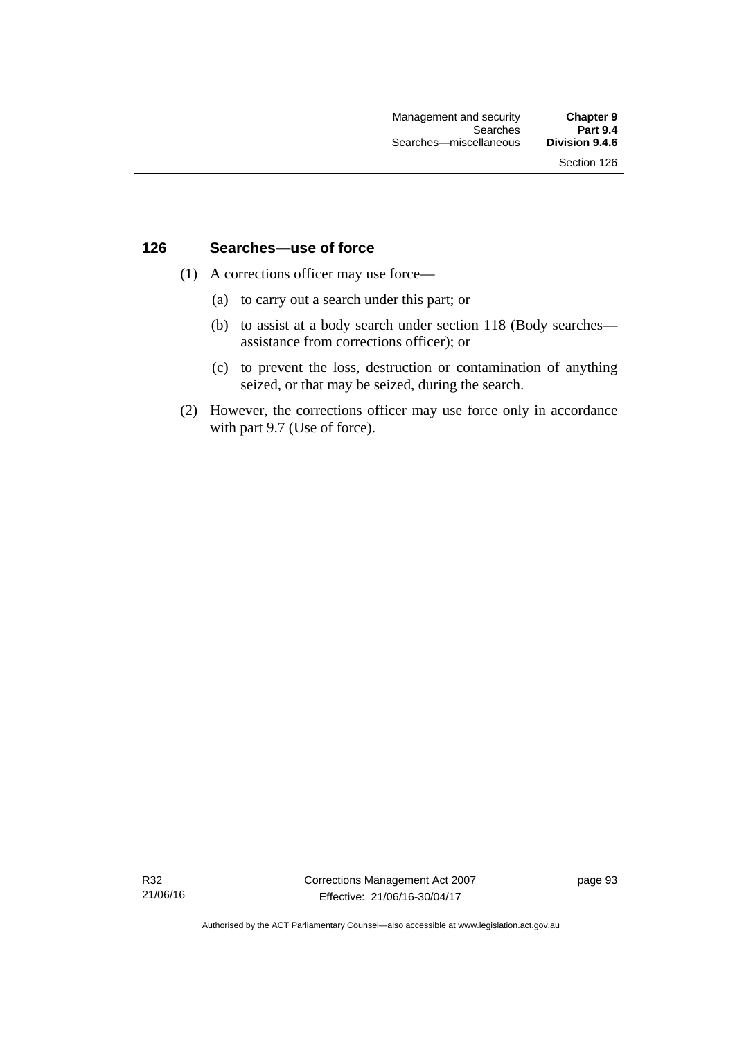### 126 Searches—use of force

(1) A corrections officer may use force—

  (a) to carry out a search under this part; or

  (b) to assist at a body search under section 118 (Body searches—assistance from corrections officer); or

  (c) to prevent the loss, destruction or contamination of anything seized, or that may be seized, during the search.

(2) However, the corrections officer may use force only in accordance with part 9.7 (Use of force).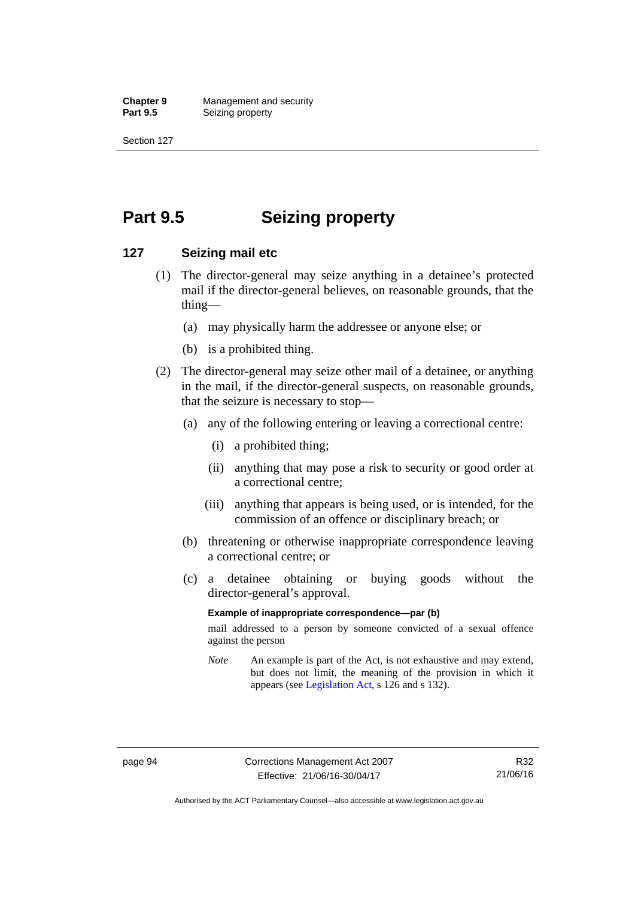# Part 9.5 Seizing property

## 127 Seizing mail etc

(1) The director-general may seize anything in a detainee's protected mail if the director-general believes, on reasonable grounds, that the thing—

(a) may physically harm the addressee or anyone else; or

(b) is a prohibited thing.

(2) The director-general may seize other mail of a detainee, or anything in the mail, if the director-general suspects, on reasonable grounds, that the seizure is necessary to stop—

(a) any of the following entering or leaving a correctional centre:

(i) a prohibited thing;

(ii) anything that may pose a risk to security or good order at a correctional centre;

(iii) anything that appears is being used, or is intended, for the commission of an offence or disciplinary breach; or

(b) threatening or otherwise inappropriate correspondence leaving a correctional centre; or

(c) a detainee obtaining or buying goods without the director-general's approval.

**Example of inappropriate correspondence—par (b)**

mail addressed to a person by someone convicted of a sexual offence against the person

*Note* An example is part of the Act, is not exhaustive and may extend, but does not limit, the meaning of the provision in which it appears (see Legislation Act, s 126 and s 132).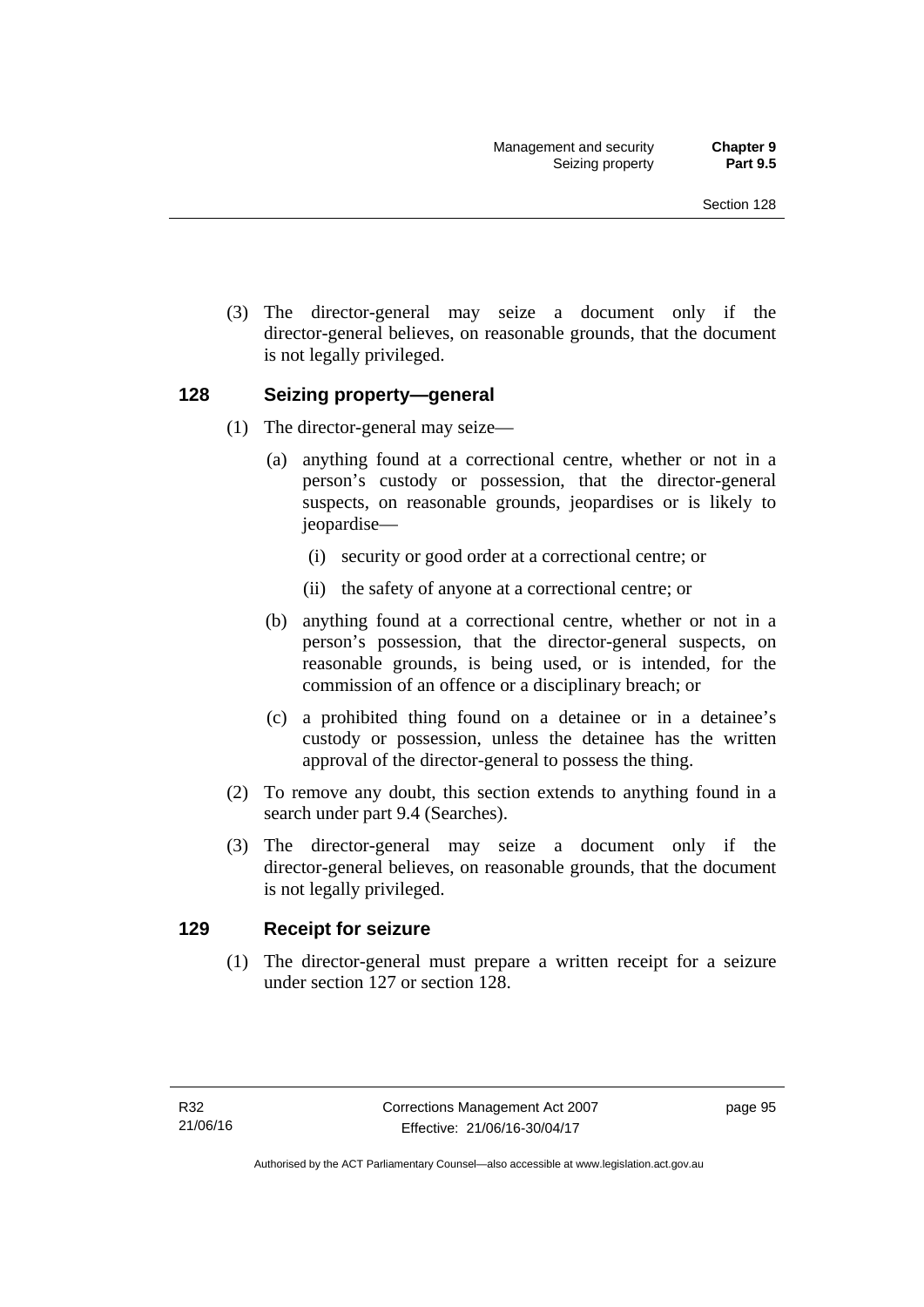(3) The director-general may seize a document only if the director-general believes, on reasonable grounds, that the document is not legally privileged.

### 128 Seizing property—general

(1) The director-general may seize—

(a) anything found at a correctional centre, whether or not in a person's custody or possession, that the director-general suspects, on reasonable grounds, jeopardises or is likely to jeopardise—

(i) security or good order at a correctional centre; or

(ii) the safety of anyone at a correctional centre; or

(b) anything found at a correctional centre, whether or not in a person's possession, that the director-general suspects, on reasonable grounds, is being used, or is intended, for the commission of an offence or a disciplinary breach; or

(c) a prohibited thing found on a detainee or in a detainee's custody or possession, unless the detainee has the written approval of the director-general to possess the thing.

(2) To remove any doubt, this section extends to anything found in a search under part 9.4 (Searches).

(3) The director-general may seize a document only if the director-general believes, on reasonable grounds, that the document is not legally privileged.

### 129 Receipt for seizure

(1) The director-general must prepare a written receipt for a seizure under section 127 or section 128.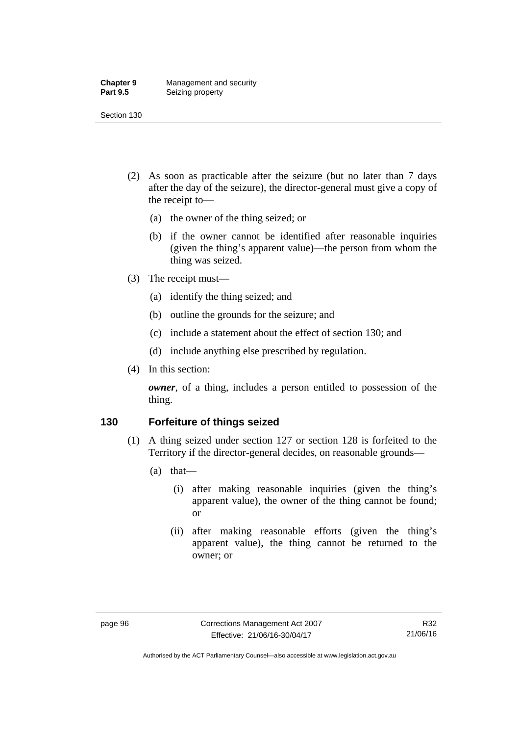(2) As soon as practicable after the seizure (but no later than 7 days after the day of the seizure), the director-general must give a copy of the receipt to—

(a) the owner of the thing seized; or

(b) if the owner cannot be identified after reasonable inquiries (given the thing's apparent value)—the person from whom the thing was seized.

(3) The receipt must—

(a) identify the thing seized; and

(b) outline the grounds for the seizure; and

(c) include a statement about the effect of section 130; and

(d) include anything else prescribed by regulation.

(4) In this section:

***owner***, of a thing, includes a person entitled to possession of the thing.

## 130 Forfeiture of things seized

(1) A thing seized under section 127 or section 128 is forfeited to the Territory if the director-general decides, on reasonable grounds—

(a) that—

(i) after making reasonable inquiries (given the thing's apparent value), the owner of the thing cannot be found; or

(ii) after making reasonable efforts (given the thing's apparent value), the thing cannot be returned to the owner; or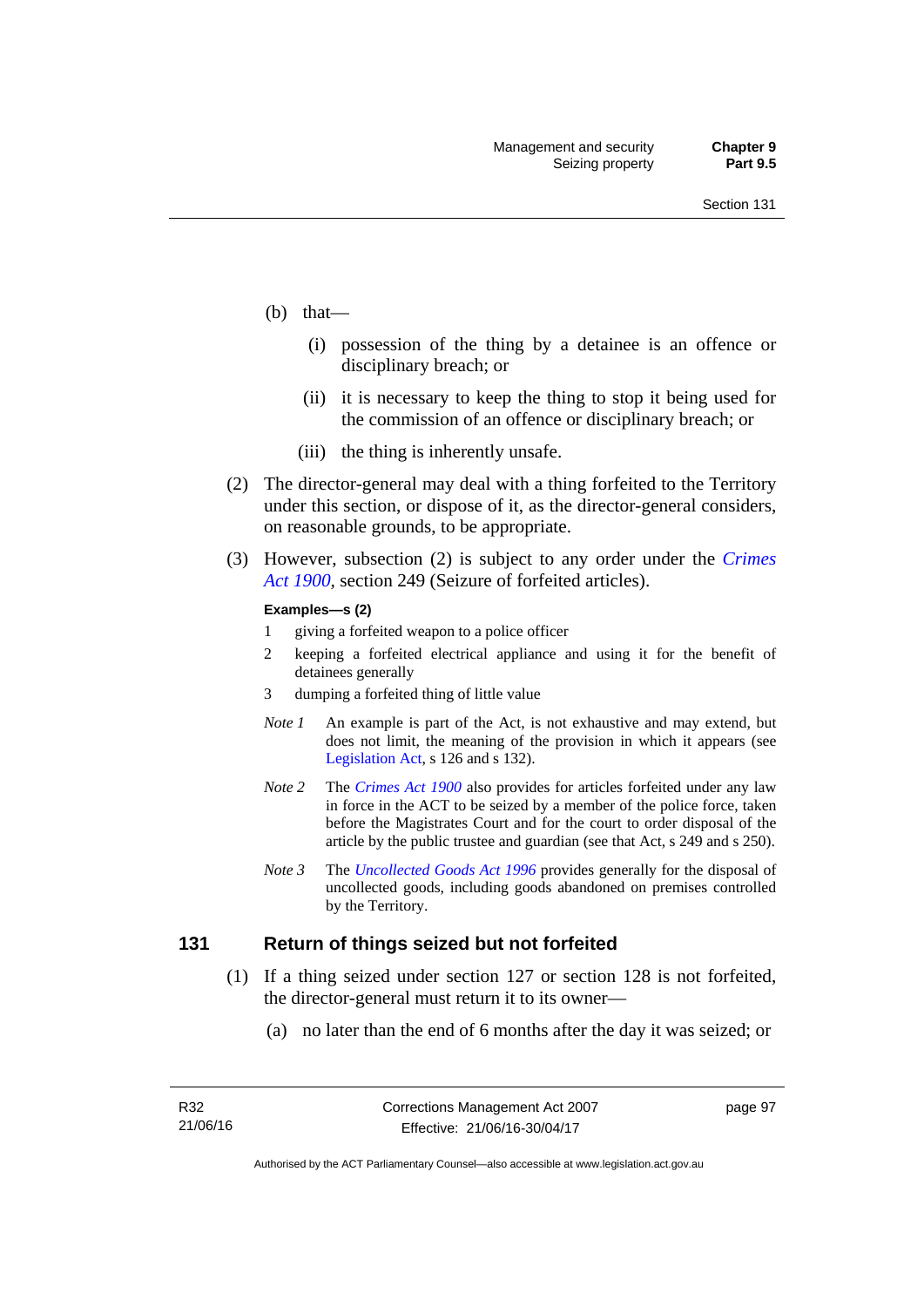(b) that—

  (i) possession of the thing by a detainee is an offence or disciplinary breach; or

  (ii) it is necessary to keep the thing to stop it being used for the commission of an offence or disciplinary breach; or

  (iii) the thing is inherently unsafe.

(2) The director-general may deal with a thing forfeited to the Territory under this section, or dispose of it, as the director-general considers, on reasonable grounds, to be appropriate.

(3) However, subsection (2) is subject to any order under the *Crimes Act 1900*, section 249 (Seizure of forfeited articles).

**Examples—s (2)**

1 giving a forfeited weapon to a police officer

2 keeping a forfeited electrical appliance and using it for the benefit of detainees generally

3 dumping a forfeited thing of little value

*Note 1* An example is part of the Act, is not exhaustive and may extend, but does not limit, the meaning of the provision in which it appears (see Legislation Act, s 126 and s 132).

*Note 2* The *Crimes Act 1900* also provides for articles forfeited under any law in force in the ACT to be seized by a member of the police force, taken before the Magistrates Court and for the court to order disposal of the article by the public trustee and guardian (see that Act, s 249 and s 250).

*Note 3* The *Uncollected Goods Act 1996* provides generally for the disposal of uncollected goods, including goods abandoned on premises controlled by the Territory.

## 131 Return of things seized but not forfeited

(1) If a thing seized under section 127 or section 128 is not forfeited, the director-general must return it to its owner—

  (a) no later than the end of 6 months after the day it was seized; or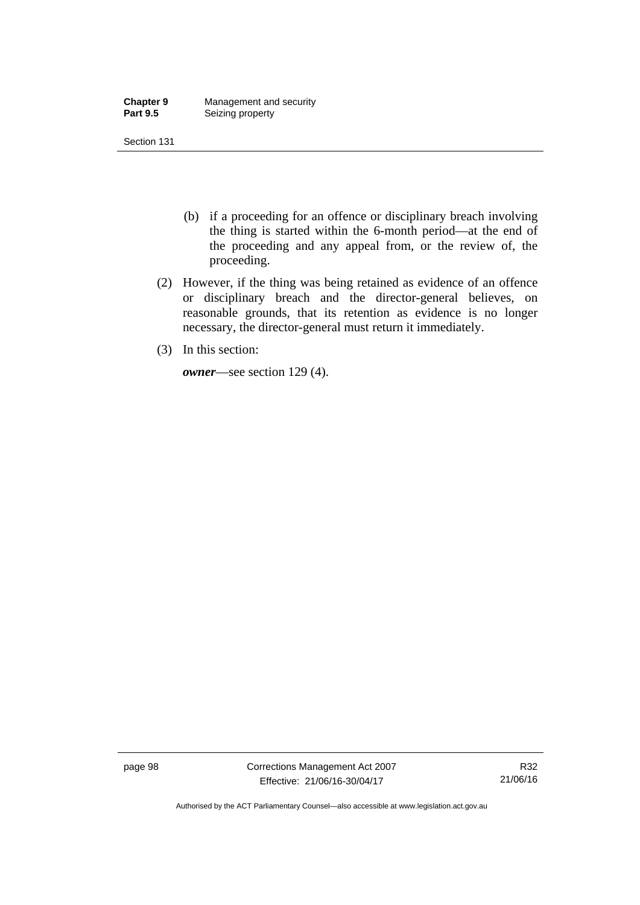(b) if a proceeding for an offence or disciplinary breach involving the thing is started within the 6-month period—at the end of the proceeding and any appeal from, or the review of, the proceeding.

(2) However, if the thing was being retained as evidence of an offence or disciplinary breach and the director-general believes, on reasonable grounds, that its retention as evidence is no longer necessary, the director-general must return it immediately.

(3) In this section:

***owner***—see section 129 (4).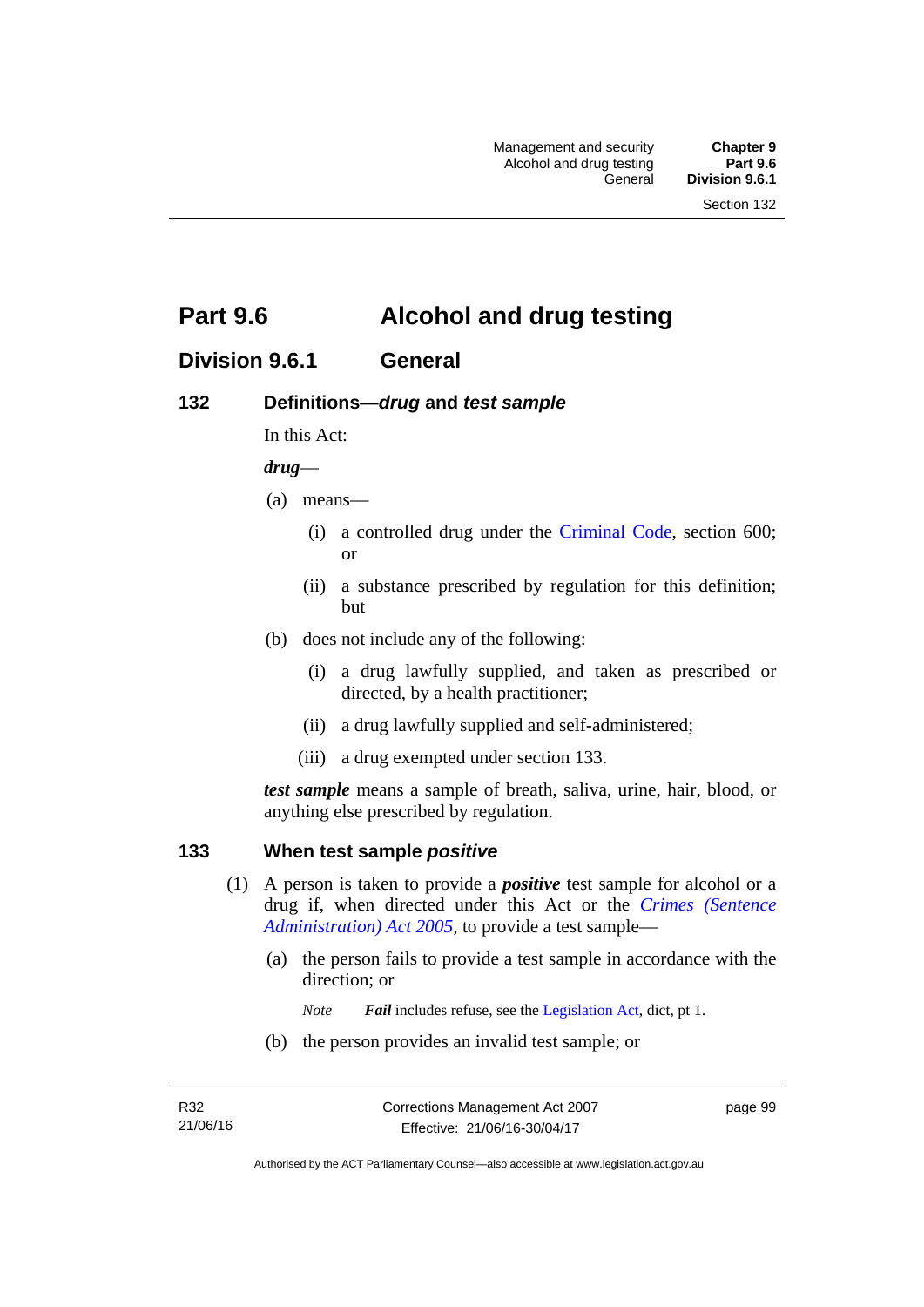# Part 9.6 Alcohol and drug testing

## Division 9.6.1 General

### 132 Definitions—*drug* and *test sample*

In this Act:

***drug***—

(a) means—

(i) a controlled drug under the Criminal Code, section 600; or

(ii) a substance prescribed by regulation for this definition; but

(b) does not include any of the following:

(i) a drug lawfully supplied, and taken as prescribed or directed, by a health practitioner;

(ii) a drug lawfully supplied and self-administered;

(iii) a drug exempted under section 133.

***test sample*** means a sample of breath, saliva, urine, hair, blood, or anything else prescribed by regulation.

### 133 When test sample *positive*

(1) A person is taken to provide a ***positive*** test sample for alcohol or a drug if, when directed under this Act or the *Crimes (Sentence Administration) Act 2005*, to provide a test sample—

(a) the person fails to provide a test sample in accordance with the direction; or

*Note* ***Fail*** includes refuse, see the Legislation Act, dict, pt 1.

(b) the person provides an invalid test sample; or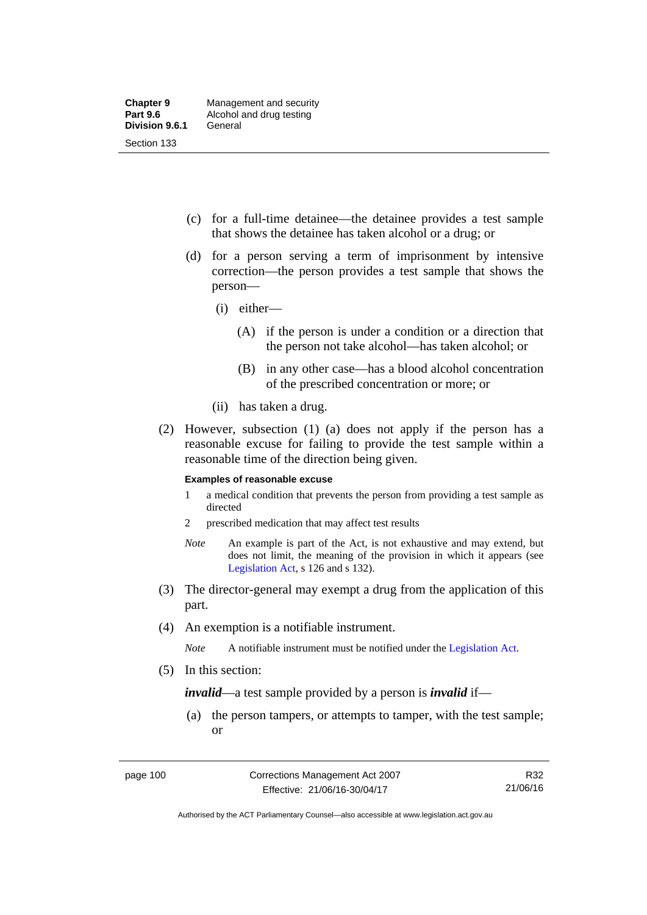(c) for a full-time detainee—the detainee provides a test sample that shows the detainee has taken alcohol or a drug; or

(d) for a person serving a term of imprisonment by intensive correction—the person provides a test sample that shows the person—

(i) either—

(A) if the person is under a condition or a direction that the person not take alcohol—has taken alcohol; or

(B) in any other case—has a blood alcohol concentration of the prescribed concentration or more; or

(ii) has taken a drug.

(2) However, subsection (1) (a) does not apply if the person has a reasonable excuse for failing to provide the test sample within a reasonable time of the direction being given.

**Examples of reasonable excuse**

1 a medical condition that prevents the person from providing a test sample as directed

2 prescribed medication that may affect test results

*Note* An example is part of the Act, is not exhaustive and may extend, but does not limit, the meaning of the provision in which it appears (see Legislation Act, s 126 and s 132).

(3) The director-general may exempt a drug from the application of this part.

(4) An exemption is a notifiable instrument.

*Note* A notifiable instrument must be notified under the Legislation Act.

(5) In this section:

***invalid***—a test sample provided by a person is ***invalid*** if—

(a) the person tampers, or attempts to tamper, with the test sample; or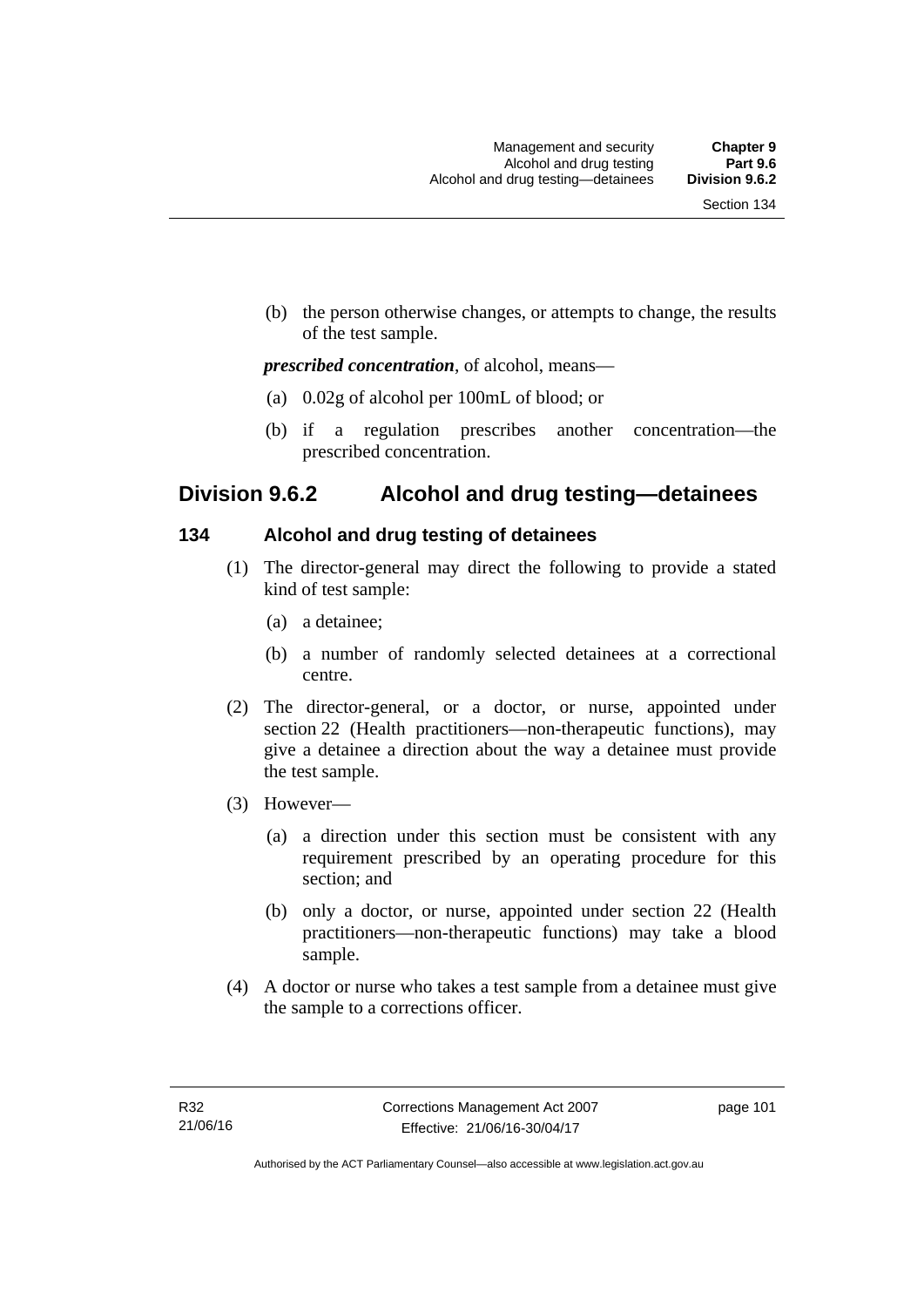(b) the person otherwise changes, or attempts to change, the results of the test sample.

***prescribed concentration***, of alcohol, means—

(a) 0.02g of alcohol per 100mL of blood; or

(b) if a regulation prescribes another concentration—the prescribed concentration.

## Division 9.6.2 Alcohol and drug testing—detainees

### 134 Alcohol and drug testing of detainees

(1) The director-general may direct the following to provide a stated kind of test sample:

(a) a detainee;

(b) a number of randomly selected detainees at a correctional centre.

(2) The director-general, or a doctor, or nurse, appointed under section 22 (Health practitioners—non-therapeutic functions), may give a detainee a direction about the way a detainee must provide the test sample.

(3) However—

(a) a direction under this section must be consistent with any requirement prescribed by an operating procedure for this section; and

(b) only a doctor, or nurse, appointed under section 22 (Health practitioners—non-therapeutic functions) may take a blood sample.

(4) A doctor or nurse who takes a test sample from a detainee must give the sample to a corrections officer.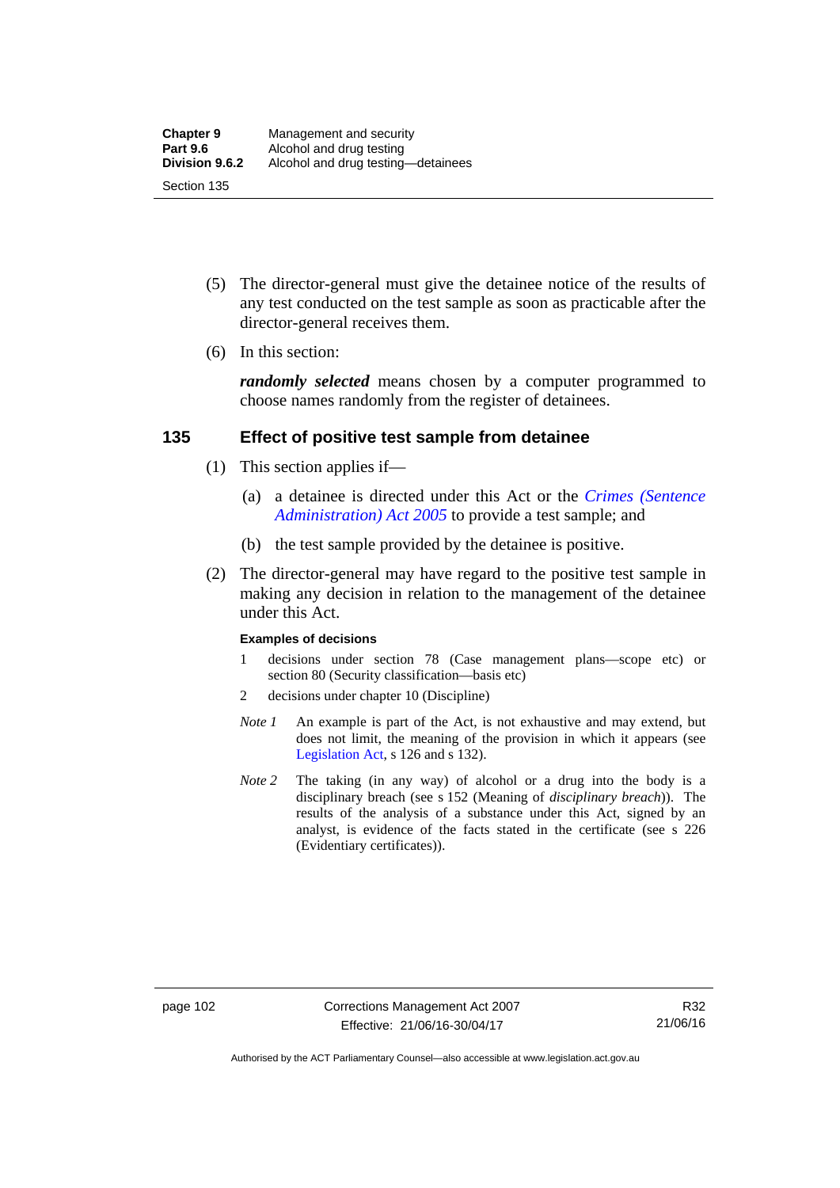(5) The director-general must give the detainee notice of the results of any test conducted on the test sample as soon as practicable after the director-general receives them.

(6) In this section:

***randomly selected*** means chosen by a computer programmed to choose names randomly from the register of detainees.

## 135 Effect of positive test sample from detainee

(1) This section applies if—

(a) a detainee is directed under this Act or the *Crimes (Sentence Administration) Act 2005* to provide a test sample; and

(b) the test sample provided by the detainee is positive.

(2) The director-general may have regard to the positive test sample in making any decision in relation to the management of the detainee under this Act.

**Examples of decisions**

1 decisions under section 78 (Case management plans—scope etc) or section 80 (Security classification—basis etc)

2 decisions under chapter 10 (Discipline)

*Note 1* An example is part of the Act, is not exhaustive and may extend, but does not limit, the meaning of the provision in which it appears (see Legislation Act, s 126 and s 132).

*Note 2* The taking (in any way) of alcohol or a drug into the body is a disciplinary breach (see s 152 (Meaning of *disciplinary breach*)). The results of the analysis of a substance under this Act, signed by an analyst, is evidence of the facts stated in the certificate (see s 226 (Evidentiary certificates)).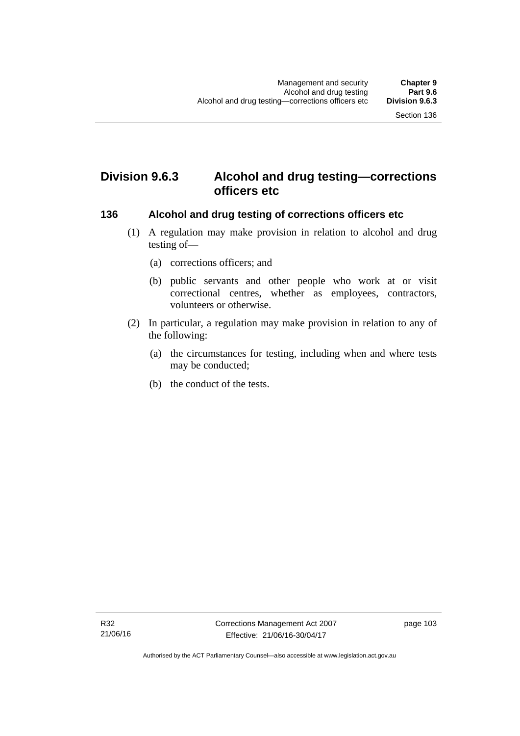## Division 9.6.3 Alcohol and drug testing—corrections officers etc

### 136 Alcohol and drug testing of corrections officers etc

(1) A regulation may make provision in relation to alcohol and drug testing of—

(a) corrections officers; and

(b) public servants and other people who work at or visit correctional centres, whether as employees, contractors, volunteers or otherwise.

(2) In particular, a regulation may make provision in relation to any of the following:

(a) the circumstances for testing, including when and where tests may be conducted;

(b) the conduct of the tests.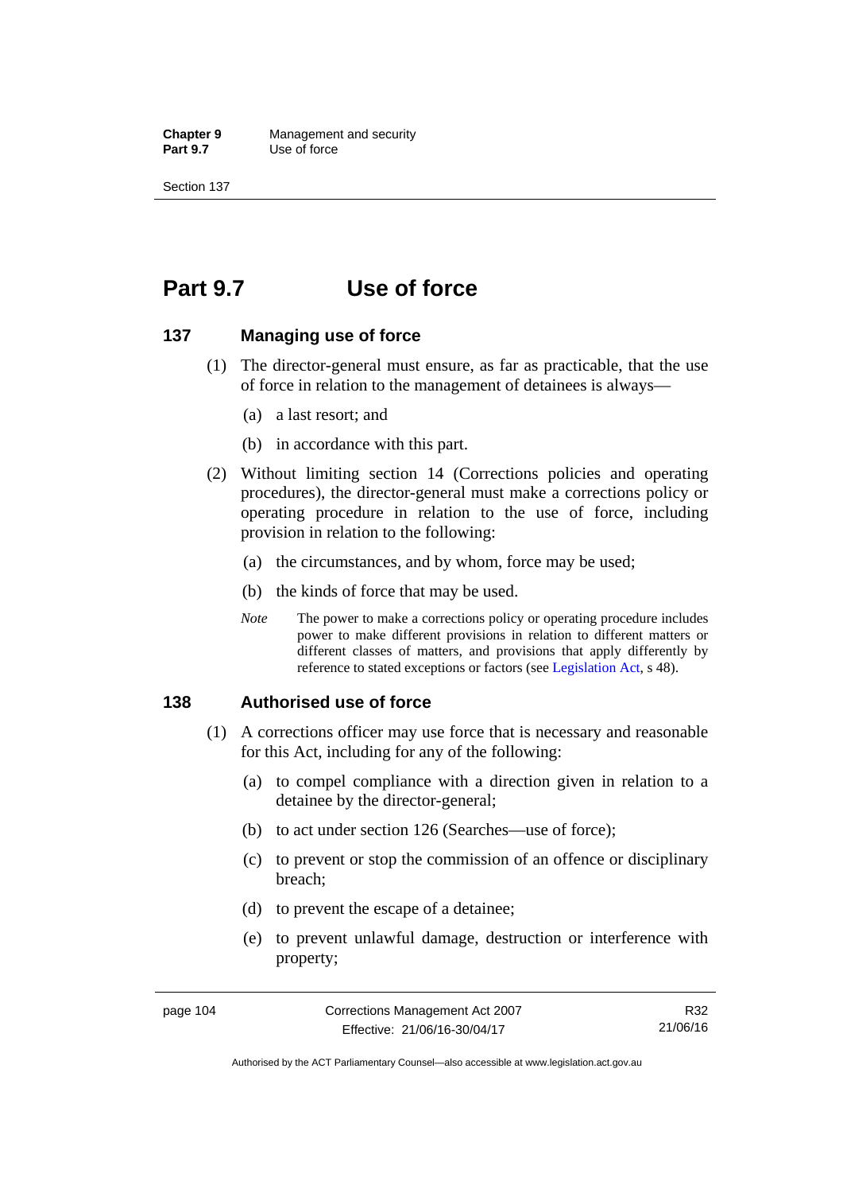# Part 9.7 Use of force

## 137 Managing use of force

(1) The director-general must ensure, as far as practicable, that the use of force in relation to the management of detainees is always—

(a) a last resort; and

(b) in accordance with this part.

(2) Without limiting section 14 (Corrections policies and operating procedures), the director-general must make a corrections policy or operating procedure in relation to the use of force, including provision in relation to the following:

(a) the circumstances, and by whom, force may be used;

(b) the kinds of force that may be used.

*Note* The power to make a corrections policy or operating procedure includes power to make different provisions in relation to different matters or different classes of matters, and provisions that apply differently by reference to stated exceptions or factors (see Legislation Act, s 48).

## 138 Authorised use of force

(1) A corrections officer may use force that is necessary and reasonable for this Act, including for any of the following:

(a) to compel compliance with a direction given in relation to a detainee by the director-general;

(b) to act under section 126 (Searches—use of force);

(c) to prevent or stop the commission of an offence or disciplinary breach;

(d) to prevent the escape of a detainee;

(e) to prevent unlawful damage, destruction or interference with property;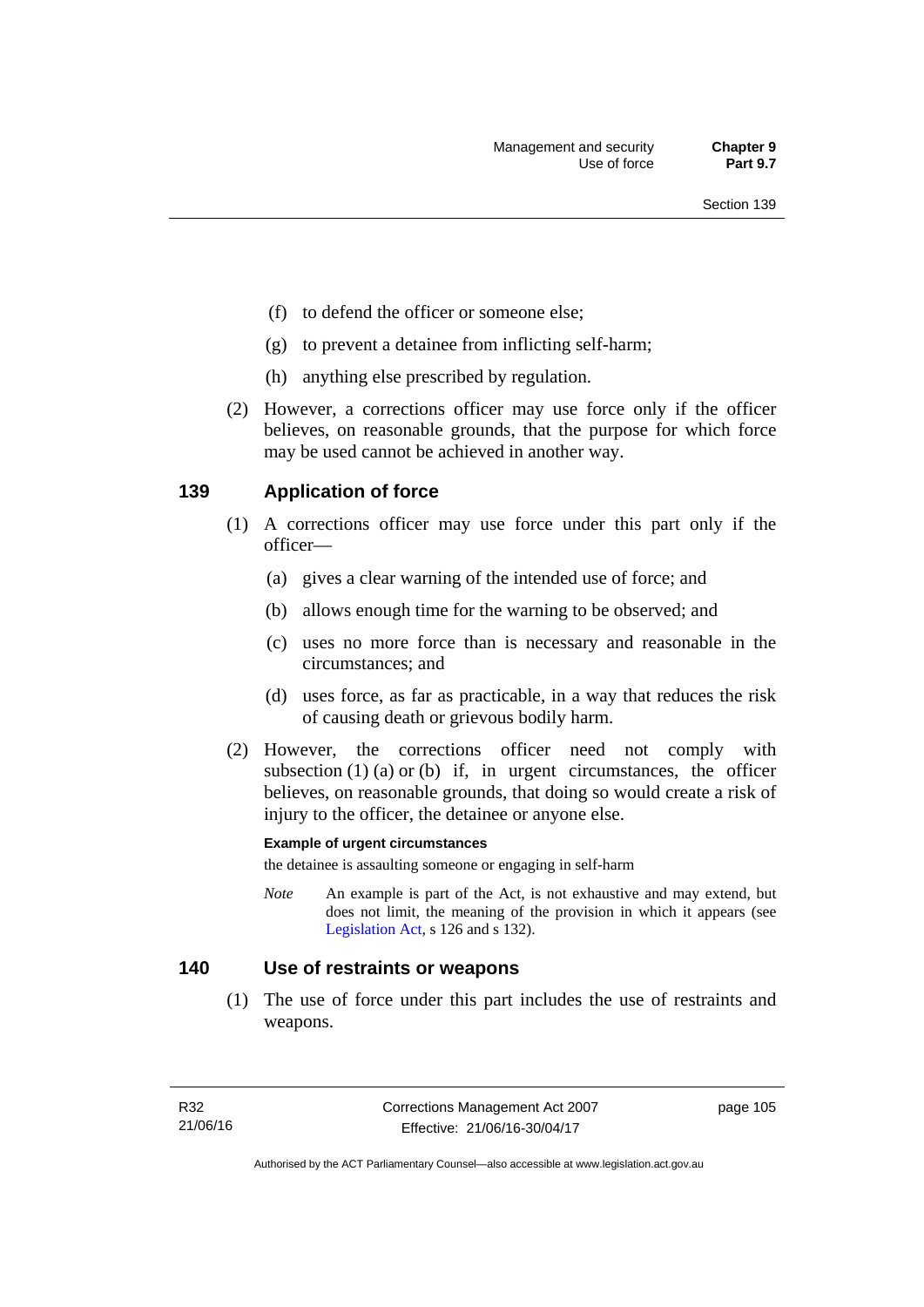(f) to defend the officer or someone else;

(g) to prevent a detainee from inflicting self-harm;

(h) anything else prescribed by regulation.

(2) However, a corrections officer may use force only if the officer believes, on reasonable grounds, that the purpose for which force may be used cannot be achieved in another way.

## 139 Application of force

(1) A corrections officer may use force under this part only if the officer—

(a) gives a clear warning of the intended use of force; and

(b) allows enough time for the warning to be observed; and

(c) uses no more force than is necessary and reasonable in the circumstances; and

(d) uses force, as far as practicable, in a way that reduces the risk of causing death or grievous bodily harm.

(2) However, the corrections officer need not comply with subsection (1) (a) or (b) if, in urgent circumstances, the officer believes, on reasonable grounds, that doing so would create a risk of injury to the officer, the detainee or anyone else.

**Example of urgent circumstances**

the detainee is assaulting someone or engaging in self-harm

*Note* An example is part of the Act, is not exhaustive and may extend, but does not limit, the meaning of the provision in which it appears (see Legislation Act, s 126 and s 132).

## 140 Use of restraints or weapons

(1) The use of force under this part includes the use of restraints and weapons.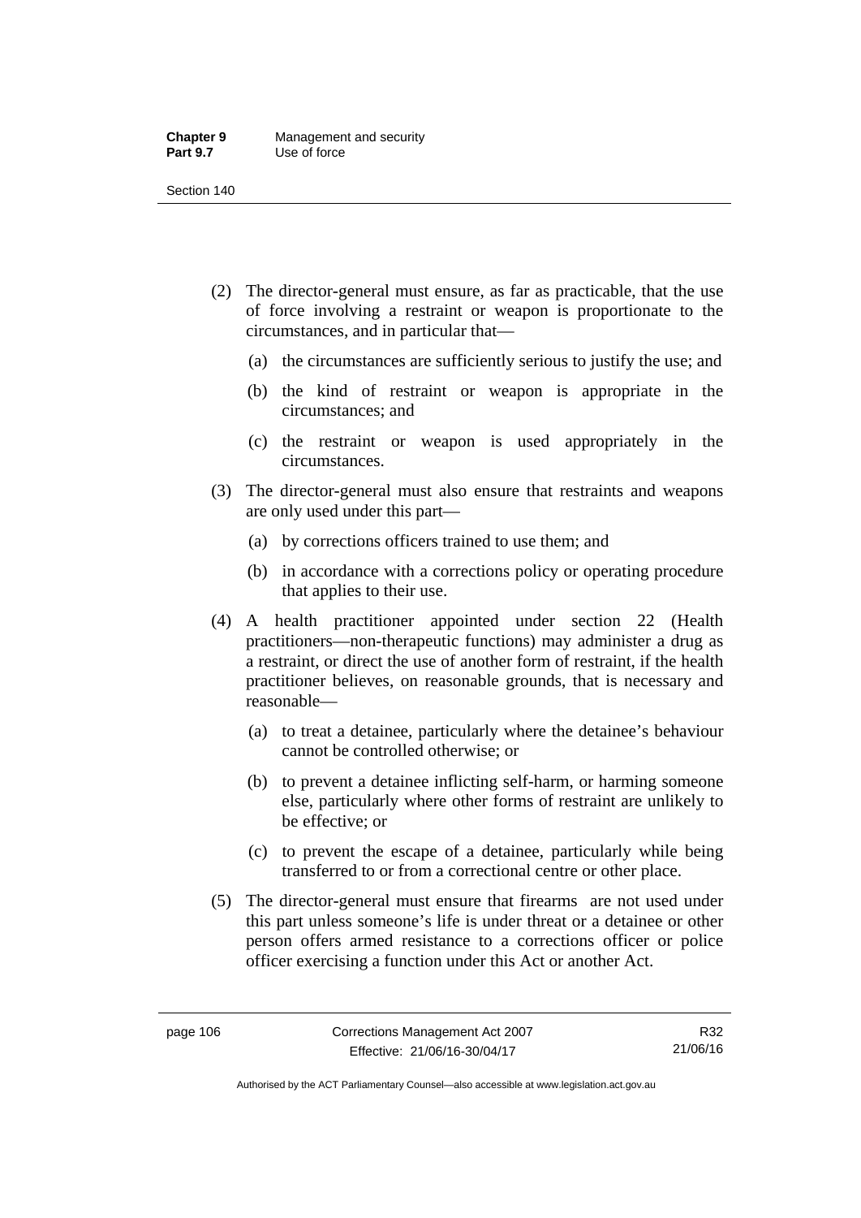(2) The director-general must ensure, as far as practicable, that the use of force involving a restraint or weapon is proportionate to the circumstances, and in particular that—

(a) the circumstances are sufficiently serious to justify the use; and

(b) the kind of restraint or weapon is appropriate in the circumstances; and

(c) the restraint or weapon is used appropriately in the circumstances.

(3) The director-general must also ensure that restraints and weapons are only used under this part—

(a) by corrections officers trained to use them; and

(b) in accordance with a corrections policy or operating procedure that applies to their use.

(4) A health practitioner appointed under section 22 (Health practitioners—non-therapeutic functions) may administer a drug as a restraint, or direct the use of another form of restraint, if the health practitioner believes, on reasonable grounds, that is necessary and reasonable—

(a) to treat a detainee, particularly where the detainee's behaviour cannot be controlled otherwise; or

(b) to prevent a detainee inflicting self-harm, or harming someone else, particularly where other forms of restraint are unlikely to be effective; or

(c) to prevent the escape of a detainee, particularly while being transferred to or from a correctional centre or other place.

(5) The director-general must ensure that firearms are not used under this part unless someone's life is under threat or a detainee or other person offers armed resistance to a corrections officer or police officer exercising a function under this Act or another Act.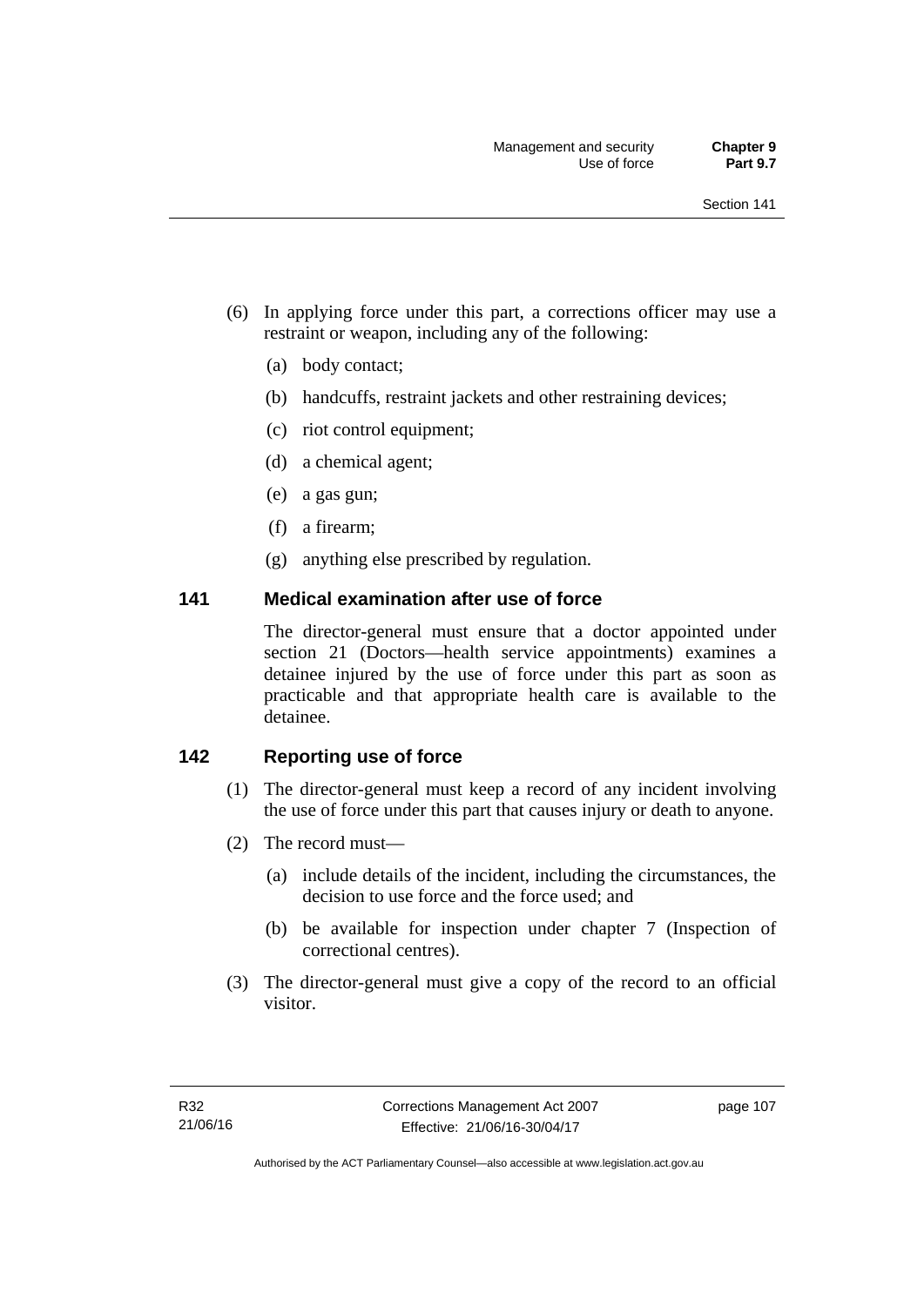(6) In applying force under this part, a corrections officer may use a restraint or weapon, including any of the following:

(a) body contact;

(b) handcuffs, restraint jackets and other restraining devices;

(c) riot control equipment;

(d) a chemical agent;

(e) a gas gun;

(f) a firearm;

(g) anything else prescribed by regulation.

### 141 Medical examination after use of force

The director-general must ensure that a doctor appointed under section 21 (Doctors—health service appointments) examines a detainee injured by the use of force under this part as soon as practicable and that appropriate health care is available to the detainee.

### 142 Reporting use of force

(1) The director-general must keep a record of any incident involving the use of force under this part that causes injury or death to anyone.

(2) The record must—

(a) include details of the incident, including the circumstances, the decision to use force and the force used; and

(b) be available for inspection under chapter 7 (Inspection of correctional centres).

(3) The director-general must give a copy of the record to an official visitor.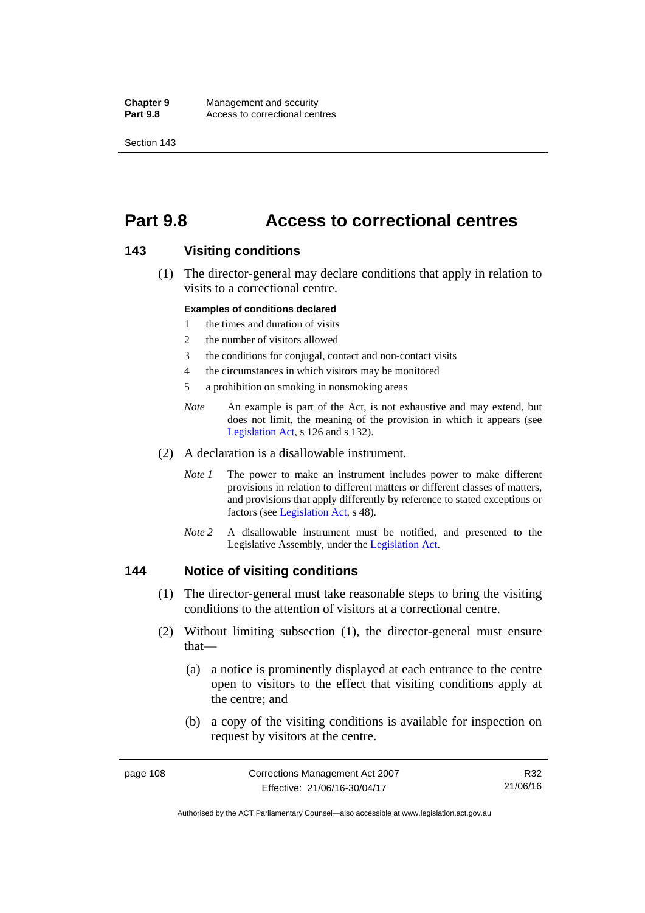# Part 9.8 Access to correctional centres

## 143 Visiting conditions

(1) The director-general may declare conditions that apply in relation to visits to a correctional centre.

**Examples of conditions declared**

1 the times and duration of visits

2 the number of visitors allowed

3 the conditions for conjugal, contact and non-contact visits

4 the circumstances in which visitors may be monitored

5 a prohibition on smoking in nonsmoking areas

*Note* An example is part of the Act, is not exhaustive and may extend, but does not limit, the meaning of the provision in which it appears (see Legislation Act, s 126 and s 132).

(2) A declaration is a disallowable instrument.

*Note 1* The power to make an instrument includes power to make different provisions in relation to different matters or different classes of matters, and provisions that apply differently by reference to stated exceptions or factors (see Legislation Act, s 48).

*Note 2* A disallowable instrument must be notified, and presented to the Legislative Assembly, under the Legislation Act.

## 144 Notice of visiting conditions

(1) The director-general must take reasonable steps to bring the visiting conditions to the attention of visitors at a correctional centre.

(2) Without limiting subsection (1), the director-general must ensure that—

(a) a notice is prominently displayed at each entrance to the centre open to visitors to the effect that visiting conditions apply at the centre; and

(b) a copy of the visiting conditions is available for inspection on request by visitors at the centre.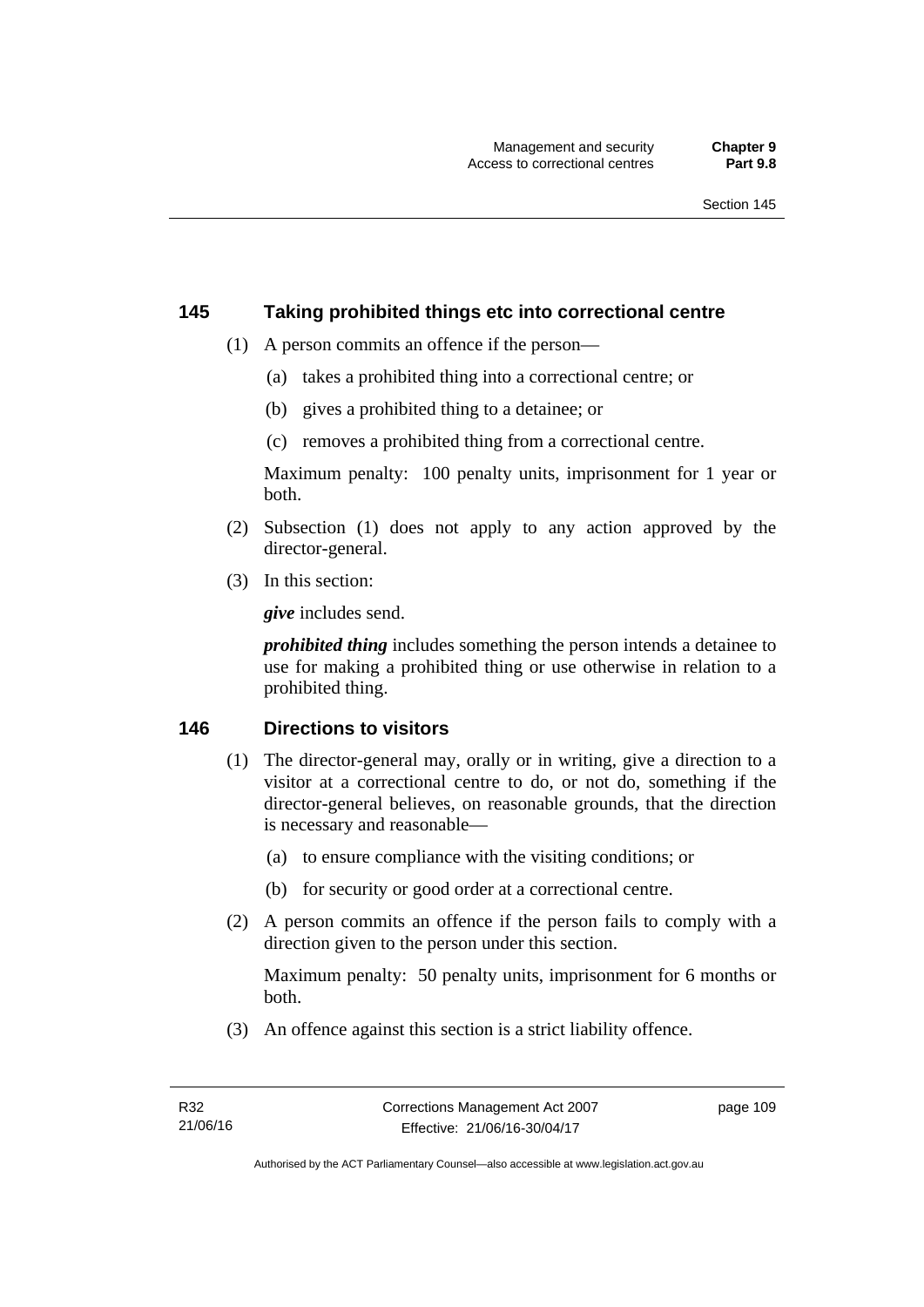## 145 Taking prohibited things etc into correctional centre

(1) A person commits an offence if the person—

(a) takes a prohibited thing into a correctional centre; or

(b) gives a prohibited thing to a detainee; or

(c) removes a prohibited thing from a correctional centre.

Maximum penalty: 100 penalty units, imprisonment for 1 year or both.

(2) Subsection (1) does not apply to any action approved by the director-general.

(3) In this section:

***give*** includes send.

***prohibited thing*** includes something the person intends a detainee to use for making a prohibited thing or use otherwise in relation to a prohibited thing.

## 146 Directions to visitors

(1) The director-general may, orally or in writing, give a direction to a visitor at a correctional centre to do, or not do, something if the director-general believes, on reasonable grounds, that the direction is necessary and reasonable—

(a) to ensure compliance with the visiting conditions; or

(b) for security or good order at a correctional centre.

(2) A person commits an offence if the person fails to comply with a direction given to the person under this section.

Maximum penalty: 50 penalty units, imprisonment for 6 months or both.

(3) An offence against this section is a strict liability offence.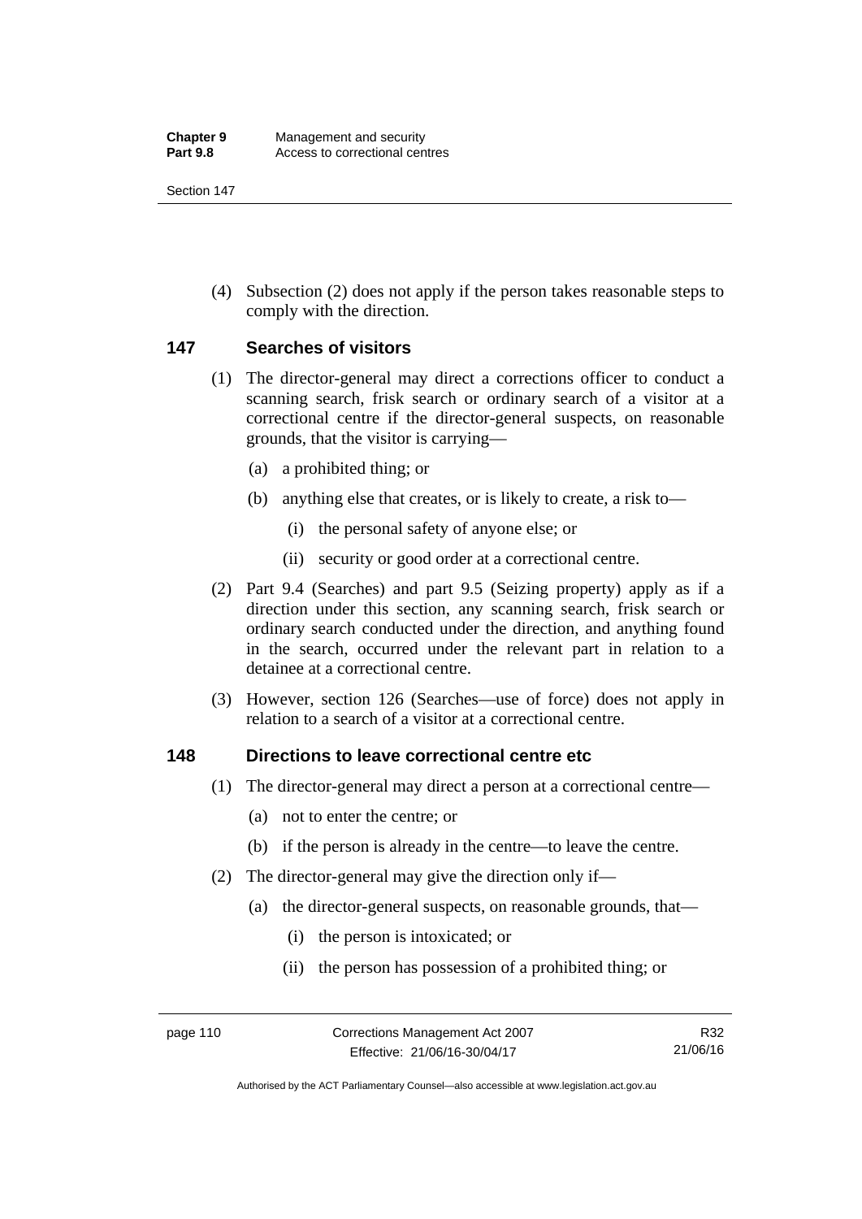(4) Subsection (2) does not apply if the person takes reasonable steps to comply with the direction.

## 147 Searches of visitors

(1) The director-general may direct a corrections officer to conduct a scanning search, frisk search or ordinary search of a visitor at a correctional centre if the director-general suspects, on reasonable grounds, that the visitor is carrying—

(a) a prohibited thing; or

(b) anything else that creates, or is likely to create, a risk to—

(i) the personal safety of anyone else; or

(ii) security or good order at a correctional centre.

(2) Part 9.4 (Searches) and part 9.5 (Seizing property) apply as if a direction under this section, any scanning search, frisk search or ordinary search conducted under the direction, and anything found in the search, occurred under the relevant part in relation to a detainee at a correctional centre.

(3) However, section 126 (Searches—use of force) does not apply in relation to a search of a visitor at a correctional centre.

## 148 Directions to leave correctional centre etc

(1) The director-general may direct a person at a correctional centre—

(a) not to enter the centre; or

(b) if the person is already in the centre—to leave the centre.

(2) The director-general may give the direction only if—

(a) the director-general suspects, on reasonable grounds, that—

(i) the person is intoxicated; or

(ii) the person has possession of a prohibited thing; or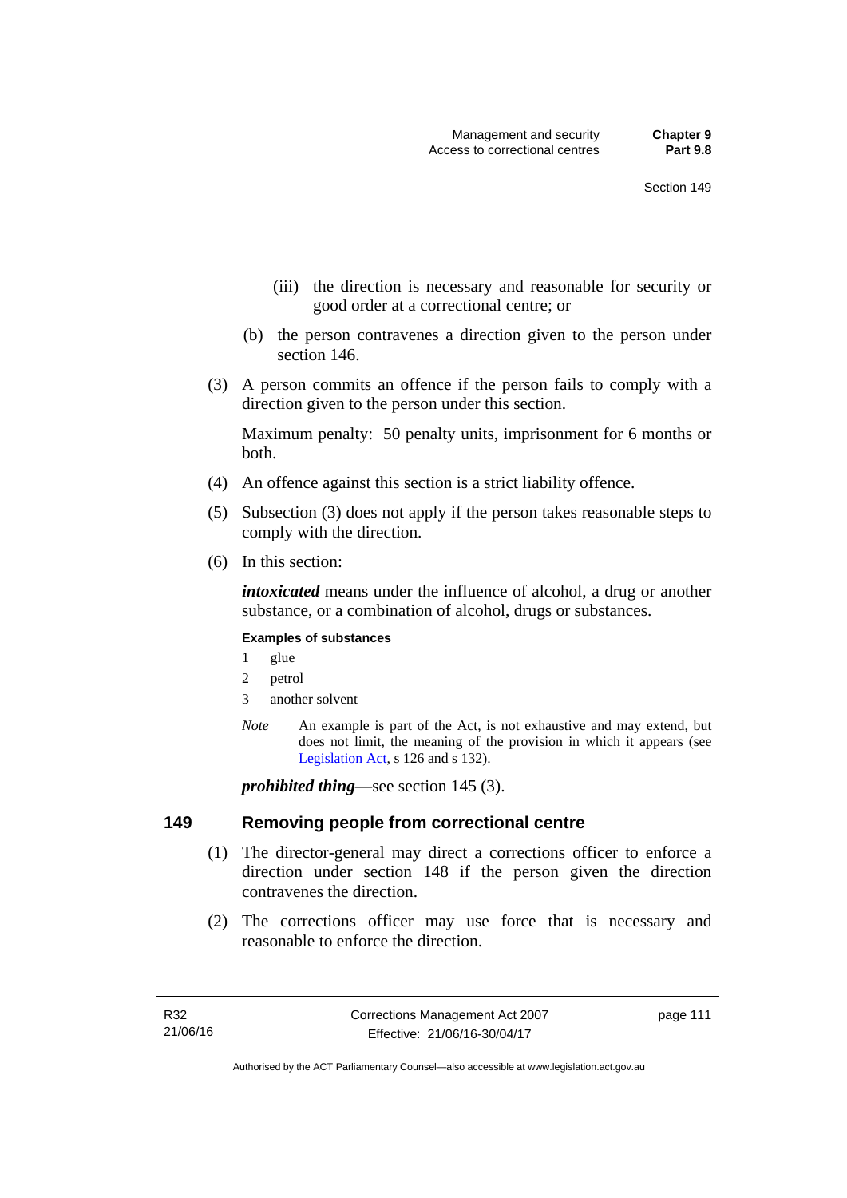(iii) the direction is necessary and reasonable for security or good order at a correctional centre; or

(b) the person contravenes a direction given to the person under section 146.

(3) A person commits an offence if the person fails to comply with a direction given to the person under this section.

Maximum penalty: 50 penalty units, imprisonment for 6 months or both.

(4) An offence against this section is a strict liability offence.

(5) Subsection (3) does not apply if the person takes reasonable steps to comply with the direction.

(6) In this section:

***intoxicated*** means under the influence of alcohol, a drug or another substance, or a combination of alcohol, drugs or substances.

**Examples of substances**

1 glue

2 petrol

3 another solvent

*Note* An example is part of the Act, is not exhaustive and may extend, but does not limit, the meaning of the provision in which it appears (see Legislation Act, s 126 and s 132).

***prohibited thing***—see section 145 (3).

## 149 Removing people from correctional centre

(1) The director-general may direct a corrections officer to enforce a direction under section 148 if the person given the direction contravenes the direction.

(2) The corrections officer may use force that is necessary and reasonable to enforce the direction.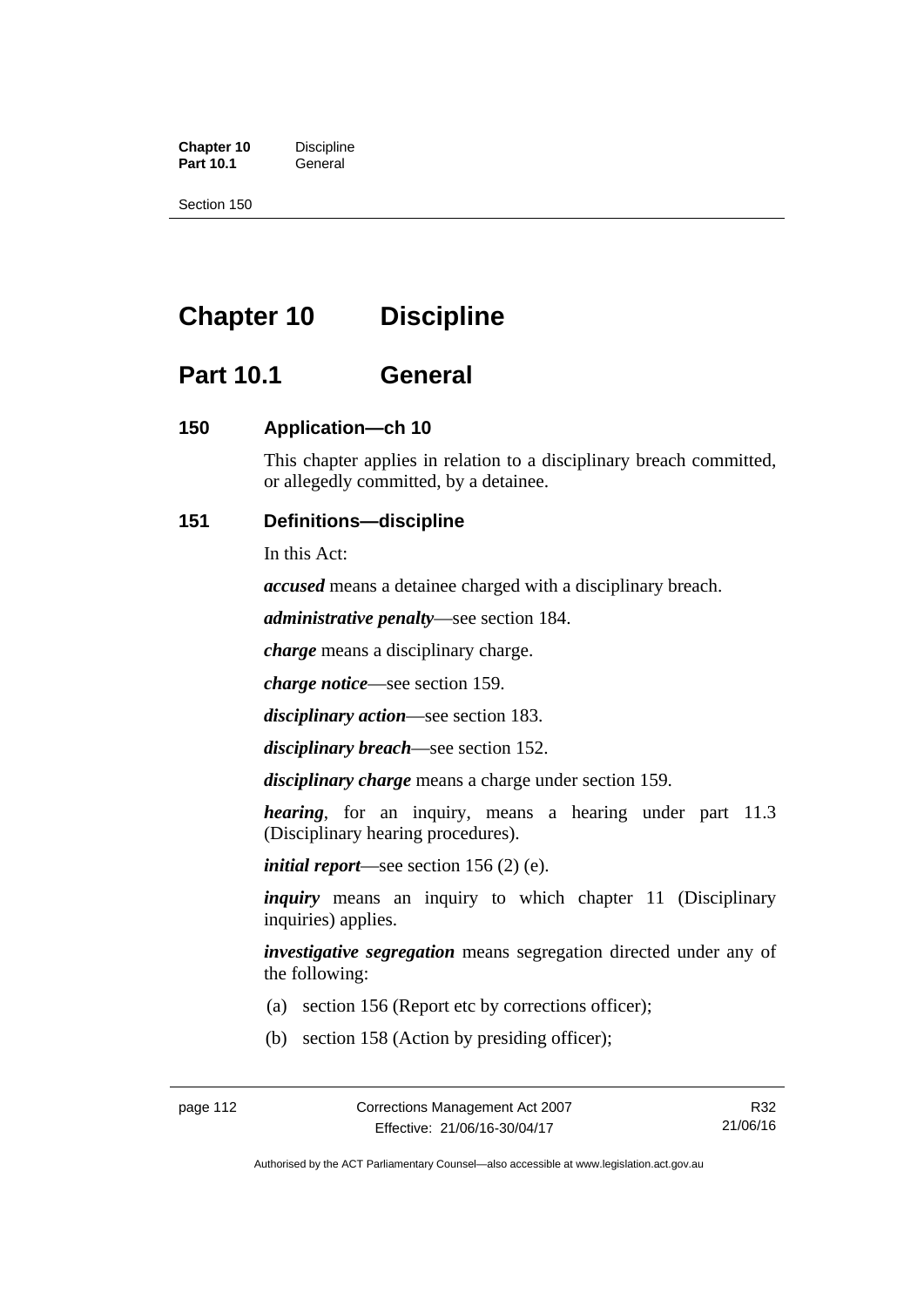# Chapter 10 Discipline

## Part 10.1 General

### 150 Application—ch 10

This chapter applies in relation to a disciplinary breach committed, or allegedly committed, by a detainee.

### 151 Definitions—discipline

In this Act:

***accused*** means a detainee charged with a disciplinary breach.

***administrative penalty***—see section 184.

***charge*** means a disciplinary charge.

***charge notice***—see section 159.

***disciplinary action***—see section 183.

***disciplinary breach***—see section 152.

***disciplinary charge*** means a charge under section 159.

***hearing***, for an inquiry, means a hearing under part 11.3 (Disciplinary hearing procedures).

***initial report***—see section 156 (2) (e).

***inquiry*** means an inquiry to which chapter 11 (Disciplinary inquiries) applies.

***investigative segregation*** means segregation directed under any of the following:

(a) section 156 (Report etc by corrections officer);

(b) section 158 (Action by presiding officer);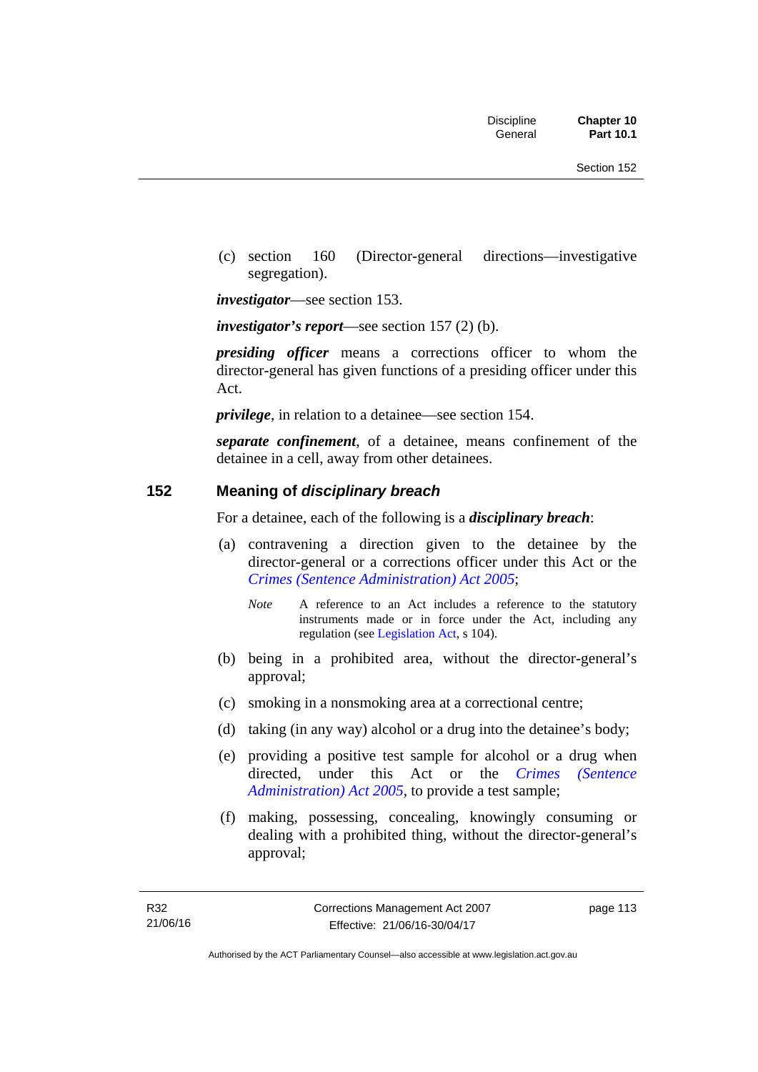(c) section 160 (Director-general directions—investigative segregation).

***investigator***—see section 153.

***investigator's report***—see section 157 (2) (b).

***presiding officer*** means a corrections officer to whom the director-general has given functions of a presiding officer under this Act.

***privilege***, in relation to a detainee—see section 154.

***separate confinement***, of a detainee, means confinement of the detainee in a cell, away from other detainees.

## 152 Meaning of *disciplinary breach*

For a detainee, each of the following is a ***disciplinary breach***:

(a) contravening a direction given to the detainee by the director-general or a corrections officer under this Act or the *Crimes (Sentence Administration) Act 2005*;

> *Note* A reference to an Act includes a reference to the statutory instruments made or in force under the Act, including any regulation (see Legislation Act, s 104).

(b) being in a prohibited area, without the director-general's approval;

(c) smoking in a nonsmoking area at a correctional centre;

(d) taking (in any way) alcohol or a drug into the detainee's body;

(e) providing a positive test sample for alcohol or a drug when directed, under this Act or the *Crimes (Sentence Administration) Act 2005*, to provide a test sample;

(f) making, possessing, concealing, knowingly consuming or dealing with a prohibited thing, without the director-general's approval;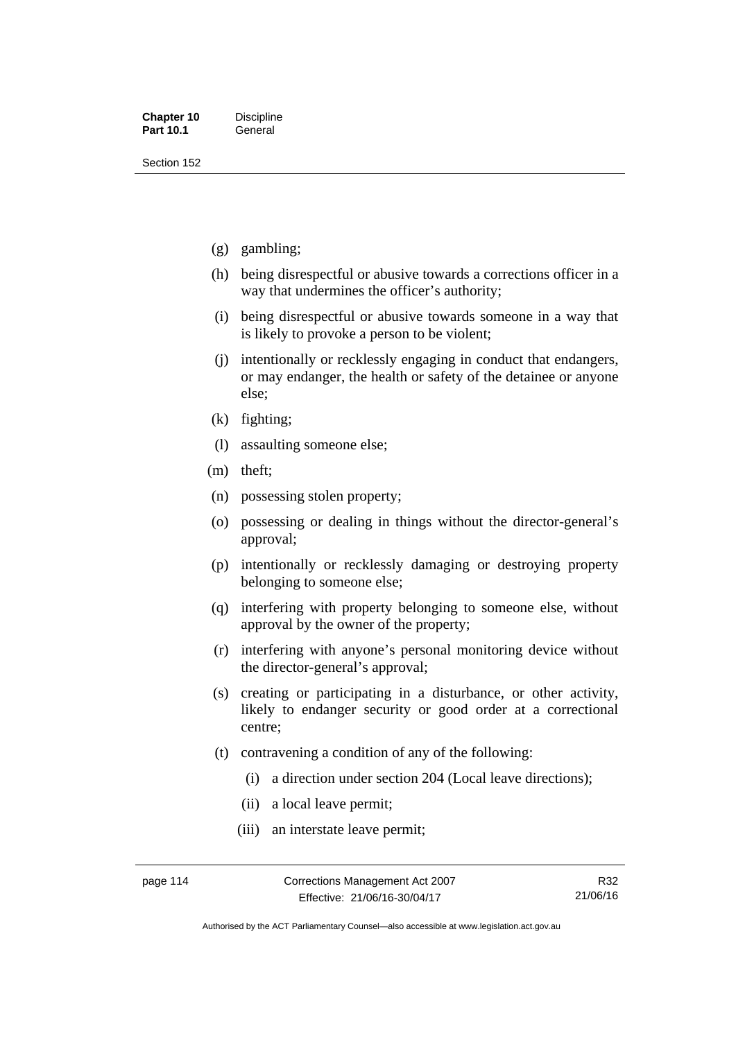(g) gambling;

(h) being disrespectful or abusive towards a corrections officer in a way that undermines the officer's authority;

(i) being disrespectful or abusive towards someone in a way that is likely to provoke a person to be violent;

(j) intentionally or recklessly engaging in conduct that endangers, or may endanger, the health or safety of the detainee or anyone else;

(k) fighting;

(l) assaulting someone else;

(m) theft;

(n) possessing stolen property;

(o) possessing or dealing in things without the director-general's approval;

(p) intentionally or recklessly damaging or destroying property belonging to someone else;

(q) interfering with property belonging to someone else, without approval by the owner of the property;

(r) interfering with anyone's personal monitoring device without the director-general's approval;

(s) creating or participating in a disturbance, or other activity, likely to endanger security or good order at a correctional centre;

(t) contravening a condition of any of the following:

  (i) a direction under section 204 (Local leave directions);

  (ii) a local leave permit;

  (iii) an interstate leave permit;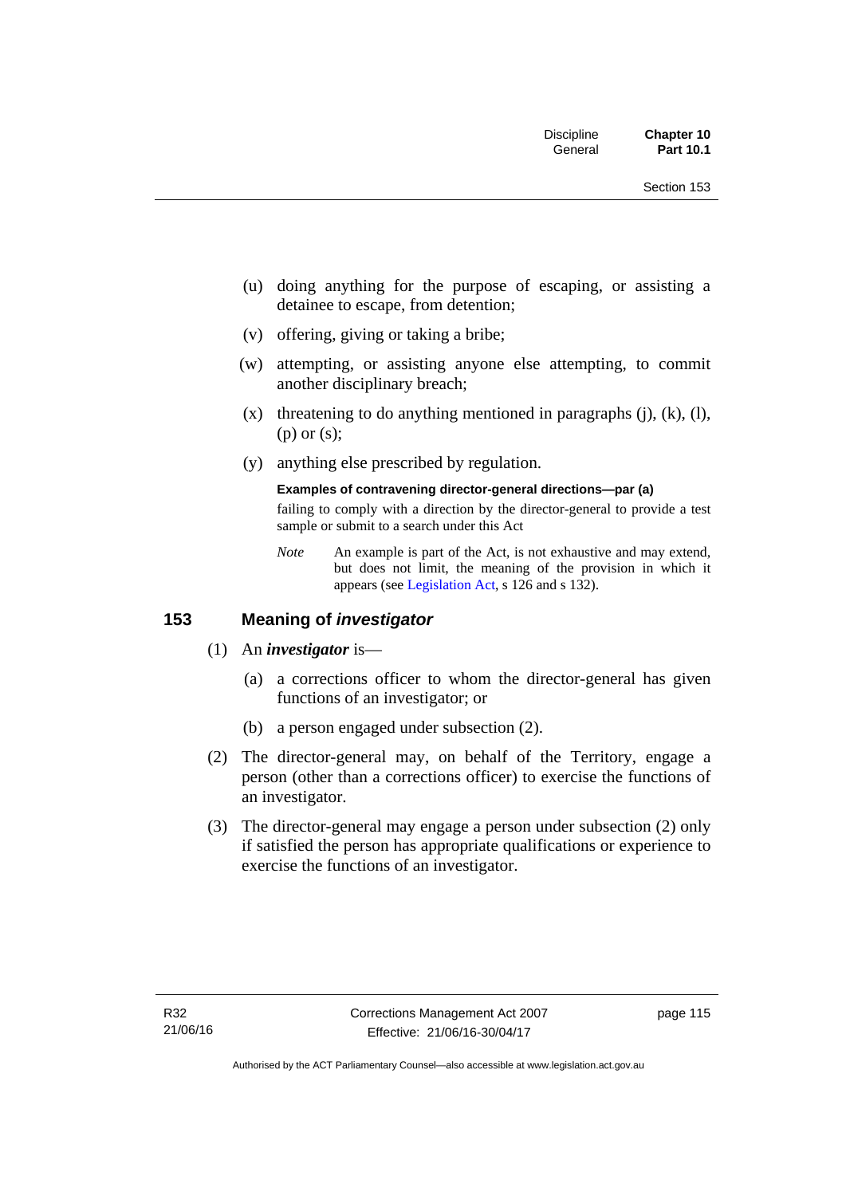(u) doing anything for the purpose of escaping, or assisting a detainee to escape, from detention;

(v) offering, giving or taking a bribe;

(w) attempting, or assisting anyone else attempting, to commit another disciplinary breach;

(x) threatening to do anything mentioned in paragraphs (j), (k), (l), (p) or (s);

(y) anything else prescribed by regulation.

**Examples of contravening director-general directions—par (a)**

failing to comply with a direction by the director-general to provide a test sample or submit to a search under this Act

*Note* An example is part of the Act, is not exhaustive and may extend, but does not limit, the meaning of the provision in which it appears (see Legislation Act, s 126 and s 132).

## 153 Meaning of *investigator*

(1) An ***investigator*** is—

(a) a corrections officer to whom the director-general has given functions of an investigator; or

(b) a person engaged under subsection (2).

(2) The director-general may, on behalf of the Territory, engage a person (other than a corrections officer) to exercise the functions of an investigator.

(3) The director-general may engage a person under subsection (2) only if satisfied the person has appropriate qualifications or experience to exercise the functions of an investigator.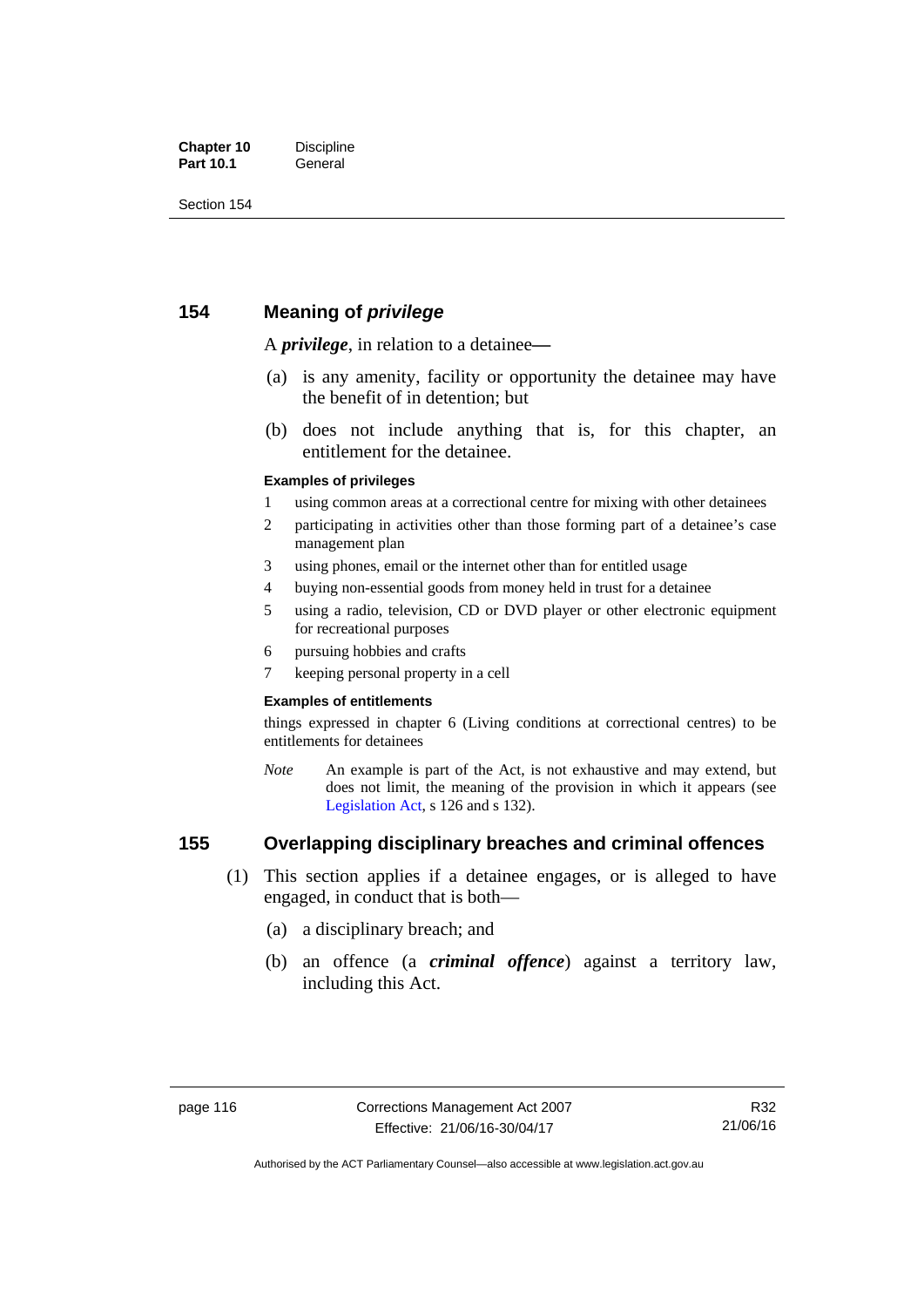## 154 Meaning of *privilege*

A ***privilege***, in relation to a detainee—

(a) is any amenity, facility or opportunity the detainee may have the benefit of in detention; but

(b) does not include anything that is, for this chapter, an entitlement for the detainee.

#### Examples of privileges

1 using common areas at a correctional centre for mixing with other detainees

2 participating in activities other than those forming part of a detainee's case management plan

3 using phones, email or the internet other than for entitled usage

4 buying non-essential goods from money held in trust for a detainee

5 using a radio, television, CD or DVD player or other electronic equipment for recreational purposes

6 pursuing hobbies and crafts

7 keeping personal property in a cell

#### Examples of entitlements

things expressed in chapter 6 (Living conditions at correctional centres) to be entitlements for detainees

*Note* An example is part of the Act, is not exhaustive and may extend, but does not limit, the meaning of the provision in which it appears (see Legislation Act, s 126 and s 132).

## 155 Overlapping disciplinary breaches and criminal offences

(1) This section applies if a detainee engages, or is alleged to have engaged, in conduct that is both—

(a) a disciplinary breach; and

(b) an offence (a ***criminal offence***) against a territory law, including this Act.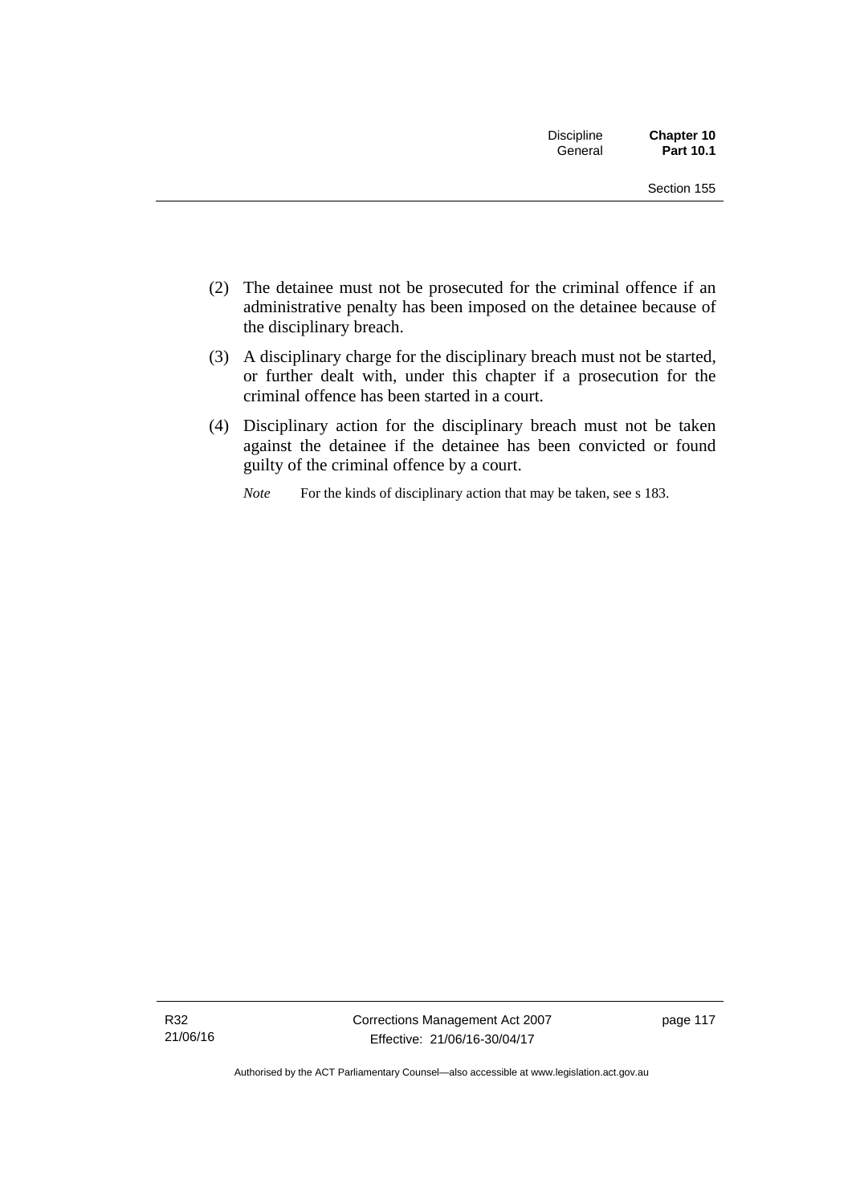(2) The detainee must not be prosecuted for the criminal offence if an administrative penalty has been imposed on the detainee because of the disciplinary breach.

(3) A disciplinary charge for the disciplinary breach must not be started, or further dealt with, under this chapter if a prosecution for the criminal offence has been started in a court.

(4) Disciplinary action for the disciplinary breach must not be taken against the detainee if the detainee has been convicted or found guilty of the criminal offence by a court.

*Note* For the kinds of disciplinary action that may be taken, see s 183.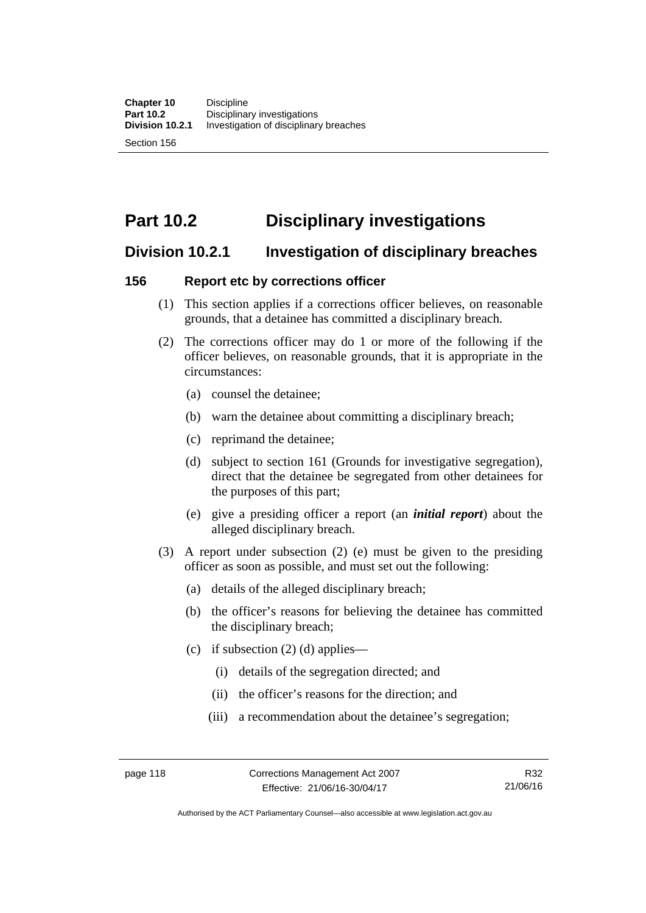# Part 10.2 Disciplinary investigations

## Division 10.2.1 Investigation of disciplinary breaches

### 156 Report etc by corrections officer

(1) This section applies if a corrections officer believes, on reasonable grounds, that a detainee has committed a disciplinary breach.

(2) The corrections officer may do 1 or more of the following if the officer believes, on reasonable grounds, that it is appropriate in the circumstances:

(a) counsel the detainee;

(b) warn the detainee about committing a disciplinary breach;

(c) reprimand the detainee;

(d) subject to section 161 (Grounds for investigative segregation), direct that the detainee be segregated from other detainees for the purposes of this part;

(e) give a presiding officer a report (an ***initial report***) about the alleged disciplinary breach.

(3) A report under subsection (2) (e) must be given to the presiding officer as soon as possible, and must set out the following:

(a) details of the alleged disciplinary breach;

(b) the officer's reasons for believing the detainee has committed the disciplinary breach;

(c) if subsection (2) (d) applies—

(i) details of the segregation directed; and

(ii) the officer's reasons for the direction; and

(iii) a recommendation about the detainee's segregation;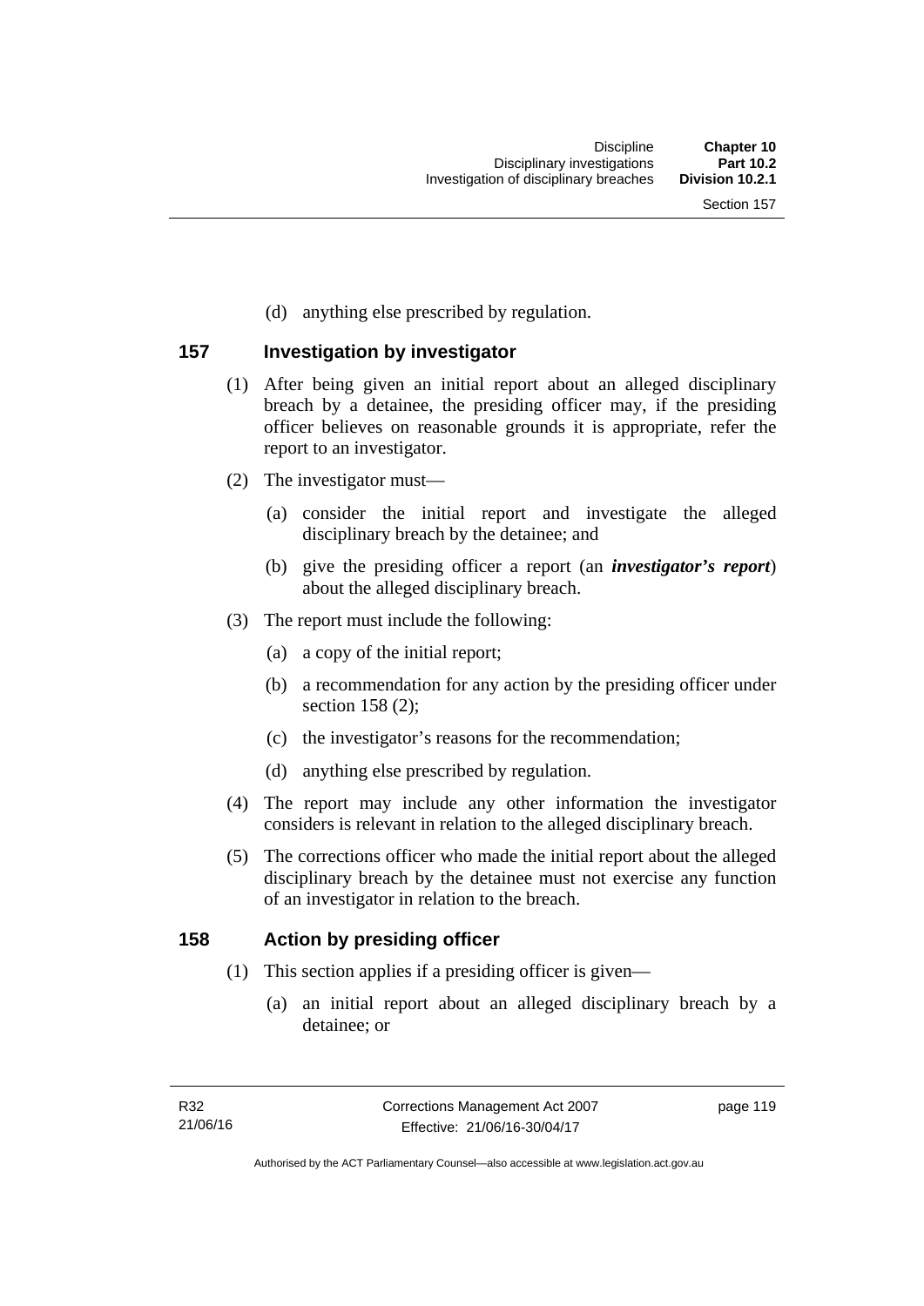(d) anything else prescribed by regulation.

## 157 Investigation by investigator

(1) After being given an initial report about an alleged disciplinary breach by a detainee, the presiding officer may, if the presiding officer believes on reasonable grounds it is appropriate, refer the report to an investigator.

(2) The investigator must—

(a) consider the initial report and investigate the alleged disciplinary breach by the detainee; and

(b) give the presiding officer a report (an ***investigator's report***) about the alleged disciplinary breach.

(3) The report must include the following:

(a) a copy of the initial report;

(b) a recommendation for any action by the presiding officer under section 158 (2);

(c) the investigator's reasons for the recommendation;

(d) anything else prescribed by regulation.

(4) The report may include any other information the investigator considers is relevant in relation to the alleged disciplinary breach.

(5) The corrections officer who made the initial report about the alleged disciplinary breach by the detainee must not exercise any function of an investigator in relation to the breach.

## 158 Action by presiding officer

(1) This section applies if a presiding officer is given—

(a) an initial report about an alleged disciplinary breach by a detainee; or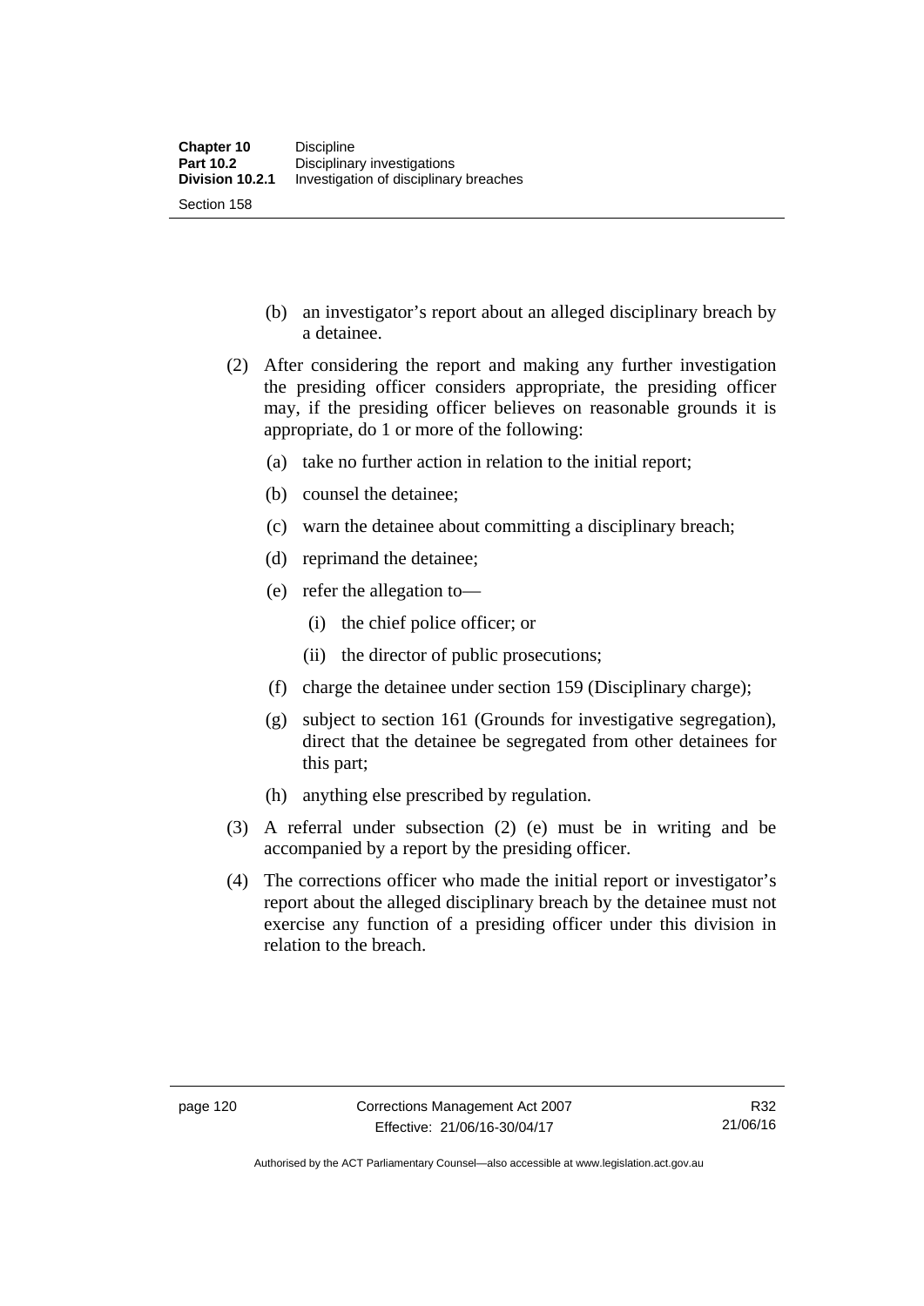(b) an investigator's report about an alleged disciplinary breach by a detainee.

(2) After considering the report and making any further investigation the presiding officer considers appropriate, the presiding officer may, if the presiding officer believes on reasonable grounds it is appropriate, do 1 or more of the following:

(a) take no further action in relation to the initial report;

(b) counsel the detainee;

(c) warn the detainee about committing a disciplinary breach;

(d) reprimand the detainee;

(e) refer the allegation to—

(i) the chief police officer; or

(ii) the director of public prosecutions;

(f) charge the detainee under section 159 (Disciplinary charge);

(g) subject to section 161 (Grounds for investigative segregation), direct that the detainee be segregated from other detainees for this part;

(h) anything else prescribed by regulation.

(3) A referral under subsection (2) (e) must be in writing and be accompanied by a report by the presiding officer.

(4) The corrections officer who made the initial report or investigator's report about the alleged disciplinary breach by the detainee must not exercise any function of a presiding officer under this division in relation to the breach.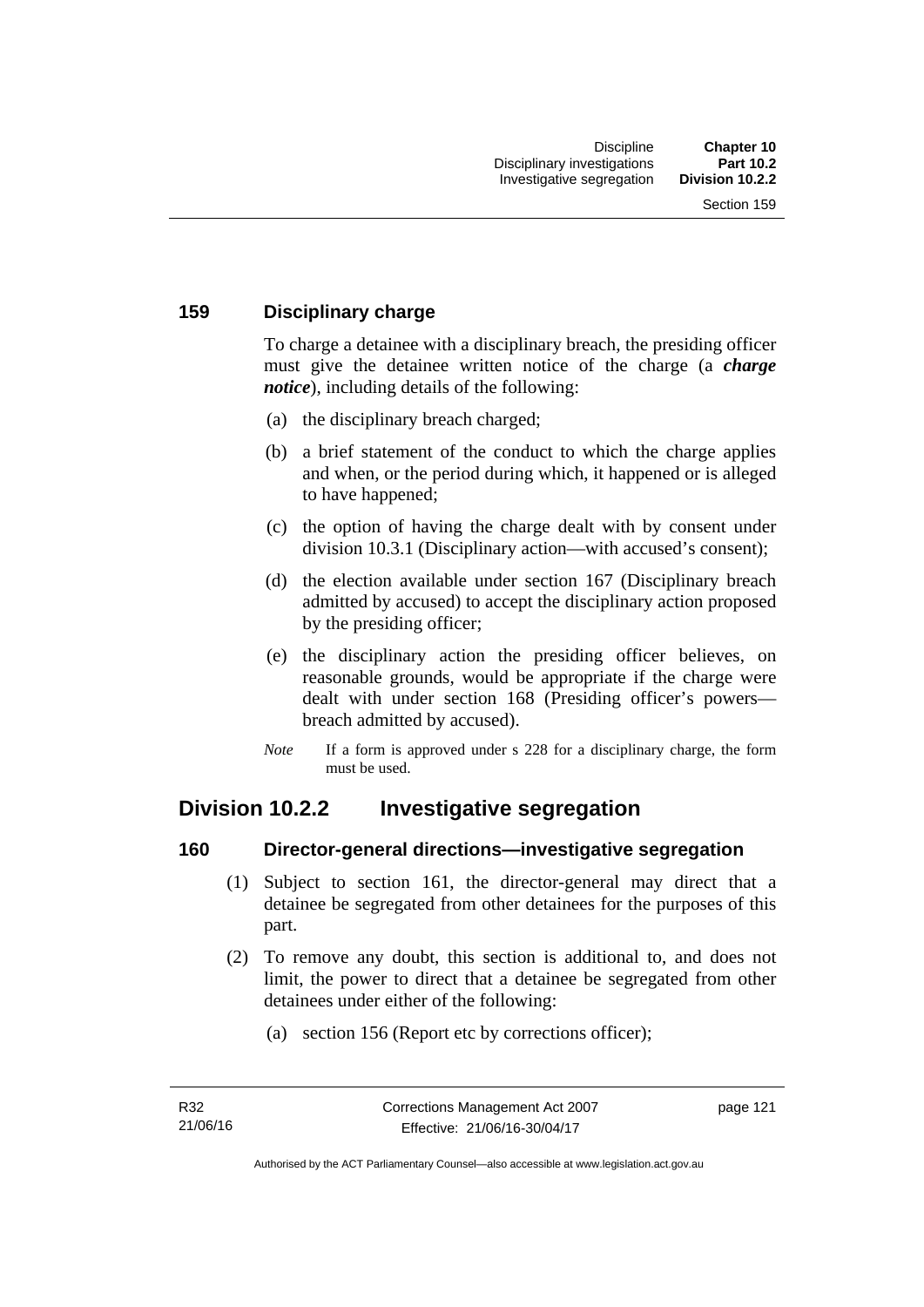### 159 Disciplinary charge

To charge a detainee with a disciplinary breach, the presiding officer must give the detainee written notice of the charge (a ***charge notice***), including details of the following:

(a) the disciplinary breach charged;

(b) a brief statement of the conduct to which the charge applies and when, or the period during which, it happened or is alleged to have happened;

(c) the option of having the charge dealt with by consent under division 10.3.1 (Disciplinary action—with accused's consent);

(d) the election available under section 167 (Disciplinary breach admitted by accused) to accept the disciplinary action proposed by the presiding officer;

(e) the disciplinary action the presiding officer believes, on reasonable grounds, would be appropriate if the charge were dealt with under section 168 (Presiding officer's powers—breach admitted by accused).

*Note* If a form is approved under s 228 for a disciplinary charge, the form must be used.

## Division 10.2.2 Investigative segregation

### 160 Director-general directions—investigative segregation

(1) Subject to section 161, the director-general may direct that a detainee be segregated from other detainees for the purposes of this part.

(2) To remove any doubt, this section is additional to, and does not limit, the power to direct that a detainee be segregated from other detainees under either of the following:

(a) section 156 (Report etc by corrections officer);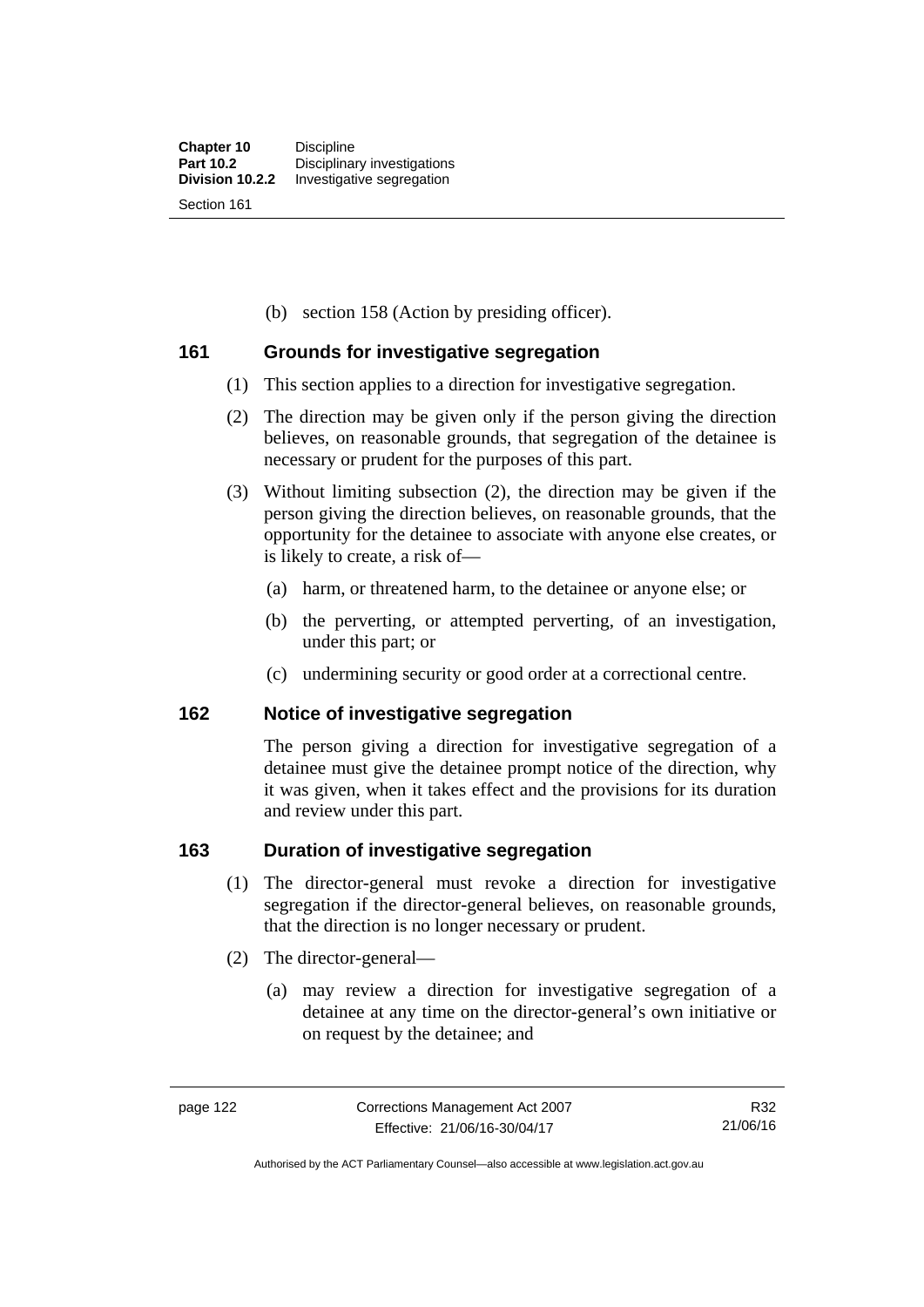(b) section 158 (Action by presiding officer).

## 161 Grounds for investigative segregation

(1) This section applies to a direction for investigative segregation.

(2) The direction may be given only if the person giving the direction believes, on reasonable grounds, that segregation of the detainee is necessary or prudent for the purposes of this part.

(3) Without limiting subsection (2), the direction may be given if the person giving the direction believes, on reasonable grounds, that the opportunity for the detainee to associate with anyone else creates, or is likely to create, a risk of—

(a) harm, or threatened harm, to the detainee or anyone else; or

(b) the perverting, or attempted perverting, of an investigation, under this part; or

(c) undermining security or good order at a correctional centre.

## 162 Notice of investigative segregation

The person giving a direction for investigative segregation of a detainee must give the detainee prompt notice of the direction, why it was given, when it takes effect and the provisions for its duration and review under this part.

## 163 Duration of investigative segregation

(1) The director-general must revoke a direction for investigative segregation if the director-general believes, on reasonable grounds, that the direction is no longer necessary or prudent.

(2) The director-general—

(a) may review a direction for investigative segregation of a detainee at any time on the director-general's own initiative or on request by the detainee; and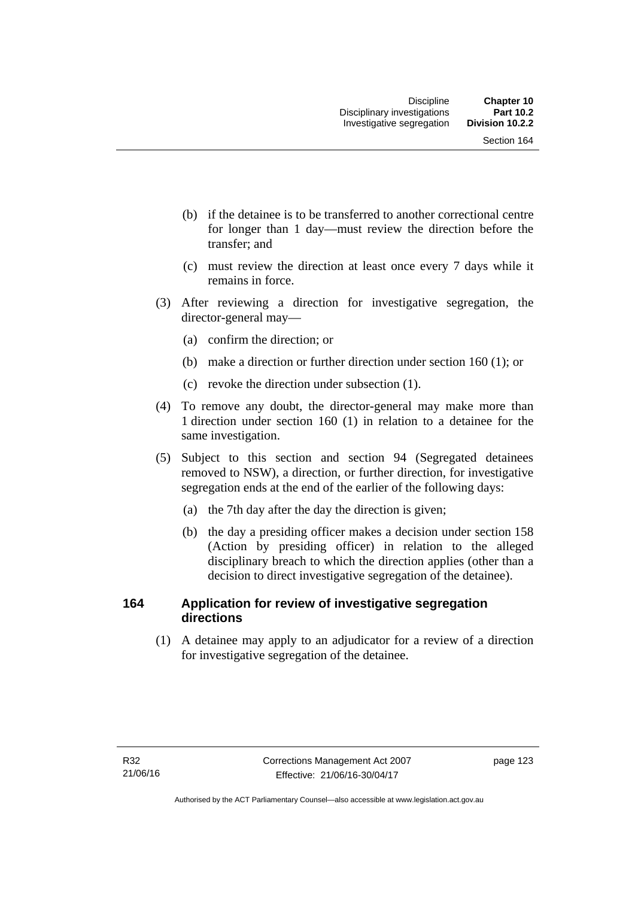(b) if the detainee is to be transferred to another correctional centre for longer than 1 day—must review the direction before the transfer; and

(c) must review the direction at least once every 7 days while it remains in force.

(3) After reviewing a direction for investigative segregation, the director-general may—

(a) confirm the direction; or

(b) make a direction or further direction under section 160 (1); or

(c) revoke the direction under subsection (1).

(4) To remove any doubt, the director-general may make more than 1 direction under section 160 (1) in relation to a detainee for the same investigation.

(5) Subject to this section and section 94 (Segregated detainees removed to NSW), a direction, or further direction, for investigative segregation ends at the end of the earlier of the following days:

(a) the 7th day after the day the direction is given;

(b) the day a presiding officer makes a decision under section 158 (Action by presiding officer) in relation to the alleged disciplinary breach to which the direction applies (other than a decision to direct investigative segregation of the detainee).

## 164 Application for review of investigative segregation directions

(1) A detainee may apply to an adjudicator for a review of a direction for investigative segregation of the detainee.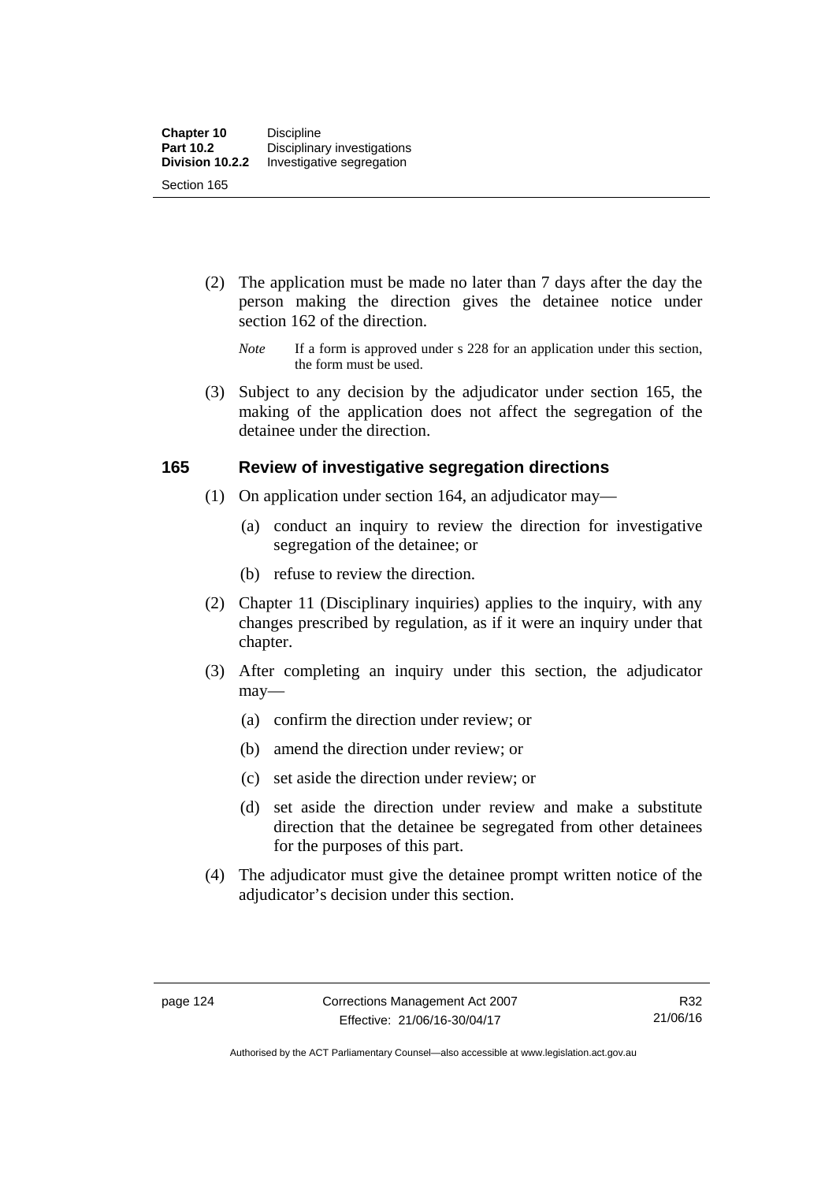(2) The application must be made no later than 7 days after the day the person making the direction gives the detainee notice under section 162 of the direction.

*Note* If a form is approved under s 228 for an application under this section, the form must be used.

(3) Subject to any decision by the adjudicator under section 165, the making of the application does not affect the segregation of the detainee under the direction.

## 165 Review of investigative segregation directions

(1) On application under section 164, an adjudicator may—

(a) conduct an inquiry to review the direction for investigative segregation of the detainee; or

(b) refuse to review the direction.

(2) Chapter 11 (Disciplinary inquiries) applies to the inquiry, with any changes prescribed by regulation, as if it were an inquiry under that chapter.

(3) After completing an inquiry under this section, the adjudicator may—

(a) confirm the direction under review; or

(b) amend the direction under review; or

(c) set aside the direction under review; or

(d) set aside the direction under review and make a substitute direction that the detainee be segregated from other detainees for the purposes of this part.

(4) The adjudicator must give the detainee prompt written notice of the adjudicator's decision under this section.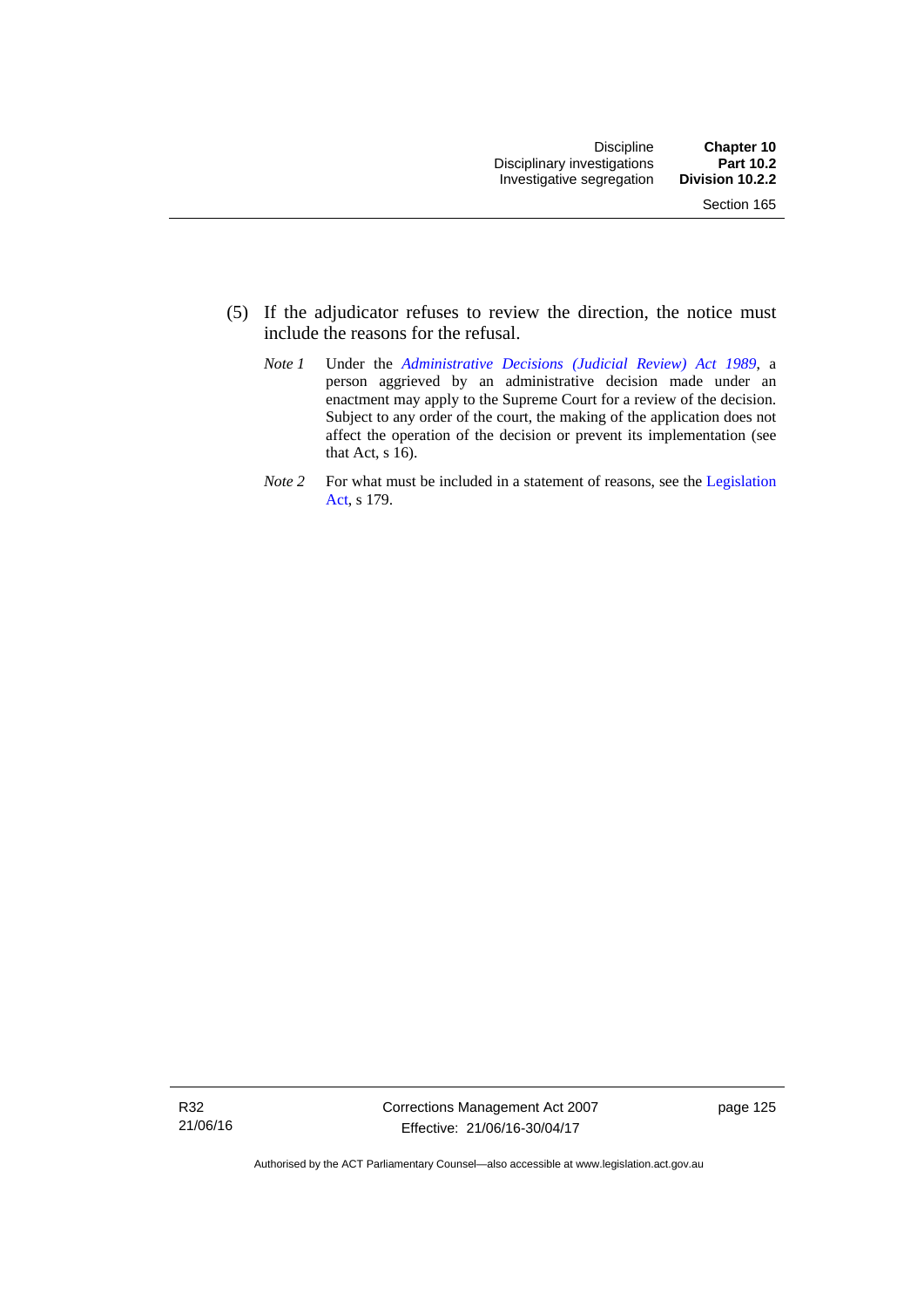(5) If the adjudicator refuses to review the direction, the notice must include the reasons for the refusal.

*Note 1* Under the *Administrative Decisions (Judicial Review) Act 1989*, a person aggrieved by an administrative decision made under an enactment may apply to the Supreme Court for a review of the decision. Subject to any order of the court, the making of the application does not affect the operation of the decision or prevent its implementation (see that Act, s 16).

*Note 2* For what must be included in a statement of reasons, see the Legislation Act, s 179.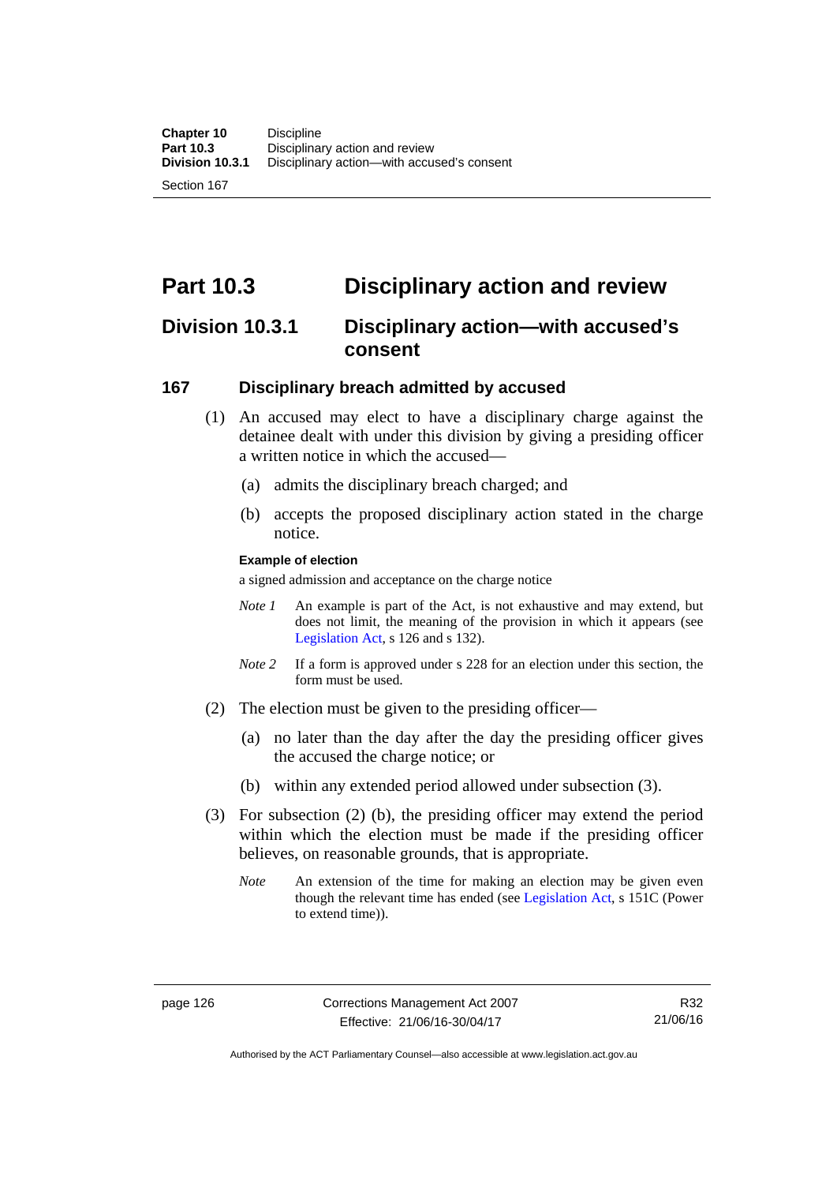# Part 10.3 Disciplinary action and review

## Division 10.3.1 Disciplinary action—with accused's consent

### 167 Disciplinary breach admitted by accused

(1) An accused may elect to have a disciplinary charge against the detainee dealt with under this division by giving a presiding officer a written notice in which the accused—

(a) admits the disciplinary breach charged; and

(b) accepts the proposed disciplinary action stated in the charge notice.

**Example of election**

a signed admission and acceptance on the charge notice

*Note 1* An example is part of the Act, is not exhaustive and may extend, but does not limit, the meaning of the provision in which it appears (see Legislation Act, s 126 and s 132).

*Note 2* If a form is approved under s 228 for an election under this section, the form must be used.

(2) The election must be given to the presiding officer—

(a) no later than the day after the day the presiding officer gives the accused the charge notice; or

(b) within any extended period allowed under subsection (3).

(3) For subsection (2) (b), the presiding officer may extend the period within which the election must be made if the presiding officer believes, on reasonable grounds, that is appropriate.

*Note* An extension of the time for making an election may be given even though the relevant time has ended (see Legislation Act, s 151C (Power to extend time)).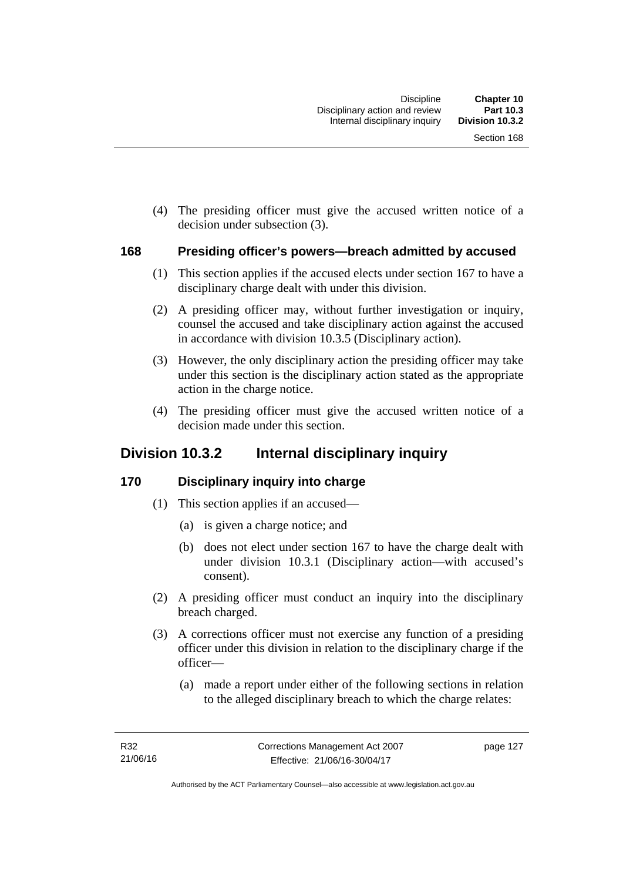(4) The presiding officer must give the accused written notice of a decision under subsection (3).

### 168 Presiding officer's powers—breach admitted by accused

(1) This section applies if the accused elects under section 167 to have a disciplinary charge dealt with under this division.

(2) A presiding officer may, without further investigation or inquiry, counsel the accused and take disciplinary action against the accused in accordance with division 10.3.5 (Disciplinary action).

(3) However, the only disciplinary action the presiding officer may take under this section is the disciplinary action stated as the appropriate action in the charge notice.

(4) The presiding officer must give the accused written notice of a decision made under this section.

## Division 10.3.2 Internal disciplinary inquiry

### 170 Disciplinary inquiry into charge

(1) This section applies if an accused—

(a) is given a charge notice; and

(b) does not elect under section 167 to have the charge dealt with under division 10.3.1 (Disciplinary action—with accused's consent).

(2) A presiding officer must conduct an inquiry into the disciplinary breach charged.

(3) A corrections officer must not exercise any function of a presiding officer under this division in relation to the disciplinary charge if the officer—

(a) made a report under either of the following sections in relation to the alleged disciplinary breach to which the charge relates: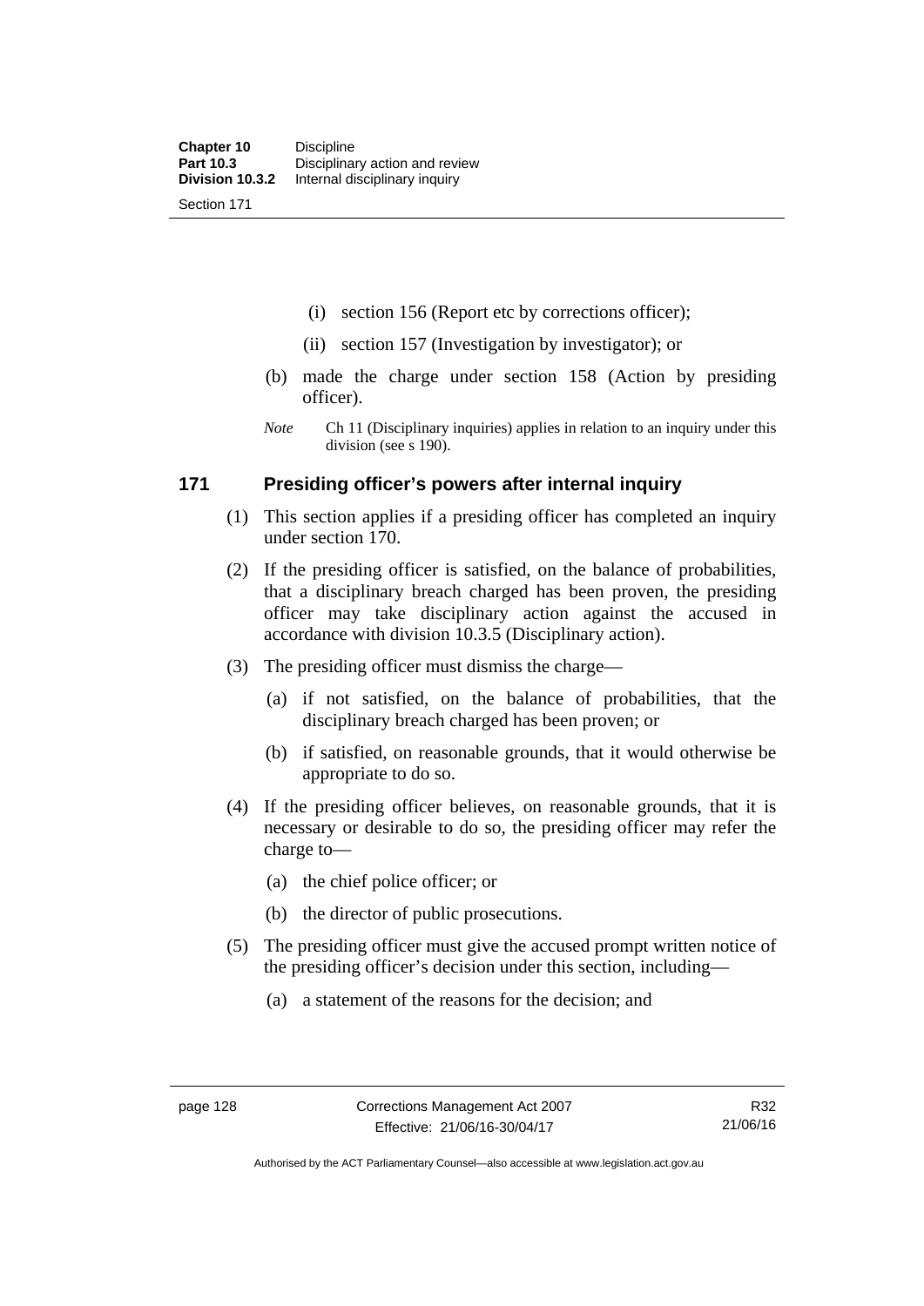(i) section 156 (Report etc by corrections officer);

(ii) section 157 (Investigation by investigator); or

(b) made the charge under section 158 (Action by presiding officer).

*Note* Ch 11 (Disciplinary inquiries) applies in relation to an inquiry under this division (see s 190).

## 171 Presiding officer's powers after internal inquiry

(1) This section applies if a presiding officer has completed an inquiry under section 170.

(2) If the presiding officer is satisfied, on the balance of probabilities, that a disciplinary breach charged has been proven, the presiding officer may take disciplinary action against the accused in accordance with division 10.3.5 (Disciplinary action).

(3) The presiding officer must dismiss the charge—

(a) if not satisfied, on the balance of probabilities, that the disciplinary breach charged has been proven; or

(b) if satisfied, on reasonable grounds, that it would otherwise be appropriate to do so.

(4) If the presiding officer believes, on reasonable grounds, that it is necessary or desirable to do so, the presiding officer may refer the charge to—

(a) the chief police officer; or

(b) the director of public prosecutions.

(5) The presiding officer must give the accused prompt written notice of the presiding officer's decision under this section, including—

(a) a statement of the reasons for the decision; and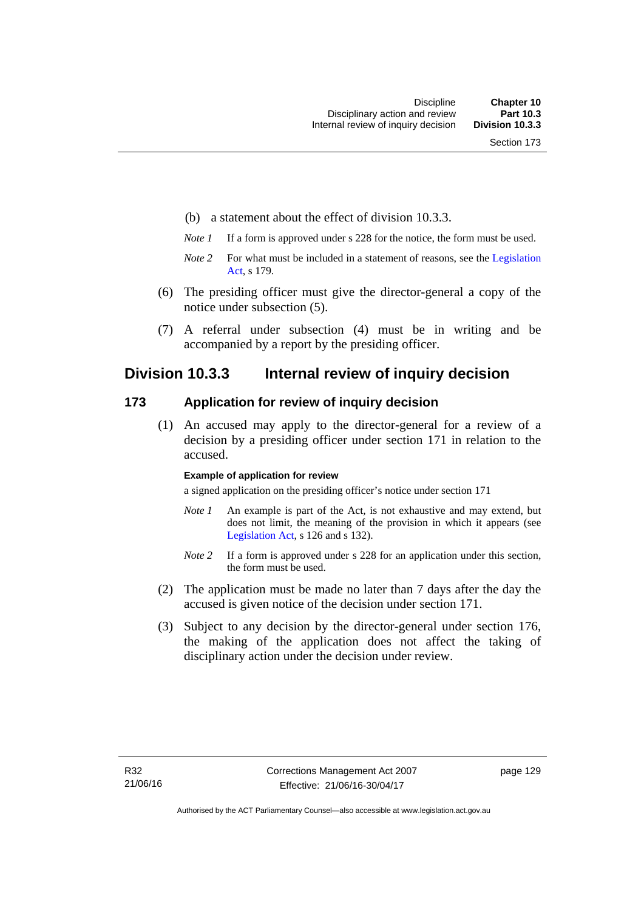(b) a statement about the effect of division 10.3.3.

*Note 1* If a form is approved under s 228 for the notice, the form must be used.

*Note 2* For what must be included in a statement of reasons, see the Legislation Act, s 179.

(6) The presiding officer must give the director-general a copy of the notice under subsection (5).

(7) A referral under subsection (4) must be in writing and be accompanied by a report by the presiding officer.

## Division 10.3.3 Internal review of inquiry decision

### 173 Application for review of inquiry decision

(1) An accused may apply to the director-general for a review of a decision by a presiding officer under section 171 in relation to the accused.

**Example of application for review**

a signed application on the presiding officer's notice under section 171

*Note 1* An example is part of the Act, is not exhaustive and may extend, but does not limit, the meaning of the provision in which it appears (see Legislation Act, s 126 and s 132).

*Note 2* If a form is approved under s 228 for an application under this section, the form must be used.

(2) The application must be made no later than 7 days after the day the accused is given notice of the decision under section 171.

(3) Subject to any decision by the director-general under section 176, the making of the application does not affect the taking of disciplinary action under the decision under review.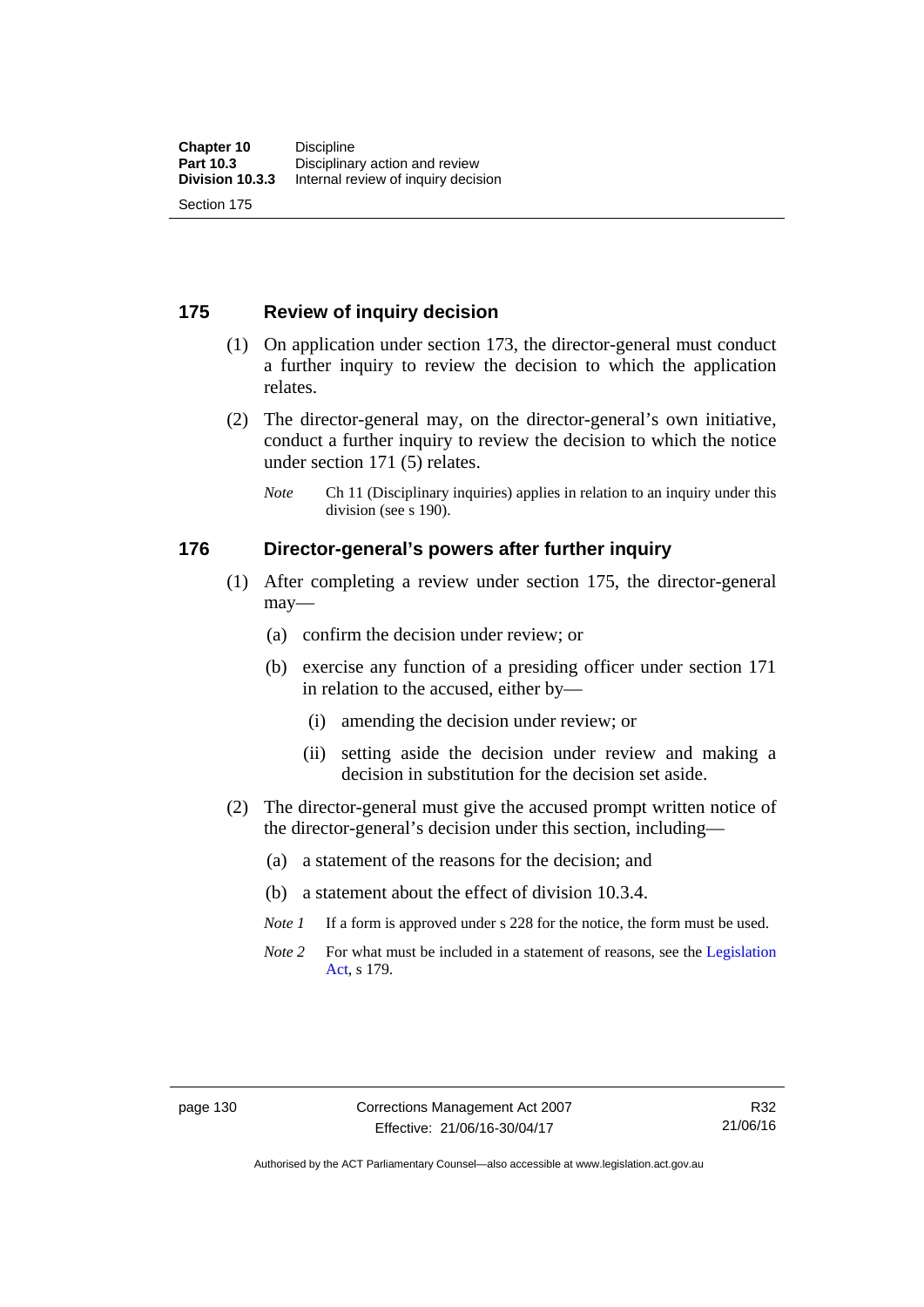## 175 Review of inquiry decision

(1) On application under section 173, the director-general must conduct a further inquiry to review the decision to which the application relates.

(2) The director-general may, on the director-general's own initiative, conduct a further inquiry to review the decision to which the notice under section 171 (5) relates.

*Note* Ch 11 (Disciplinary inquiries) applies in relation to an inquiry under this division (see s 190).

## 176 Director-general's powers after further inquiry

(1) After completing a review under section 175, the director-general may—

(a) confirm the decision under review; or

(b) exercise any function of a presiding officer under section 171 in relation to the accused, either by—

(i) amending the decision under review; or

(ii) setting aside the decision under review and making a decision in substitution for the decision set aside.

(2) The director-general must give the accused prompt written notice of the director-general's decision under this section, including—

(a) a statement of the reasons for the decision; and

(b) a statement about the effect of division 10.3.4.

*Note 1* If a form is approved under s 228 for the notice, the form must be used.

*Note 2* For what must be included in a statement of reasons, see the Legislation Act, s 179.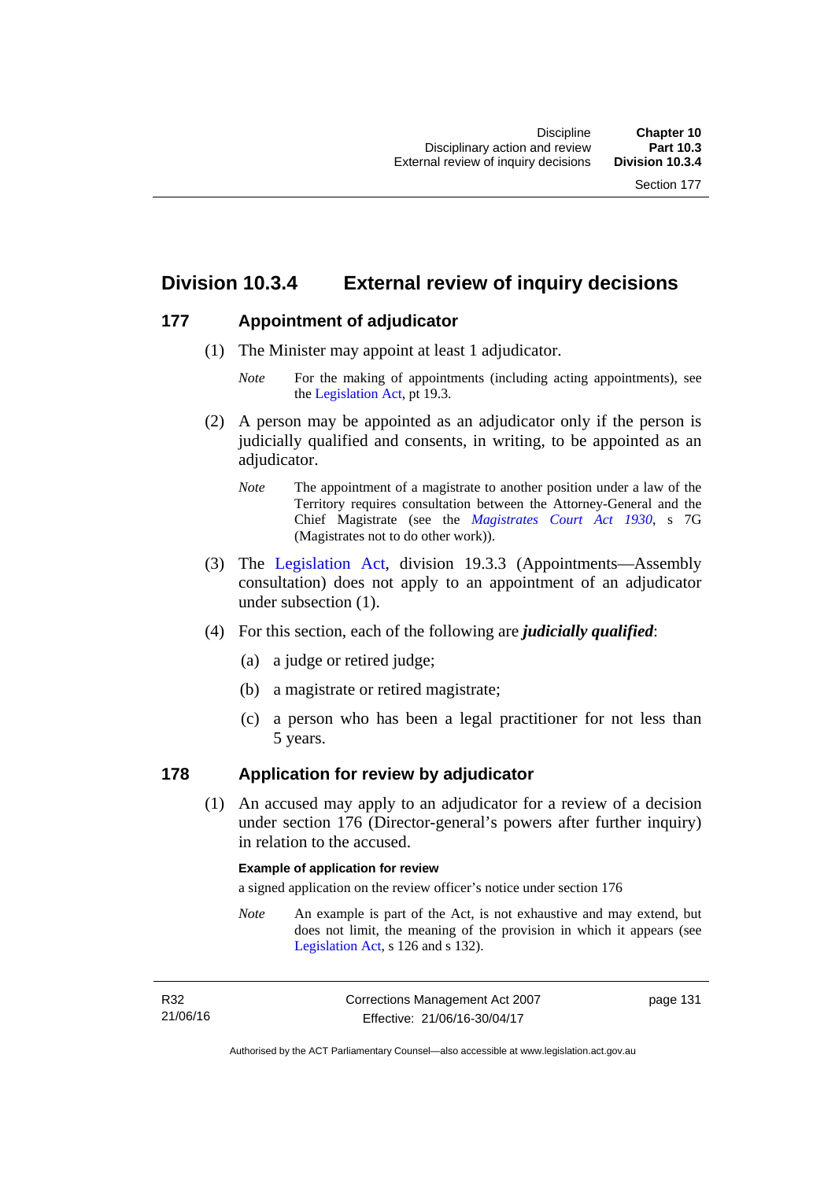## Division 10.3.4 External review of inquiry decisions

### 177 Appointment of adjudicator

(1) The Minister may appoint at least 1 adjudicator.

*Note* For the making of appointments (including acting appointments), see the Legislation Act, pt 19.3.

(2) A person may be appointed as an adjudicator only if the person is judicially qualified and consents, in writing, to be appointed as an adjudicator.

*Note* The appointment of a magistrate to another position under a law of the Territory requires consultation between the Attorney-General and the Chief Magistrate (see the *Magistrates Court Act 1930*, s 7G (Magistrates not to do other work)).

(3) The Legislation Act, division 19.3.3 (Appointments—Assembly consultation) does not apply to an appointment of an adjudicator under subsection (1).

(4) For this section, each of the following are ***judicially qualified***:

(a) a judge or retired judge;

(b) a magistrate or retired magistrate;

(c) a person who has been a legal practitioner for not less than 5 years.

### 178 Application for review by adjudicator

(1) An accused may apply to an adjudicator for a review of a decision under section 176 (Director-general's powers after further inquiry) in relation to the accused.

**Example of application for review**

a signed application on the review officer's notice under section 176

*Note* An example is part of the Act, is not exhaustive and may extend, but does not limit, the meaning of the provision in which it appears (see Legislation Act, s 126 and s 132).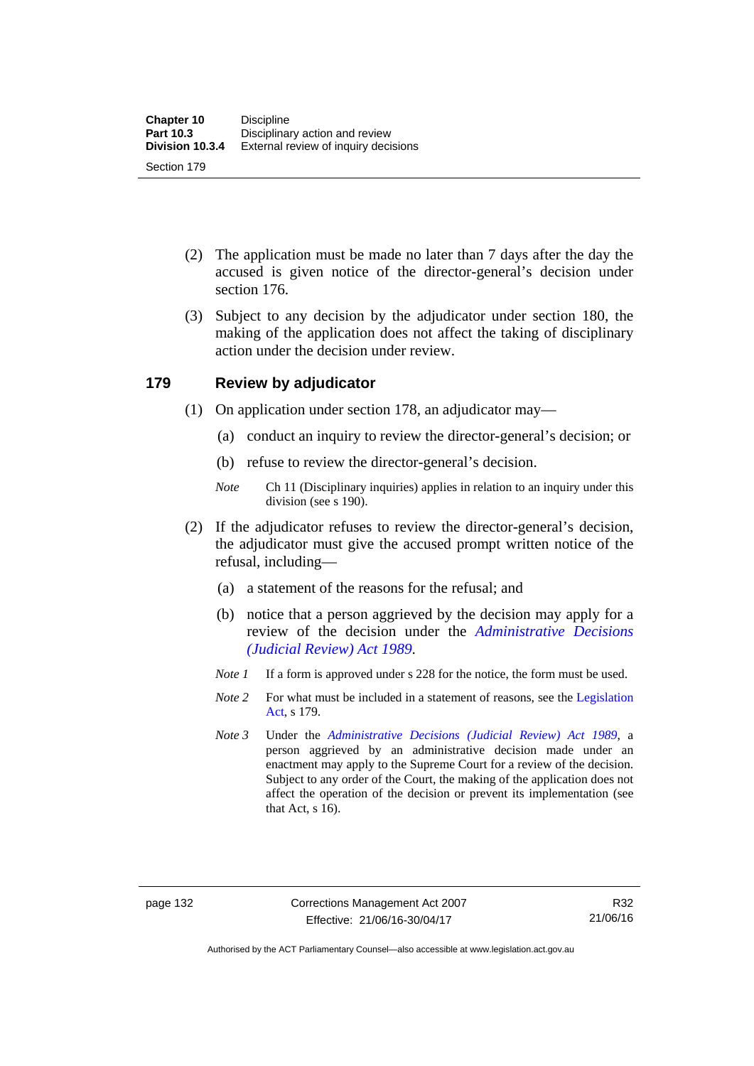(2) The application must be made no later than 7 days after the day the accused is given notice of the director-general's decision under section 176.

(3) Subject to any decision by the adjudicator under section 180, the making of the application does not affect the taking of disciplinary action under the decision under review.

## 179 Review by adjudicator

(1) On application under section 178, an adjudicator may—

(a) conduct an inquiry to review the director-general's decision; or

(b) refuse to review the director-general's decision.

*Note* Ch 11 (Disciplinary inquiries) applies in relation to an inquiry under this division (see s 190).

(2) If the adjudicator refuses to review the director-general's decision, the adjudicator must give the accused prompt written notice of the refusal, including—

(a) a statement of the reasons for the refusal; and

(b) notice that a person aggrieved by the decision may apply for a review of the decision under the *Administrative Decisions (Judicial Review) Act 1989*.

*Note 1* If a form is approved under s 228 for the notice, the form must be used.

*Note 2* For what must be included in a statement of reasons, see the Legislation Act, s 179.

*Note 3* Under the *Administrative Decisions (Judicial Review) Act 1989*, a person aggrieved by an administrative decision made under an enactment may apply to the Supreme Court for a review of the decision. Subject to any order of the Court, the making of the application does not affect the operation of the decision or prevent its implementation (see that Act, s 16).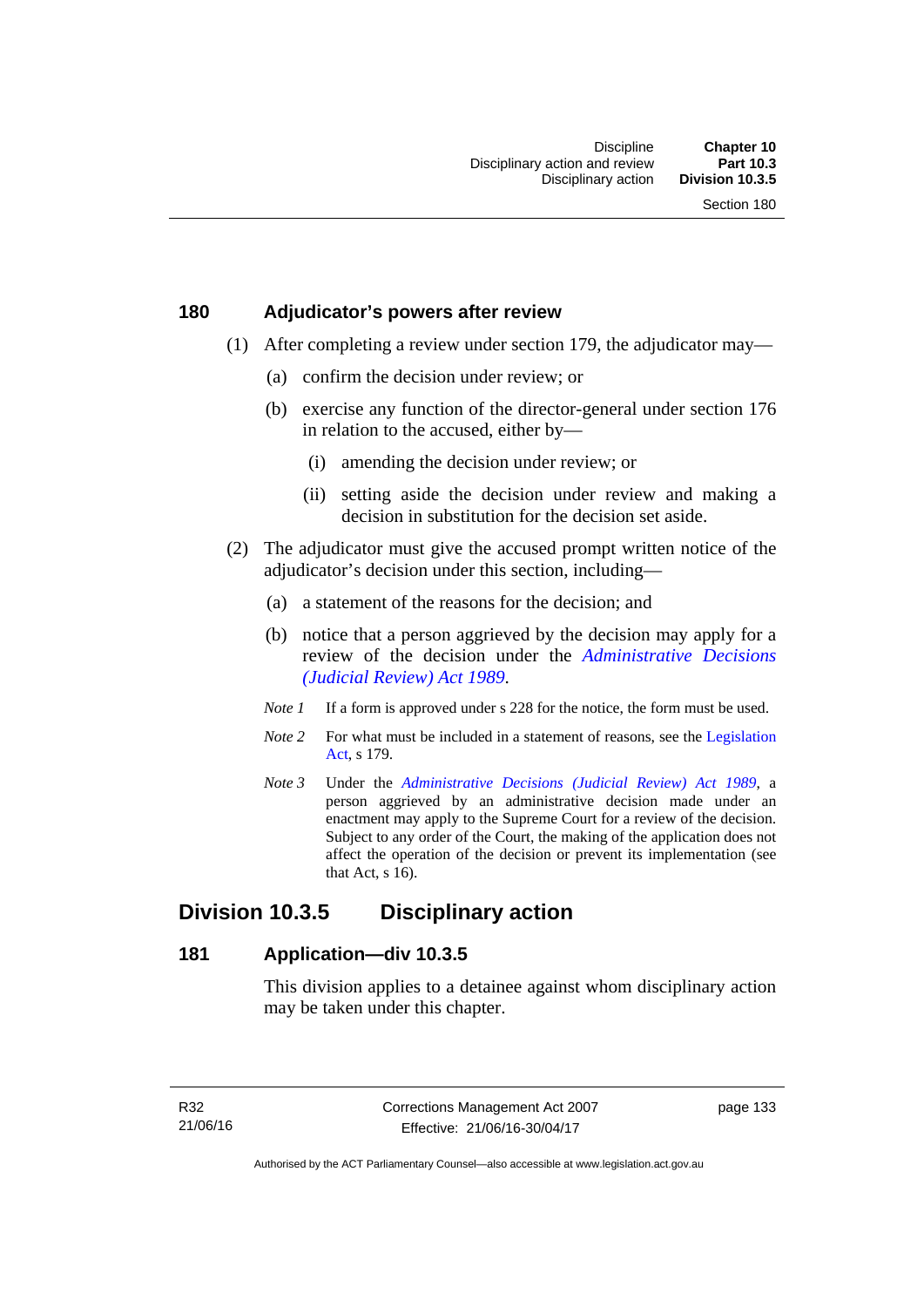## 180 Adjudicator's powers after review

(1) After completing a review under section 179, the adjudicator may—

(a) confirm the decision under review; or

(b) exercise any function of the director-general under section 176 in relation to the accused, either by—

(i) amending the decision under review; or

(ii) setting aside the decision under review and making a decision in substitution for the decision set aside.

(2) The adjudicator must give the accused prompt written notice of the adjudicator's decision under this section, including—

(a) a statement of the reasons for the decision; and

(b) notice that a person aggrieved by the decision may apply for a review of the decision under the *Administrative Decisions (Judicial Review) Act 1989*.

*Note 1* If a form is approved under s 228 for the notice, the form must be used.

*Note 2* For what must be included in a statement of reasons, see the Legislation Act, s 179.

*Note 3* Under the *Administrative Decisions (Judicial Review) Act 1989*, a person aggrieved by an administrative decision made under an enactment may apply to the Supreme Court for a review of the decision. Subject to any order of the Court, the making of the application does not affect the operation of the decision or prevent its implementation (see that Act, s 16).

# Division 10.3.5 Disciplinary action

## 181 Application—div 10.3.5

This division applies to a detainee against whom disciplinary action may be taken under this chapter.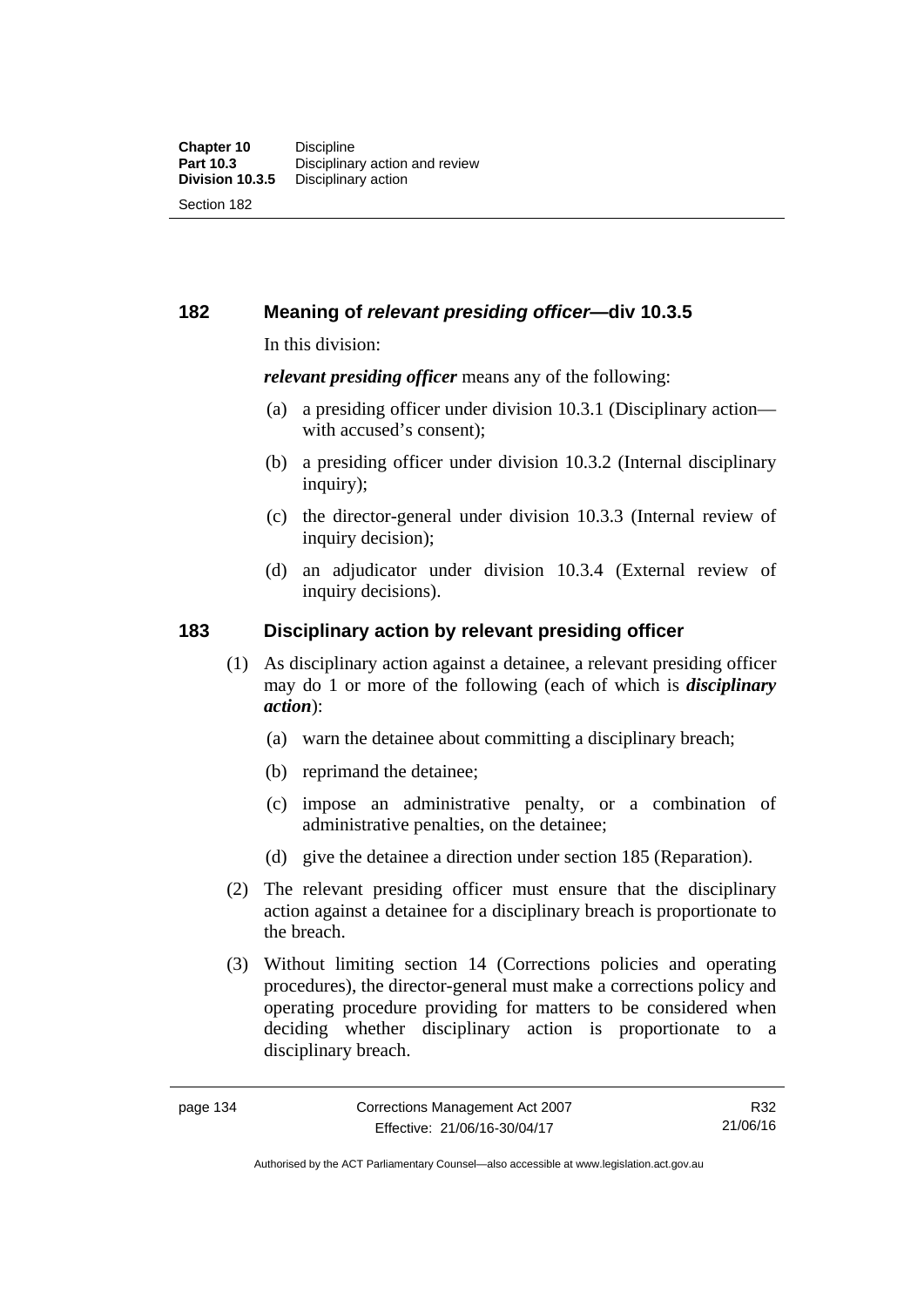## 182 Meaning of *relevant presiding officer*—div 10.3.5

In this division:

***relevant presiding officer*** means any of the following:

(a) a presiding officer under division 10.3.1 (Disciplinary action—with accused's consent);

(b) a presiding officer under division 10.3.2 (Internal disciplinary inquiry);

(c) the director-general under division 10.3.3 (Internal review of inquiry decision);

(d) an adjudicator under division 10.3.4 (External review of inquiry decisions).

## 183 Disciplinary action by relevant presiding officer

(1) As disciplinary action against a detainee, a relevant presiding officer may do 1 or more of the following (each of which is ***disciplinary action***):

(a) warn the detainee about committing a disciplinary breach;

(b) reprimand the detainee;

(c) impose an administrative penalty, or a combination of administrative penalties, on the detainee;

(d) give the detainee a direction under section 185 (Reparation).

(2) The relevant presiding officer must ensure that the disciplinary action against a detainee for a disciplinary breach is proportionate to the breach.

(3) Without limiting section 14 (Corrections policies and operating procedures), the director-general must make a corrections policy and operating procedure providing for matters to be considered when deciding whether disciplinary action is proportionate to a disciplinary breach.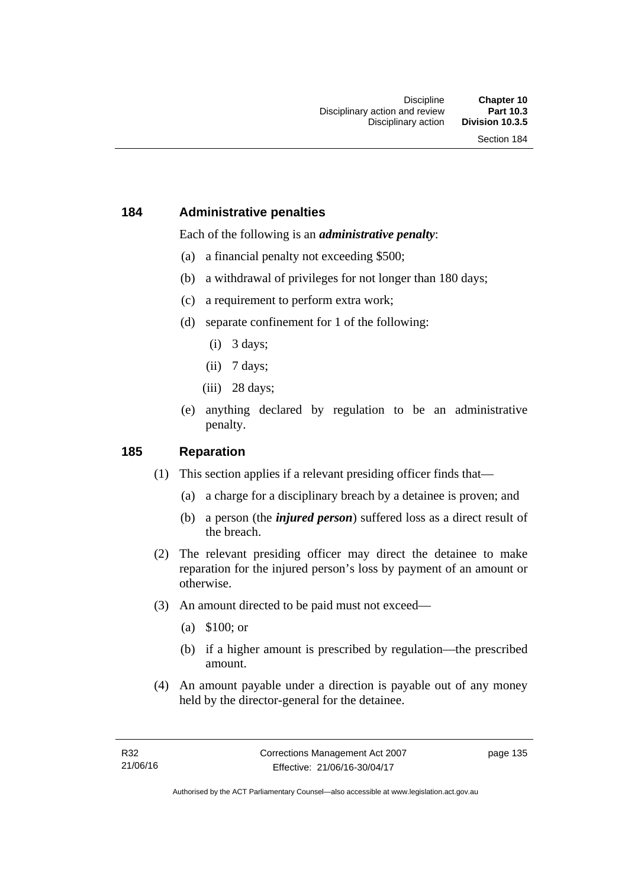## 184 Administrative penalties

Each of the following is an ***administrative penalty***:

(a) a financial penalty not exceeding $500;

(b) a withdrawal of privileges for not longer than 180 days;

(c) a requirement to perform extra work;

(d) separate confinement for 1 of the following:

 (i) 3 days;

 (ii) 7 days;

 (iii) 28 days;

(e) anything declared by regulation to be an administrative penalty.

## 185 Reparation

(1) This section applies if a relevant presiding officer finds that—

 (a) a charge for a disciplinary breach by a detainee is proven; and

 (b) a person (the ***injured person***) suffered loss as a direct result of the breach.

(2) The relevant presiding officer may direct the detainee to make reparation for the injured person's loss by payment of an amount or otherwise.

(3) An amount directed to be paid must not exceed—

 (a) $100; or

 (b) if a higher amount is prescribed by regulation—the prescribed amount.

(4) An amount payable under a direction is payable out of any money held by the director-general for the detainee.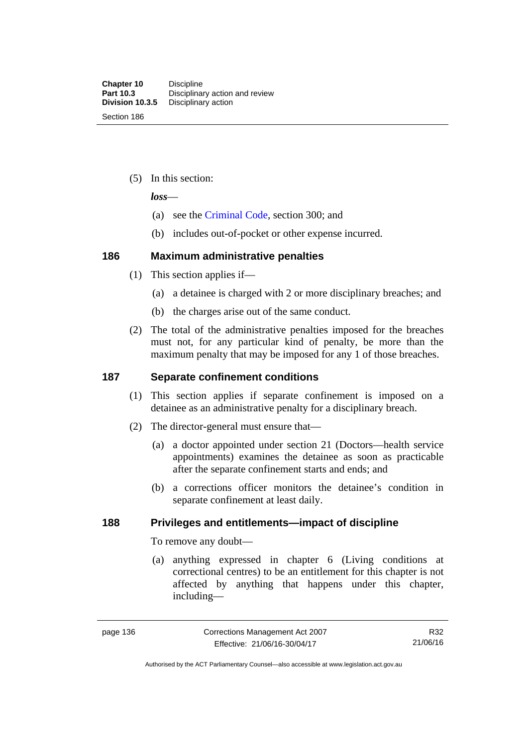(5) In this section:

***loss***—

(a) see the Criminal Code, section 300; and

(b) includes out-of-pocket or other expense incurred.

### 186 Maximum administrative penalties

(1) This section applies if—

(a) a detainee is charged with 2 or more disciplinary breaches; and

(b) the charges arise out of the same conduct.

(2) The total of the administrative penalties imposed for the breaches must not, for any particular kind of penalty, be more than the maximum penalty that may be imposed for any 1 of those breaches.

### 187 Separate confinement conditions

(1) This section applies if separate confinement is imposed on a detainee as an administrative penalty for a disciplinary breach.

(2) The director-general must ensure that—

(a) a doctor appointed under section 21 (Doctors—health service appointments) examines the detainee as soon as practicable after the separate confinement starts and ends; and

(b) a corrections officer monitors the detainee's condition in separate confinement at least daily.

### 188 Privileges and entitlements—impact of discipline

To remove any doubt—

(a) anything expressed in chapter 6 (Living conditions at correctional centres) to be an entitlement for this chapter is not affected by anything that happens under this chapter, including—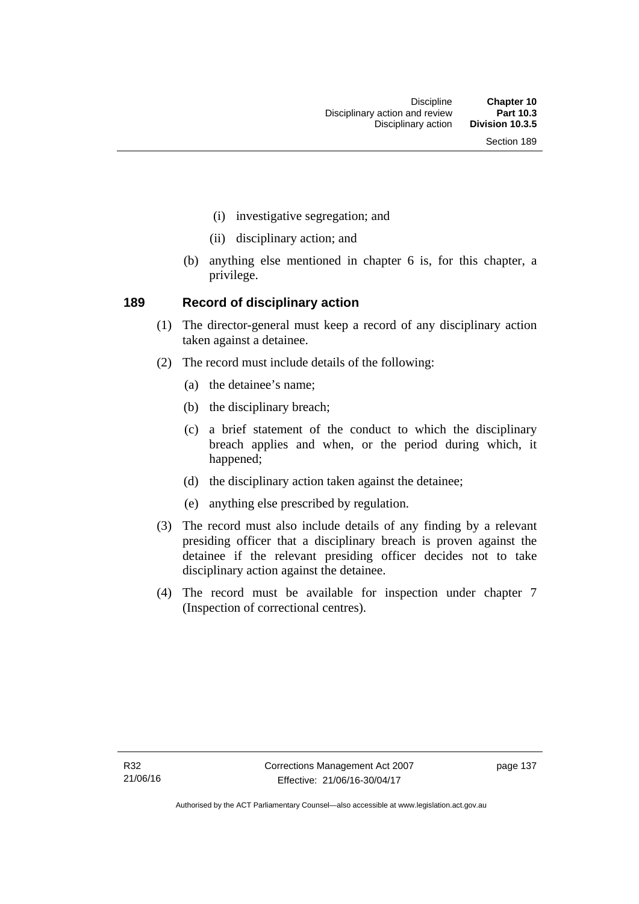(i) investigative segregation; and

(ii) disciplinary action; and

(b) anything else mentioned in chapter 6 is, for this chapter, a privilege.

## 189 Record of disciplinary action

(1) The director-general must keep a record of any disciplinary action taken against a detainee.

(2) The record must include details of the following:

(a) the detainee's name;

(b) the disciplinary breach;

(c) a brief statement of the conduct to which the disciplinary breach applies and when, or the period during which, it happened;

(d) the disciplinary action taken against the detainee;

(e) anything else prescribed by regulation.

(3) The record must also include details of any finding by a relevant presiding officer that a disciplinary breach is proven against the detainee if the relevant presiding officer decides not to take disciplinary action against the detainee.

(4) The record must be available for inspection under chapter 7 (Inspection of correctional centres).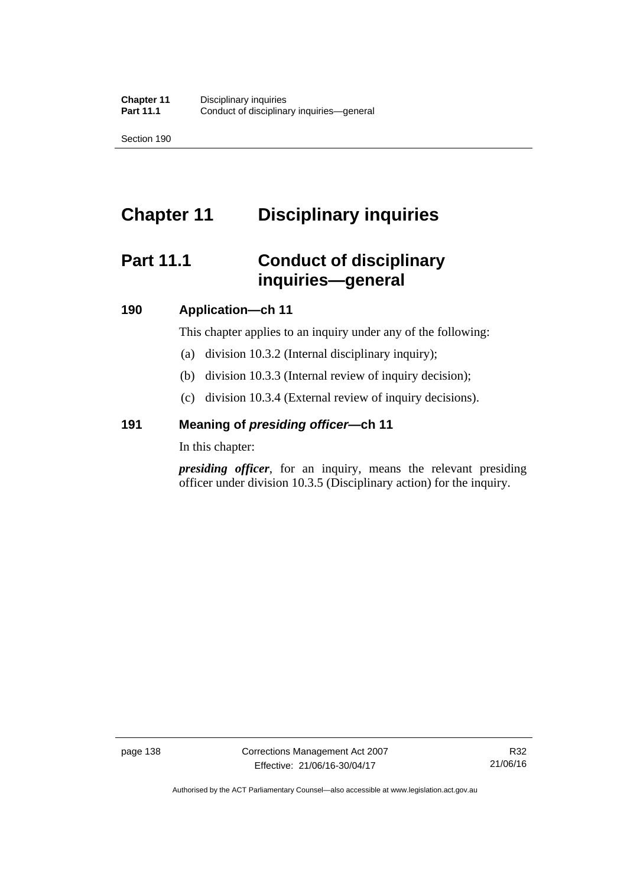# Chapter 11 Disciplinary inquiries

## Part 11.1 Conduct of disciplinary inquiries—general

### 190 Application—ch 11

This chapter applies to an inquiry under any of the following:

(a) division 10.3.2 (Internal disciplinary inquiry);

(b) division 10.3.3 (Internal review of inquiry decision);

(c) division 10.3.4 (External review of inquiry decisions).

### 191 Meaning of *presiding officer*—ch 11

In this chapter:

***presiding officer***, for an inquiry, means the relevant presiding officer under division 10.3.5 (Disciplinary action) for the inquiry.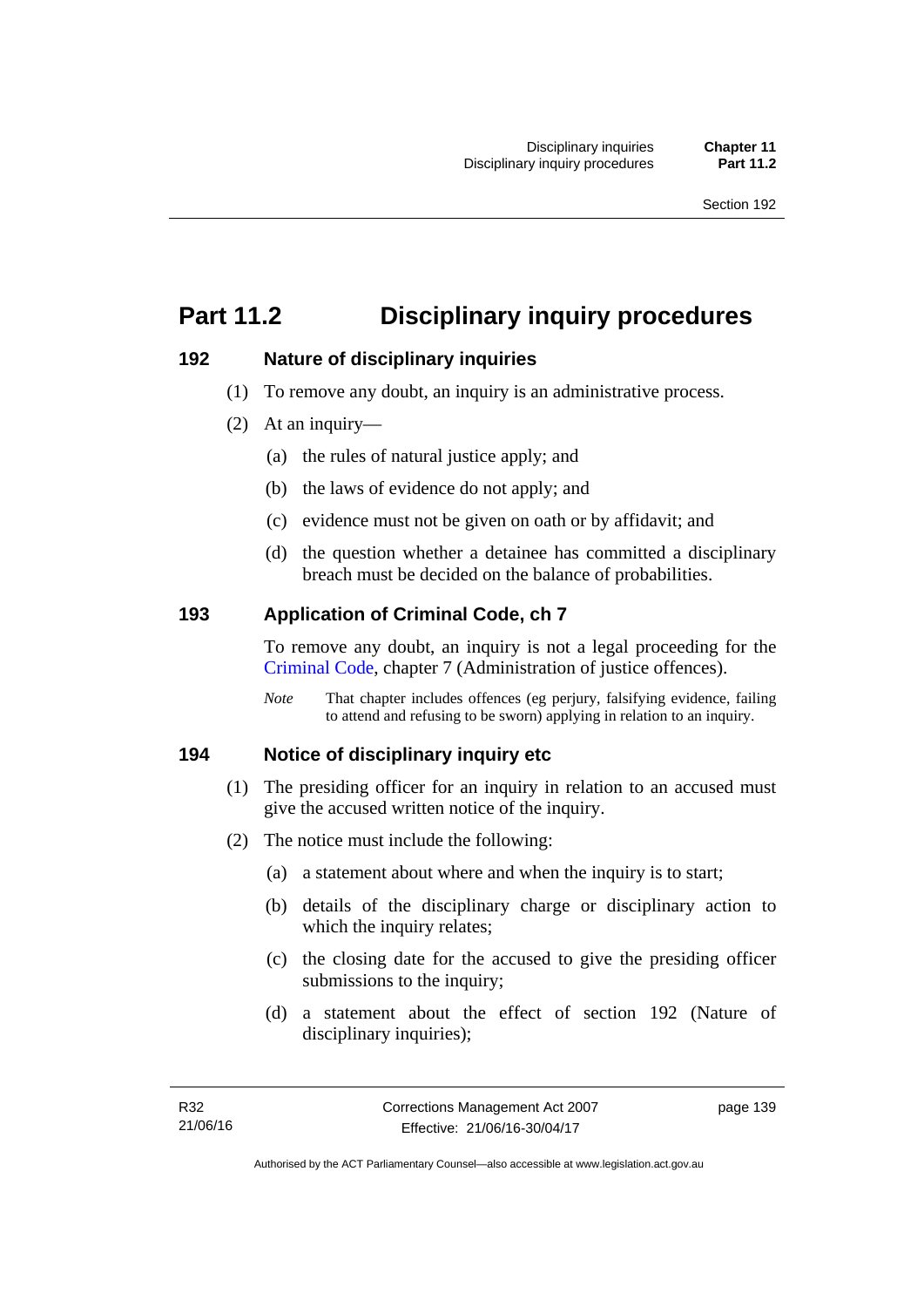# Part 11.2 Disciplinary inquiry procedures

### 192 Nature of disciplinary inquiries

(1) To remove any doubt, an inquiry is an administrative process.

(2) At an inquiry—

(a) the rules of natural justice apply; and

(b) the laws of evidence do not apply; and

(c) evidence must not be given on oath or by affidavit; and

(d) the question whether a detainee has committed a disciplinary breach must be decided on the balance of probabilities.

### 193 Application of Criminal Code, ch 7

To remove any doubt, an inquiry is not a legal proceeding for the Criminal Code, chapter 7 (Administration of justice offences).

*Note* That chapter includes offences (eg perjury, falsifying evidence, failing to attend and refusing to be sworn) applying in relation to an inquiry.

### 194 Notice of disciplinary inquiry etc

(1) The presiding officer for an inquiry in relation to an accused must give the accused written notice of the inquiry.

(2) The notice must include the following:

(a) a statement about where and when the inquiry is to start;

(b) details of the disciplinary charge or disciplinary action to which the inquiry relates;

(c) the closing date for the accused to give the presiding officer submissions to the inquiry;

(d) a statement about the effect of section 192 (Nature of disciplinary inquiries);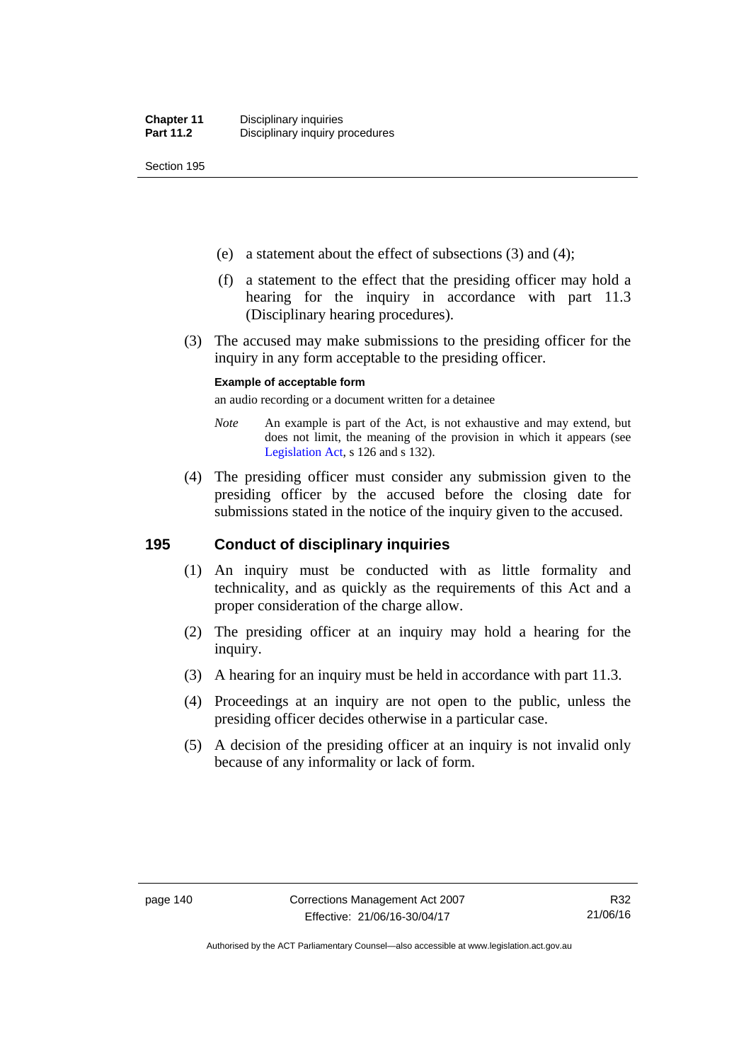(e) a statement about the effect of subsections (3) and (4);

(f) a statement to the effect that the presiding officer may hold a hearing for the inquiry in accordance with part 11.3 (Disciplinary hearing procedures).

(3) The accused may make submissions to the presiding officer for the inquiry in any form acceptable to the presiding officer.

**Example of acceptable form**

an audio recording or a document written for a detainee

*Note* An example is part of the Act, is not exhaustive and may extend, but does not limit, the meaning of the provision in which it appears (see Legislation Act, s 126 and s 132).

(4) The presiding officer must consider any submission given to the presiding officer by the accused before the closing date for submissions stated in the notice of the inquiry given to the accused.

## 195 Conduct of disciplinary inquiries

(1) An inquiry must be conducted with as little formality and technicality, and as quickly as the requirements of this Act and a proper consideration of the charge allow.

(2) The presiding officer at an inquiry may hold a hearing for the inquiry.

(3) A hearing for an inquiry must be held in accordance with part 11.3.

(4) Proceedings at an inquiry are not open to the public, unless the presiding officer decides otherwise in a particular case.

(5) A decision of the presiding officer at an inquiry is not invalid only because of any informality or lack of form.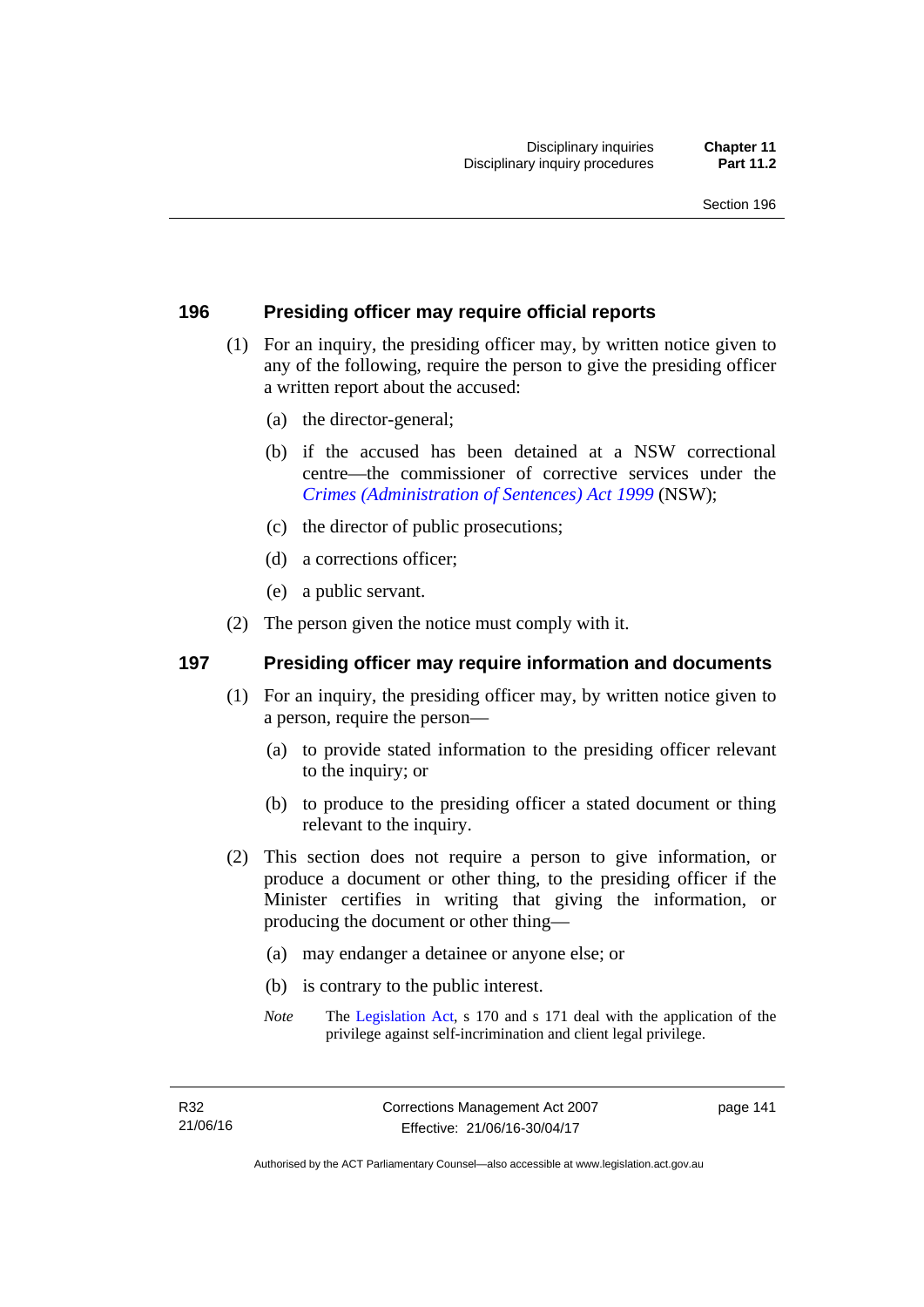## 196 Presiding officer may require official reports

(1) For an inquiry, the presiding officer may, by written notice given to any of the following, require the person to give the presiding officer a written report about the accused:

(a) the director-general;

(b) if the accused has been detained at a NSW correctional centre—the commissioner of corrective services under the *Crimes (Administration of Sentences) Act 1999* (NSW);

(c) the director of public prosecutions;

(d) a corrections officer;

(e) a public servant.

(2) The person given the notice must comply with it.

## 197 Presiding officer may require information and documents

(1) For an inquiry, the presiding officer may, by written notice given to a person, require the person—

(a) to provide stated information to the presiding officer relevant to the inquiry; or

(b) to produce to the presiding officer a stated document or thing relevant to the inquiry.

(2) This section does not require a person to give information, or produce a document or other thing, to the presiding officer if the Minister certifies in writing that giving the information, or producing the document or other thing—

(a) may endanger a detainee or anyone else; or

(b) is contrary to the public interest.

*Note* The Legislation Act, s 170 and s 171 deal with the application of the privilege against self-incrimination and client legal privilege.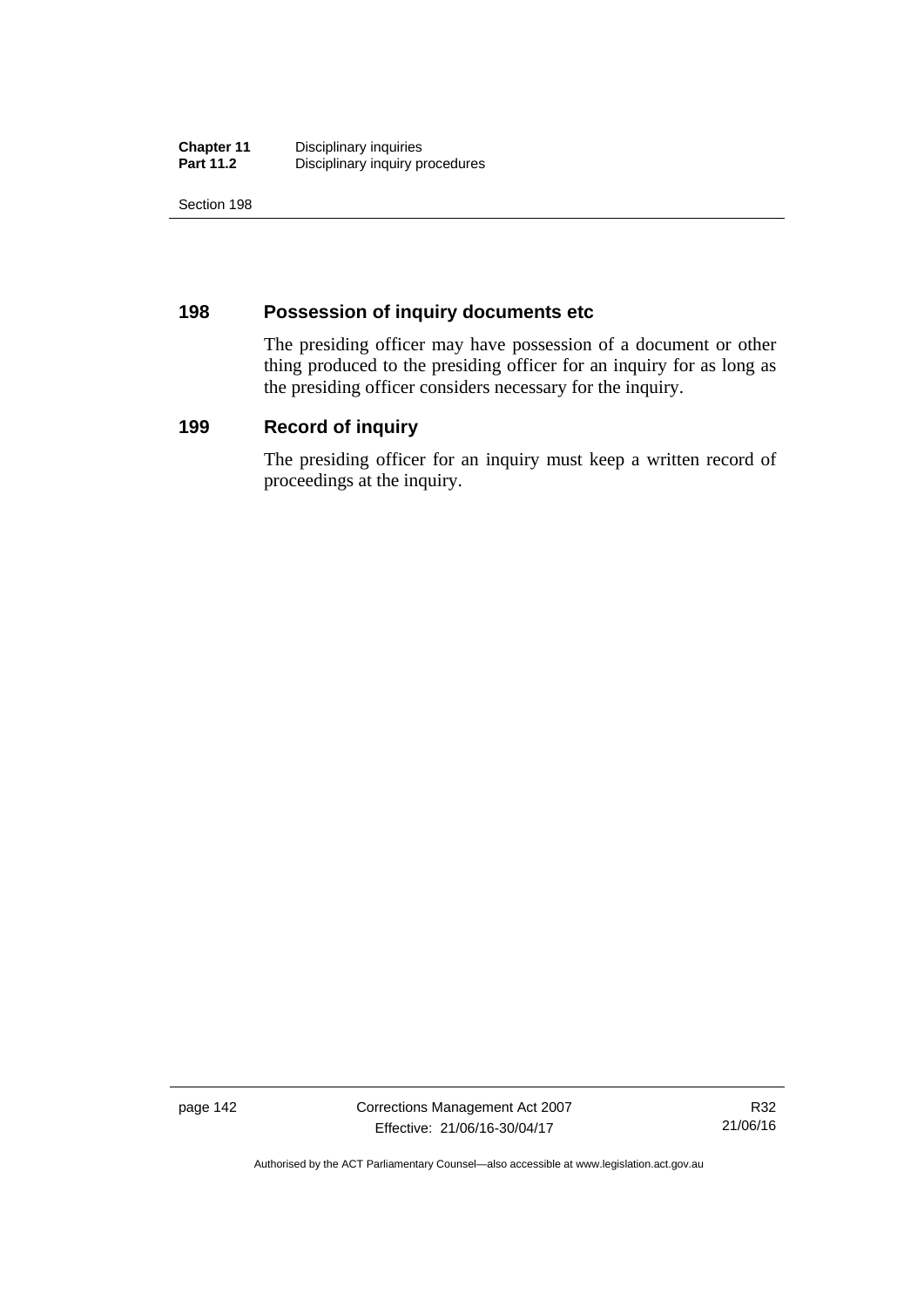## 198 Possession of inquiry documents etc

The presiding officer may have possession of a document or other thing produced to the presiding officer for an inquiry for as long as the presiding officer considers necessary for the inquiry.

## 199 Record of inquiry

The presiding officer for an inquiry must keep a written record of proceedings at the inquiry.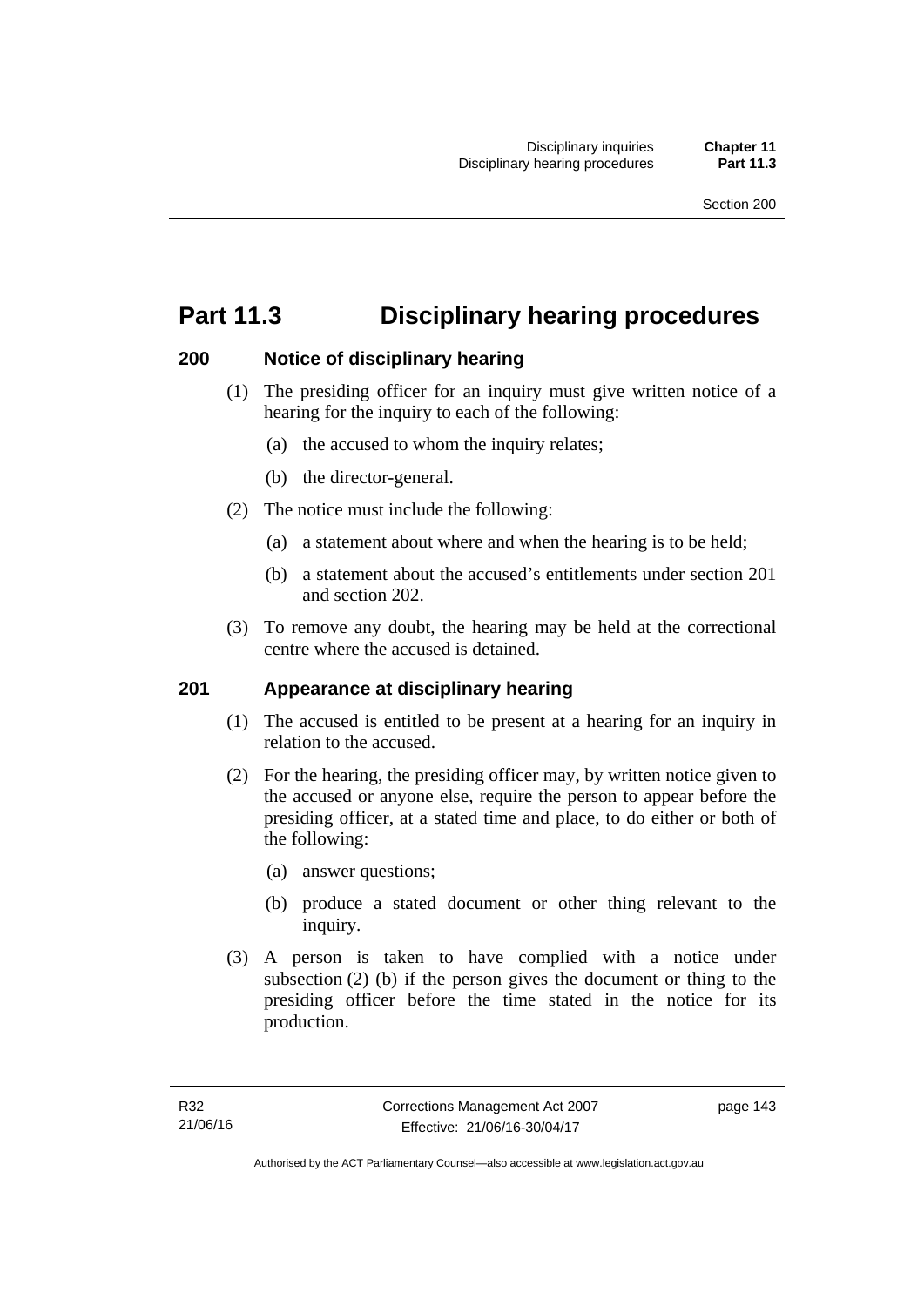# Part 11.3 Disciplinary hearing procedures

## 200 Notice of disciplinary hearing

(1) The presiding officer for an inquiry must give written notice of a hearing for the inquiry to each of the following:

(a) the accused to whom the inquiry relates;

(b) the director-general.

(2) The notice must include the following:

(a) a statement about where and when the hearing is to be held;

(b) a statement about the accused's entitlements under section 201 and section 202.

(3) To remove any doubt, the hearing may be held at the correctional centre where the accused is detained.

## 201 Appearance at disciplinary hearing

(1) The accused is entitled to be present at a hearing for an inquiry in relation to the accused.

(2) For the hearing, the presiding officer may, by written notice given to the accused or anyone else, require the person to appear before the presiding officer, at a stated time and place, to do either or both of the following:

(a) answer questions;

(b) produce a stated document or other thing relevant to the inquiry.

(3) A person is taken to have complied with a notice under subsection (2) (b) if the person gives the document or thing to the presiding officer before the time stated in the notice for its production.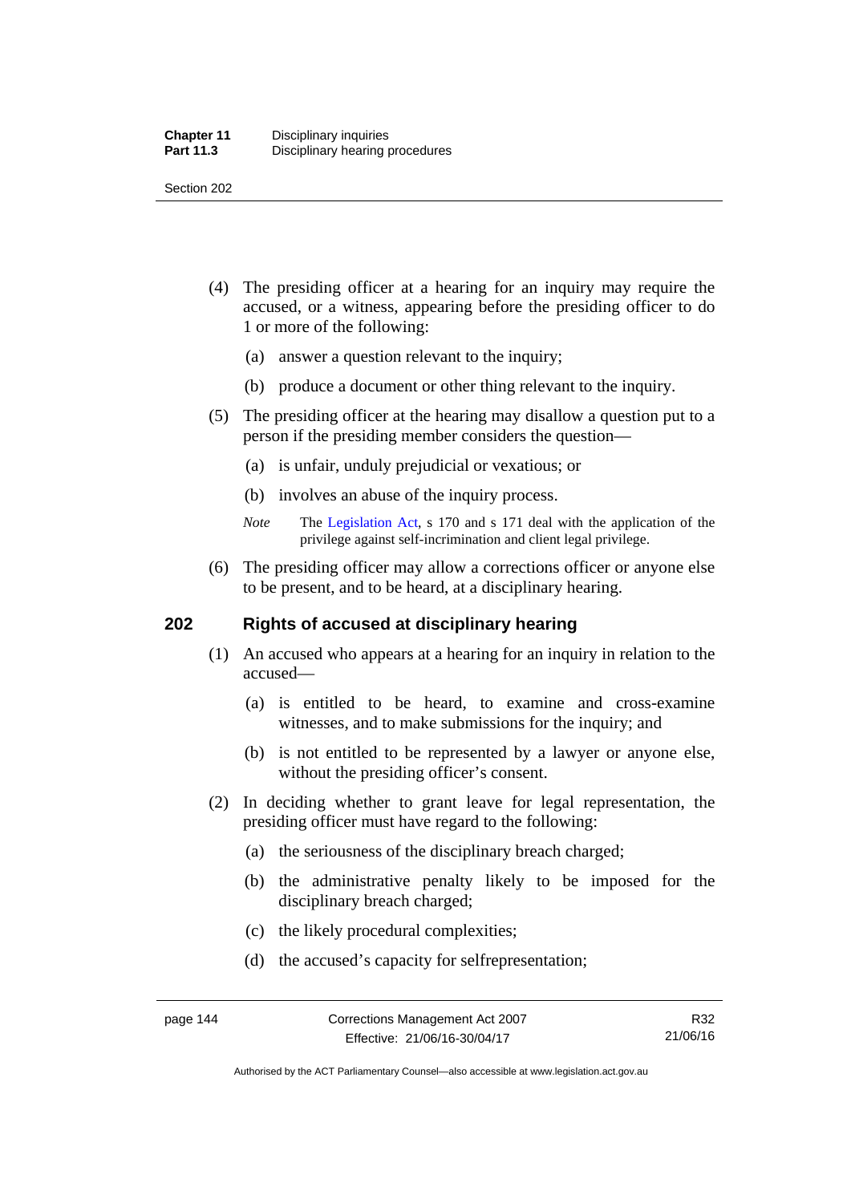(4) The presiding officer at a hearing for an inquiry may require the accused, or a witness, appearing before the presiding officer to do 1 or more of the following:

(a) answer a question relevant to the inquiry;

(b) produce a document or other thing relevant to the inquiry.

(5) The presiding officer at the hearing may disallow a question put to a person if the presiding member considers the question—

(a) is unfair, unduly prejudicial or vexatious; or

(b) involves an abuse of the inquiry process.

*Note* The Legislation Act, s 170 and s 171 deal with the application of the privilege against self-incrimination and client legal privilege.

(6) The presiding officer may allow a corrections officer or anyone else to be present, and to be heard, at a disciplinary hearing.

## 202 Rights of accused at disciplinary hearing

(1) An accused who appears at a hearing for an inquiry in relation to the accused—

(a) is entitled to be heard, to examine and cross-examine witnesses, and to make submissions for the inquiry; and

(b) is not entitled to be represented by a lawyer or anyone else, without the presiding officer's consent.

(2) In deciding whether to grant leave for legal representation, the presiding officer must have regard to the following:

(a) the seriousness of the disciplinary breach charged;

(b) the administrative penalty likely to be imposed for the disciplinary breach charged;

(c) the likely procedural complexities;

(d) the accused's capacity for selfrepresentation;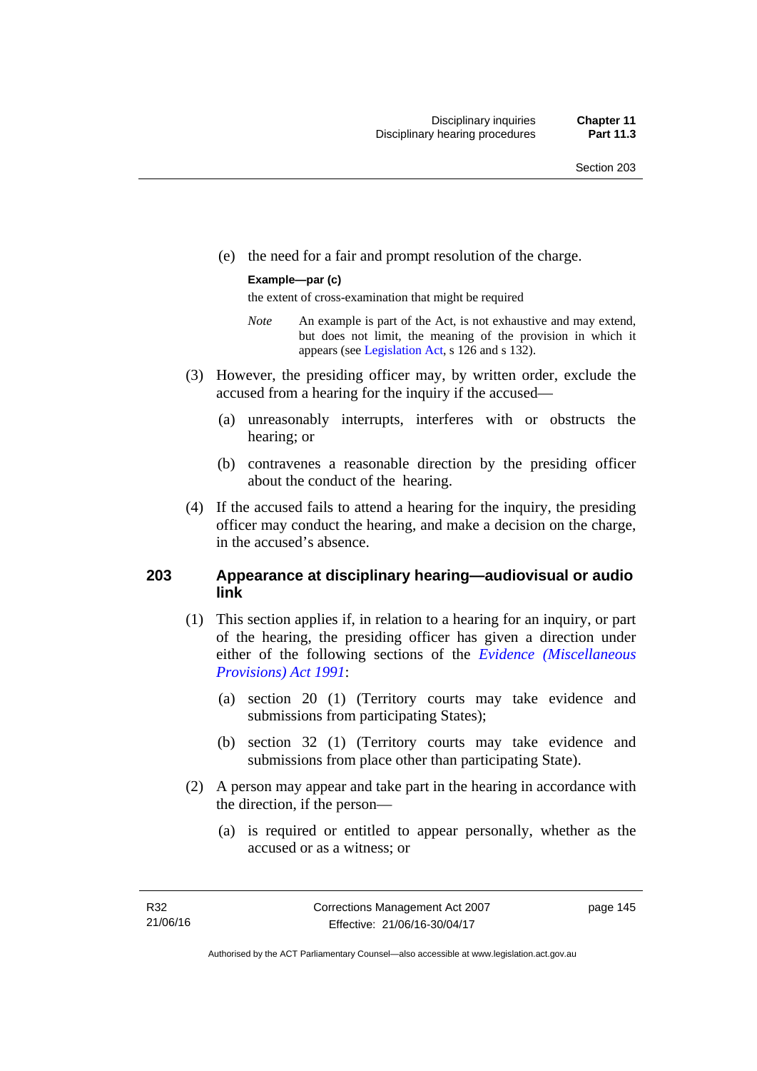(e) the need for a fair and prompt resolution of the charge.

**Example—par (c)**

the extent of cross-examination that might be required

*Note* An example is part of the Act, is not exhaustive and may extend, but does not limit, the meaning of the provision in which it appears (see Legislation Act, s 126 and s 132).

(3) However, the presiding officer may, by written order, exclude the accused from a hearing for the inquiry if the accused—

(a) unreasonably interrupts, interferes with or obstructs the hearing; or

(b) contravenes a reasonable direction by the presiding officer about the conduct of the hearing.

(4) If the accused fails to attend a hearing for the inquiry, the presiding officer may conduct the hearing, and make a decision on the charge, in the accused's absence.

## 203 Appearance at disciplinary hearing—audiovisual or audio link

(1) This section applies if, in relation to a hearing for an inquiry, or part of the hearing, the presiding officer has given a direction under either of the following sections of the *Evidence (Miscellaneous Provisions) Act 1991*:

(a) section 20 (1) (Territory courts may take evidence and submissions from participating States);

(b) section 32 (1) (Territory courts may take evidence and submissions from place other than participating State).

(2) A person may appear and take part in the hearing in accordance with the direction, if the person—

(a) is required or entitled to appear personally, whether as the accused or as a witness; or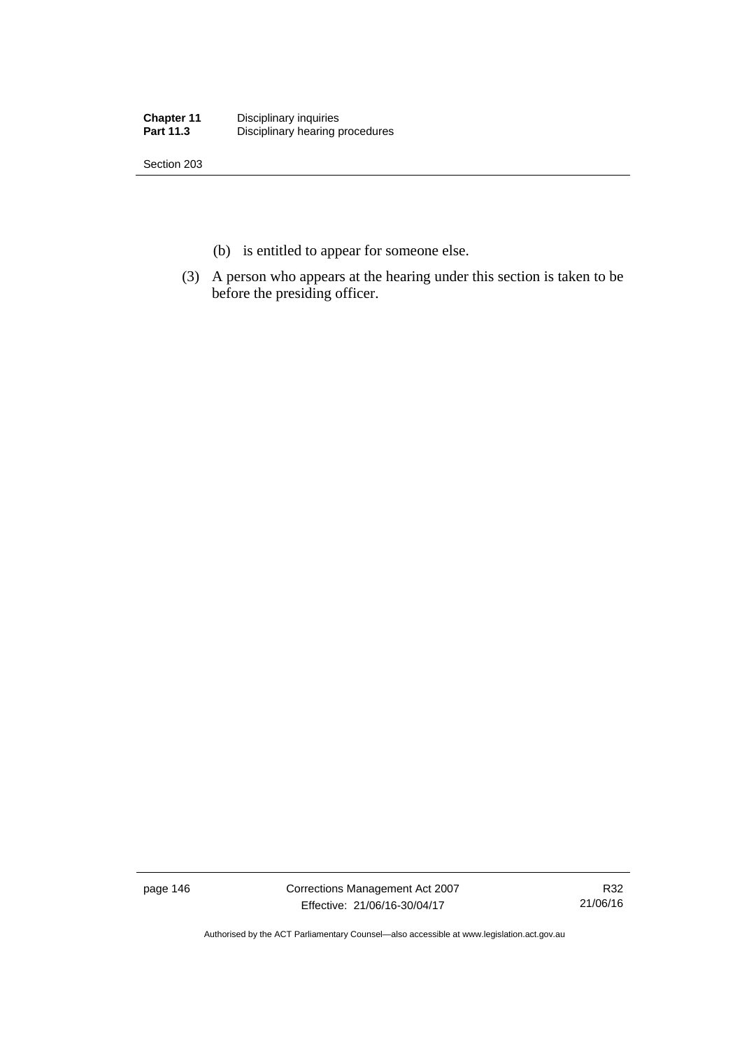(b) is entitled to appear for someone else.

(3) A person who appears at the hearing under this section is taken to be before the presiding officer.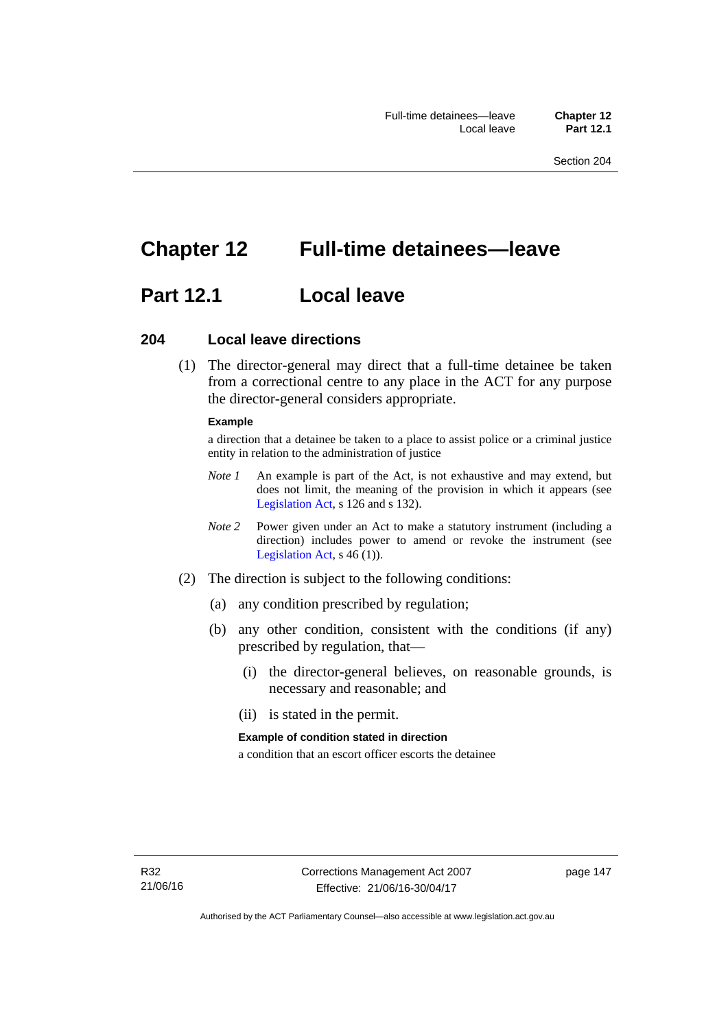# Chapter 12 Full-time detainees—leave

## Part 12.1 Local leave

### 204 Local leave directions

(1) The director-general may direct that a full-time detainee be taken from a correctional centre to any place in the ACT for any purpose the director-general considers appropriate.

**Example**

a direction that a detainee be taken to a place to assist police or a criminal justice entity in relation to the administration of justice

*Note 1* An example is part of the Act, is not exhaustive and may extend, but does not limit, the meaning of the provision in which it appears (see Legislation Act, s 126 and s 132).

*Note 2* Power given under an Act to make a statutory instrument (including a direction) includes power to amend or revoke the instrument (see Legislation Act, s 46 (1)).

(2) The direction is subject to the following conditions:

(a) any condition prescribed by regulation;

(b) any other condition, consistent with the conditions (if any) prescribed by regulation, that—

(i) the director-general believes, on reasonable grounds, is necessary and reasonable; and

(ii) is stated in the permit.

**Example of condition stated in direction**

a condition that an escort officer escorts the detainee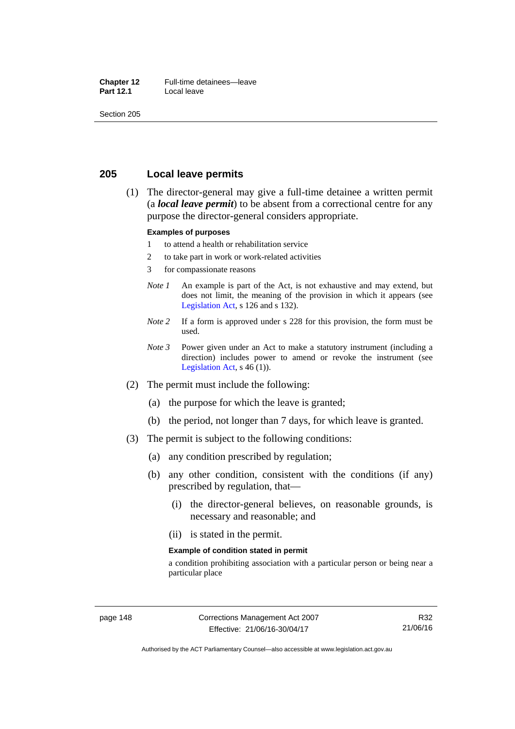## 205 Local leave permits

(1) The director-general may give a full-time detainee a written permit (a ***local leave permit***) to be absent from a correctional centre for any purpose the director-general considers appropriate.

**Examples of purposes**

1 to attend a health or rehabilitation service

2 to take part in work or work-related activities

3 for compassionate reasons

*Note 1* An example is part of the Act, is not exhaustive and may extend, but does not limit, the meaning of the provision in which it appears (see Legislation Act, s 126 and s 132).

*Note 2* If a form is approved under s 228 for this provision, the form must be used.

*Note 3* Power given under an Act to make a statutory instrument (including a direction) includes power to amend or revoke the instrument (see Legislation Act, s 46 (1)).

(2) The permit must include the following:

(a) the purpose for which the leave is granted;

(b) the period, not longer than 7 days, for which leave is granted.

(3) The permit is subject to the following conditions:

(a) any condition prescribed by regulation;

(b) any other condition, consistent with the conditions (if any) prescribed by regulation, that—

(i) the director-general believes, on reasonable grounds, is necessary and reasonable; and

(ii) is stated in the permit.

**Example of condition stated in permit**

a condition prohibiting association with a particular person or being near a particular place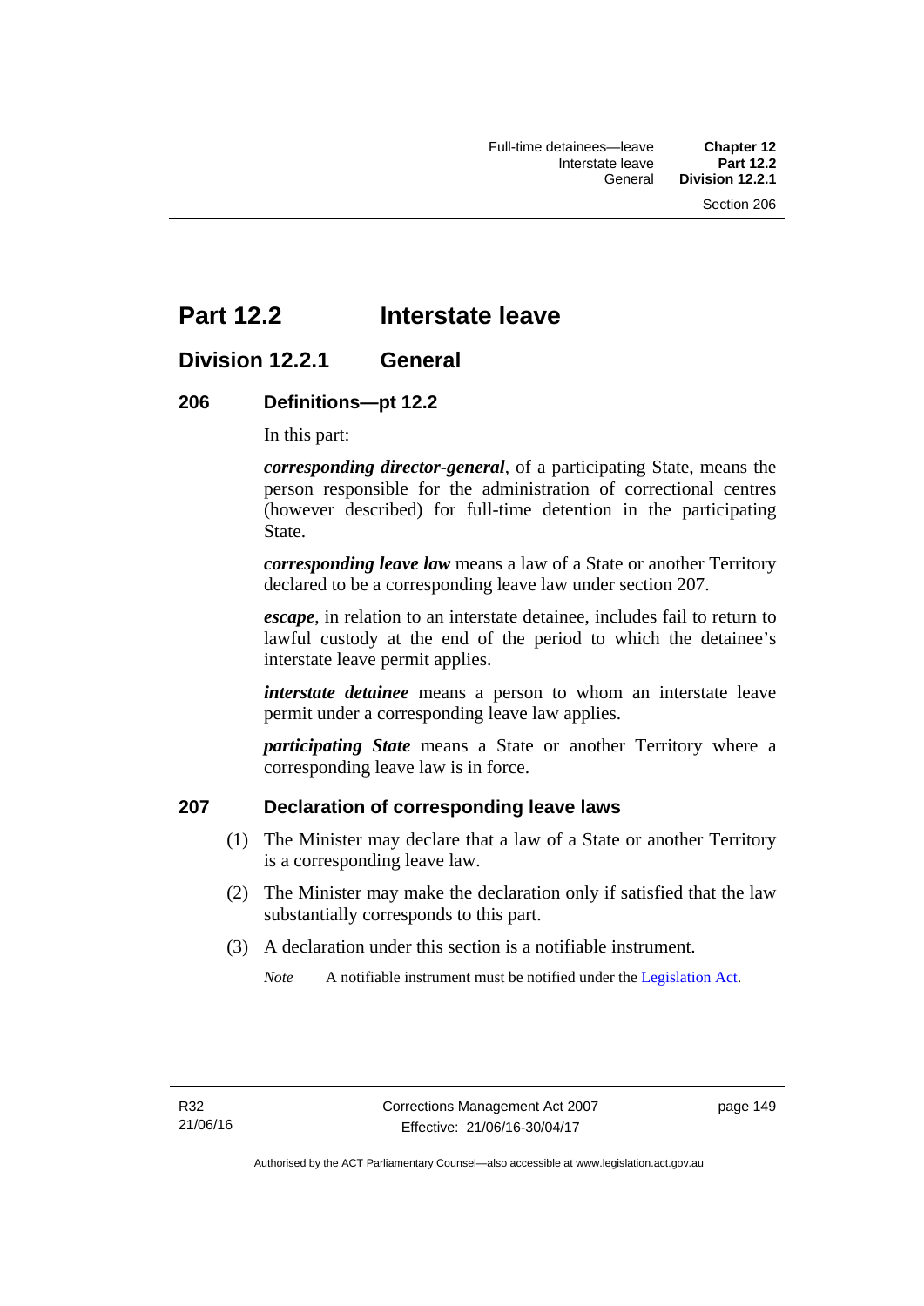# Part 12.2 Interstate leave

## Division 12.2.1 General

### 206 Definitions—pt 12.2

In this part:

***corresponding director-general***, of a participating State, means the person responsible for the administration of correctional centres (however described) for full-time detention in the participating State.

***corresponding leave law*** means a law of a State or another Territory declared to be a corresponding leave law under section 207.

***escape***, in relation to an interstate detainee, includes fail to return to lawful custody at the end of the period to which the detainee's interstate leave permit applies.

***interstate detainee*** means a person to whom an interstate leave permit under a corresponding leave law applies.

***participating State*** means a State or another Territory where a corresponding leave law is in force.

### 207 Declaration of corresponding leave laws

(1) The Minister may declare that a law of a State or another Territory is a corresponding leave law.

(2) The Minister may make the declaration only if satisfied that the law substantially corresponds to this part.

(3) A declaration under this section is a notifiable instrument.

*Note* A notifiable instrument must be notified under the Legislation Act.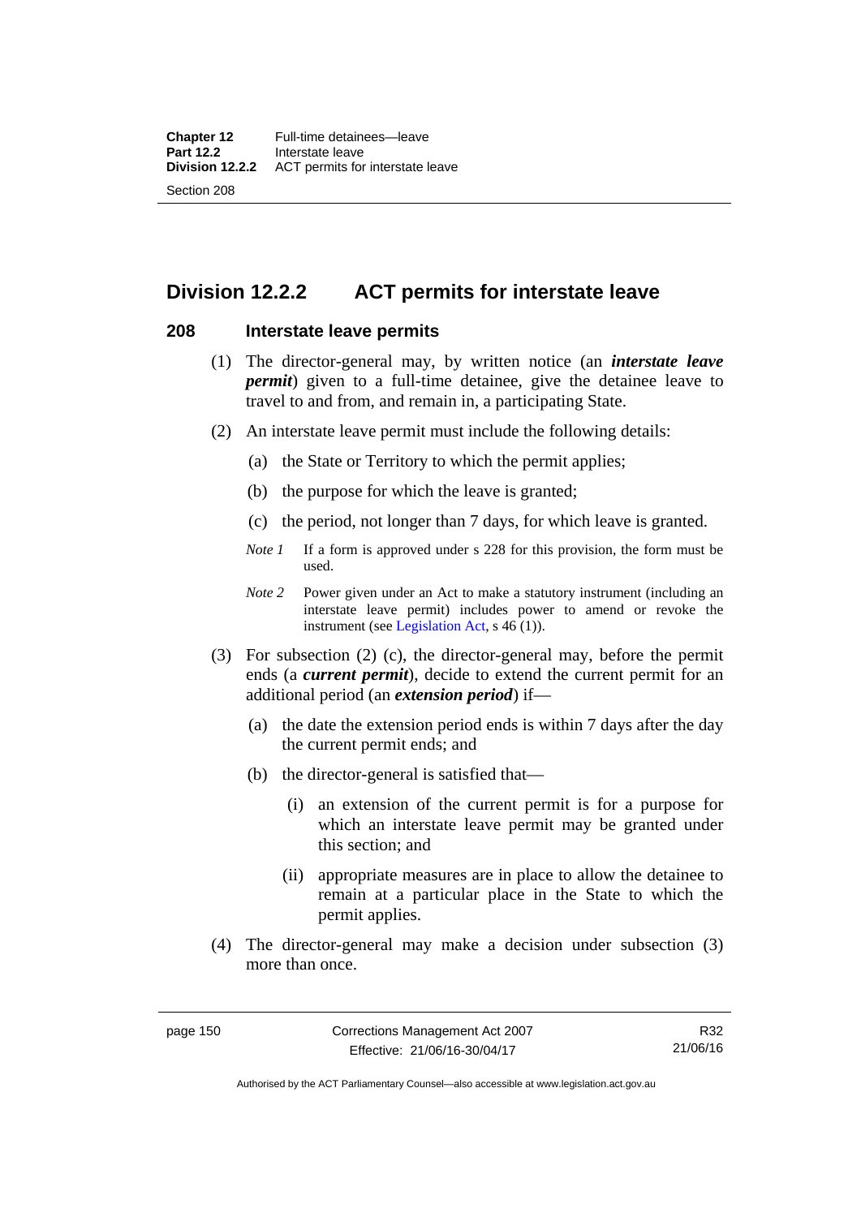## Division 12.2.2 ACT permits for interstate leave

### 208 Interstate leave permits

(1) The director-general may, by written notice (an ***interstate leave permit***) given to a full-time detainee, give the detainee leave to travel to and from, and remain in, a participating State.

(2) An interstate leave permit must include the following details:

(a) the State or Territory to which the permit applies;

(b) the purpose for which the leave is granted;

(c) the period, not longer than 7 days, for which leave is granted.

*Note 1* If a form is approved under s 228 for this provision, the form must be used.

*Note 2* Power given under an Act to make a statutory instrument (including an interstate leave permit) includes power to amend or revoke the instrument (see Legislation Act, s 46 (1)).

(3) For subsection (2) (c), the director-general may, before the permit ends (a ***current permit***), decide to extend the current permit for an additional period (an ***extension period***) if—

(a) the date the extension period ends is within 7 days after the day the current permit ends; and

(b) the director-general is satisfied that—

(i) an extension of the current permit is for a purpose for which an interstate leave permit may be granted under this section; and

(ii) appropriate measures are in place to allow the detainee to remain at a particular place in the State to which the permit applies.

(4) The director-general may make a decision under subsection (3) more than once.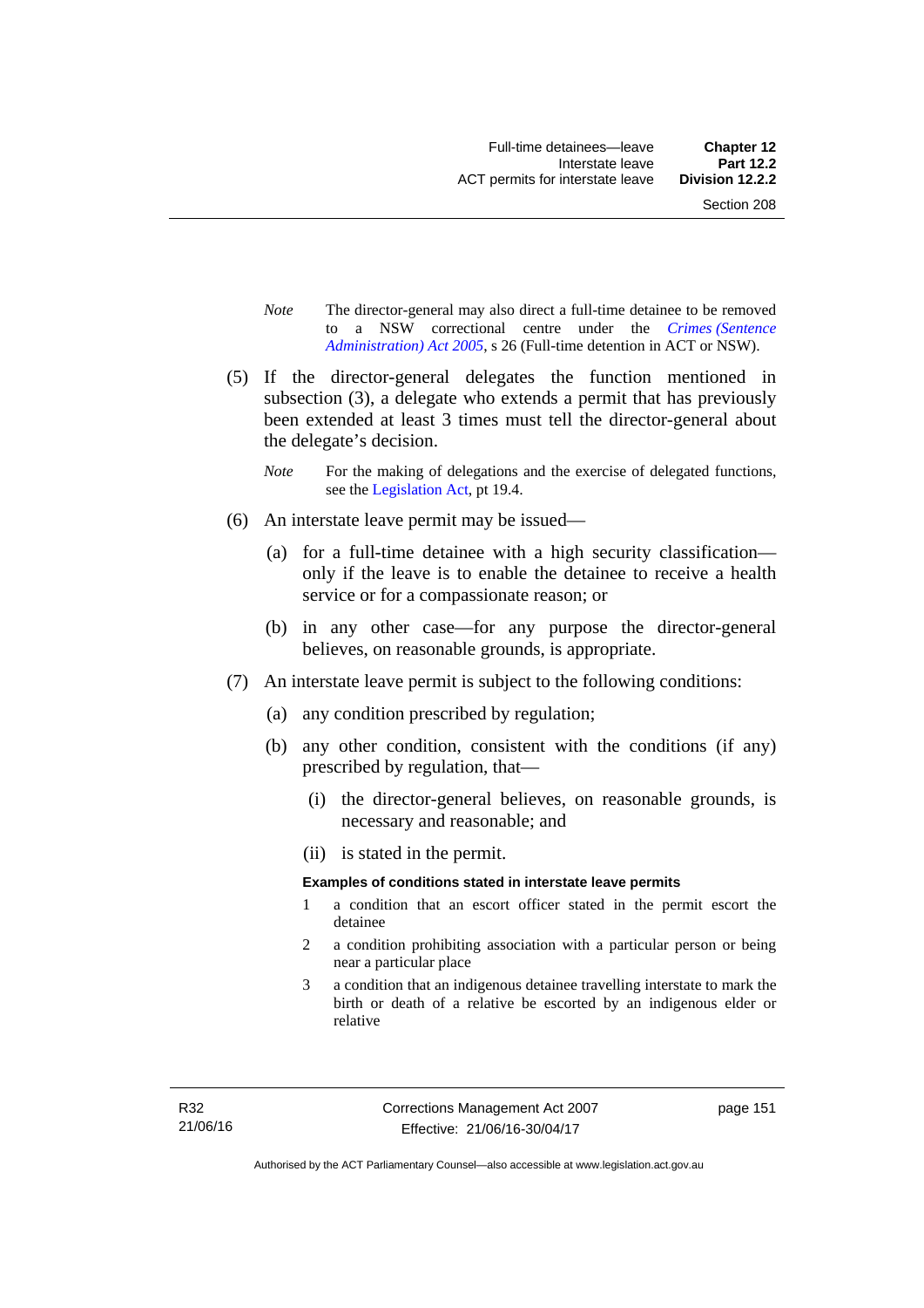*Note* The director-general may also direct a full-time detainee to be removed to a NSW correctional centre under the *Crimes (Sentence Administration) Act 2005*, s 26 (Full-time detention in ACT or NSW).

(5) If the director-general delegates the function mentioned in subsection (3), a delegate who extends a permit that has previously been extended at least 3 times must tell the director-general about the delegate's decision.

*Note* For the making of delegations and the exercise of delegated functions, see the Legislation Act, pt 19.4.

(6) An interstate leave permit may be issued—

(a) for a full-time detainee with a high security classification—only if the leave is to enable the detainee to receive a health service or for a compassionate reason; or

(b) in any other case—for any purpose the director-general believes, on reasonable grounds, is appropriate.

(7) An interstate leave permit is subject to the following conditions:

(a) any condition prescribed by regulation;

(b) any other condition, consistent with the conditions (if any) prescribed by regulation, that—

(i) the director-general believes, on reasonable grounds, is necessary and reasonable; and

(ii) is stated in the permit.

**Examples of conditions stated in interstate leave permits**

1 a condition that an escort officer stated in the permit escort the detainee

2 a condition prohibiting association with a particular person or being near a particular place

3 a condition that an indigenous detainee travelling interstate to mark the birth or death of a relative be escorted by an indigenous elder or relative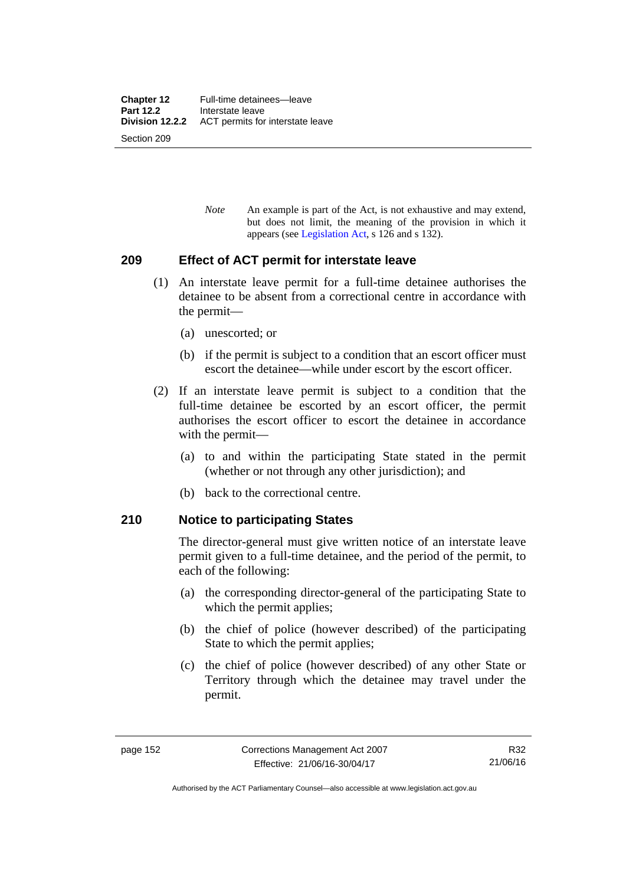*Note* An example is part of the Act, is not exhaustive and may extend, but does not limit, the meaning of the provision in which it appears (see Legislation Act, s 126 and s 132).

## 209 Effect of ACT permit for interstate leave

(1) An interstate leave permit for a full-time detainee authorises the detainee to be absent from a correctional centre in accordance with the permit—

(a) unescorted; or

(b) if the permit is subject to a condition that an escort officer must escort the detainee—while under escort by the escort officer.

(2) If an interstate leave permit is subject to a condition that the full-time detainee be escorted by an escort officer, the permit authorises the escort officer to escort the detainee in accordance with the permit—

(a) to and within the participating State stated in the permit (whether or not through any other jurisdiction); and

(b) back to the correctional centre.

## 210 Notice to participating States

The director-general must give written notice of an interstate leave permit given to a full-time detainee, and the period of the permit, to each of the following:

(a) the corresponding director-general of the participating State to which the permit applies;

(b) the chief of police (however described) of the participating State to which the permit applies;

(c) the chief of police (however described) of any other State or Territory through which the detainee may travel under the permit.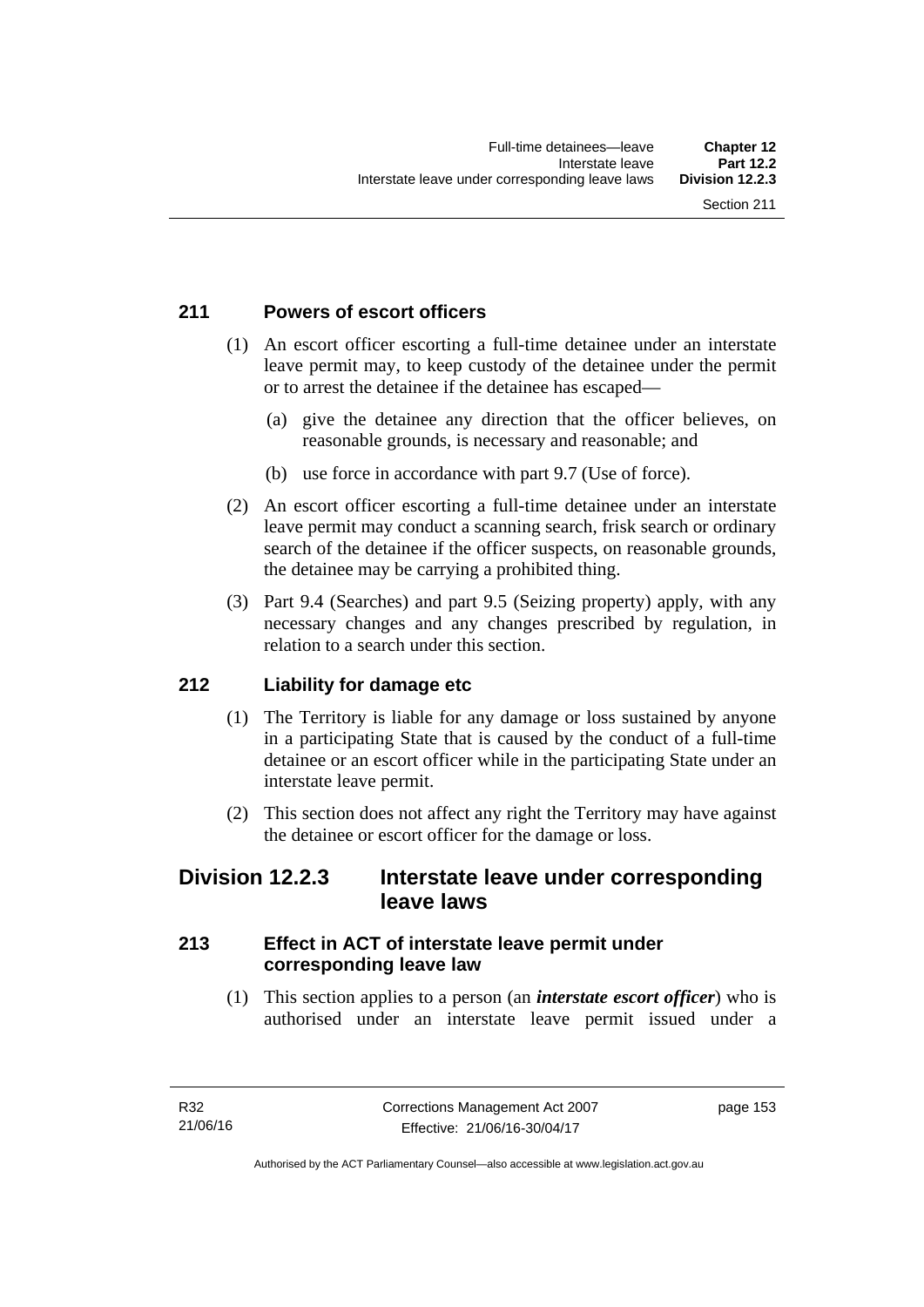### 211 Powers of escort officers

(1) An escort officer escorting a full-time detainee under an interstate leave permit may, to keep custody of the detainee under the permit or to arrest the detainee if the detainee has escaped—

(a) give the detainee any direction that the officer believes, on reasonable grounds, is necessary and reasonable; and

(b) use force in accordance with part 9.7 (Use of force).

(2) An escort officer escorting a full-time detainee under an interstate leave permit may conduct a scanning search, frisk search or ordinary search of the detainee if the officer suspects, on reasonable grounds, the detainee may be carrying a prohibited thing.

(3) Part 9.4 (Searches) and part 9.5 (Seizing property) apply, with any necessary changes and any changes prescribed by regulation, in relation to a search under this section.

### 212 Liability for damage etc

(1) The Territory is liable for any damage or loss sustained by anyone in a participating State that is caused by the conduct of a full-time detainee or an escort officer while in the participating State under an interstate leave permit.

(2) This section does not affect any right the Territory may have against the detainee or escort officer for the damage or loss.

## Division 12.2.3 Interstate leave under corresponding leave laws

### 213 Effect in ACT of interstate leave permit under corresponding leave law

(1) This section applies to a person (an ***interstate escort officer***) who is authorised under an interstate leave permit issued under a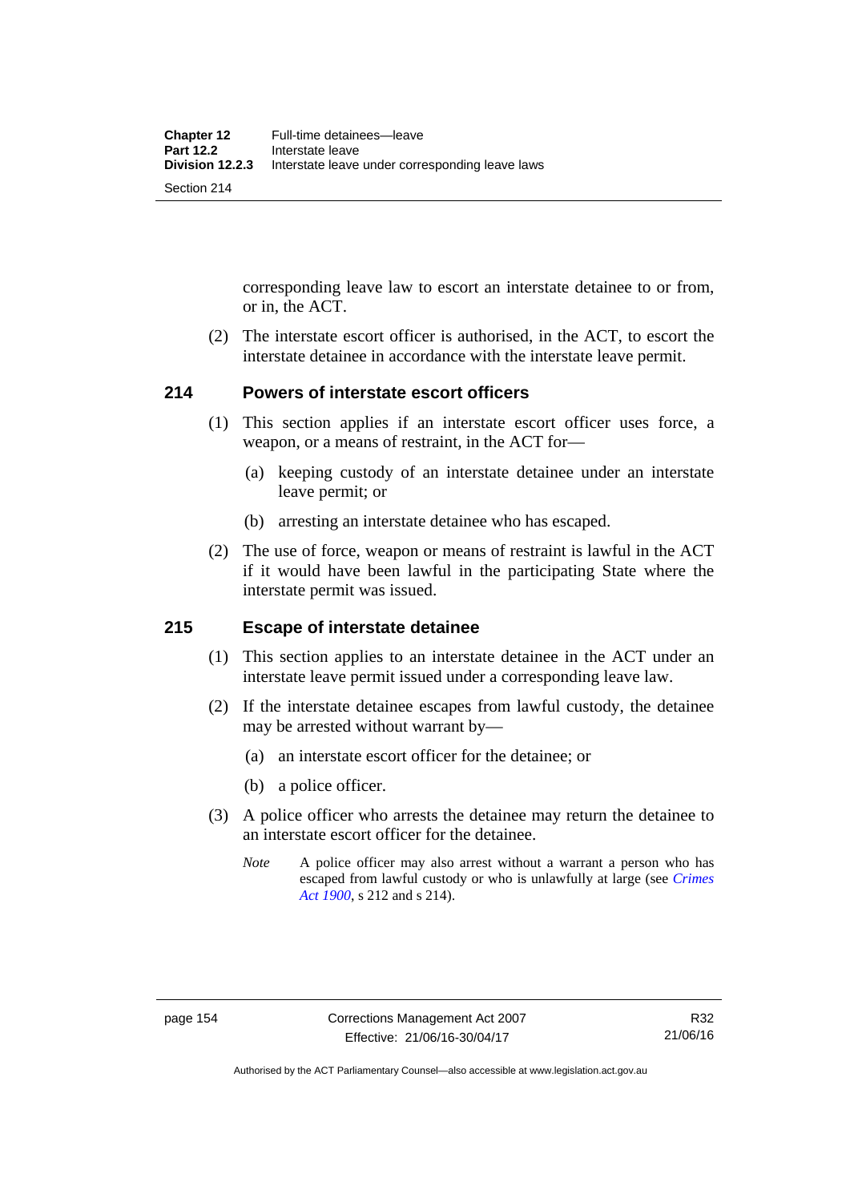corresponding leave law to escort an interstate detainee to or from, or in, the ACT.

(2) The interstate escort officer is authorised, in the ACT, to escort the interstate detainee in accordance with the interstate leave permit.

## 214 Powers of interstate escort officers

(1) This section applies if an interstate escort officer uses force, a weapon, or a means of restraint, in the ACT for—

(a) keeping custody of an interstate detainee under an interstate leave permit; or

(b) arresting an interstate detainee who has escaped.

(2) The use of force, weapon or means of restraint is lawful in the ACT if it would have been lawful in the participating State where the interstate permit was issued.

## 215 Escape of interstate detainee

(1) This section applies to an interstate detainee in the ACT under an interstate leave permit issued under a corresponding leave law.

(2) If the interstate detainee escapes from lawful custody, the detainee may be arrested without warrant by—

(a) an interstate escort officer for the detainee; or

(b) a police officer.

(3) A police officer who arrests the detainee may return the detainee to an interstate escort officer for the detainee.

*Note* A police officer may also arrest without a warrant a person who has escaped from lawful custody or who is unlawfully at large (see *Crimes Act 1900*, s 212 and s 214).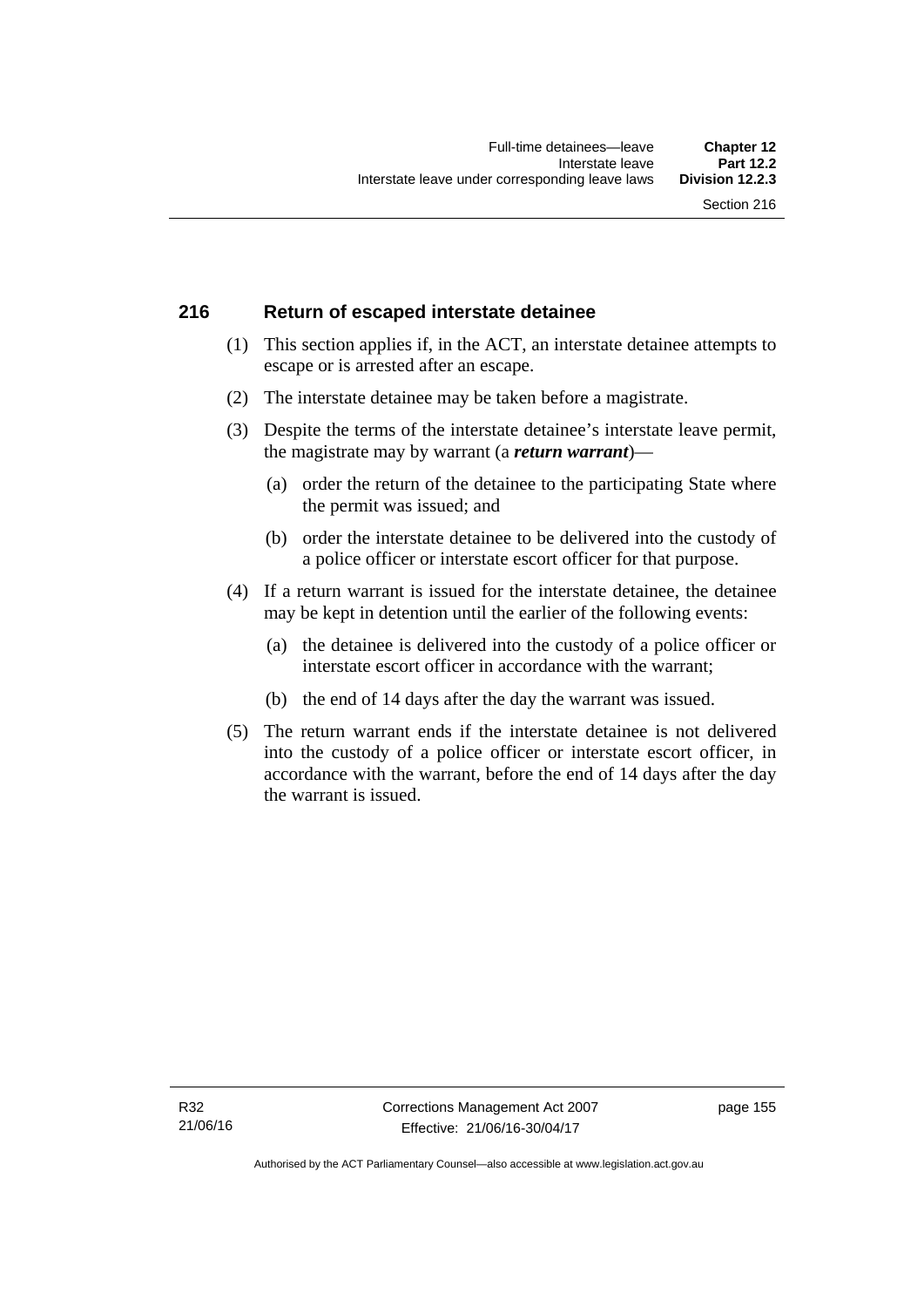## 216 Return of escaped interstate detainee

(1) This section applies if, in the ACT, an interstate detainee attempts to escape or is arrested after an escape.

(2) The interstate detainee may be taken before a magistrate.

(3) Despite the terms of the interstate detainee's interstate leave permit, the magistrate may by warrant (a ***return warrant***)—

   (a) order the return of the detainee to the participating State where the permit was issued; and

   (b) order the interstate detainee to be delivered into the custody of a police officer or interstate escort officer for that purpose.

(4) If a return warrant is issued for the interstate detainee, the detainee may be kept in detention until the earlier of the following events:

   (a) the detainee is delivered into the custody of a police officer or interstate escort officer in accordance with the warrant;

   (b) the end of 14 days after the day the warrant was issued.

(5) The return warrant ends if the interstate detainee is not delivered into the custody of a police officer or interstate escort officer, in accordance with the warrant, before the end of 14 days after the day the warrant is issued.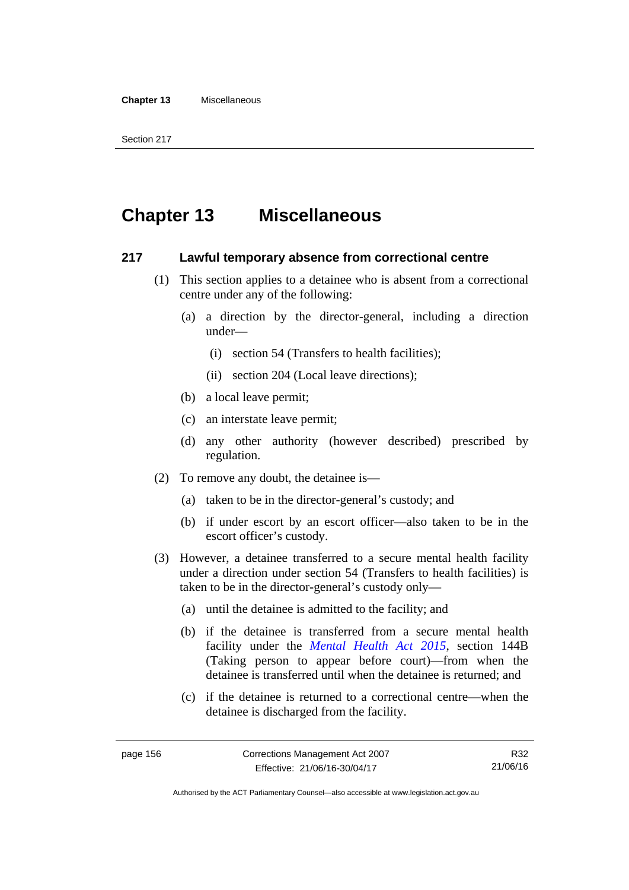# Chapter 13 Miscellaneous

## 217 Lawful temporary absence from correctional centre

(1) This section applies to a detainee who is absent from a correctional centre under any of the following:

(a) a direction by the director-general, including a direction under—

(i) section 54 (Transfers to health facilities);

(ii) section 204 (Local leave directions);

(b) a local leave permit;

(c) an interstate leave permit;

(d) any other authority (however described) prescribed by regulation.

(2) To remove any doubt, the detainee is—

(a) taken to be in the director-general's custody; and

(b) if under escort by an escort officer—also taken to be in the escort officer's custody.

(3) However, a detainee transferred to a secure mental health facility under a direction under section 54 (Transfers to health facilities) is taken to be in the director-general's custody only—

(a) until the detainee is admitted to the facility; and

(b) if the detainee is transferred from a secure mental health facility under the *Mental Health Act 2015*, section 144B (Taking person to appear before court)—from when the detainee is transferred until when the detainee is returned; and

(c) if the detainee is returned to a correctional centre—when the detainee is discharged from the facility.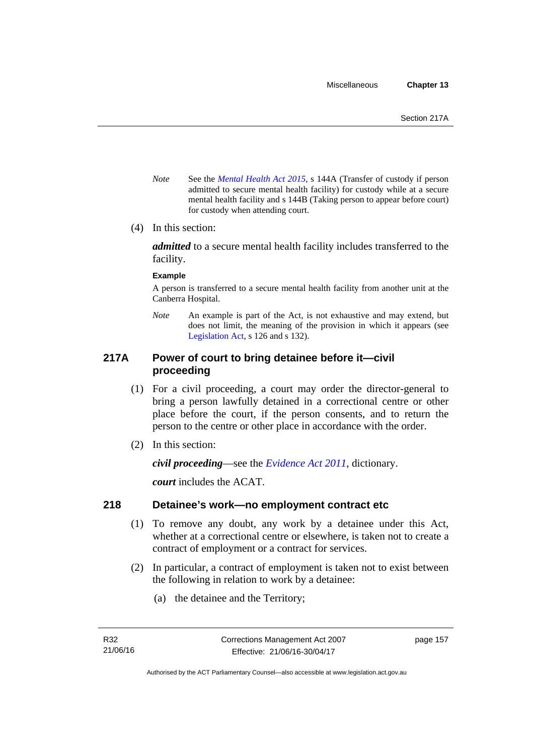*Note* See the *Mental Health Act 2015*, s 144A (Transfer of custody if person admitted to secure mental health facility) for custody while at a secure mental health facility and s 144B (Taking person to appear before court) for custody when attending court.

(4) In this section:

***admitted*** to a secure mental health facility includes transferred to the facility.

**Example**

A person is transferred to a secure mental health facility from another unit at the Canberra Hospital.

*Note* An example is part of the Act, is not exhaustive and may extend, but does not limit, the meaning of the provision in which it appears (see Legislation Act, s 126 and s 132).

## 217A Power of court to bring detainee before it—civil proceeding

(1) For a civil proceeding, a court may order the director-general to bring a person lawfully detained in a correctional centre or other place before the court, if the person consents, and to return the person to the centre or other place in accordance with the order.

(2) In this section:

***civil proceeding***—see the *Evidence Act 2011*, dictionary.

***court*** includes the ACAT.

## 218 Detainee's work—no employment contract etc

(1) To remove any doubt, any work by a detainee under this Act, whether at a correctional centre or elsewhere, is taken not to create a contract of employment or a contract for services.

(2) In particular, a contract of employment is taken not to exist between the following in relation to work by a detainee:

(a) the detainee and the Territory;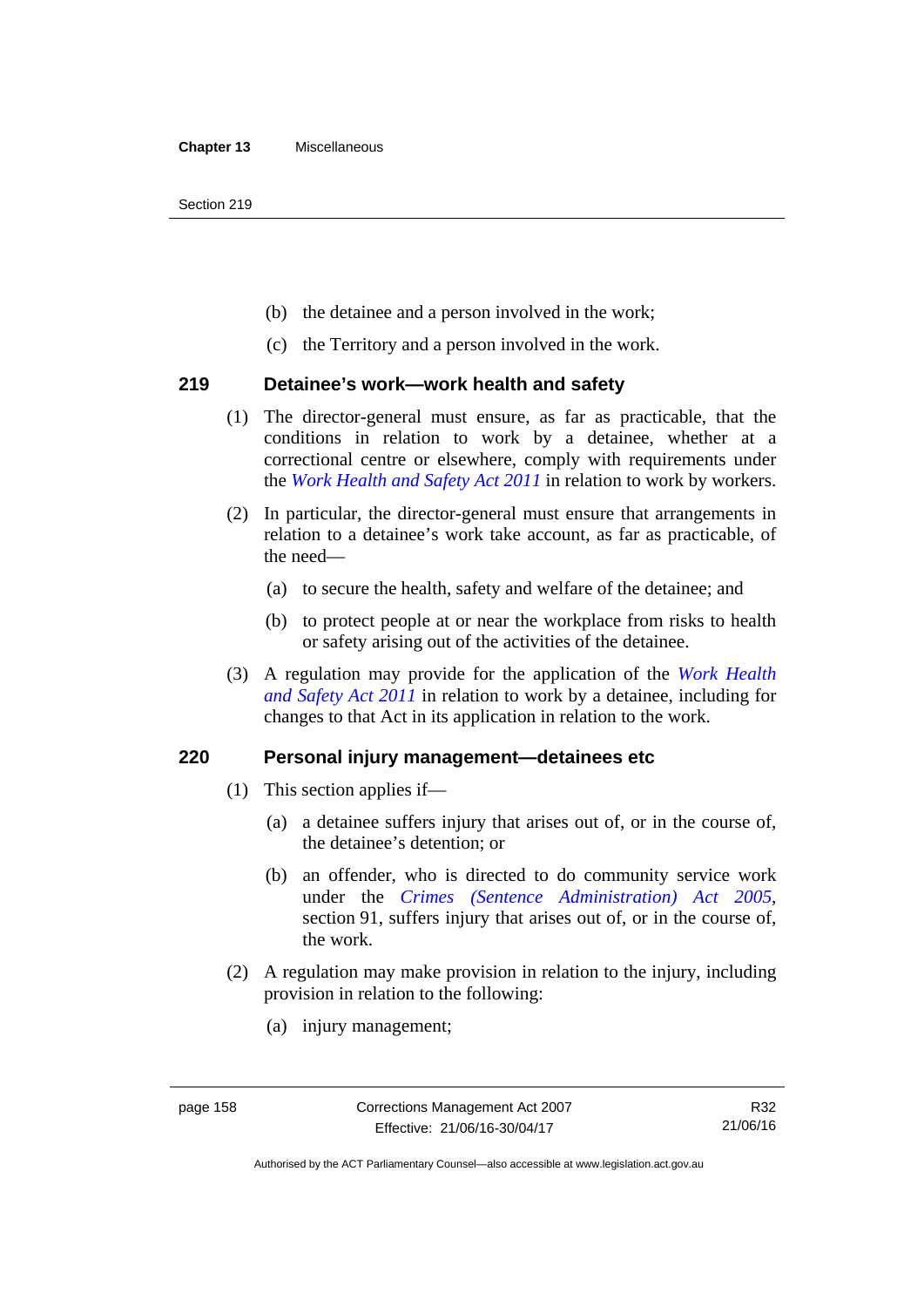(b) the detainee and a person involved in the work;

(c) the Territory and a person involved in the work.

### 219 Detainee's work—work health and safety

(1) The director-general must ensure, as far as practicable, that the conditions in relation to work by a detainee, whether at a correctional centre or elsewhere, comply with requirements under the *Work Health and Safety Act 2011* in relation to work by workers.

(2) In particular, the director-general must ensure that arrangements in relation to a detainee's work take account, as far as practicable, of the need—

(a) to secure the health, safety and welfare of the detainee; and

(b) to protect people at or near the workplace from risks to health or safety arising out of the activities of the detainee.

(3) A regulation may provide for the application of the *Work Health and Safety Act 2011* in relation to work by a detainee, including for changes to that Act in its application in relation to the work.

### 220 Personal injury management—detainees etc

(1) This section applies if—

(a) a detainee suffers injury that arises out of, or in the course of, the detainee's detention; or

(b) an offender, who is directed to do community service work under the *Crimes (Sentence Administration) Act 2005*, section 91, suffers injury that arises out of, or in the course of, the work.

(2) A regulation may make provision in relation to the injury, including provision in relation to the following:

(a) injury management;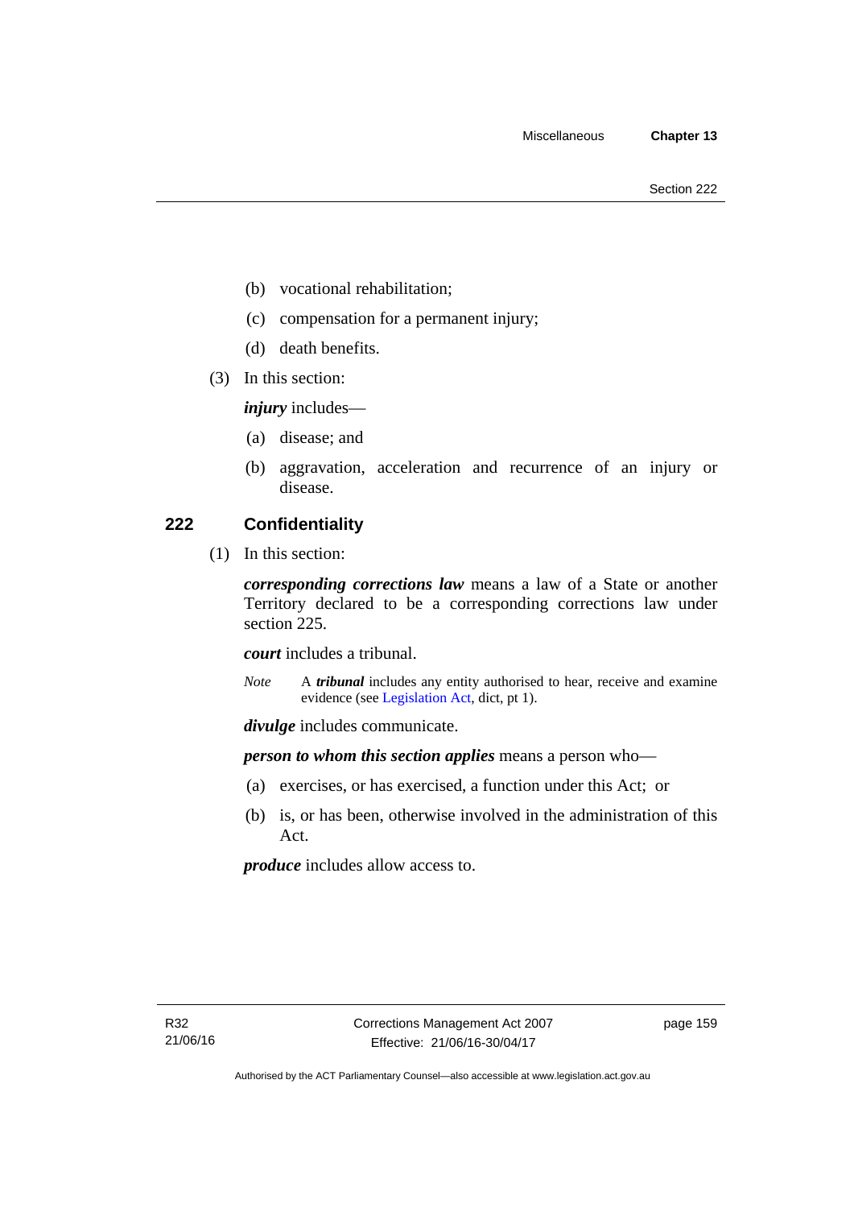(b) vocational rehabilitation;

(c) compensation for a permanent injury;

(d) death benefits.

(3) In this section:

***injury*** includes—

(a) disease; and

(b) aggravation, acceleration and recurrence of an injury or disease.

### 222 Confidentiality

(1) In this section:

***corresponding corrections law*** means a law of a State or another Territory declared to be a corresponding corrections law under section 225.

***court*** includes a tribunal.

*Note* A ***tribunal*** includes any entity authorised to hear, receive and examine evidence (see Legislation Act, dict, pt 1).

***divulge*** includes communicate.

***person to whom this section applies*** means a person who—

(a) exercises, or has exercised, a function under this Act; or

(b) is, or has been, otherwise involved in the administration of this Act.

***produce*** includes allow access to.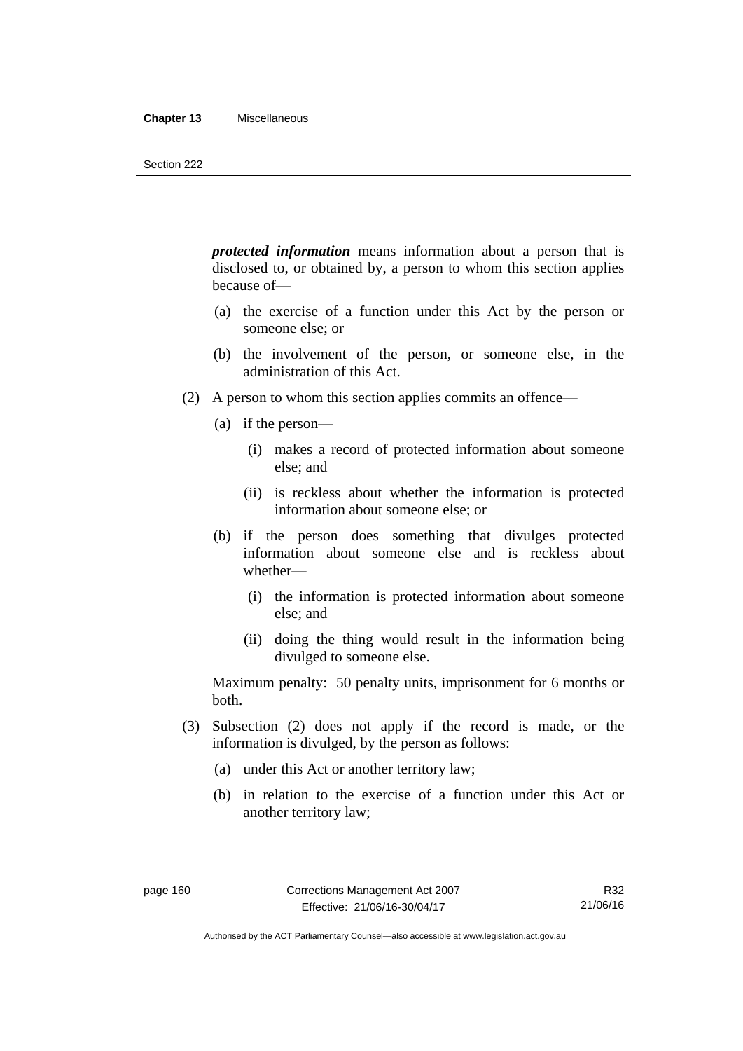***protected information*** means information about a person that is disclosed to, or obtained by, a person to whom this section applies because of—

(a) the exercise of a function under this Act by the person or someone else; or

(b) the involvement of the person, or someone else, in the administration of this Act.

(2) A person to whom this section applies commits an offence—

(a) if the person—

(i) makes a record of protected information about someone else; and

(ii) is reckless about whether the information is protected information about someone else; or

(b) if the person does something that divulges protected information about someone else and is reckless about whether—

(i) the information is protected information about someone else; and

(ii) doing the thing would result in the information being divulged to someone else.

Maximum penalty: 50 penalty units, imprisonment for 6 months or both.

(3) Subsection (2) does not apply if the record is made, or the information is divulged, by the person as follows:

(a) under this Act or another territory law;

(b) in relation to the exercise of a function under this Act or another territory law;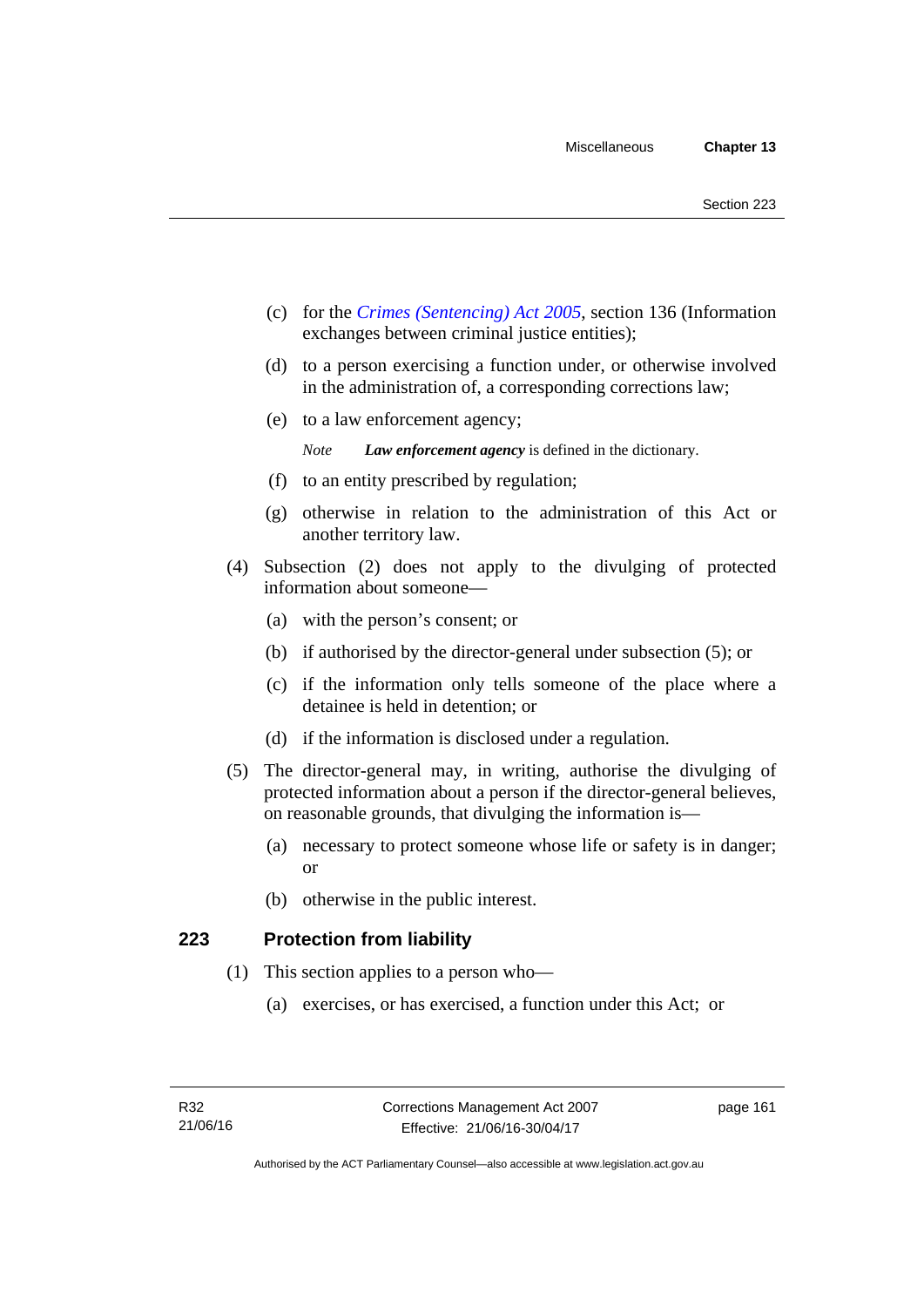(c) for the *Crimes (Sentencing) Act 2005*, section 136 (Information exchanges between criminal justice entities);

(d) to a person exercising a function under, or otherwise involved in the administration of, a corresponding corrections law;

(e) to a law enforcement agency;

*Note* ***Law enforcement agency*** is defined in the dictionary.

(f) to an entity prescribed by regulation;

(g) otherwise in relation to the administration of this Act or another territory law.

(4) Subsection (2) does not apply to the divulging of protected information about someone—

(a) with the person's consent; or

(b) if authorised by the director-general under subsection (5); or

(c) if the information only tells someone of the place where a detainee is held in detention; or

(d) if the information is disclosed under a regulation.

(5) The director-general may, in writing, authorise the divulging of protected information about a person if the director-general believes, on reasonable grounds, that divulging the information is—

(a) necessary to protect someone whose life or safety is in danger; or

(b) otherwise in the public interest.

## 223 Protection from liability

(1) This section applies to a person who—

(a) exercises, or has exercised, a function under this Act; or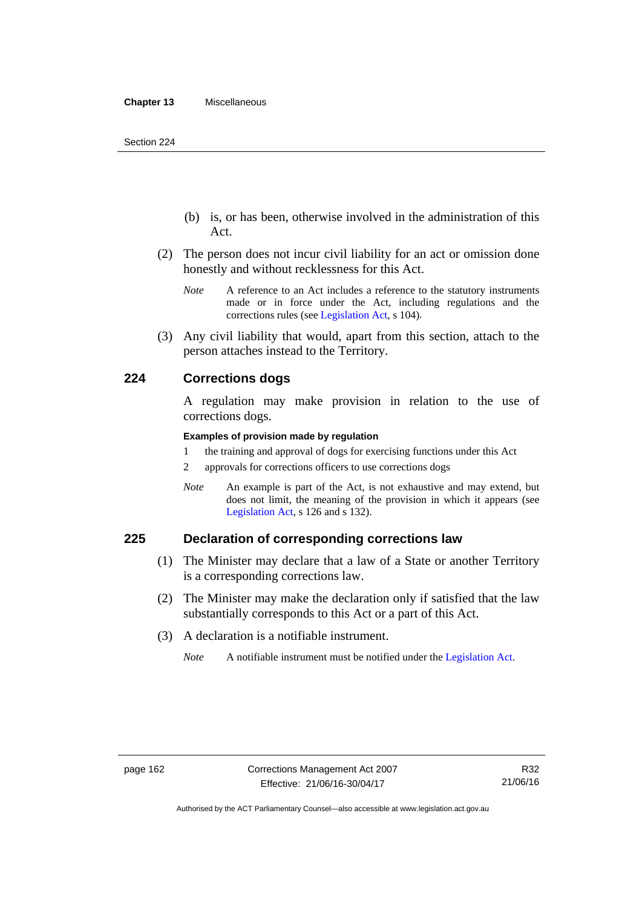(b) is, or has been, otherwise involved in the administration of this Act.

(2) The person does not incur civil liability for an act or omission done honestly and without recklessness for this Act.

*Note* A reference to an Act includes a reference to the statutory instruments made or in force under the Act, including regulations and the corrections rules (see Legislation Act, s 104).

(3) Any civil liability that would, apart from this section, attach to the person attaches instead to the Territory.

## 224 Corrections dogs

A regulation may make provision in relation to the use of corrections dogs.

**Examples of provision made by regulation**

1 the training and approval of dogs for exercising functions under this Act

2 approvals for corrections officers to use corrections dogs

*Note* An example is part of the Act, is not exhaustive and may extend, but does not limit, the meaning of the provision in which it appears (see Legislation Act, s 126 and s 132).

## 225 Declaration of corresponding corrections law

(1) The Minister may declare that a law of a State or another Territory is a corresponding corrections law.

(2) The Minister may make the declaration only if satisfied that the law substantially corresponds to this Act or a part of this Act.

(3) A declaration is a notifiable instrument.

*Note* A notifiable instrument must be notified under the Legislation Act.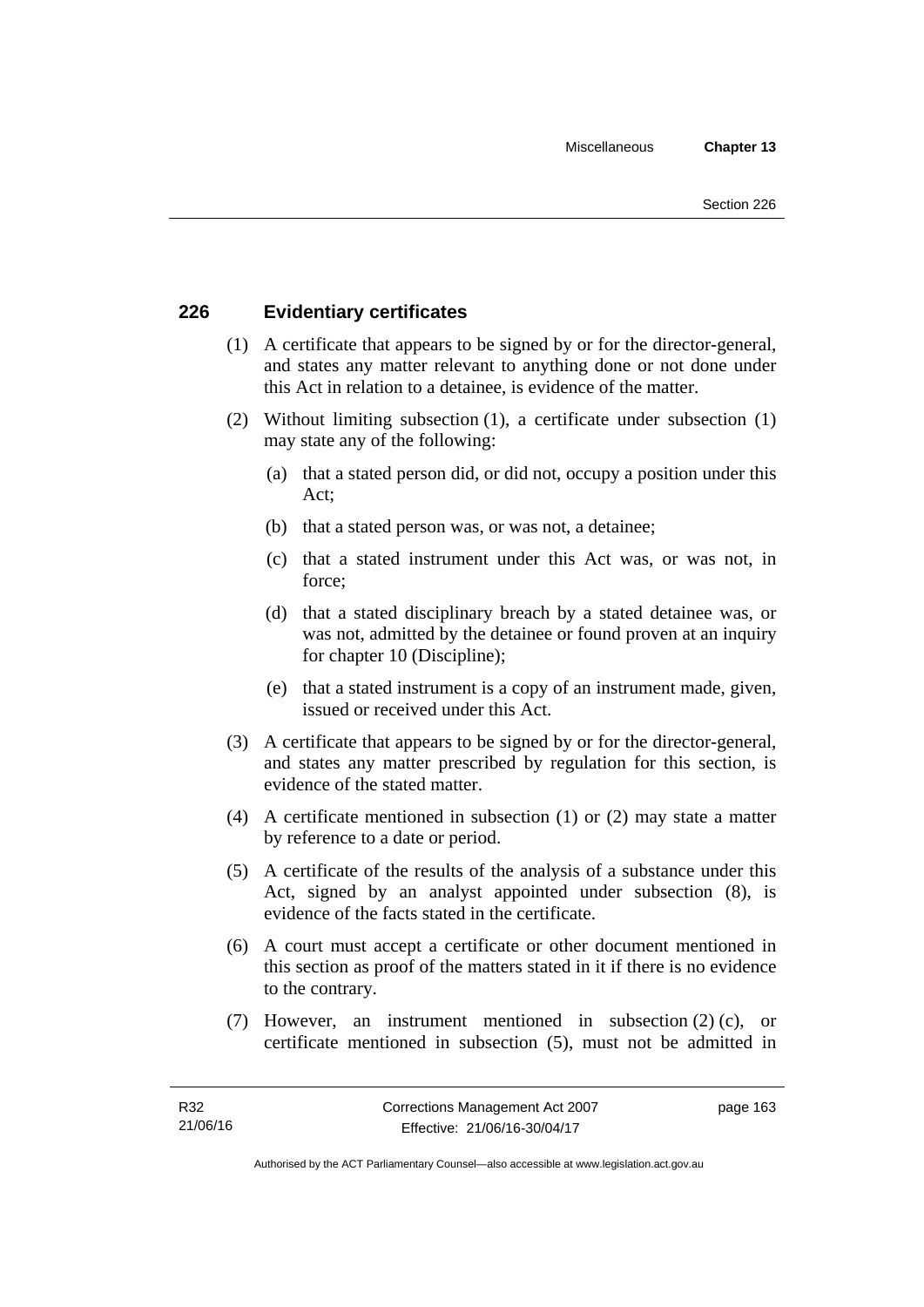## 226 Evidentiary certificates

(1) A certificate that appears to be signed by or for the director-general, and states any matter relevant to anything done or not done under this Act in relation to a detainee, is evidence of the matter.

(2) Without limiting subsection (1), a certificate under subsection (1) may state any of the following:

(a) that a stated person did, or did not, occupy a position under this Act;

(b) that a stated person was, or was not, a detainee;

(c) that a stated instrument under this Act was, or was not, in force;

(d) that a stated disciplinary breach by a stated detainee was, or was not, admitted by the detainee or found proven at an inquiry for chapter 10 (Discipline);

(e) that a stated instrument is a copy of an instrument made, given, issued or received under this Act.

(3) A certificate that appears to be signed by or for the director-general, and states any matter prescribed by regulation for this section, is evidence of the stated matter.

(4) A certificate mentioned in subsection (1) or (2) may state a matter by reference to a date or period.

(5) A certificate of the results of the analysis of a substance under this Act, signed by an analyst appointed under subsection (8), is evidence of the facts stated in the certificate.

(6) A court must accept a certificate or other document mentioned in this section as proof of the matters stated in it if there is no evidence to the contrary.

(7) However, an instrument mentioned in subsection (2) (c), or certificate mentioned in subsection (5), must not be admitted in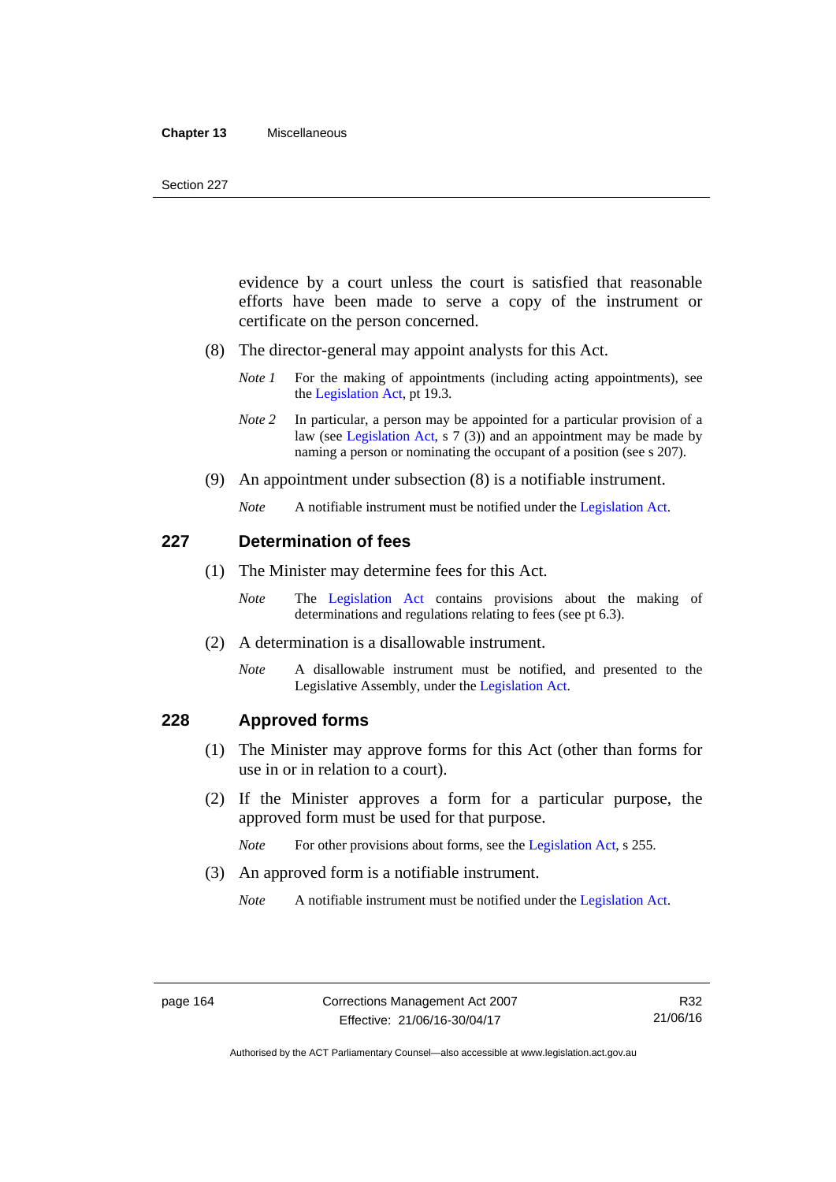evidence by a court unless the court is satisfied that reasonable efforts have been made to serve a copy of the instrument or certificate on the person concerned.

(8) The director-general may appoint analysts for this Act.

*Note 1* For the making of appointments (including acting appointments), see the Legislation Act, pt 19.3.

*Note 2* In particular, a person may be appointed for a particular provision of a law (see Legislation Act, s 7 (3)) and an appointment may be made by naming a person or nominating the occupant of a position (see s 207).

(9) An appointment under subsection (8) is a notifiable instrument.

*Note* A notifiable instrument must be notified under the Legislation Act.

## 227 Determination of fees

(1) The Minister may determine fees for this Act.

*Note* The Legislation Act contains provisions about the making of determinations and regulations relating to fees (see pt 6.3).

(2) A determination is a disallowable instrument.

*Note* A disallowable instrument must be notified, and presented to the Legislative Assembly, under the Legislation Act.

## 228 Approved forms

(1) The Minister may approve forms for this Act (other than forms for use in or in relation to a court).

(2) If the Minister approves a form for a particular purpose, the approved form must be used for that purpose.

*Note* For other provisions about forms, see the Legislation Act, s 255.

(3) An approved form is a notifiable instrument.

*Note* A notifiable instrument must be notified under the Legislation Act.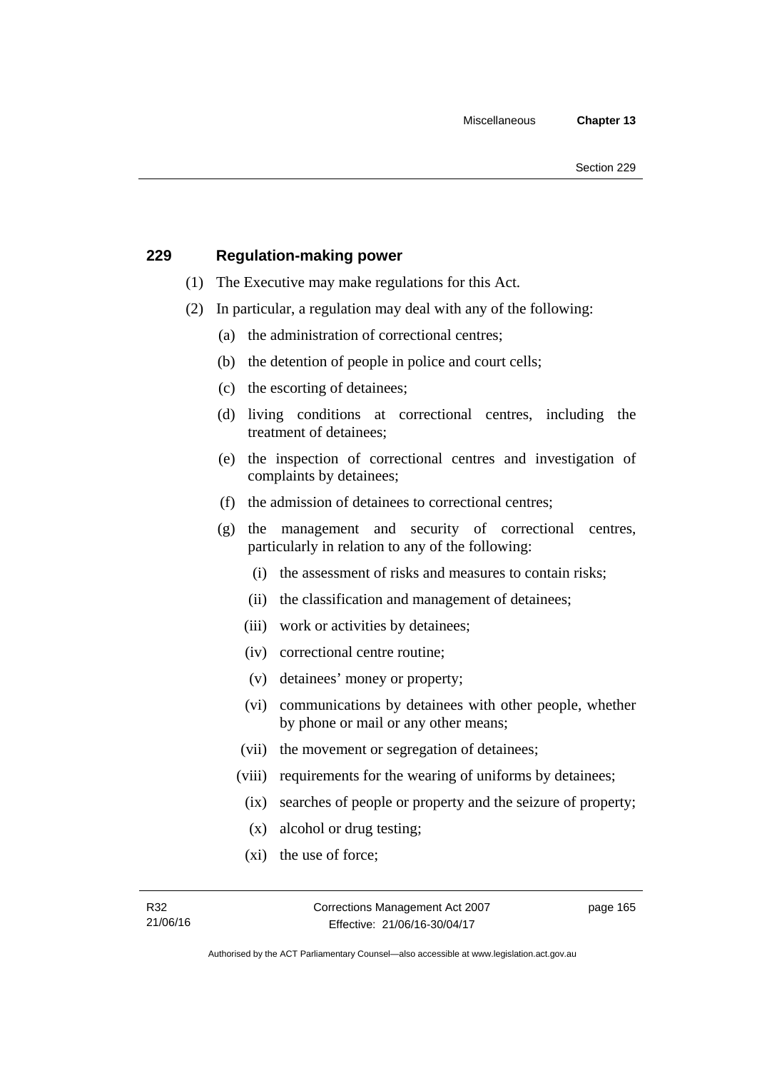## 229 Regulation-making power

(1) The Executive may make regulations for this Act.

(2) In particular, a regulation may deal with any of the following:

(a) the administration of correctional centres;

(b) the detention of people in police and court cells;

(c) the escorting of detainees;

(d) living conditions at correctional centres, including the treatment of detainees;

(e) the inspection of correctional centres and investigation of complaints by detainees;

(f) the admission of detainees to correctional centres;

(g) the management and security of correctional centres, particularly in relation to any of the following:

(i) the assessment of risks and measures to contain risks;

(ii) the classification and management of detainees;

(iii) work or activities by detainees;

(iv) correctional centre routine;

(v) detainees' money or property;

(vi) communications by detainees with other people, whether by phone or mail or any other means;

(vii) the movement or segregation of detainees;

(viii) requirements for the wearing of uniforms by detainees;

(ix) searches of people or property and the seizure of property;

(x) alcohol or drug testing;

(xi) the use of force;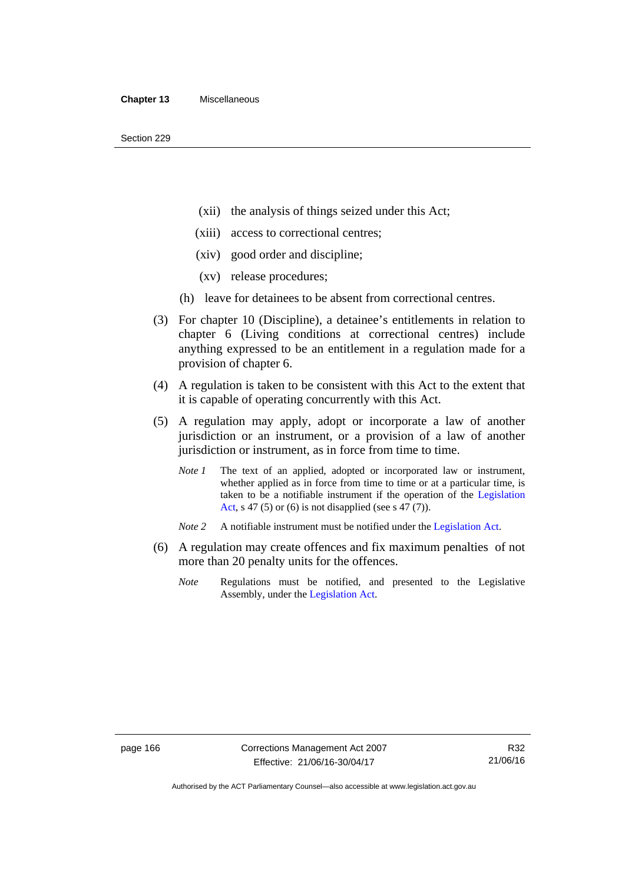(xii) the analysis of things seized under this Act;

(xiii) access to correctional centres;

(xiv) good order and discipline;

(xv) release procedures;

(h) leave for detainees to be absent from correctional centres.

(3) For chapter 10 (Discipline), a detainee's entitlements in relation to chapter 6 (Living conditions at correctional centres) include anything expressed to be an entitlement in a regulation made for a provision of chapter 6.

(4) A regulation is taken to be consistent with this Act to the extent that it is capable of operating concurrently with this Act.

(5) A regulation may apply, adopt or incorporate a law of another jurisdiction or an instrument, or a provision of a law of another jurisdiction or instrument, as in force from time to time.

*Note 1* The text of an applied, adopted or incorporated law or instrument, whether applied as in force from time to time or at a particular time, is taken to be a notifiable instrument if the operation of the Legislation Act, s 47 (5) or (6) is not disapplied (see s 47 (7)).

*Note 2* A notifiable instrument must be notified under the Legislation Act.

(6) A regulation may create offences and fix maximum penalties of not more than 20 penalty units for the offences.

*Note* Regulations must be notified, and presented to the Legislative Assembly, under the Legislation Act.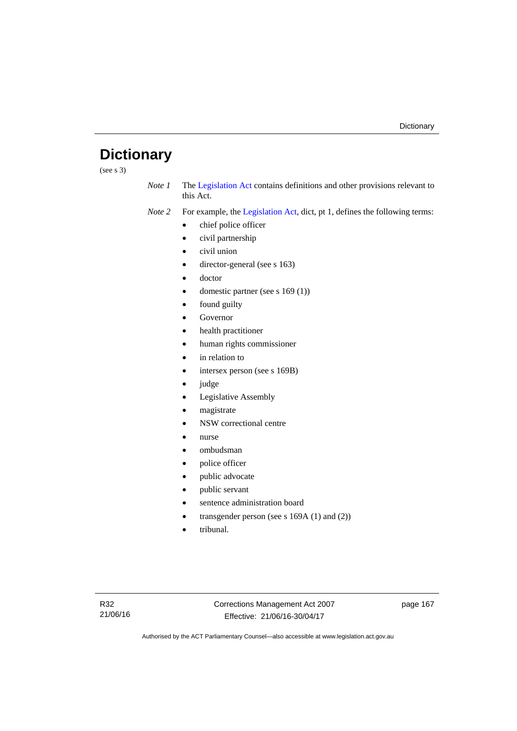# Dictionary

(see s 3)

*Note 1* The Legislation Act contains definitions and other provisions relevant to this Act.

*Note 2* For example, the Legislation Act, dict, pt 1, defines the following terms:

- chief police officer
- civil partnership
- civil union
- director-general (see s 163)
- doctor
- domestic partner (see s 169 (1))
- found guilty
- Governor
- health practitioner
- human rights commissioner
- in relation to
- intersex person (see s 169B)
- judge
- Legislative Assembly
- magistrate
- NSW correctional centre
- nurse
- ombudsman
- police officer
- public advocate
- public servant
- sentence administration board
- transgender person (see s 169A (1) and (2))
- tribunal.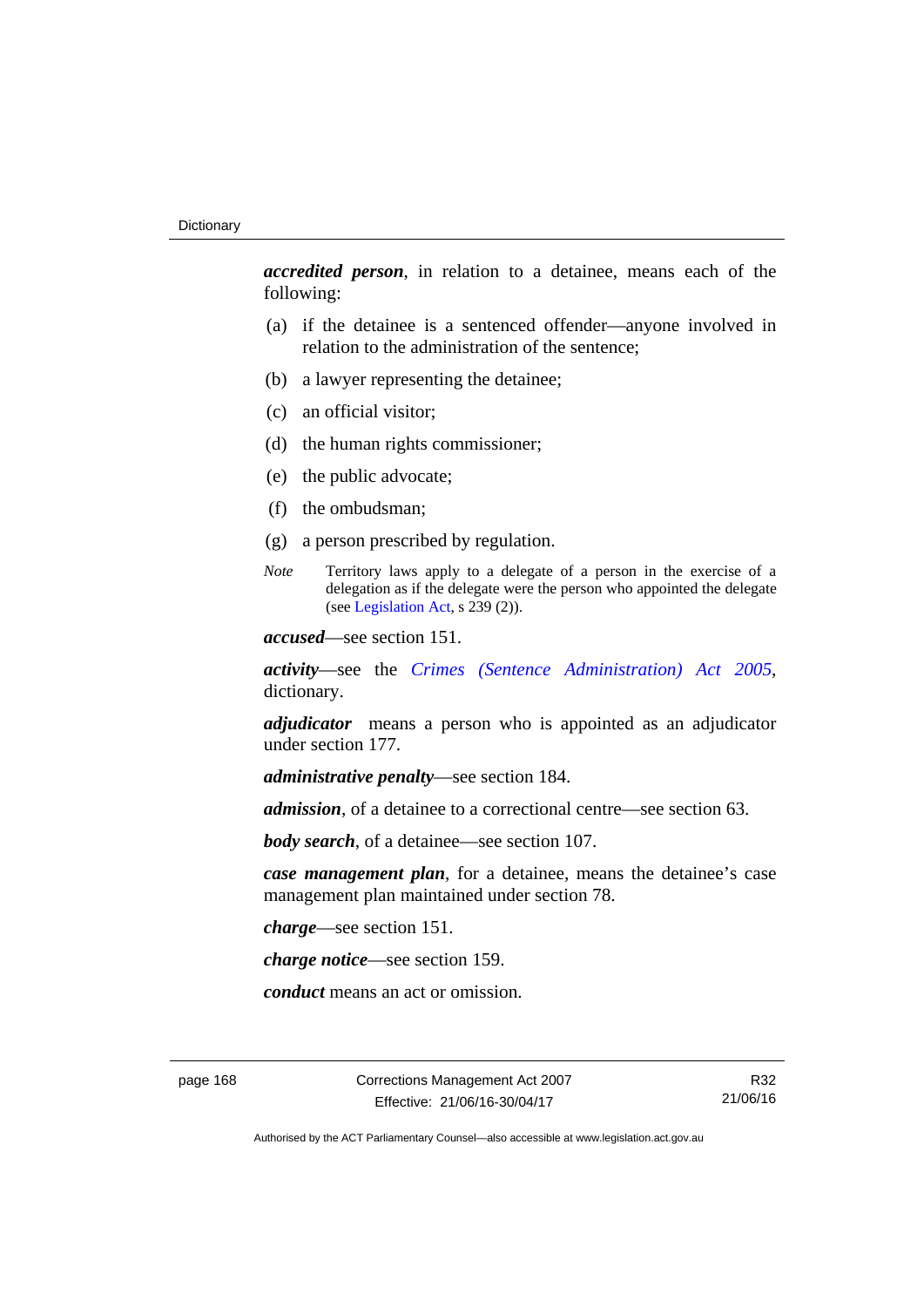***accredited person***, in relation to a detainee, means each of the following:

(a) if the detainee is a sentenced offender—anyone involved in relation to the administration of the sentence;

(b) a lawyer representing the detainee;

(c) an official visitor;

(d) the human rights commissioner;

(e) the public advocate;

(f) the ombudsman;

(g) a person prescribed by regulation.

*Note* Territory laws apply to a delegate of a person in the exercise of a delegation as if the delegate were the person who appointed the delegate (see Legislation Act, s 239 (2)).

***accused***—see section 151.

***activity***—see the *Crimes (Sentence Administration) Act 2005*, dictionary.

***adjudicator*** means a person who is appointed as an adjudicator under section 177.

***administrative penalty***—see section 184.

***admission***, of a detainee to a correctional centre—see section 63.

***body search***, of a detainee—see section 107.

***case management plan***, for a detainee, means the detainee's case management plan maintained under section 78.

***charge***—see section 151.

***charge notice***—see section 159.

***conduct*** means an act or omission.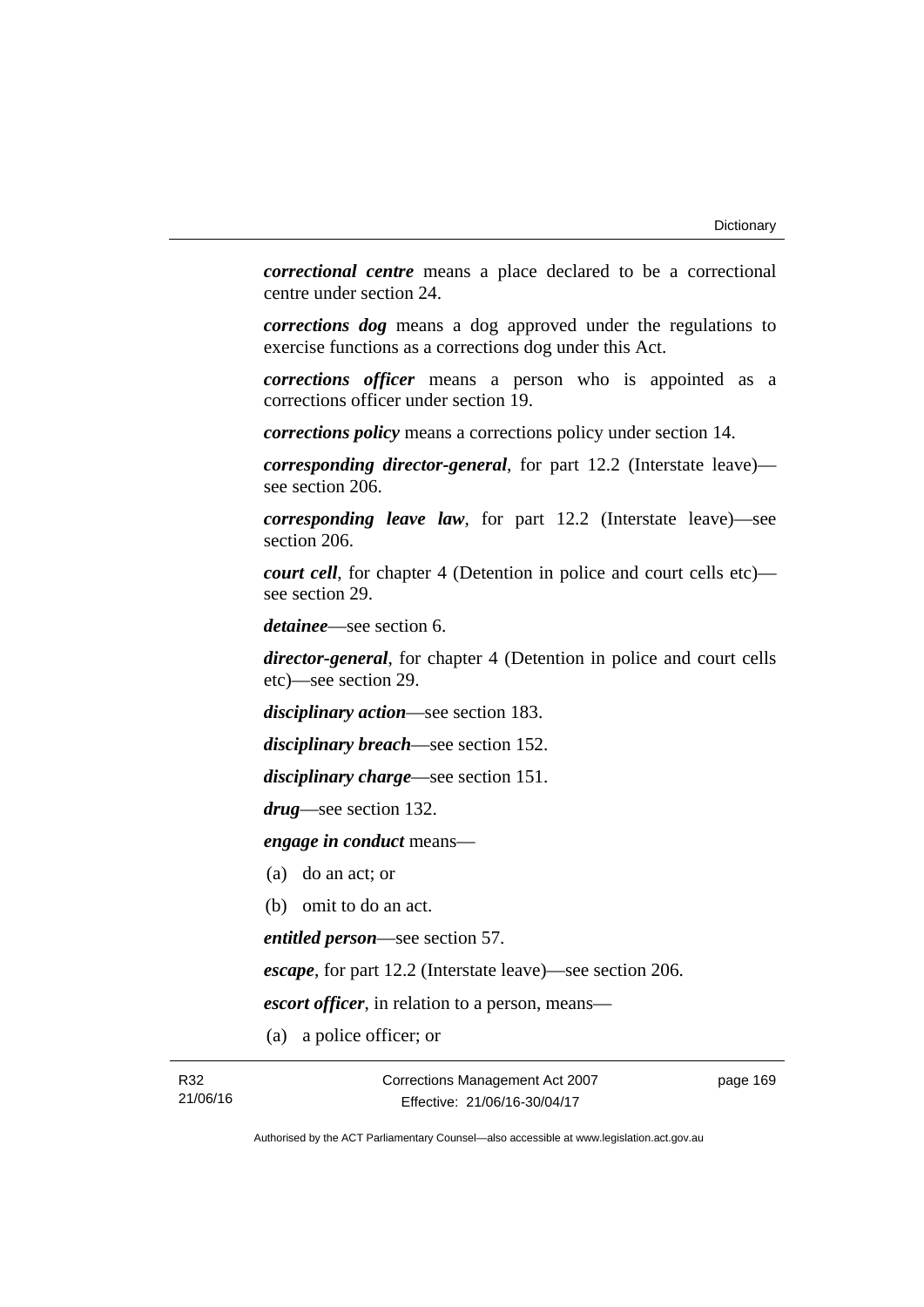***correctional centre*** means a place declared to be a correctional centre under section 24.

***corrections dog*** means a dog approved under the regulations to exercise functions as a corrections dog under this Act.

***corrections officer*** means a person who is appointed as a corrections officer under section 19.

***corrections policy*** means a corrections policy under section 14.

***corresponding director-general***, for part 12.2 (Interstate leave)—see section 206.

***corresponding leave law***, for part 12.2 (Interstate leave)—see section 206.

***court cell***, for chapter 4 (Detention in police and court cells etc)—see section 29.

***detainee***—see section 6.

***director-general***, for chapter 4 (Detention in police and court cells etc)—see section 29.

***disciplinary action***—see section 183.

***disciplinary breach***—see section 152.

***disciplinary charge***—see section 151.

***drug***—see section 132.

***engage in conduct*** means—

(a) do an act; or

(b) omit to do an act.

***entitled person***—see section 57.

***escape***, for part 12.2 (Interstate leave)—see section 206.

***escort officer***, in relation to a person, means—

(a) a police officer; or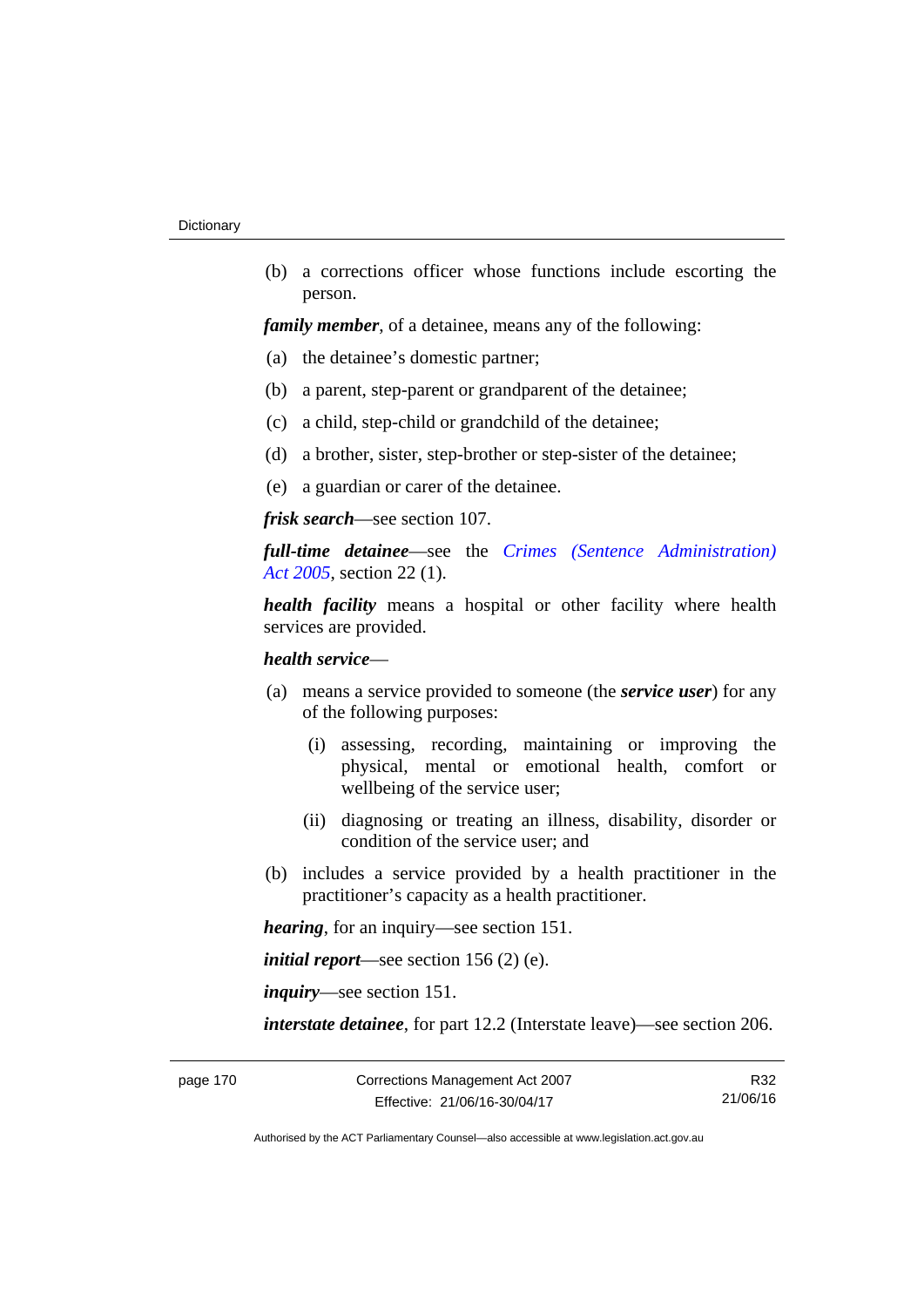(b) a corrections officer whose functions include escorting the person.

***family member***, of a detainee, means any of the following:

(a) the detainee's domestic partner;

(b) a parent, step-parent or grandparent of the detainee;

(c) a child, step-child or grandchild of the detainee;

(d) a brother, sister, step-brother or step-sister of the detainee;

(e) a guardian or carer of the detainee.

***frisk search***—see section 107.

***full-time detainee***—see the *Crimes (Sentence Administration) Act 2005*, section 22 (1).

***health facility*** means a hospital or other facility where health services are provided.

***health service***—

(a) means a service provided to someone (the ***service user***) for any of the following purposes:

  (i) assessing, recording, maintaining or improving the physical, mental or emotional health, comfort or wellbeing of the service user;

  (ii) diagnosing or treating an illness, disability, disorder or condition of the service user; and

(b) includes a service provided by a health practitioner in the practitioner's capacity as a health practitioner.

***hearing***, for an inquiry—see section 151.

***initial report***—see section 156 (2) (e).

***inquiry***—see section 151.

***interstate detainee***, for part 12.2 (Interstate leave)—see section 206.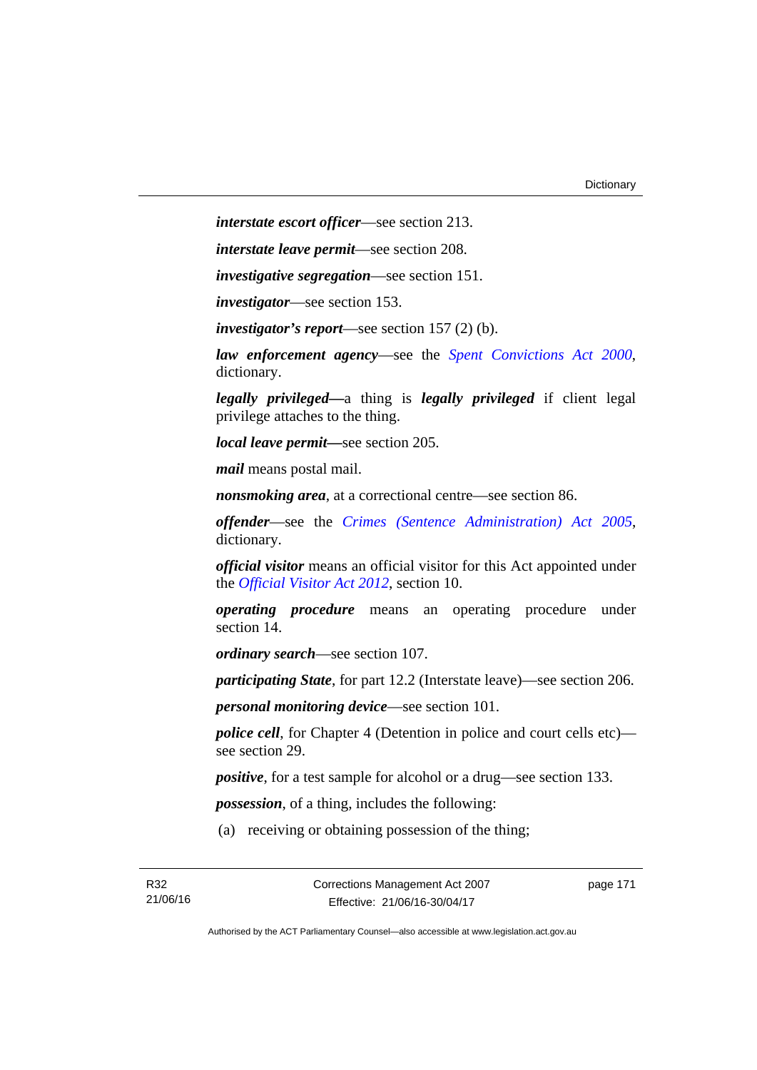***interstate escort officer***—see section 213.

***interstate leave permit***—see section 208.

***investigative segregation***—see section 151.

***investigator***—see section 153.

***investigator's report***—see section 157 (2) (b).

***law enforcement agency***—see the *Spent Convictions Act 2000*, dictionary.

***legally privileged***—a thing is ***legally privileged*** if client legal privilege attaches to the thing.

***local leave permit***—see section 205.

***mail*** means postal mail.

***nonsmoking area***, at a correctional centre—see section 86.

***offender***—see the *Crimes (Sentence Administration) Act 2005*, dictionary.

***official visitor*** means an official visitor for this Act appointed under the *Official Visitor Act 2012*, section 10.

***operating procedure*** means an operating procedure under section 14.

***ordinary search***—see section 107.

***participating State***, for part 12.2 (Interstate leave)—see section 206.

***personal monitoring device***—see section 101.

***police cell***, for Chapter 4 (Detention in police and court cells etc)—see section 29.

***positive***, for a test sample for alcohol or a drug—see section 133.

***possession***, of a thing, includes the following:

(a) receiving or obtaining possession of the thing;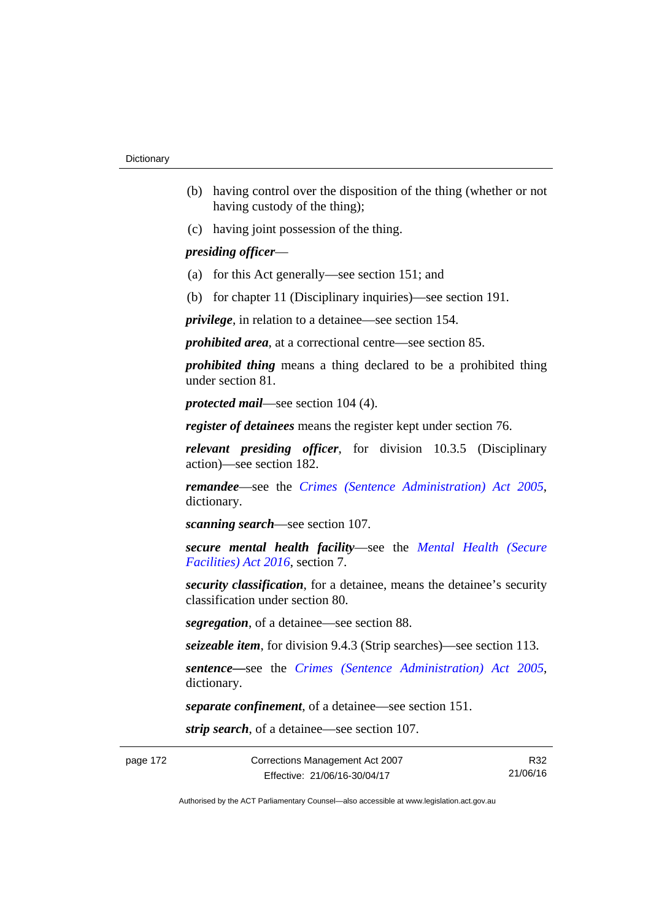(b) having control over the disposition of the thing (whether or not having custody of the thing);

(c) having joint possession of the thing.

***presiding officer***—

(a) for this Act generally—see section 151; and

(b) for chapter 11 (Disciplinary inquiries)—see section 191.

***privilege***, in relation to a detainee—see section 154.

***prohibited area***, at a correctional centre—see section 85.

***prohibited thing*** means a thing declared to be a prohibited thing under section 81.

***protected mail***—see section 104 (4).

***register of detainees*** means the register kept under section 76.

***relevant presiding officer***, for division 10.3.5 (Disciplinary action)—see section 182.

***remandee***—see the *Crimes (Sentence Administration) Act 2005*, dictionary.

***scanning search***—see section 107.

***secure mental health facility***—see the *Mental Health (Secure Facilities) Act 2016*, section 7.

***security classification***, for a detainee, means the detainee's security classification under section 80.

***segregation***, of a detainee—see section 88.

***seizeable item***, for division 9.4.3 (Strip searches)—see section 113.

***sentence***—see the *Crimes (Sentence Administration) Act 2005*, dictionary.

***separate confinement***, of a detainee—see section 151.

***strip search***, of a detainee—see section 107.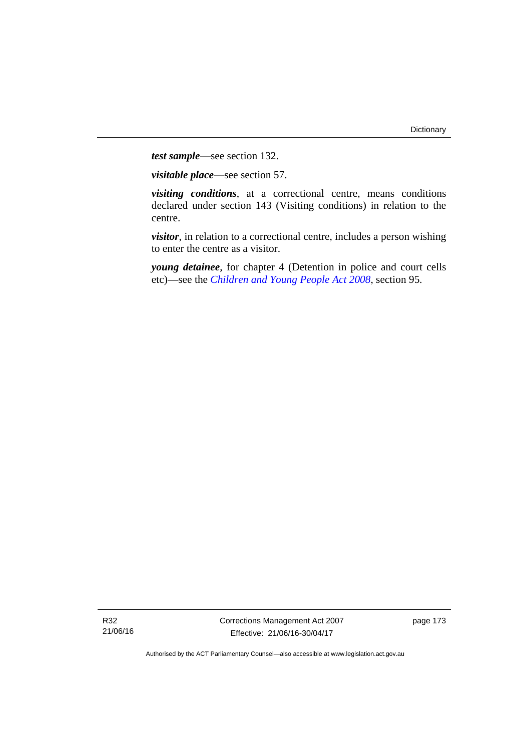***test sample***—see section 132.

***visitable place***—see section 57.

***visiting conditions***, at a correctional centre, means conditions declared under section 143 (Visiting conditions) in relation to the centre.

***visitor***, in relation to a correctional centre, includes a person wishing to enter the centre as a visitor.

***young detainee***, for chapter 4 (Detention in police and court cells etc)—see the *Children and Young People Act 2008*, section 95.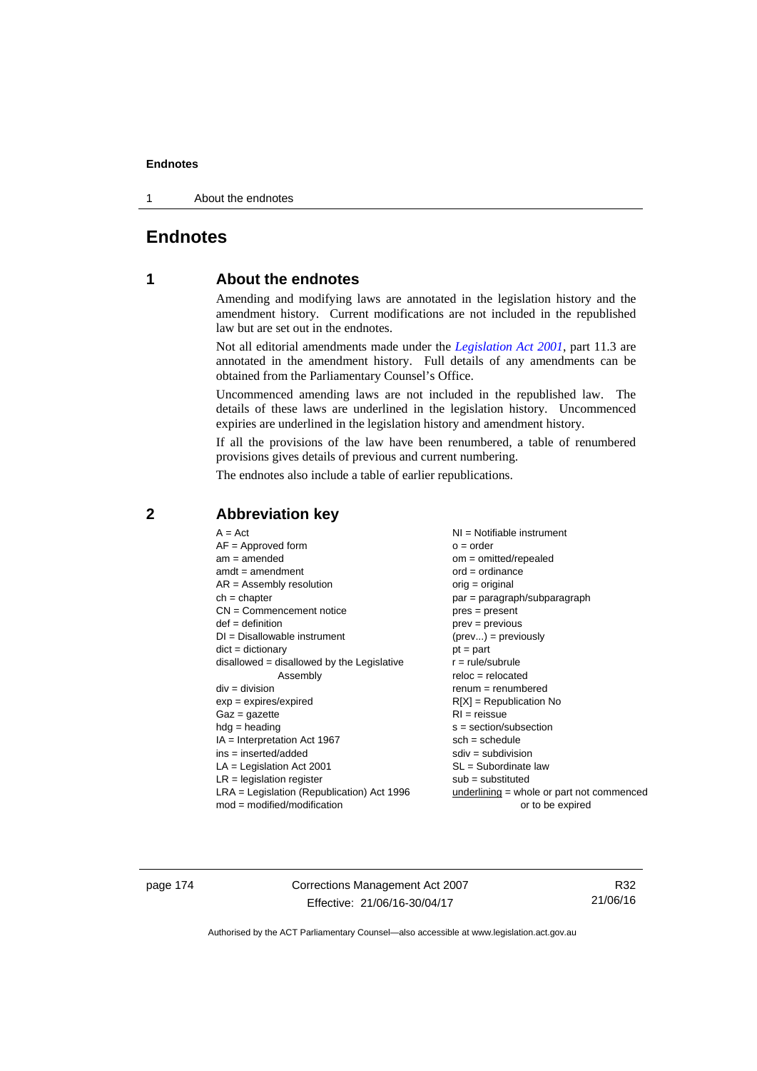# Endnotes

## 1 About the endnotes

Amending and modifying laws are annotated in the legislation history and the amendment history. Current modifications are not included in the republished law but are set out in the endnotes.

Not all editorial amendments made under the *Legislation Act 2001*, part 11.3 are annotated in the amendment history. Full details of any amendments can be obtained from the Parliamentary Counsel's Office.

Uncommenced amending laws are not included in the republished law. The details of these laws are underlined in the legislation history. Uncommenced expiries are underlined in the legislation history and amendment history.

If all the provisions of the law have been renumbered, a table of renumbered provisions gives details of previous and current numbering.

The endnotes also include a table of earlier republications.

## 2 Abbreviation key

A = Act
AF = Approved form
am = amended
amdt = amendment
AR = Assembly resolution
ch = chapter
CN = Commencement notice
def = definition
DI = Disallowable instrument
dict = dictionary
disallowed = disallowed by the Legislative Assembly
div = division
exp = expires/expired
Gaz = gazette
hdg = heading
IA = Interpretation Act 1967
ins = inserted/added
LA = Legislation Act 2001
LR = legislation register
LRA = Legislation (Republication) Act 1996
mod = modified/modification
NI = Notifiable instrument
o = order
om = omitted/repealed
ord = ordinance
orig = original
par = paragraph/subparagraph
pres = present
prev = previous
(prev...) = previously
pt = part
r = rule/subrule
reloc = relocated
renum = renumbered
R[X] = Republication No
RI = reissue
s = section/subsection
sch = schedule
sdiv = subdivision
SL = Subordinate law
sub = substituted
underlining = whole or part not commenced or to be expired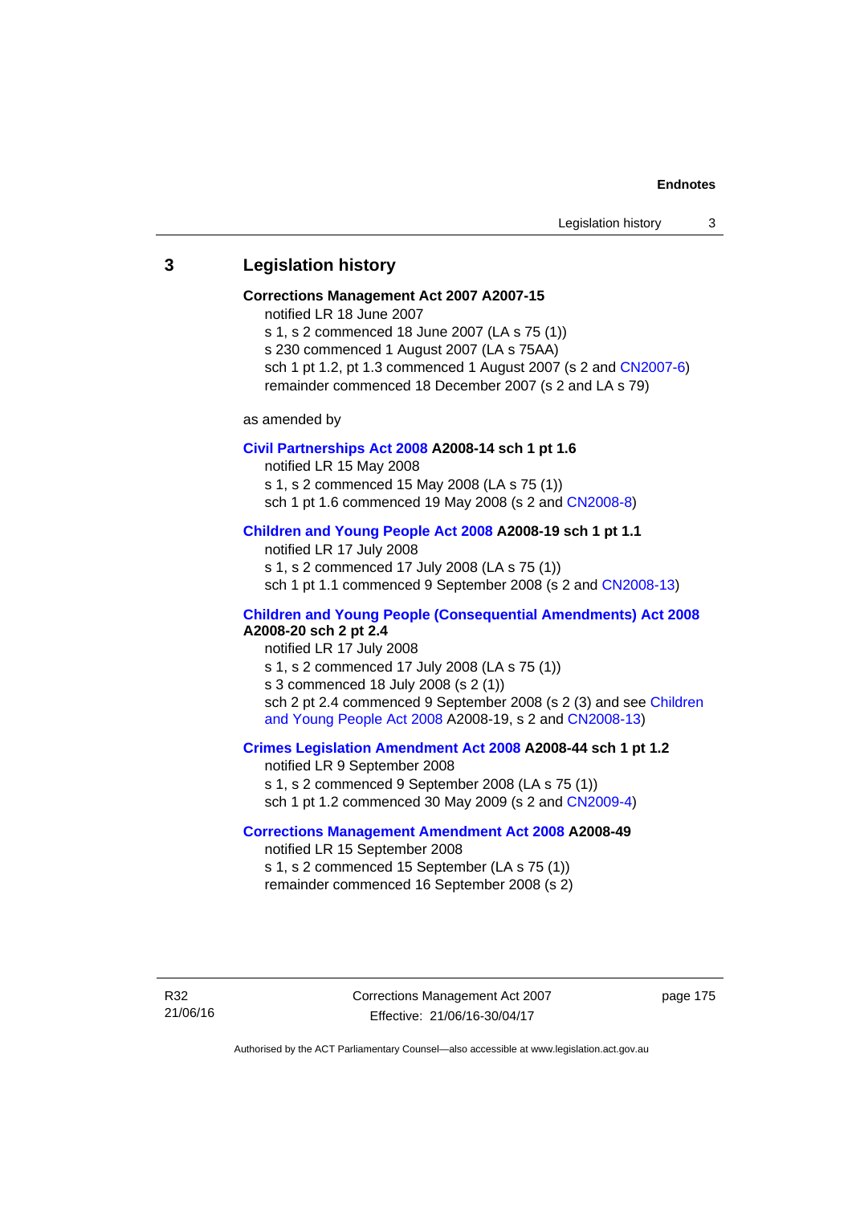## 3 Legislation history

**Corrections Management Act 2007 A2007-15**

notified LR 18 June 2007

s 1, s 2 commenced 18 June 2007 (LA s 75 (1))

s 230 commenced 1 August 2007 (LA s 75AA)

sch 1 pt 1.2, pt 1.3 commenced 1 August 2007 (s 2 and CN2007-6)

remainder commenced 18 December 2007 (s 2 and LA s 79)

as amended by

**Civil Partnerships Act 2008 A2008-14 sch 1 pt 1.6**

notified LR 15 May 2008

s 1, s 2 commenced 15 May 2008 (LA s 75 (1))

sch 1 pt 1.6 commenced 19 May 2008 (s 2 and CN2008-8)

**Children and Young People Act 2008 A2008-19 sch 1 pt 1.1**

notified LR 17 July 2008

s 1, s 2 commenced 17 July 2008 (LA s 75 (1))

sch 1 pt 1.1 commenced 9 September 2008 (s 2 and CN2008-13)

**Children and Young People (Consequential Amendments) Act 2008 A2008-20 sch 2 pt 2.4**

notified LR 17 July 2008

s 1, s 2 commenced 17 July 2008 (LA s 75 (1))

s 3 commenced 18 July 2008 (s 2 (1))

sch 2 pt 2.4 commenced 9 September 2008 (s 2 (3) and see Children and Young People Act 2008 A2008-19, s 2 and CN2008-13)

**Crimes Legislation Amendment Act 2008 A2008-44 sch 1 pt 1.2**

notified LR 9 September 2008

s 1, s 2 commenced 9 September 2008 (LA s 75 (1))

sch 1 pt 1.2 commenced 30 May 2009 (s 2 and CN2009-4)

**Corrections Management Amendment Act 2008 A2008-49**

notified LR 15 September 2008

s 1, s 2 commenced 15 September (LA s 75 (1))

remainder commenced 16 September 2008 (s 2)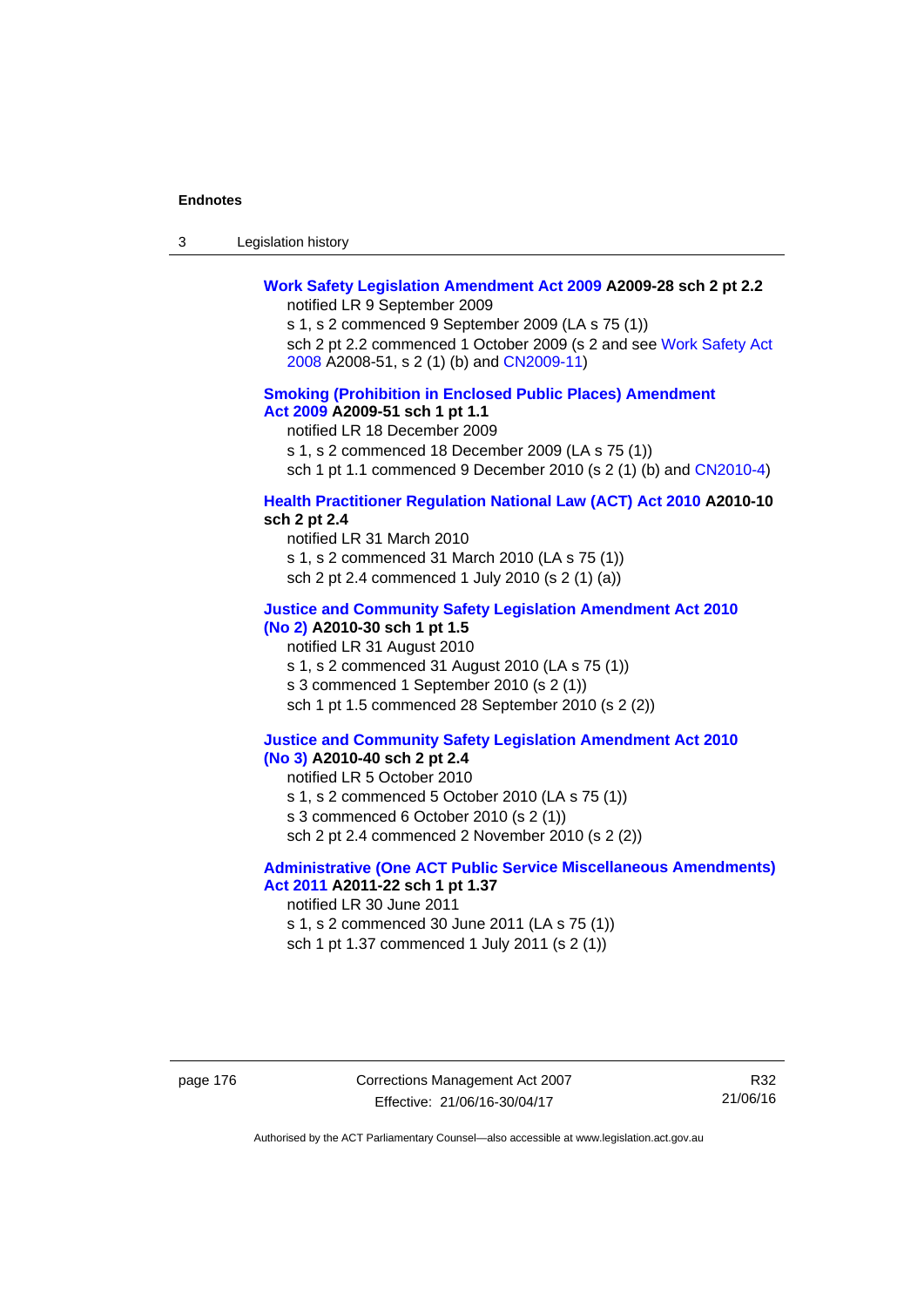**Work Safety Legislation Amendment Act 2009 A2009-28 sch 2 pt 2.2**

notified LR 9 September 2009

s 1, s 2 commenced 9 September 2009 (LA s 75 (1))

sch 2 pt 2.2 commenced 1 October 2009 (s 2 and see Work Safety Act 2008 A2008-51, s 2 (1) (b) and CN2009-11)

**Smoking (Prohibition in Enclosed Public Places) Amendment Act 2009 A2009-51 sch 1 pt 1.1**

notified LR 18 December 2009

s 1, s 2 commenced 18 December 2009 (LA s 75 (1))

sch 1 pt 1.1 commenced 9 December 2010 (s 2 (1) (b) and CN2010-4)

**Health Practitioner Regulation National Law (ACT) Act 2010 A2010-10 sch 2 pt 2.4**

notified LR 31 March 2010

s 1, s 2 commenced 31 March 2010 (LA s 75 (1))

sch 2 pt 2.4 commenced 1 July 2010 (s 2 (1) (a))

**Justice and Community Safety Legislation Amendment Act 2010 (No 2) A2010-30 sch 1 pt 1.5**

notified LR 31 August 2010

s 1, s 2 commenced 31 August 2010 (LA s 75 (1))

s 3 commenced 1 September 2010 (s 2 (1))

sch 1 pt 1.5 commenced 28 September 2010 (s 2 (2))

**Justice and Community Safety Legislation Amendment Act 2010 (No 3) A2010-40 sch 2 pt 2.4**

notified LR 5 October 2010

s 1, s 2 commenced 5 October 2010 (LA s 75 (1))

s 3 commenced 6 October 2010 (s 2 (1))

sch 2 pt 2.4 commenced 2 November 2010 (s 2 (2))

**Administrative (One ACT Public Service Miscellaneous Amendments) Act 2011 A2011-22 sch 1 pt 1.37**

notified LR 30 June 2011

s 1, s 2 commenced 30 June 2011 (LA s 75 (1))

sch 1 pt 1.37 commenced 1 July 2011 (s 2 (1))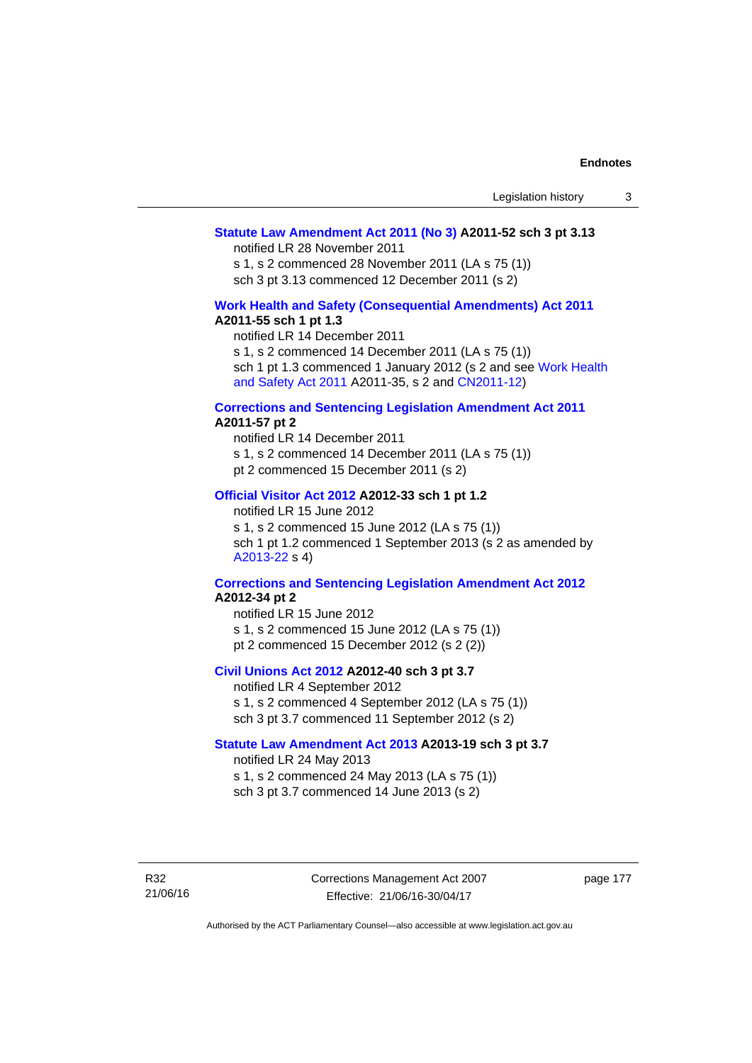**Statute Law Amendment Act 2011 (No 3) A2011-52 sch 3 pt 3.13**

notified LR 28 November 2011
s 1, s 2 commenced 28 November 2011 (LA s 75 (1))
sch 3 pt 3.13 commenced 12 December 2011 (s 2)

**Work Health and Safety (Consequential Amendments) Act 2011 A2011-55 sch 1 pt 1.3**

notified LR 14 December 2011
s 1, s 2 commenced 14 December 2011 (LA s 75 (1))
sch 1 pt 1.3 commenced 1 January 2012 (s 2 and see Work Health and Safety Act 2011 A2011-35, s 2 and CN2011-12)

**Corrections and Sentencing Legislation Amendment Act 2011 A2011-57 pt 2**

notified LR 14 December 2011
s 1, s 2 commenced 14 December 2011 (LA s 75 (1))
pt 2 commenced 15 December 2011 (s 2)

**Official Visitor Act 2012 A2012-33 sch 1 pt 1.2**

notified LR 15 June 2012
s 1, s 2 commenced 15 June 2012 (LA s 75 (1))
sch 1 pt 1.2 commenced 1 September 2013 (s 2 as amended by A2013-22 s 4)

**Corrections and Sentencing Legislation Amendment Act 2012 A2012-34 pt 2**

notified LR 15 June 2012
s 1, s 2 commenced 15 June 2012 (LA s 75 (1))
pt 2 commenced 15 December 2012 (s 2 (2))

**Civil Unions Act 2012 A2012-40 sch 3 pt 3.7**

notified LR 4 September 2012
s 1, s 2 commenced 4 September 2012 (LA s 75 (1))
sch 3 pt 3.7 commenced 11 September 2012 (s 2)

**Statute Law Amendment Act 2013 A2013-19 sch 3 pt 3.7**

notified LR 24 May 2013
s 1, s 2 commenced 24 May 2013 (LA s 75 (1))
sch 3 pt 3.7 commenced 14 June 2013 (s 2)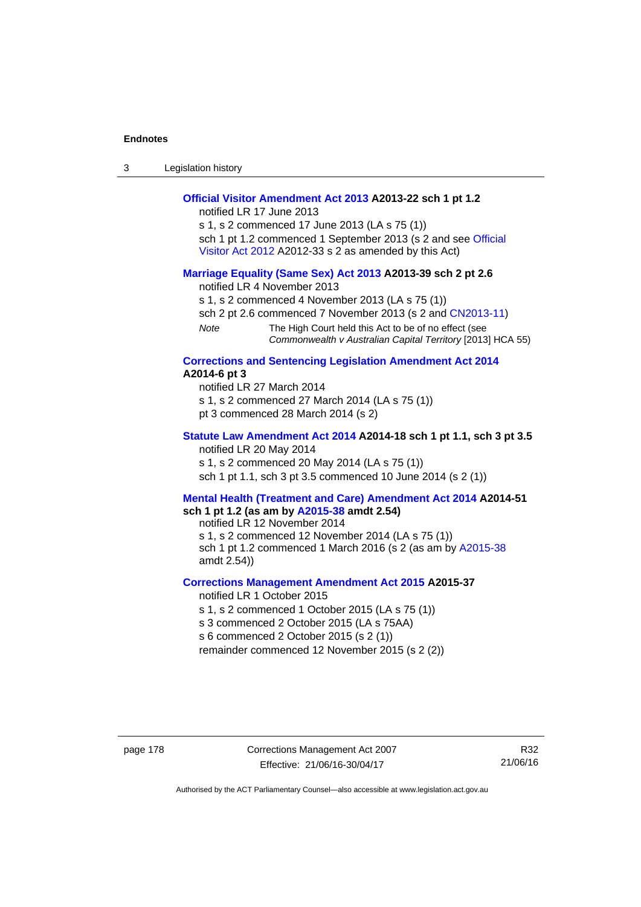**Official Visitor Amendment Act 2013 A2013-22 sch 1 pt 1.2**

notified LR 17 June 2013

s 1, s 2 commenced 17 June 2013 (LA s 75 (1))

sch 1 pt 1.2 commenced 1 September 2013 (s 2 and see Official Visitor Act 2012 A2012-33 s 2 as amended by this Act)

**Marriage Equality (Same Sex) Act 2013 A2013-39 sch 2 pt 2.6**

notified LR 4 November 2013

s 1, s 2 commenced 4 November 2013 (LA s 75 (1))

sch 2 pt 2.6 commenced 7 November 2013 (s 2 and CN2013-11)

*Note* The High Court held this Act to be of no effect (see *Commonwealth v Australian Capital Territory* [2013] HCA 55)

**Corrections and Sentencing Legislation Amendment Act 2014 A2014-6 pt 3**

notified LR 27 March 2014

s 1, s 2 commenced 27 March 2014 (LA s 75 (1))

pt 3 commenced 28 March 2014 (s 2)

**Statute Law Amendment Act 2014 A2014-18 sch 1 pt 1.1, sch 3 pt 3.5**

notified LR 20 May 2014

s 1, s 2 commenced 20 May 2014 (LA s 75 (1))

sch 1 pt 1.1, sch 3 pt 3.5 commenced 10 June 2014 (s 2 (1))

**Mental Health (Treatment and Care) Amendment Act 2014 A2014-51 sch 1 pt 1.2 (as am by A2015-38 amdt 2.54)**

notified LR 12 November 2014

s 1, s 2 commenced 12 November 2014 (LA s 75 (1))

sch 1 pt 1.2 commenced 1 March 2016 (s 2 (as am by A2015-38 amdt 2.54))

**Corrections Management Amendment Act 2015 A2015-37**

notified LR 1 October 2015

s 1, s 2 commenced 1 October 2015 (LA s 75 (1))

s 3 commenced 2 October 2015 (LA s 75AA)

s 6 commenced 2 October 2015 (s 2 (1))

remainder commenced 12 November 2015 (s 2 (2))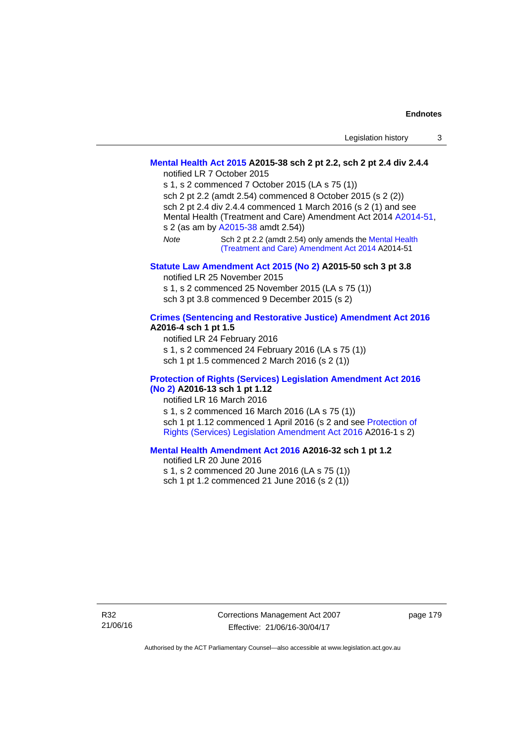**Mental Health Act 2015 A2015-38 sch 2 pt 2.2, sch 2 pt 2.4 div 2.4.4**

notified LR 7 October 2015

s 1, s 2 commenced 7 October 2015 (LA s 75 (1))

sch 2 pt 2.2 (amdt 2.54) commenced 8 October 2015 (s 2 (2))

sch 2 pt 2.4 div 2.4.4 commenced 1 March 2016 (s 2 (1) and see Mental Health (Treatment and Care) Amendment Act 2014 A2014-51, s 2 (as am by A2015-38 amdt 2.54))

*Note* Sch 2 pt 2.2 (amdt 2.54) only amends the Mental Health (Treatment and Care) Amendment Act 2014 A2014-51

**Statute Law Amendment Act 2015 (No 2) A2015-50 sch 3 pt 3.8**

notified LR 25 November 2015

s 1, s 2 commenced 25 November 2015 (LA s 75 (1))

sch 3 pt 3.8 commenced 9 December 2015 (s 2)

**Crimes (Sentencing and Restorative Justice) Amendment Act 2016 A2016-4 sch 1 pt 1.5**

notified LR 24 February 2016

s 1, s 2 commenced 24 February 2016 (LA s 75 (1))

sch 1 pt 1.5 commenced 2 March 2016 (s 2 (1))

**Protection of Rights (Services) Legislation Amendment Act 2016 (No 2) A2016-13 sch 1 pt 1.12**

notified LR 16 March 2016

s 1, s 2 commenced 16 March 2016 (LA s 75 (1))

sch 1 pt 1.12 commenced 1 April 2016 (s 2 and see Protection of Rights (Services) Legislation Amendment Act 2016 A2016-1 s 2)

**Mental Health Amendment Act 2016 A2016-32 sch 1 pt 1.2**

notified LR 20 June 2016

s 1, s 2 commenced 20 June 2016 (LA s 75 (1))

sch 1 pt 1.2 commenced 21 June 2016 (s 2 (1))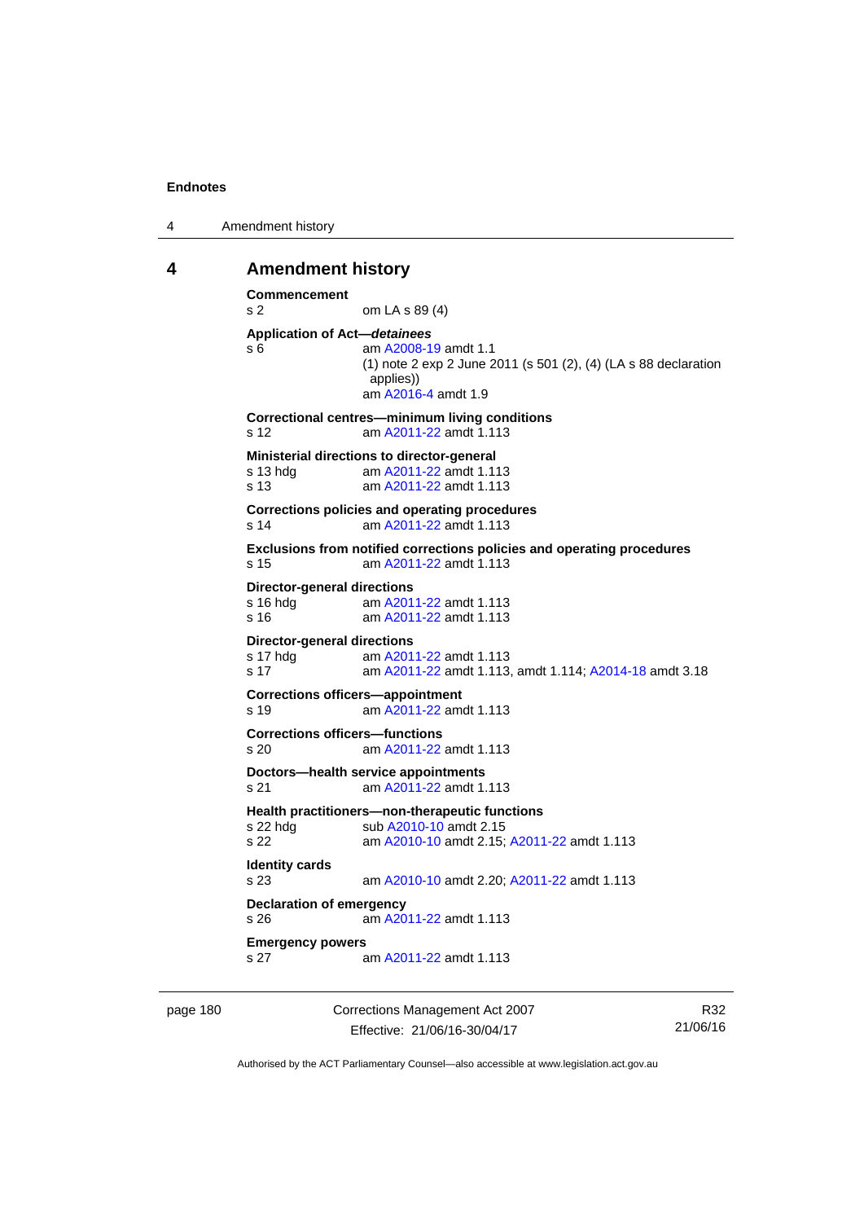## 4 Amendment history

**Commencement**
s 2 om LA s 89 (4)

**Application of Act—*detainees***
s 6 am A2008-19 amdt 1.1
(1) note 2 exp 2 June 2011 (s 501 (2), (4) (LA s 88 declaration applies))
am A2016-4 amdt 1.9

**Correctional centres—minimum living conditions**
s 12 am A2011-22 amdt 1.113

**Ministerial directions to director-general**
s 13 hdg am A2011-22 amdt 1.113
s 13 am A2011-22 amdt 1.113

**Corrections policies and operating procedures**
s 14 am A2011-22 amdt 1.113

**Exclusions from notified corrections policies and operating procedures**
s 15 am A2011-22 amdt 1.113

**Director-general directions**
s 16 hdg am A2011-22 amdt 1.113
s 16 am A2011-22 amdt 1.113

**Director-general directions**
s 17 hdg am A2011-22 amdt 1.113
s 17 am A2011-22 amdt 1.113, amdt 1.114; A2014-18 amdt 3.18

**Corrections officers—appointment**
s 19 am A2011-22 amdt 1.113

**Corrections officers—functions**
s 20 am A2011-22 amdt 1.113

**Doctors—health service appointments**
s 21 am A2011-22 amdt 1.113

**Health practitioners—non-therapeutic functions**
s 22 hdg sub A2010-10 amdt 2.15
s 22 am A2010-10 amdt 2.15; A2011-22 amdt 1.113

**Identity cards**
s 23 am A2010-10 amdt 2.20; A2011-22 amdt 1.113

**Declaration of emergency**
s 26 am A2011-22 amdt 1.113

**Emergency powers**
s 27 am A2011-22 amdt 1.113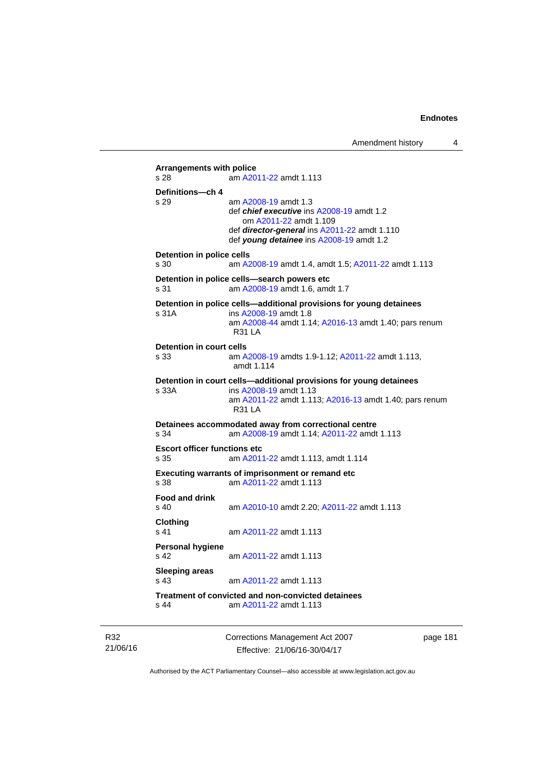**Arrangements with police**
s 28 am A2011-22 amdt 1.113

**Definitions—ch 4**
s 29 am A2008-19 amdt 1.3
def ***chief executive*** ins A2008-19 amdt 1.2
om A2011-22 amdt 1.109
def ***director-general*** ins A2011-22 amdt 1.110
def ***young detainee*** ins A2008-19 amdt 1.2

**Detention in police cells**
s 30 am A2008-19 amdt 1.4, amdt 1.5; A2011-22 amdt 1.113

**Detention in police cells—search powers etc**
s 31 am A2008-19 amdt 1.6, amdt 1.7

**Detention in police cells—additional provisions for young detainees**
s 31A ins A2008-19 amdt 1.8
am A2008-44 amdt 1.14; A2016-13 amdt 1.40; pars renum R31 LA

**Detention in court cells**
s 33 am A2008-19 amdts 1.9-1.12; A2011-22 amdt 1.113, amdt 1.114

**Detention in court cells—additional provisions for young detainees**
s 33A ins A2008-19 amdt 1.13
am A2011-22 amdt 1.113; A2016-13 amdt 1.40; pars renum R31 LA

**Detainees accommodated away from correctional centre**
s 34 am A2008-19 amdt 1.14; A2011-22 amdt 1.113

**Escort officer functions etc**
s 35 am A2011-22 amdt 1.113, amdt 1.114

**Executing warrants of imprisonment or remand etc**
s 38 am A2011-22 amdt 1.113

**Food and drink**
s 40 am A2010-10 amdt 2.20; A2011-22 amdt 1.113

**Clothing**
s 41 am A2011-22 amdt 1.113

**Personal hygiene**
s 42 am A2011-22 amdt 1.113

**Sleeping areas**
s 43 am A2011-22 amdt 1.113

**Treatment of convicted and non-convicted detainees**
s 44 am A2011-22 amdt 1.113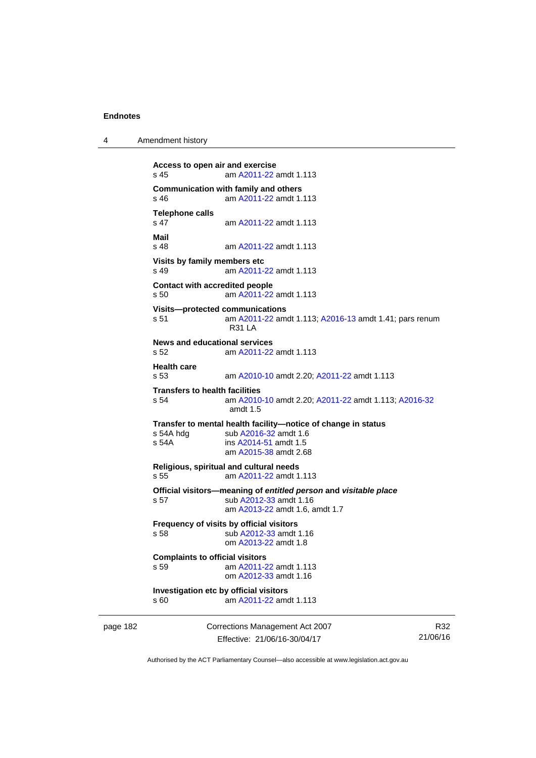**Access to open air and exercise**
s 45 am A2011-22 amdt 1.113

**Communication with family and others**
s 46 am A2011-22 amdt 1.113

**Telephone calls**
s 47 am A2011-22 amdt 1.113

**Mail**
s 48 am A2011-22 amdt 1.113

**Visits by family members etc**
s 49 am A2011-22 amdt 1.113

**Contact with accredited people**
s 50 am A2011-22 amdt 1.113

**Visits—protected communications**
s 51 am A2011-22 amdt 1.113; A2016-13 amdt 1.41; pars renum R31 LA

**News and educational services**
s 52 am A2011-22 amdt 1.113

**Health care**
s 53 am A2010-10 amdt 2.20; A2011-22 amdt 1.113

**Transfers to health facilities**
s 54 am A2010-10 amdt 2.20; A2011-22 amdt 1.113; A2016-32 amdt 1.5

**Transfer to mental health facility—notice of change in status**
s 54A hdg sub A2016-32 amdt 1.6
s 54A ins A2014-51 amdt 1.5
am A2015-38 amdt 2.68

**Religious, spiritual and cultural needs**
s 55 am A2011-22 amdt 1.113

**Official visitors—meaning of *entitled person* and *visitable place***
s 57 sub A2012-33 amdt 1.16
am A2013-22 amdt 1.6, amdt 1.7

**Frequency of visits by official visitors**
s 58 sub A2012-33 amdt 1.16
om A2013-22 amdt 1.8

**Complaints to official visitors**
s 59 am A2011-22 amdt 1.113
om A2012-33 amdt 1.16

**Investigation etc by official visitors**
s 60 am A2011-22 amdt 1.113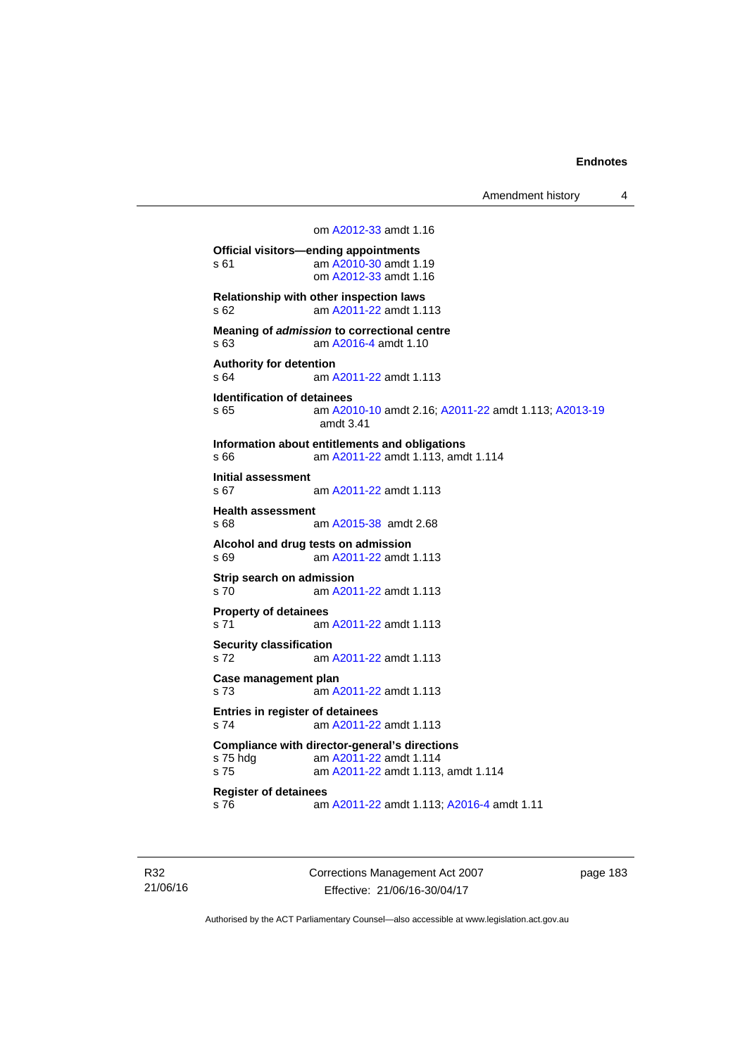om A2012-33 amdt 1.16

**Official visitors—ending appointments**
s 61 am A2010-30 amdt 1.19
om A2012-33 amdt 1.16

**Relationship with other inspection laws**
s 62 am A2011-22 amdt 1.113

**Meaning of *admission* to correctional centre**
s 63 am A2016-4 amdt 1.10

**Authority for detention**
s 64 am A2011-22 amdt 1.113

**Identification of detainees**
s 65 am A2010-10 amdt 2.16; A2011-22 amdt 1.113; A2013-19 amdt 3.41

**Information about entitlements and obligations**
s 66 am A2011-22 amdt 1.113, amdt 1.114

**Initial assessment**
s 67 am A2011-22 amdt 1.113

**Health assessment**
s 68 am A2015-38 amdt 2.68

**Alcohol and drug tests on admission**
s 69 am A2011-22 amdt 1.113

**Strip search on admission**
s 70 am A2011-22 amdt 1.113

**Property of detainees**
s 71 am A2011-22 amdt 1.113

**Security classification**
s 72 am A2011-22 amdt 1.113

**Case management plan**
s 73 am A2011-22 amdt 1.113

**Entries in register of detainees**
s 74 am A2011-22 amdt 1.113

**Compliance with director-general's directions**
s 75 hdg am A2011-22 amdt 1.114
s 75 am A2011-22 amdt 1.113, amdt 1.114

**Register of detainees**
s 76 am A2011-22 amdt 1.113; A2016-4 amdt 1.11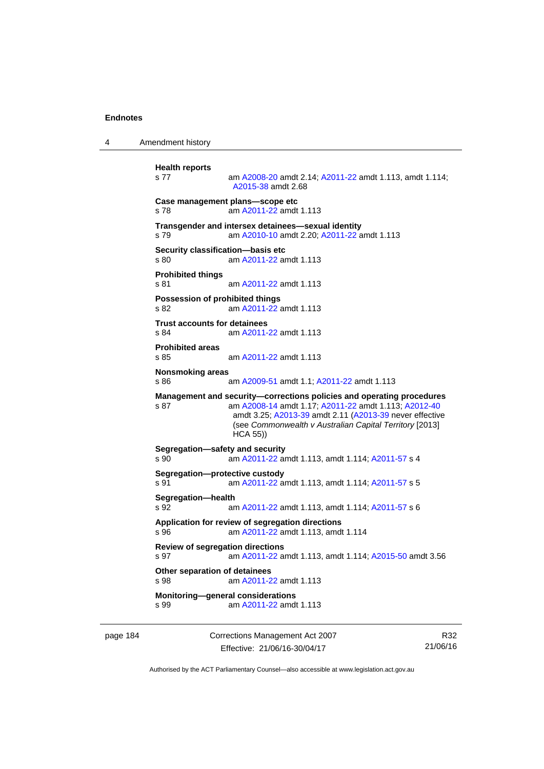**Health reports**
s 77 am A2008-20 amdt 2.14; A2011-22 amdt 1.113, amdt 1.114; A2015-38 amdt 2.68

**Case management plans—scope etc**
s 78 am A2011-22 amdt 1.113

**Transgender and intersex detainees—sexual identity**
s 79 am A2010-10 amdt 2.20; A2011-22 amdt 1.113

**Security classification—basis etc**
s 80 am A2011-22 amdt 1.113

**Prohibited things**
s 81 am A2011-22 amdt 1.113

**Possession of prohibited things**
s 82 am A2011-22 amdt 1.113

**Trust accounts for detainees**
s 84 am A2011-22 amdt 1.113

**Prohibited areas**
s 85 am A2011-22 amdt 1.113

**Nonsmoking areas**
s 86 am A2009-51 amdt 1.1; A2011-22 amdt 1.113

**Management and security—corrections policies and operating procedures**
s 87 am A2008-14 amdt 1.17; A2011-22 amdt 1.113; A2012-40 amdt 3.25; A2013-39 amdt 2.11 (A2013-39 never effective (see *Commonwealth v Australian Capital Territory* [2013] HCA 55))

**Segregation—safety and security**
s 90 am A2011-22 amdt 1.113, amdt 1.114; A2011-57 s 4

**Segregation—protective custody**
s 91 am A2011-22 amdt 1.113, amdt 1.114; A2011-57 s 5

**Segregation—health**
s 92 am A2011-22 amdt 1.113, amdt 1.114; A2011-57 s 6

**Application for review of segregation directions**
s 96 am A2011-22 amdt 1.113, amdt 1.114

**Review of segregation directions**
s 97 am A2011-22 amdt 1.113, amdt 1.114; A2015-50 amdt 3.56

**Other separation of detainees**
s 98 am A2011-22 amdt 1.113

**Monitoring—general considerations**
s 99 am A2011-22 amdt 1.113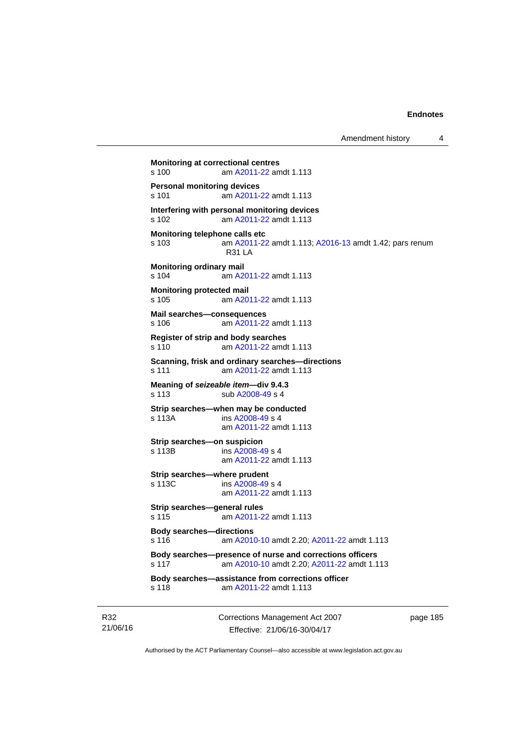**Monitoring at correctional centres**
s 100 am A2011-22 amdt 1.113

**Personal monitoring devices**
s 101 am A2011-22 amdt 1.113

**Interfering with personal monitoring devices**
s 102 am A2011-22 amdt 1.113

**Monitoring telephone calls etc**
s 103 am A2011-22 amdt 1.113; A2016-13 amdt 1.42; pars renum R31 LA

**Monitoring ordinary mail**
s 104 am A2011-22 amdt 1.113

**Monitoring protected mail**
s 105 am A2011-22 amdt 1.113

**Mail searches—consequences**
s 106 am A2011-22 amdt 1.113

**Register of strip and body searches**
s 110 am A2011-22 amdt 1.113

**Scanning, frisk and ordinary searches—directions**
s 111 am A2011-22 amdt 1.113

**Meaning of *seizeable item*—div 9.4.3**
s 113 sub A2008-49 s 4

**Strip searches—when may be conducted**
s 113A ins A2008-49 s 4
am A2011-22 amdt 1.113

**Strip searches—on suspicion**
s 113B ins A2008-49 s 4
am A2011-22 amdt 1.113

**Strip searches—where prudent**
s 113C ins A2008-49 s 4
am A2011-22 amdt 1.113

**Strip searches—general rules**
s 115 am A2011-22 amdt 1.113

**Body searches—directions**
s 116 am A2010-10 amdt 2.20; A2011-22 amdt 1.113

**Body searches—presence of nurse and corrections officers**
s 117 am A2010-10 amdt 2.20; A2011-22 amdt 1.113

**Body searches—assistance from corrections officer**
s 118 am A2011-22 amdt 1.113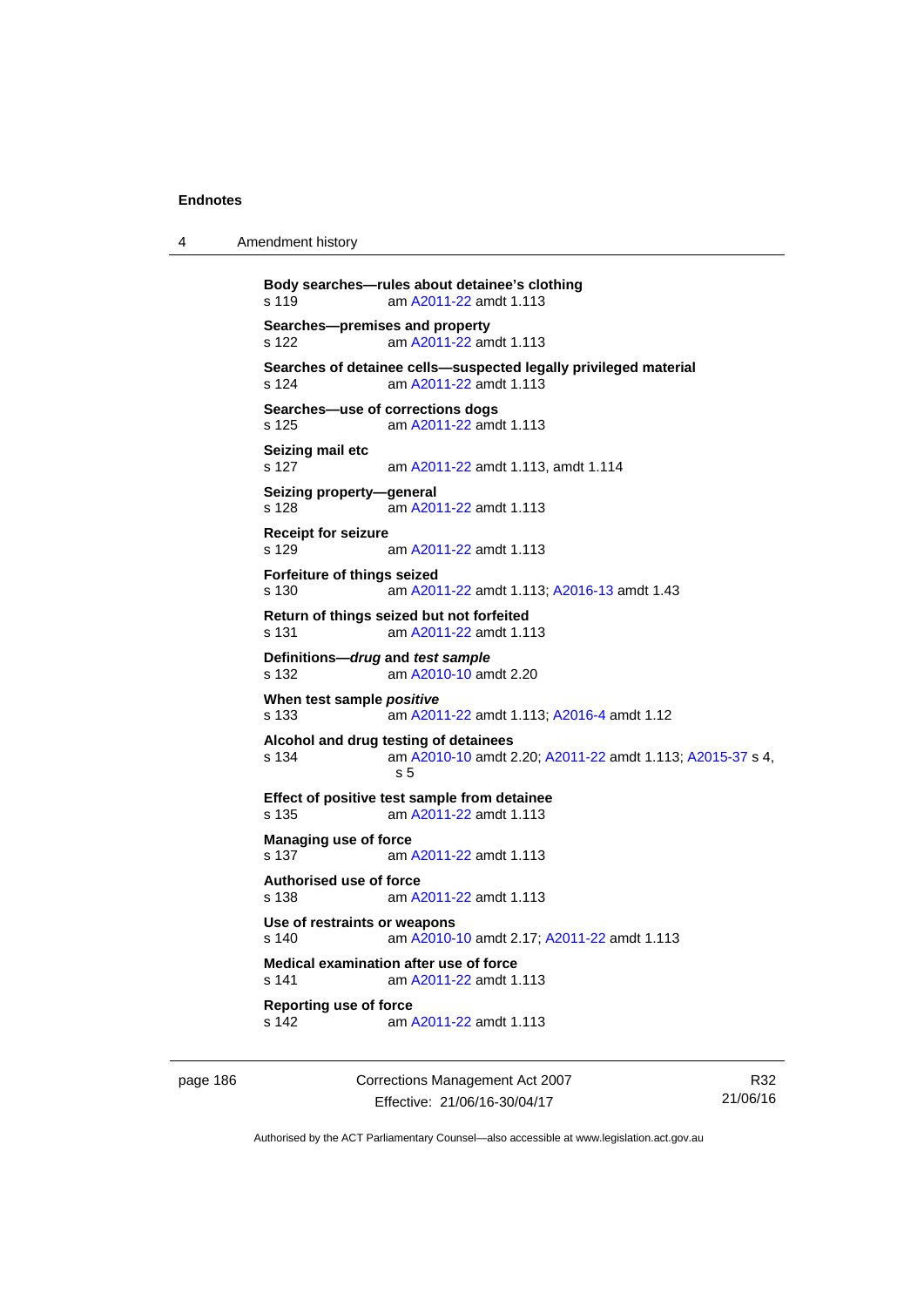**Body searches—rules about detainee's clothing**
s 119 am A2011-22 amdt 1.113

**Searches—premises and property**
s 122 am A2011-22 amdt 1.113

**Searches of detainee cells—suspected legally privileged material**
s 124 am A2011-22 amdt 1.113

**Searches—use of corrections dogs**
s 125 am A2011-22 amdt 1.113

**Seizing mail etc**
s 127 am A2011-22 amdt 1.113, amdt 1.114

**Seizing property—general**
s 128 am A2011-22 amdt 1.113

**Receipt for seizure**
s 129 am A2011-22 amdt 1.113

**Forfeiture of things seized**
s 130 am A2011-22 amdt 1.113; A2016-13 amdt 1.43

**Return of things seized but not forfeited**
s 131 am A2011-22 amdt 1.113

**Definitions—*drug* and *test sample***
s 132 am A2010-10 amdt 2.20

**When test sample *positive***
s 133 am A2011-22 amdt 1.113; A2016-4 amdt 1.12

**Alcohol and drug testing of detainees**
s 134 am A2010-10 amdt 2.20; A2011-22 amdt 1.113; A2015-37 s 4, s 5

**Effect of positive test sample from detainee**
s 135 am A2011-22 amdt 1.113

**Managing use of force**
s 137 am A2011-22 amdt 1.113

**Authorised use of force**
s 138 am A2011-22 amdt 1.113

**Use of restraints or weapons**
s 140 am A2010-10 amdt 2.17; A2011-22 amdt 1.113

**Medical examination after use of force**
s 141 am A2011-22 amdt 1.113

**Reporting use of force**
s 142 am A2011-22 amdt 1.113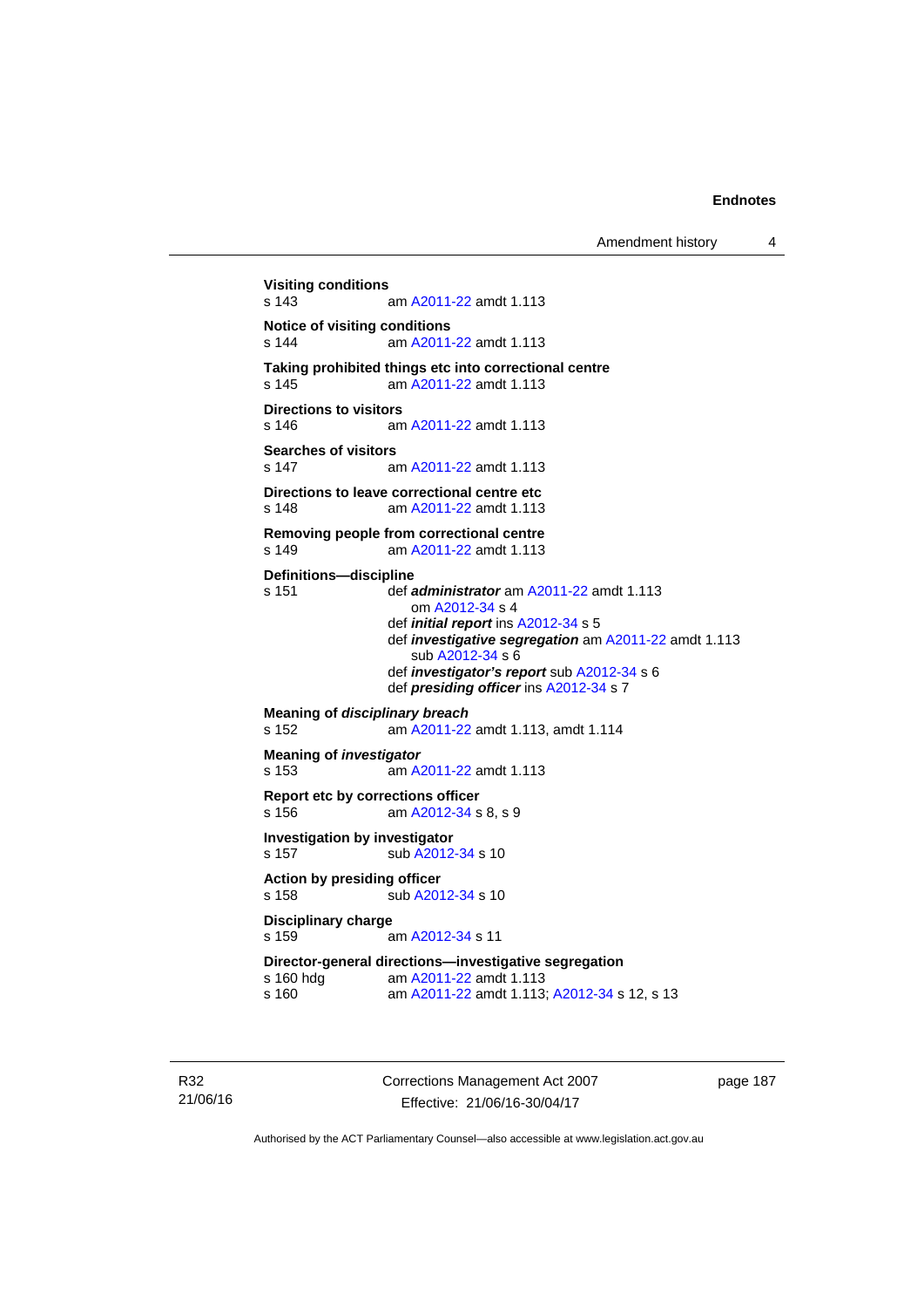**Visiting conditions**
s 143 am A2011-22 amdt 1.113

**Notice of visiting conditions**
s 144 am A2011-22 amdt 1.113

**Taking prohibited things etc into correctional centre**
s 145 am A2011-22 amdt 1.113

**Directions to visitors**
s 146 am A2011-22 amdt 1.113

**Searches of visitors**
s 147 am A2011-22 amdt 1.113

**Directions to leave correctional centre etc**
s 148 am A2011-22 amdt 1.113

**Removing people from correctional centre**
s 149 am A2011-22 amdt 1.113

**Definitions—discipline**
s 151 def ***administrator*** am A2011-22 amdt 1.113
om A2012-34 s 4
def ***initial report*** ins A2012-34 s 5
def ***investigative segregation*** am A2011-22 amdt 1.113
sub A2012-34 s 6
def ***investigator's report*** sub A2012-34 s 6
def ***presiding officer*** ins A2012-34 s 7

**Meaning of *disciplinary breach***
s 152 am A2011-22 amdt 1.113, amdt 1.114

**Meaning of *investigator***
s 153 am A2011-22 amdt 1.113

**Report etc by corrections officer**
s 156 am A2012-34 s 8, s 9

**Investigation by investigator**
s 157 sub A2012-34 s 10

**Action by presiding officer**
s 158 sub A2012-34 s 10

**Disciplinary charge**
s 159 am A2012-34 s 11

**Director-general directions—investigative segregation**
s 160 hdg am A2011-22 amdt 1.113
s 160 am A2011-22 amdt 1.113; A2012-34 s 12, s 13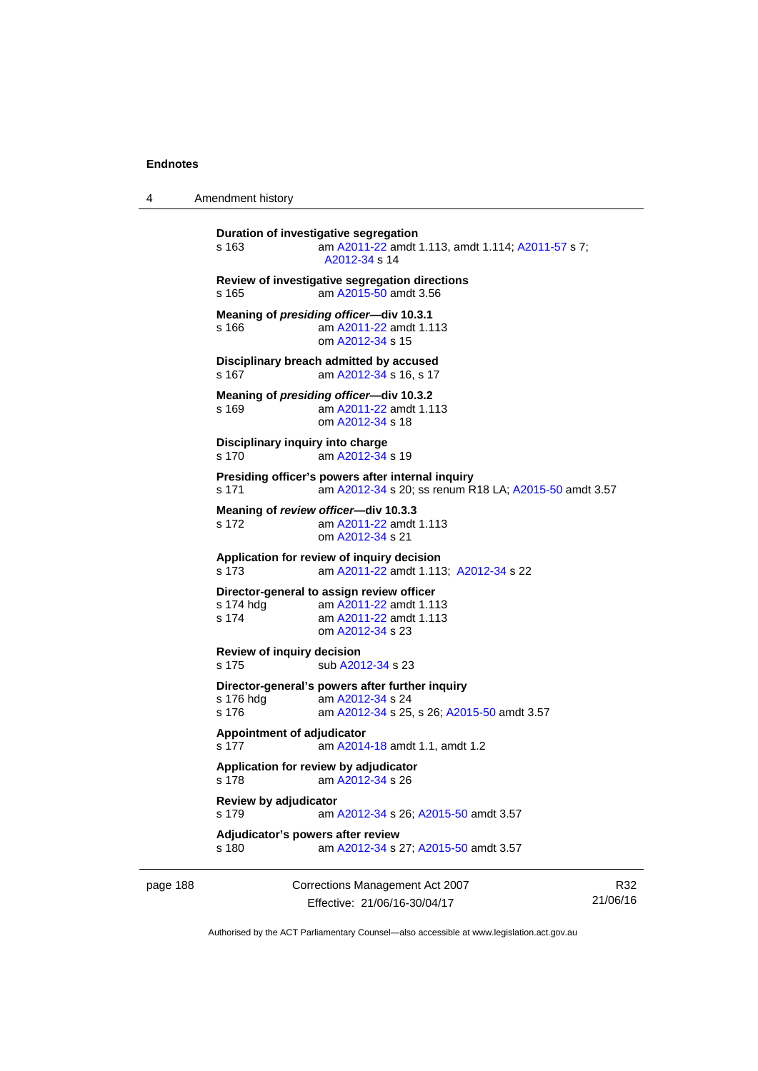**Duration of investigative segregation**
s 163 am A2011-22 amdt 1.113, amdt 1.114; A2011-57 s 7; A2012-34 s 14

**Review of investigative segregation directions**
s 165 am A2015-50 amdt 3.56

**Meaning of *presiding officer*—div 10.3.1**
s 166 am A2011-22 amdt 1.113
om A2012-34 s 15

**Disciplinary breach admitted by accused**
s 167 am A2012-34 s 16, s 17

**Meaning of *presiding officer*—div 10.3.2**
s 169 am A2011-22 amdt 1.113
om A2012-34 s 18

**Disciplinary inquiry into charge**
s 170 am A2012-34 s 19

**Presiding officer's powers after internal inquiry**
s 171 am A2012-34 s 20; ss renum R18 LA; A2015-50 amdt 3.57

**Meaning of *review officer*—div 10.3.3**
s 172 am A2011-22 amdt 1.113
om A2012-34 s 21

**Application for review of inquiry decision**
s 173 am A2011-22 amdt 1.113; A2012-34 s 22

**Director-general to assign review officer**
s 174 hdg am A2011-22 amdt 1.113
s 174 am A2011-22 amdt 1.113
om A2012-34 s 23

**Review of inquiry decision**
s 175 sub A2012-34 s 23

**Director-general's powers after further inquiry**
s 176 hdg am A2012-34 s 24
s 176 am A2012-34 s 25, s 26; A2015-50 amdt 3.57

**Appointment of adjudicator**
s 177 am A2014-18 amdt 1.1, amdt 1.2

**Application for review by adjudicator**
s 178 am A2012-34 s 26

**Review by adjudicator**
s 179 am A2012-34 s 26; A2015-50 amdt 3.57

**Adjudicator's powers after review**
s 180 am A2012-34 s 27; A2015-50 amdt 3.57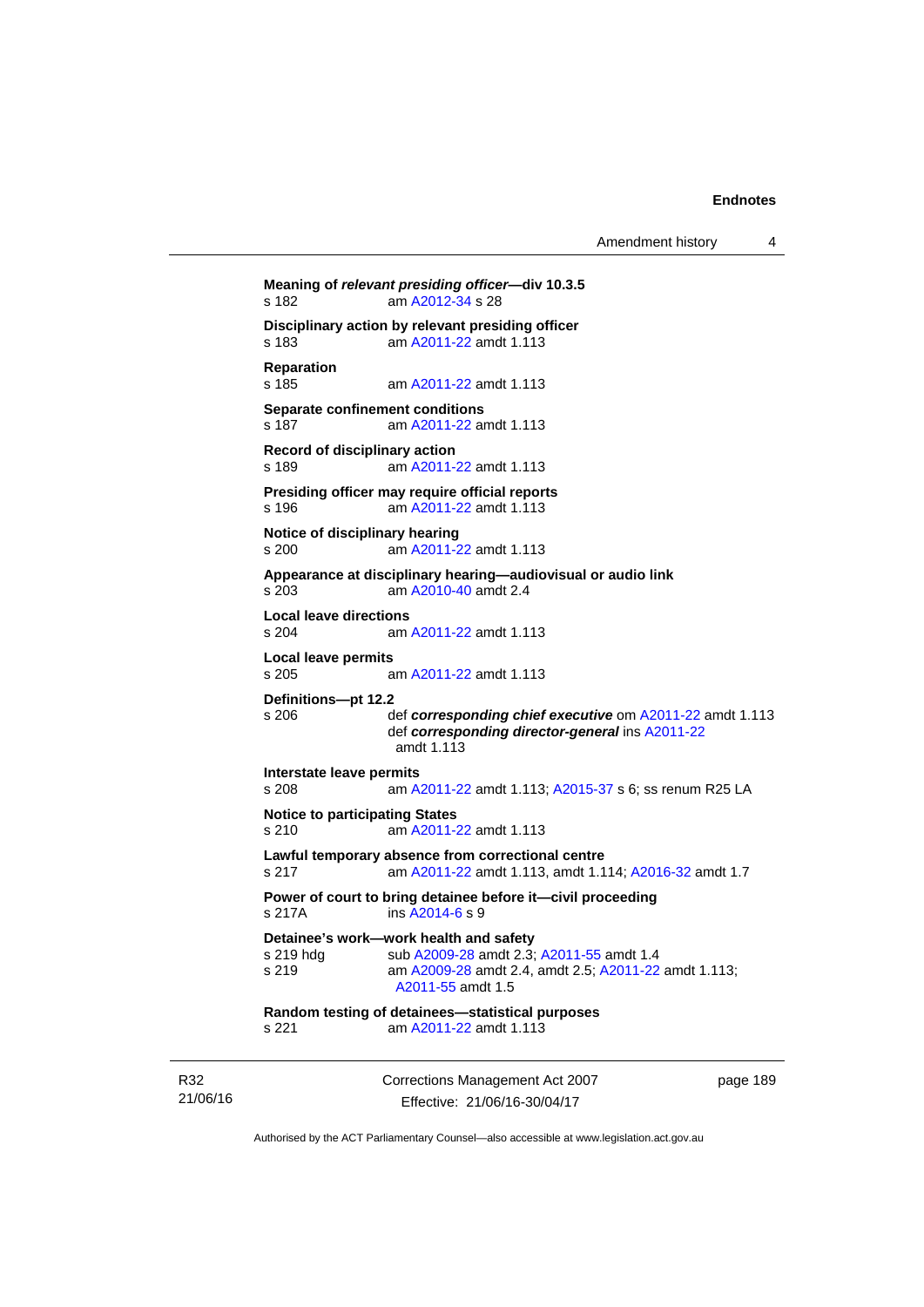**Meaning of *relevant presiding officer*—div 10.3.5**
s 182 am A2012-34 s 28

**Disciplinary action by relevant presiding officer**
s 183 am A2011-22 amdt 1.113

**Reparation**
s 185 am A2011-22 amdt 1.113

**Separate confinement conditions**
s 187 am A2011-22 amdt 1.113

**Record of disciplinary action**
s 189 am A2011-22 amdt 1.113

**Presiding officer may require official reports**
s 196 am A2011-22 amdt 1.113

**Notice of disciplinary hearing**
s 200 am A2011-22 amdt 1.113

**Appearance at disciplinary hearing—audiovisual or audio link**
s 203 am A2010-40 amdt 2.4

**Local leave directions**
s 204 am A2011-22 amdt 1.113

**Local leave permits**
s 205 am A2011-22 amdt 1.113

**Definitions—pt 12.2**
s 206 def ***corresponding chief executive*** om A2011-22 amdt 1.113
def ***corresponding director-general*** ins A2011-22 amdt 1.113

**Interstate leave permits**
s 208 am A2011-22 amdt 1.113; A2015-37 s 6; ss renum R25 LA

**Notice to participating States**
s 210 am A2011-22 amdt 1.113

**Lawful temporary absence from correctional centre**
s 217 am A2011-22 amdt 1.113, amdt 1.114; A2016-32 amdt 1.7

**Power of court to bring detainee before it—civil proceeding**
s 217A ins A2014-6 s 9

**Detainee's work—work health and safety**
s 219 hdg sub A2009-28 amdt 2.3; A2011-55 amdt 1.4
s 219 am A2009-28 amdt 2.4, amdt 2.5; A2011-22 amdt 1.113; A2011-55 amdt 1.5

**Random testing of detainees—statistical purposes**
s 221 am A2011-22 amdt 1.113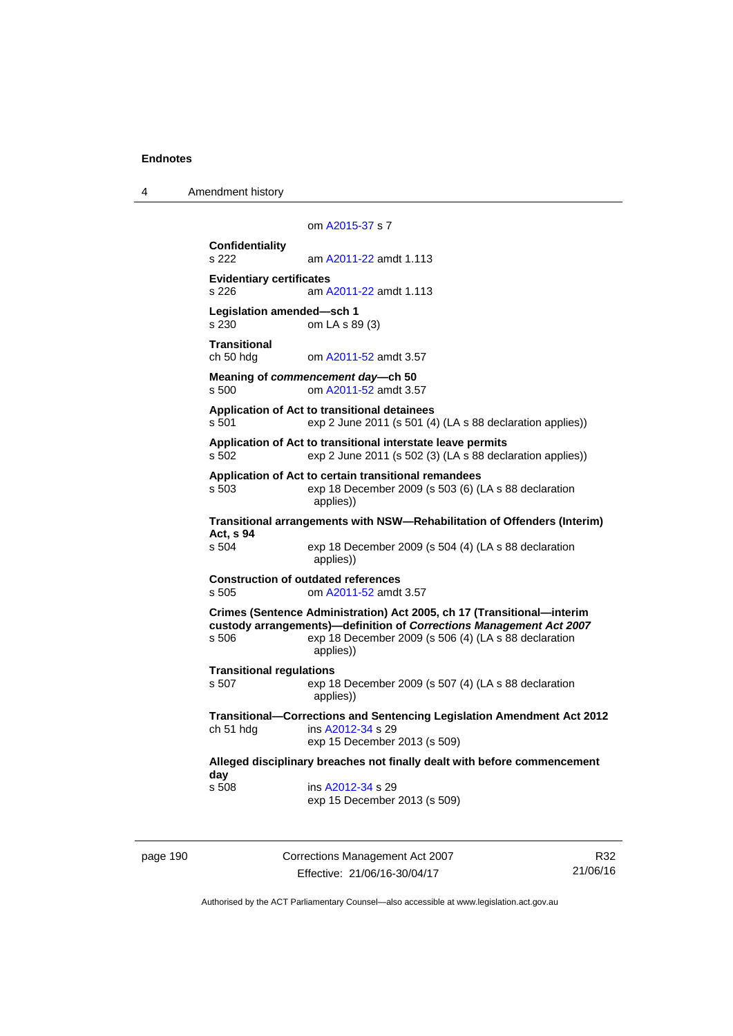om A2015-37 s 7

**Confidentiality**
s 222 am A2011-22 amdt 1.113

**Evidentiary certificates**
s 226 am A2011-22 amdt 1.113

**Legislation amended—sch 1**
s 230 om LA s 89 (3)

**Transitional**
ch 50 hdg om A2011-52 amdt 3.57

**Meaning of *commencement day*—ch 50**
s 500 om A2011-52 amdt 3.57

**Application of Act to transitional detainees**
s 501 exp 2 June 2011 (s 501 (4) (LA s 88 declaration applies))

**Application of Act to transitional interstate leave permits**
s 502 exp 2 June 2011 (s 502 (3) (LA s 88 declaration applies))

**Application of Act to certain transitional remandees**
s 503 exp 18 December 2009 (s 503 (6) (LA s 88 declaration applies))

**Transitional arrangements with NSW—Rehabilitation of Offenders (Interim) Act, s 94**
s 504 exp 18 December 2009 (s 504 (4) (LA s 88 declaration applies))

**Construction of outdated references**
s 505 om A2011-52 amdt 3.57

**Crimes (Sentence Administration) Act 2005, ch 17 (Transitional—interim custody arrangements)—definition of *Corrections Management Act 2007***
s 506 exp 18 December 2009 (s 506 (4) (LA s 88 declaration applies))

**Transitional regulations**
s 507 exp 18 December 2009 (s 507 (4) (LA s 88 declaration applies))

**Transitional—Corrections and Sentencing Legislation Amendment Act 2012**
ch 51 hdg ins A2012-34 s 29
exp 15 December 2013 (s 509)

**Alleged disciplinary breaches not finally dealt with before commencement day**
s 508 ins A2012-34 s 29
exp 15 December 2013 (s 509)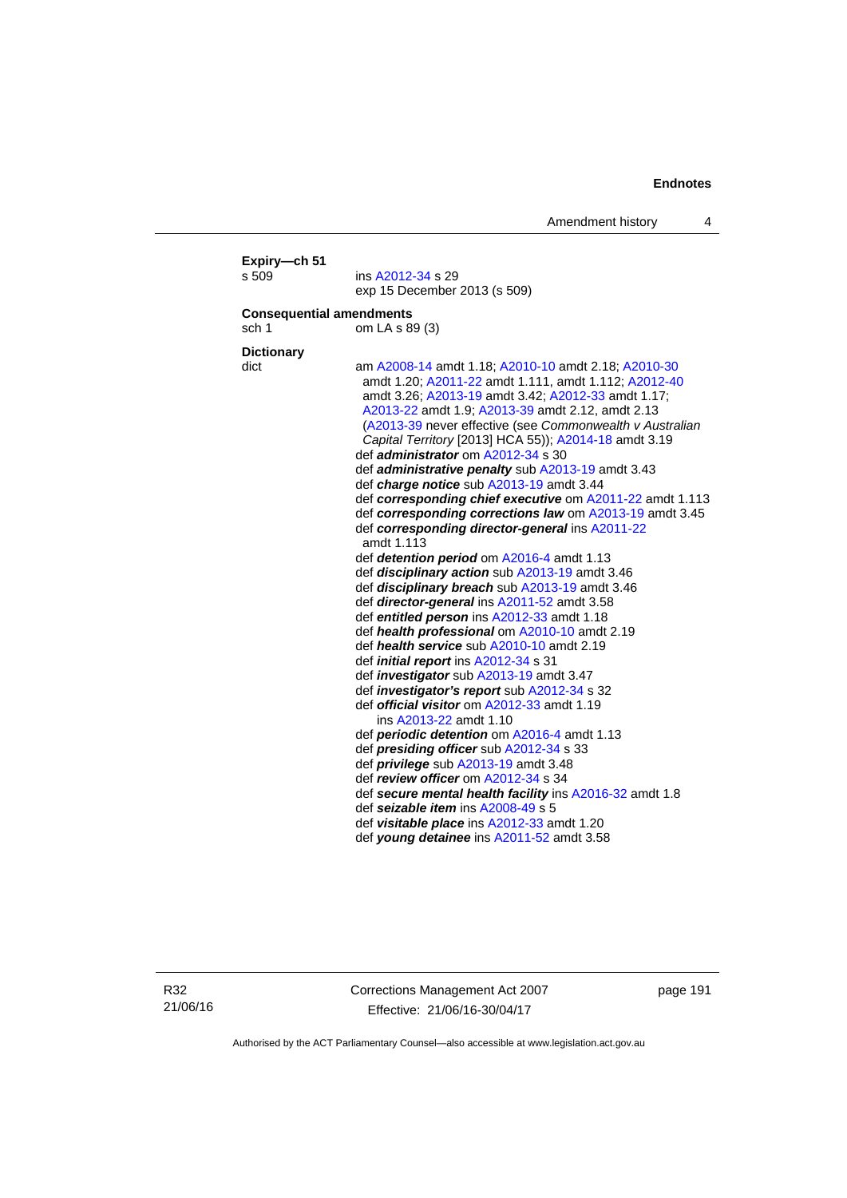**Expiry—ch 51**

s 509 ins A2012-34 s 29
exp 15 December 2013 (s 509)

**Consequential amendments**

sch 1 om LA s 89 (3)

**Dictionary**

dict am A2008-14 amdt 1.18; A2010-10 amdt 2.18; A2010-30 amdt 1.20; A2011-22 amdt 1.111, amdt 1.112; A2012-40 amdt 3.26; A2013-19 amdt 3.42; A2012-33 amdt 1.17; A2013-22 amdt 1.9; A2013-39 amdt 2.12, amdt 2.13 (A2013-39 never effective (see *Commonwealth v Australian Capital Territory* [2013] HCA 55)); A2014-18 amdt 3.19
def ***administrator*** om A2012-34 s 30
def ***administrative penalty*** sub A2013-19 amdt 3.43
def ***charge notice*** sub A2013-19 amdt 3.44
def ***corresponding chief executive*** om A2011-22 amdt 1.113
def ***corresponding corrections law*** om A2013-19 amdt 3.45
def ***corresponding director-general*** ins A2011-22 amdt 1.113
def ***detention period*** om A2016-4 amdt 1.13
def ***disciplinary action*** sub A2013-19 amdt 3.46
def ***disciplinary breach*** sub A2013-19 amdt 3.46
def ***director-general*** ins A2011-52 amdt 3.58
def ***entitled person*** ins A2012-33 amdt 1.18
def ***health professional*** om A2010-10 amdt 2.19
def ***health service*** sub A2010-10 amdt 2.19
def ***initial report*** ins A2012-34 s 31
def ***investigator*** sub A2013-19 amdt 3.47
def ***investigator's report*** sub A2012-34 s 32
def ***official visitor*** om A2012-33 amdt 1.19
ins A2013-22 amdt 1.10
def ***periodic detention*** om A2016-4 amdt 1.13
def ***presiding officer*** sub A2012-34 s 33
def ***privilege*** sub A2013-19 amdt 3.48
def ***review officer*** om A2012-34 s 34
def ***secure mental health facility*** ins A2016-32 amdt 1.8
def ***seizable item*** ins A2008-49 s 5
def ***visitable place*** ins A2012-33 amdt 1.20
def ***young detainee*** ins A2011-52 amdt 3.58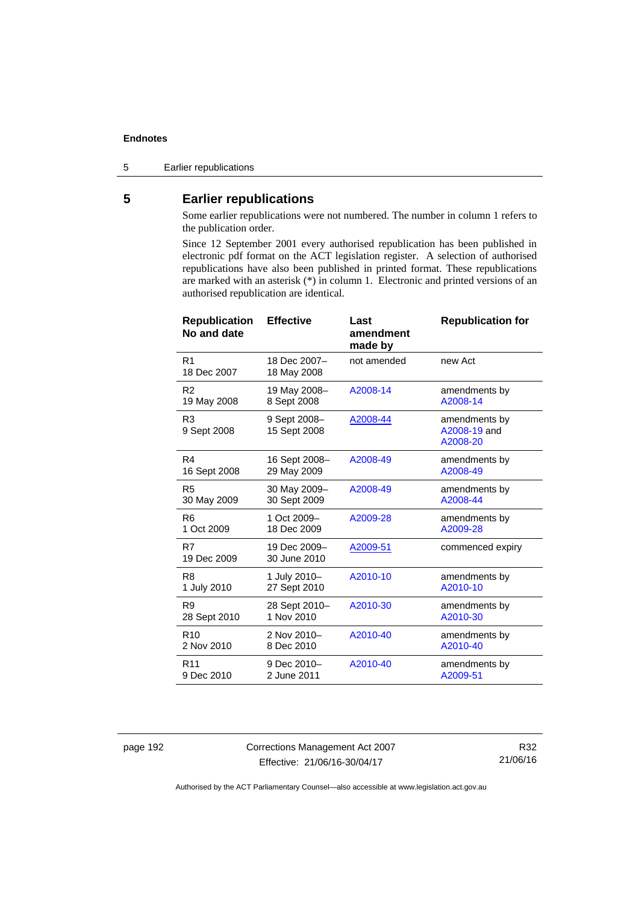## 5 Earlier republications

Some earlier republications were not numbered. The number in column 1 refers to the publication order.

Since 12 September 2001 every authorised republication has been published in electronic pdf format on the ACT legislation register. A selection of authorised republications have also been published in printed format. These republications are marked with an asterisk (*) in column 1. Electronic and printed versions of an authorised republication are identical.

| Republication No and date | Effective | Last amendment made by | Republication for |
|---|---|---|---|
| R1<br>18 Dec 2007 | 18 Dec 2007–<br>18 May 2008 | not amended | new Act |
| R2<br>19 May 2008 | 19 May 2008–<br>8 Sept 2008 | A2008-14 | amendments by A2008-14 |
| R3<br>9 Sept 2008 | 9 Sept 2008–<br>15 Sept 2008 | A2008-44 | amendments by A2008-19 and A2008-20 |
| R4<br>16 Sept 2008 | 16 Sept 2008–<br>29 May 2009 | A2008-49 | amendments by A2008-49 |
| R5<br>30 May 2009 | 30 May 2009–<br>30 Sept 2009 | A2008-49 | amendments by A2008-44 |
| R6<br>1 Oct 2009 | 1 Oct 2009–<br>18 Dec 2009 | A2009-28 | amendments by A2009-28 |
| R7<br>19 Dec 2009 | 19 Dec 2009–<br>30 June 2010 | A2009-51 | commenced expiry |
| R8<br>1 July 2010 | 1 July 2010–<br>27 Sept 2010 | A2010-10 | amendments by A2010-10 |
| R9<br>28 Sept 2010 | 28 Sept 2010–<br>1 Nov 2010 | A2010-30 | amendments by A2010-30 |
| R10<br>2 Nov 2010 | 2 Nov 2010–<br>8 Dec 2010 | A2010-40 | amendments by A2010-40 |
| R11<br>9 Dec 2010 | 9 Dec 2010–<br>2 June 2011 | A2010-40 | amendments by A2009-51 |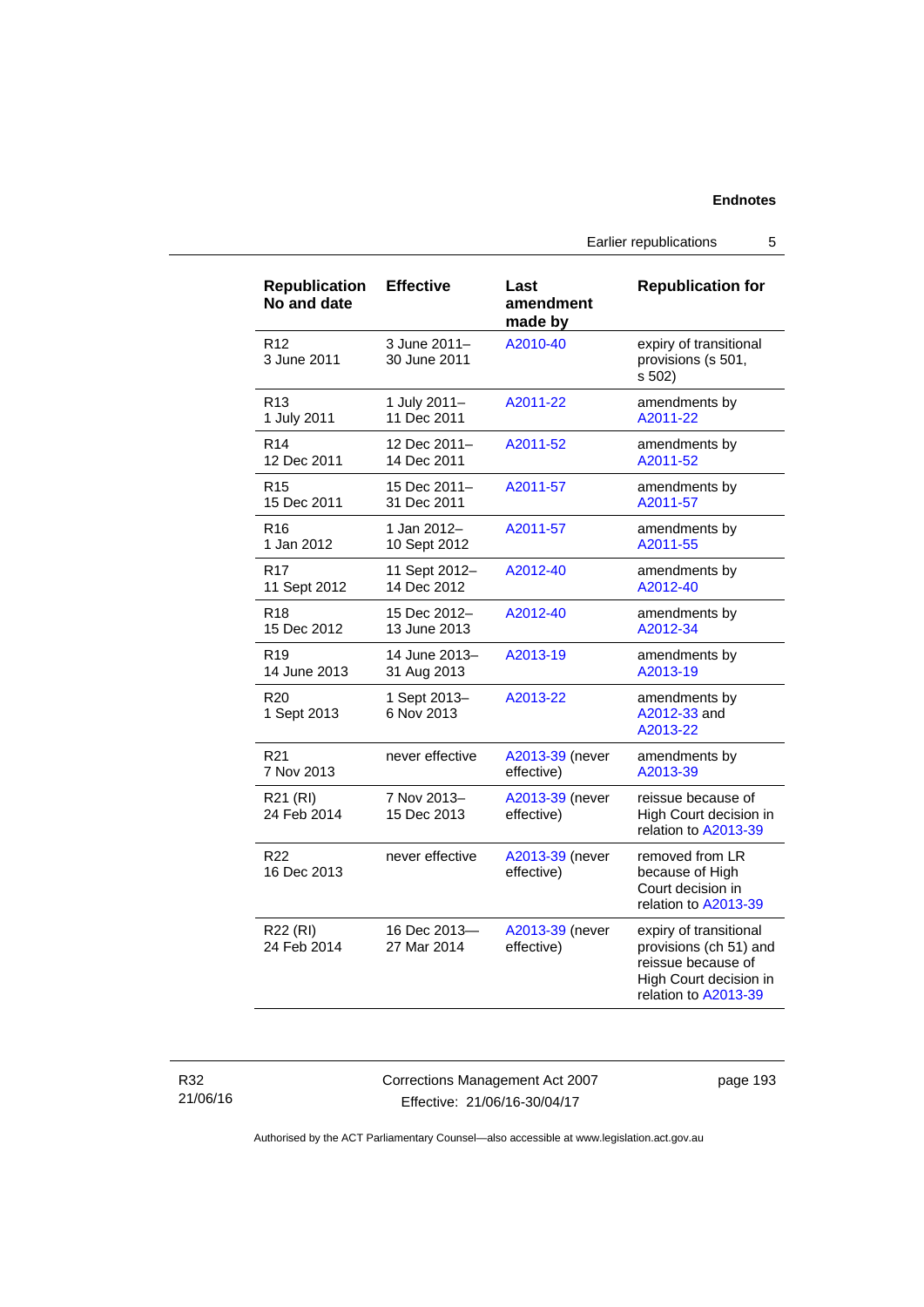| Republication No and date | Effective | Last amendment made by | Republication for |
|---|---|---|---|
| R12 3 June 2011 | 3 June 2011– 30 June 2011 | A2010-40 | expiry of transitional provisions (s 501, s 502) |
| R13 1 July 2011 | 1 July 2011– 11 Dec 2011 | A2011-22 | amendments by A2011-22 |
| R14 12 Dec 2011 | 12 Dec 2011– 14 Dec 2011 | A2011-52 | amendments by A2011-52 |
| R15 15 Dec 2011 | 15 Dec 2011– 31 Dec 2011 | A2011-57 | amendments by A2011-57 |
| R16 1 Jan 2012 | 1 Jan 2012– 10 Sept 2012 | A2011-57 | amendments by A2011-55 |
| R17 11 Sept 2012 | 11 Sept 2012– 14 Dec 2012 | A2012-40 | amendments by A2012-40 |
| R18 15 Dec 2012 | 15 Dec 2012– 13 June 2013 | A2012-40 | amendments by A2012-34 |
| R19 14 June 2013 | 14 June 2013– 31 Aug 2013 | A2013-19 | amendments by A2013-19 |
| R20 1 Sept 2013 | 1 Sept 2013– 6 Nov 2013 | A2013-22 | amendments by A2012-33 and A2013-22 |
| R21 7 Nov 2013 | never effective | A2013-39 (never effective) | amendments by A2013-39 |
| R21 (RI) 24 Feb 2014 | 7 Nov 2013– 15 Dec 2013 | A2013-39 (never effective) | reissue because of High Court decision in relation to A2013-39 |
| R22 16 Dec 2013 | never effective | A2013-39 (never effective) | removed from LR because of High Court decision in relation to A2013-39 |
| R22 (RI) 24 Feb 2014 | 16 Dec 2013–– 27 Mar 2014 | A2013-39 (never effective) | expiry of transitional provisions (ch 51) and reissue because of High Court decision in relation to A2013-39 |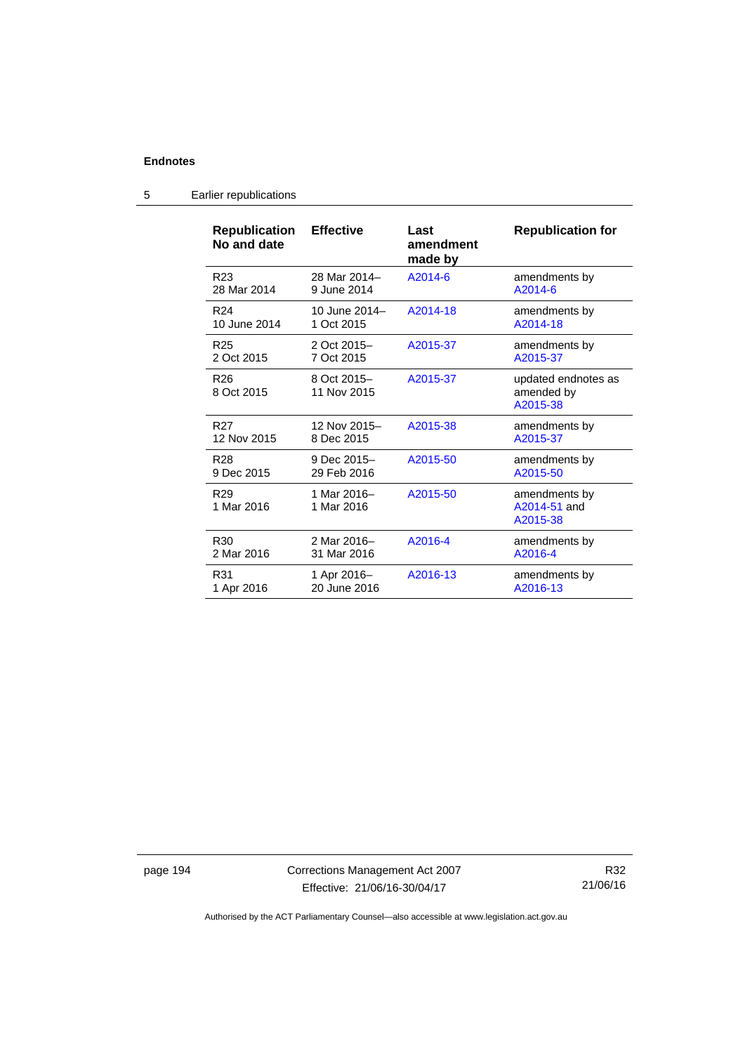## Endnotes

### 5 Earlier republications

| Republication No and date | Effective | Last amendment made by | Republication for |
|---|---|---|---|
| R23 28 Mar 2014 | 28 Mar 2014– 9 June 2014 | A2014-6 | amendments by A2014-6 |
| R24 10 June 2014 | 10 June 2014– 1 Oct 2015 | A2014-18 | amendments by A2014-18 |
| R25 2 Oct 2015 | 2 Oct 2015– 7 Oct 2015 | A2015-37 | amendments by A2015-37 |
| R26 8 Oct 2015 | 8 Oct 2015– 11 Nov 2015 | A2015-37 | updated endnotes as amended by A2015-38 |
| R27 12 Nov 2015 | 12 Nov 2015– 8 Dec 2015 | A2015-38 | amendments by A2015-37 |
| R28 9 Dec 2015 | 9 Dec 2015– 29 Feb 2016 | A2015-50 | amendments by A2015-50 |
| R29 1 Mar 2016 | 1 Mar 2016– 1 Mar 2016 | A2015-50 | amendments by A2014-51 and A2015-38 |
| R30 2 Mar 2016 | 2 Mar 2016– 31 Mar 2016 | A2016-4 | amendments by A2016-4 |
| R31 1 Apr 2016 | 1 Apr 2016– 20 June 2016 | A2016-13 | amendments by A2016-13 |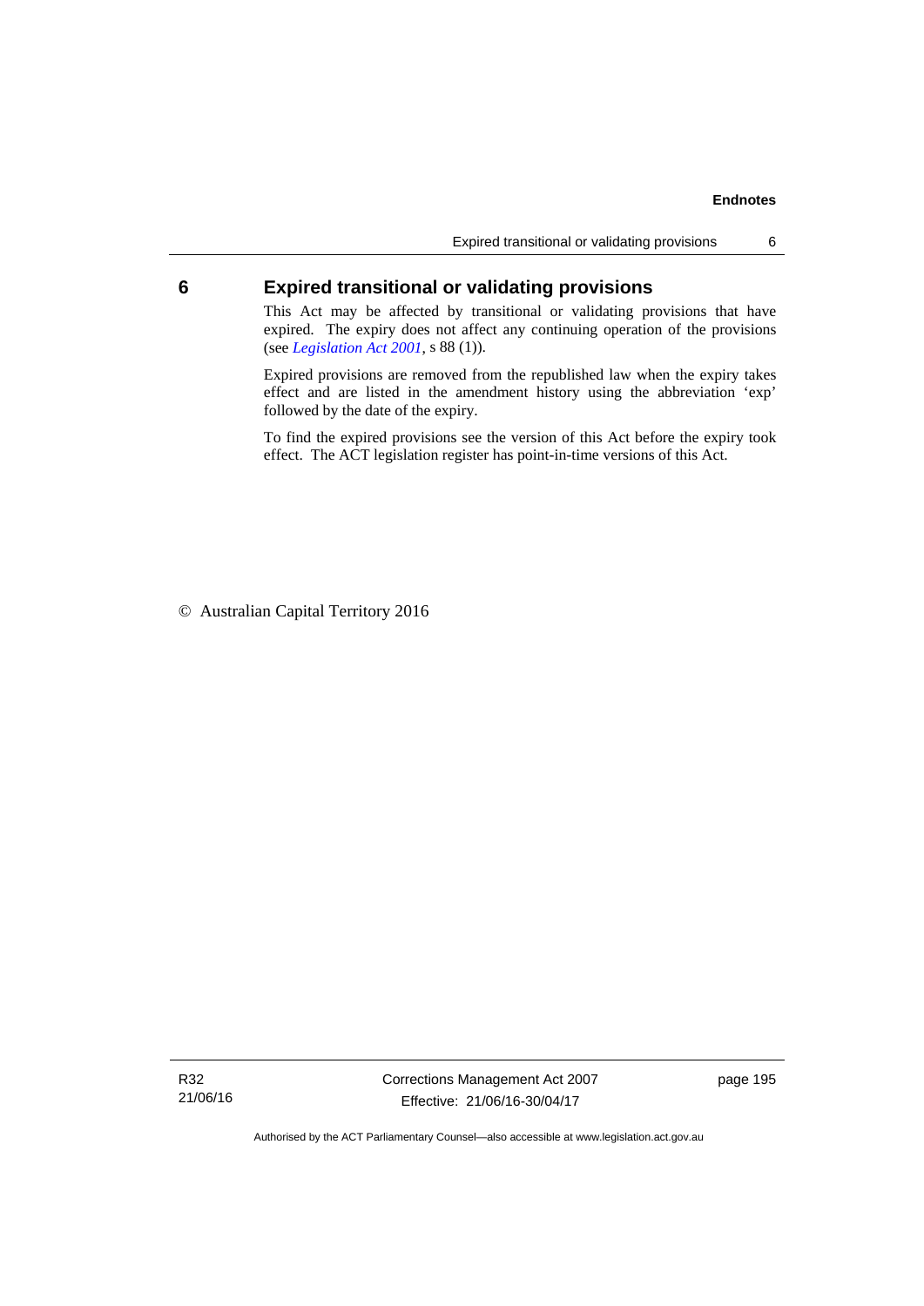## 6 Expired transitional or validating provisions

This Act may be affected by transitional or validating provisions that have expired. The expiry does not affect any continuing operation of the provisions (see *Legislation Act 2001*, s 88 (1)).

Expired provisions are removed from the republished law when the expiry takes effect and are listed in the amendment history using the abbreviation 'exp' followed by the date of the expiry.

To find the expired provisions see the version of this Act before the expiry took effect. The ACT legislation register has point-in-time versions of this Act.

© Australian Capital Territory 2016